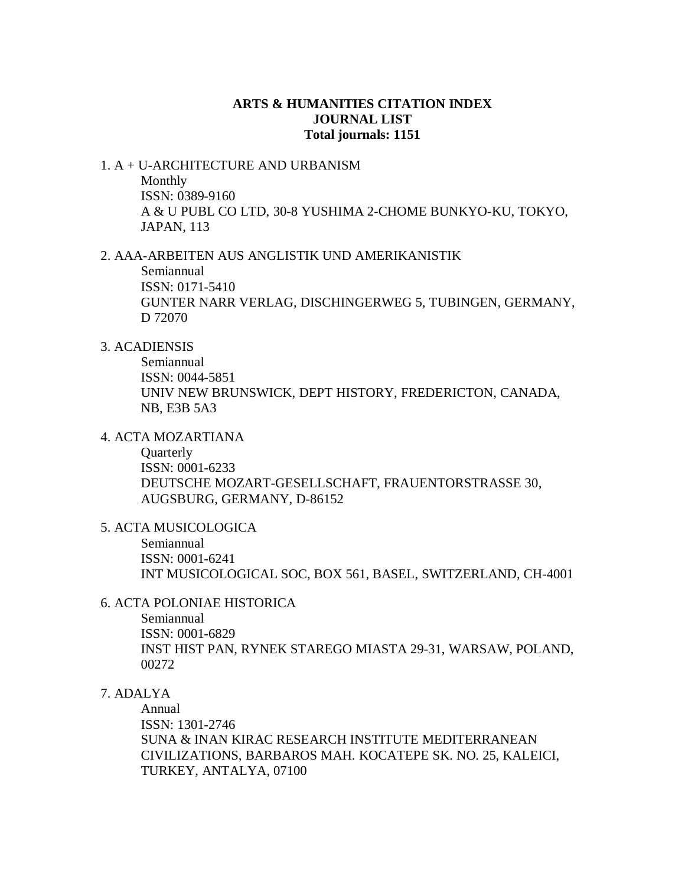**ARTS & HUMANITIES CITATION INDEX**
**JOURNAL LIST**
**Total journals: 1151**

1. A + U-ARCHITECTURE AND URBANISM
   Monthly
   ISSN: 0389-9160
   A & U PUBL CO LTD, 30-8 YUSHIMA 2-CHOME BUNKYO-KU, TOKYO, JAPAN, 113

2. AAA-ARBEITEN AUS ANGLISTIK UND AMERIKANISTIK
   Semiannual
   ISSN: 0171-5410
   GUNTER NARR VERLAG, DISCHINGERWEG 5, TUBINGEN, GERMANY, D 72070

3. ACADIENSIS
   Semiannual
   ISSN: 0044-5851
   UNIV NEW BRUNSWICK, DEPT HISTORY, FREDERICTON, CANADA, NB, E3B 5A3

4. ACTA MOZARTIANA
   Quarterly
   ISSN: 0001-6233
   DEUTSCHE MOZART-GESELLSCHAFT, FRAUENTORSTRASSE 30, AUGSBURG, GERMANY, D-86152

5. ACTA MUSICOLOGICA
   Semiannual
   ISSN: 0001-6241
   INT MUSICOLOGICAL SOC, BOX 561, BASEL, SWITZERLAND, CH-4001

6. ACTA POLONIAE HISTORICA
   Semiannual
   ISSN: 0001-6829
   INST HIST PAN, RYNEK STAREGO MIASTA 29-31, WARSAW, POLAND, 00272

7. ADALYA
   Annual
   ISSN: 1301-2746
   SUNA & INAN KIRAC RESEARCH INSTITUTE MEDITERRANEAN CIVILIZATIONS, BARBAROS MAH. KOCATEPE SK. NO. 25, KALEICI, TURKEY, ANTALYA, 07100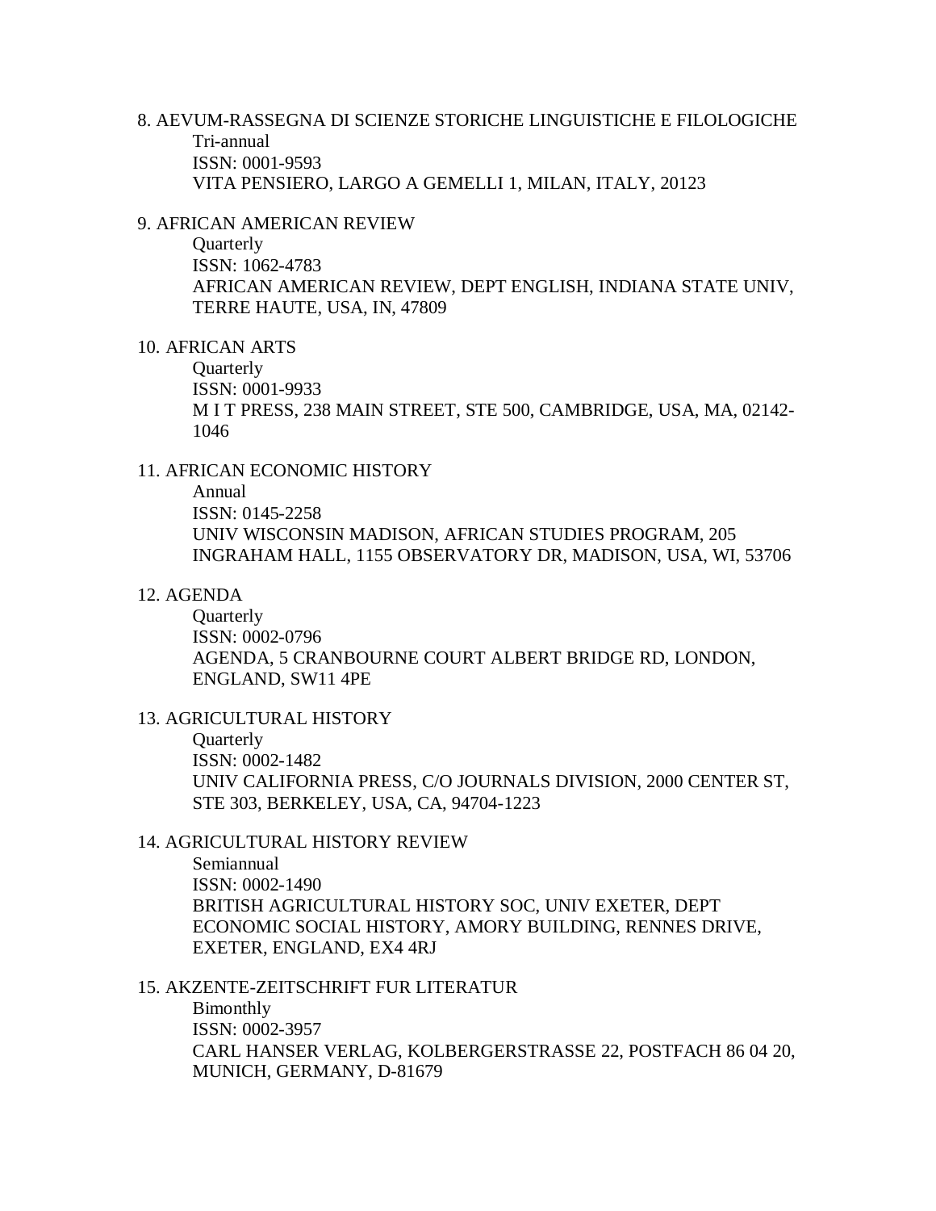8. AEVUM-RASSEGNA DI SCIENZE STORICHE LINGUISTICHE E FILOLOGICHE
   Tri-annual
   ISSN: 0001-9593
   VITA PENSIERO, LARGO A GEMELLI 1, MILAN, ITALY, 20123

9. AFRICAN AMERICAN REVIEW
   Quarterly
   ISSN: 1062-4783
   AFRICAN AMERICAN REVIEW, DEPT ENGLISH, INDIANA STATE UNIV, TERRE HAUTE, USA, IN, 47809

10. AFRICAN ARTS
    Quarterly
    ISSN: 0001-9933
    M I T PRESS, 238 MAIN STREET, STE 500, CAMBRIDGE, USA, MA, 02142-1046

11. AFRICAN ECONOMIC HISTORY
    Annual
    ISSN: 0145-2258
    UNIV WISCONSIN MADISON, AFRICAN STUDIES PROGRAM, 205 INGRAHAM HALL, 1155 OBSERVATORY DR, MADISON, USA, WI, 53706

12. AGENDA
    Quarterly
    ISSN: 0002-0796
    AGENDA, 5 CRANBOURNE COURT ALBERT BRIDGE RD, LONDON, ENGLAND, SW11 4PE

13. AGRICULTURAL HISTORY
    Quarterly
    ISSN: 0002-1482
    UNIV CALIFORNIA PRESS, C/O JOURNALS DIVISION, 2000 CENTER ST, STE 303, BERKELEY, USA, CA, 94704-1223

14. AGRICULTURAL HISTORY REVIEW
    Semiannual
    ISSN: 0002-1490
    BRITISH AGRICULTURAL HISTORY SOC, UNIV EXETER, DEPT ECONOMIC SOCIAL HISTORY, AMORY BUILDING, RENNES DRIVE, EXETER, ENGLAND, EX4 4RJ

15. AKZENTE-ZEITSCHRIFT FUR LITERATUR
    Bimonthly
    ISSN: 0002-3957
    CARL HANSER VERLAG, KOLBERGERSTRASSE 22, POSTFACH 86 04 20, MUNICH, GERMANY, D-81679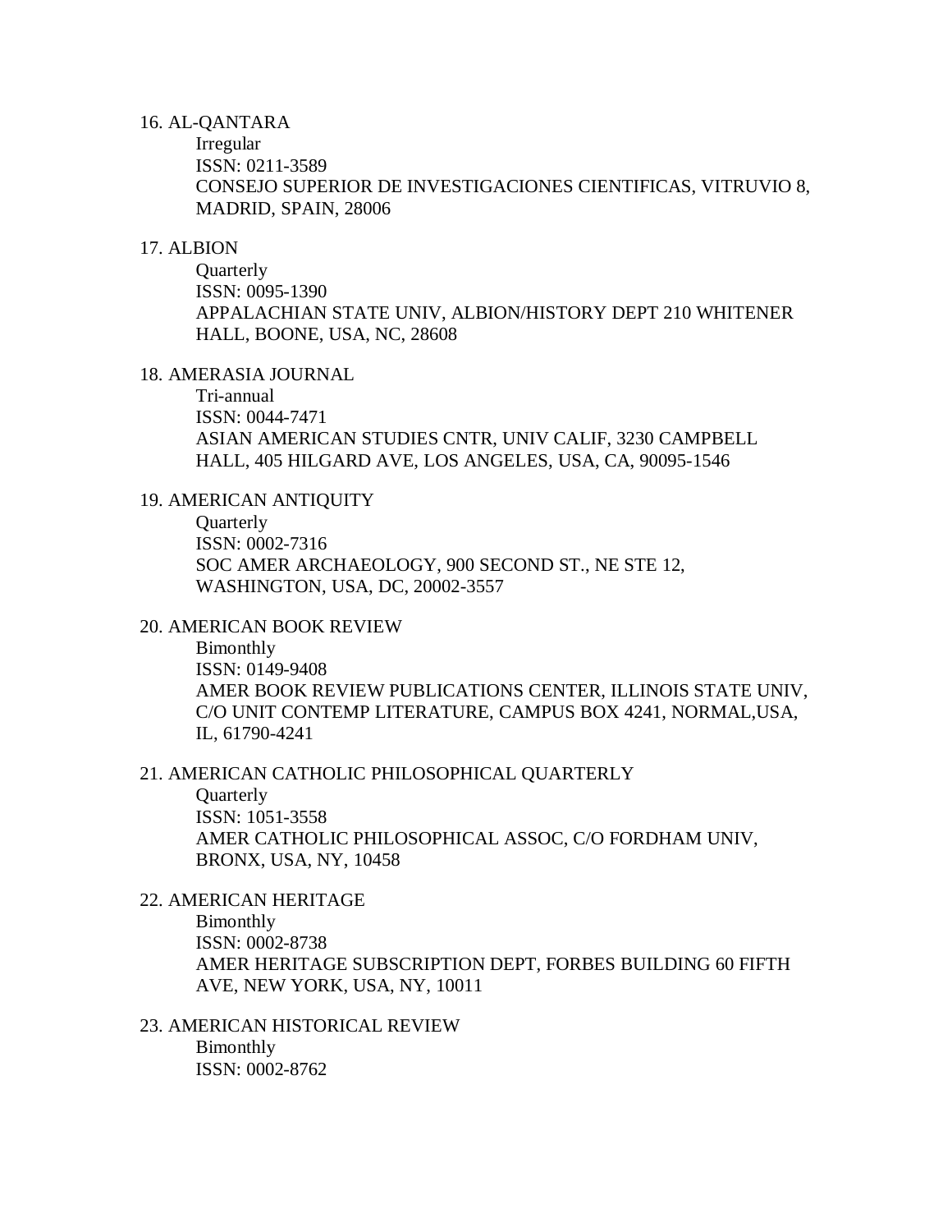16. AL-QANTARA
    Irregular
    ISSN: 0211-3589
    CONSEJO SUPERIOR DE INVESTIGACIONES CIENTIFICAS, VITRUVIO 8, MADRID, SPAIN, 28006

17. ALBION
    Quarterly
    ISSN: 0095-1390
    APPALACHIAN STATE UNIV, ALBION/HISTORY DEPT 210 WHITENER HALL, BOONE, USA, NC, 28608

18. AMERASIA JOURNAL
    Tri-annual
    ISSN: 0044-7471
    ASIAN AMERICAN STUDIES CNTR, UNIV CALIF, 3230 CAMPBELL HALL, 405 HILGARD AVE, LOS ANGELES, USA, CA, 90095-1546

19. AMERICAN ANTIQUITY
    Quarterly
    ISSN: 0002-7316
    SOC AMER ARCHAEOLOGY, 900 SECOND ST., NE STE 12, WASHINGTON, USA, DC, 20002-3557

20. AMERICAN BOOK REVIEW
    Bimonthly
    ISSN: 0149-9408
    AMER BOOK REVIEW PUBLICATIONS CENTER, ILLINOIS STATE UNIV, C/O UNIT CONTEMP LITERATURE, CAMPUS BOX 4241, NORMAL,USA, IL, 61790-4241

21. AMERICAN CATHOLIC PHILOSOPHICAL QUARTERLY
    Quarterly
    ISSN: 1051-3558
    AMER CATHOLIC PHILOSOPHICAL ASSOC, C/O FORDHAM UNIV, BRONX, USA, NY, 10458

22. AMERICAN HERITAGE
    Bimonthly
    ISSN: 0002-8738
    AMER HERITAGE SUBSCRIPTION DEPT, FORBES BUILDING 60 FIFTH AVE, NEW YORK, USA, NY, 10011

23. AMERICAN HISTORICAL REVIEW
    Bimonthly
    ISSN: 0002-8762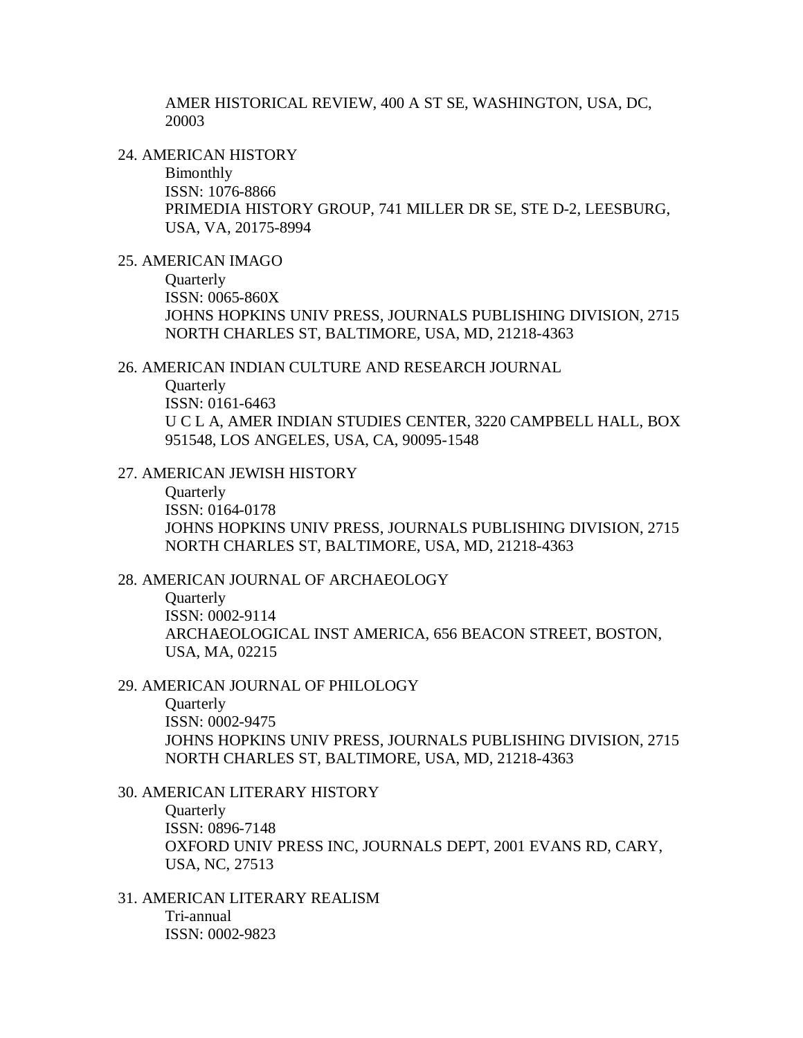AMER HISTORICAL REVIEW, 400 A ST SE, WASHINGTON, USA, DC, 20003

24. AMERICAN HISTORY
    Bimonthly
    ISSN: 1076-8866
    PRIMEDIA HISTORY GROUP, 741 MILLER DR SE, STE D-2, LEESBURG, USA, VA, 20175-8994

25. AMERICAN IMAGO
    Quarterly
    ISSN: 0065-860X
    JOHNS HOPKINS UNIV PRESS, JOURNALS PUBLISHING DIVISION, 2715 NORTH CHARLES ST, BALTIMORE, USA, MD, 21218-4363

26. AMERICAN INDIAN CULTURE AND RESEARCH JOURNAL
    Quarterly
    ISSN: 0161-6463
    U C L A, AMER INDIAN STUDIES CENTER, 3220 CAMPBELL HALL, BOX 951548, LOS ANGELES, USA, CA, 90095-1548

27. AMERICAN JEWISH HISTORY
    Quarterly
    ISSN: 0164-0178
    JOHNS HOPKINS UNIV PRESS, JOURNALS PUBLISHING DIVISION, 2715 NORTH CHARLES ST, BALTIMORE, USA, MD, 21218-4363

28. AMERICAN JOURNAL OF ARCHAEOLOGY
    Quarterly
    ISSN: 0002-9114
    ARCHAEOLOGICAL INST AMERICA, 656 BEACON STREET, BOSTON, USA, MA, 02215

29. AMERICAN JOURNAL OF PHILOLOGY
    Quarterly
    ISSN: 0002-9475
    JOHNS HOPKINS UNIV PRESS, JOURNALS PUBLISHING DIVISION, 2715 NORTH CHARLES ST, BALTIMORE, USA, MD, 21218-4363

30. AMERICAN LITERARY HISTORY
    Quarterly
    ISSN: 0896-7148
    OXFORD UNIV PRESS INC, JOURNALS DEPT, 2001 EVANS RD, CARY, USA, NC, 27513

31. AMERICAN LITERARY REALISM
    Tri-annual
    ISSN: 0002-9823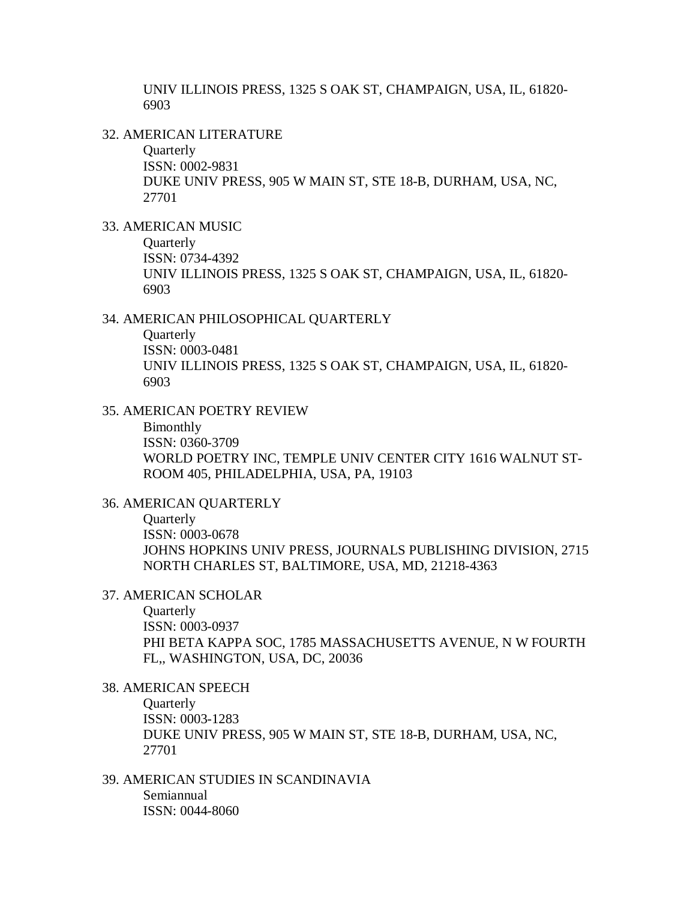UNIV ILLINOIS PRESS, 1325 S OAK ST, CHAMPAIGN, USA, IL, 61820-6903

32. AMERICAN LITERATURE
    Quarterly
    ISSN: 0002-9831
    DUKE UNIV PRESS, 905 W MAIN ST, STE 18-B, DURHAM, USA, NC, 27701

33. AMERICAN MUSIC
    Quarterly
    ISSN: 0734-4392
    UNIV ILLINOIS PRESS, 1325 S OAK ST, CHAMPAIGN, USA, IL, 61820-6903

34. AMERICAN PHILOSOPHICAL QUARTERLY
    Quarterly
    ISSN: 0003-0481
    UNIV ILLINOIS PRESS, 1325 S OAK ST, CHAMPAIGN, USA, IL, 61820-6903

35. AMERICAN POETRY REVIEW
    Bimonthly
    ISSN: 0360-3709
    WORLD POETRY INC, TEMPLE UNIV CENTER CITY 1616 WALNUT ST-ROOM 405, PHILADELPHIA, USA, PA, 19103

36. AMERICAN QUARTERLY
    Quarterly
    ISSN: 0003-0678
    JOHNS HOPKINS UNIV PRESS, JOURNALS PUBLISHING DIVISION, 2715 NORTH CHARLES ST, BALTIMORE, USA, MD, 21218-4363

37. AMERICAN SCHOLAR
    Quarterly
    ISSN: 0003-0937
    PHI BETA KAPPA SOC, 1785 MASSACHUSETTS AVENUE, N W FOURTH FL,, WASHINGTON, USA, DC, 20036

38. AMERICAN SPEECH
    Quarterly
    ISSN: 0003-1283
    DUKE UNIV PRESS, 905 W MAIN ST, STE 18-B, DURHAM, USA, NC, 27701

39. AMERICAN STUDIES IN SCANDINAVIA
    Semiannual
    ISSN: 0044-8060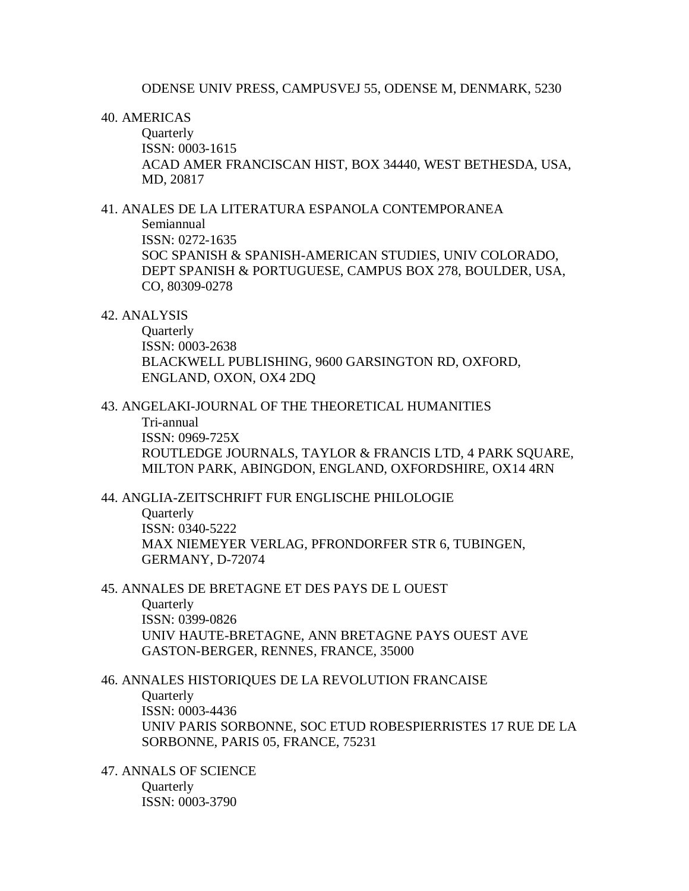ODENSE UNIV PRESS, CAMPUSVEJ 55, ODENSE M, DENMARK, 5230

40. AMERICAS
    Quarterly
    ISSN: 0003-1615
    ACAD AMER FRANCISCAN HIST, BOX 34440, WEST BETHESDA, USA, MD, 20817

41. ANALES DE LA LITERATURA ESPANOLA CONTEMPORANEA
    Semiannual
    ISSN: 0272-1635
    SOC SPANISH & SPANISH-AMERICAN STUDIES, UNIV COLORADO, DEPT SPANISH & PORTUGUESE, CAMPUS BOX 278, BOULDER, USA, CO, 80309-0278

42. ANALYSIS
    Quarterly
    ISSN: 0003-2638
    BLACKWELL PUBLISHING, 9600 GARSINGTON RD, OXFORD, ENGLAND, OXON, OX4 2DQ

43. ANGELAKI-JOURNAL OF THE THEORETICAL HUMANITIES
    Tri-annual
    ISSN: 0969-725X
    ROUTLEDGE JOURNALS, TAYLOR & FRANCIS LTD, 4 PARK SQUARE, MILTON PARK, ABINGDON, ENGLAND, OXFORDSHIRE, OX14 4RN

44. ANGLIA-ZEITSCHRIFT FUR ENGLISCHE PHILOLOGIE
    Quarterly
    ISSN: 0340-5222
    MAX NIEMEYER VERLAG, PFRONDORFER STR 6, TUBINGEN, GERMANY, D-72074

45. ANNALES DE BRETAGNE ET DES PAYS DE L OUEST
    Quarterly
    ISSN: 0399-0826
    UNIV HAUTE-BRETAGNE, ANN BRETAGNE PAYS OUEST AVE GASTON-BERGER, RENNES, FRANCE, 35000

46. ANNALES HISTORIQUES DE LA REVOLUTION FRANCAISE
    Quarterly
    ISSN: 0003-4436
    UNIV PARIS SORBONNE, SOC ETUD ROBESPIERRISTES 17 RUE DE LA SORBONNE, PARIS 05, FRANCE, 75231

47. ANNALS OF SCIENCE
    Quarterly
    ISSN: 0003-3790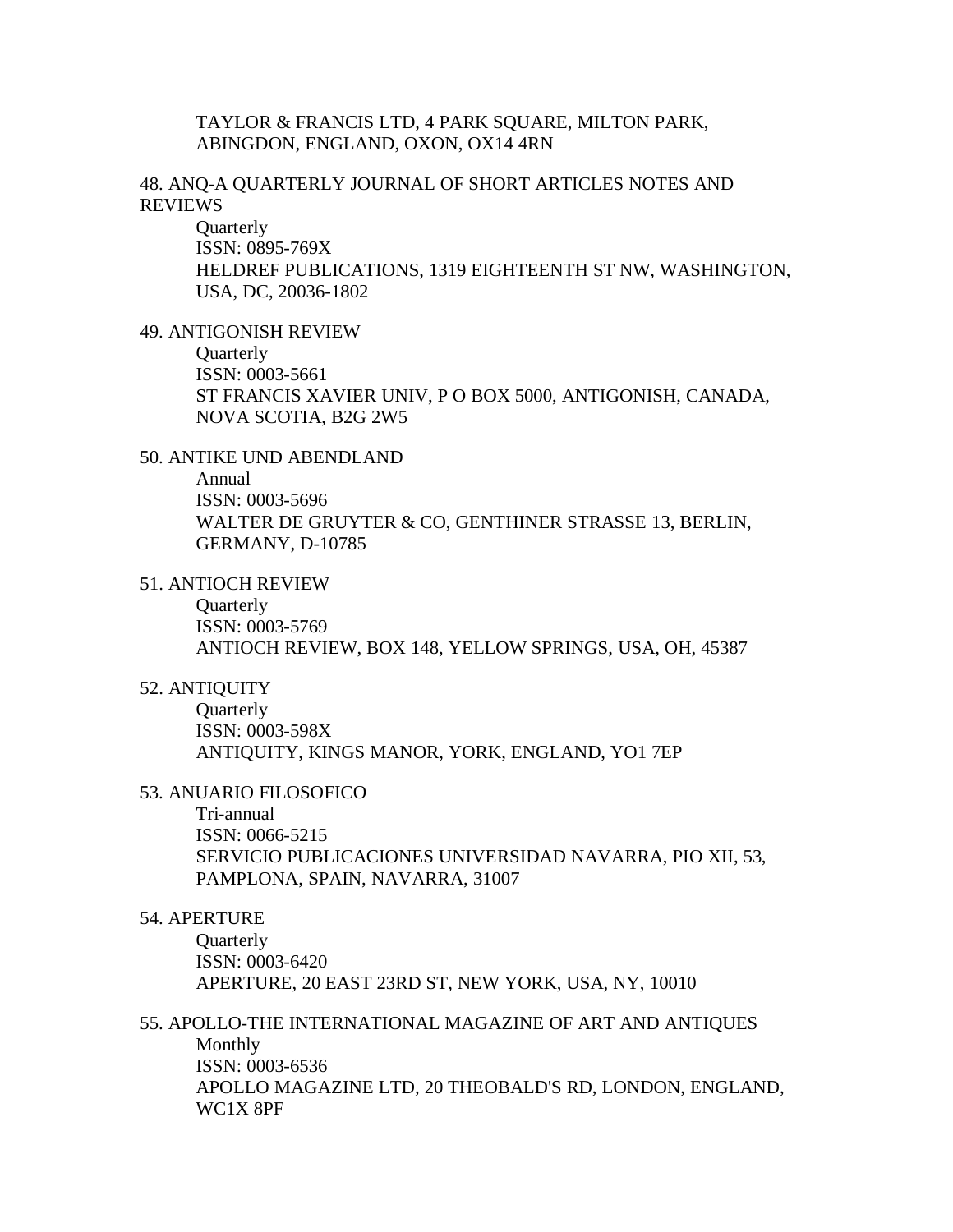TAYLOR & FRANCIS LTD, 4 PARK SQUARE, MILTON PARK, ABINGDON, ENGLAND, OXON, OX14 4RN

48. ANQ-A QUARTERLY JOURNAL OF SHORT ARTICLES NOTES AND REVIEWS
    Quarterly
    ISSN: 0895-769X
    HELDREF PUBLICATIONS, 1319 EIGHTEENTH ST NW, WASHINGTON, USA, DC, 20036-1802

49. ANTIGONISH REVIEW
    Quarterly
    ISSN: 0003-5661
    ST FRANCIS XAVIER UNIV, P O BOX 5000, ANTIGONISH, CANADA, NOVA SCOTIA, B2G 2W5

50. ANTIKE UND ABENDLAND
    Annual
    ISSN: 0003-5696
    WALTER DE GRUYTER & CO, GENTHINER STRASSE 13, BERLIN, GERMANY, D-10785

51. ANTIOCH REVIEW
    Quarterly
    ISSN: 0003-5769
    ANTIOCH REVIEW, BOX 148, YELLOW SPRINGS, USA, OH, 45387

52. ANTIQUITY
    Quarterly
    ISSN: 0003-598X
    ANTIQUITY, KINGS MANOR, YORK, ENGLAND, YO1 7EP

53. ANUARIO FILOSOFICO
    Tri-annual
    ISSN: 0066-5215
    SERVICIO PUBLICACIONES UNIVERSIDAD NAVARRA, PIO XII, 53, PAMPLONA, SPAIN, NAVARRA, 31007

54. APERTURE
    Quarterly
    ISSN: 0003-6420
    APERTURE, 20 EAST 23RD ST, NEW YORK, USA, NY, 10010

55. APOLLO-THE INTERNATIONAL MAGAZINE OF ART AND ANTIQUES
    Monthly
    ISSN: 0003-6536
    APOLLO MAGAZINE LTD, 20 THEOBALD'S RD, LONDON, ENGLAND, WC1X 8PF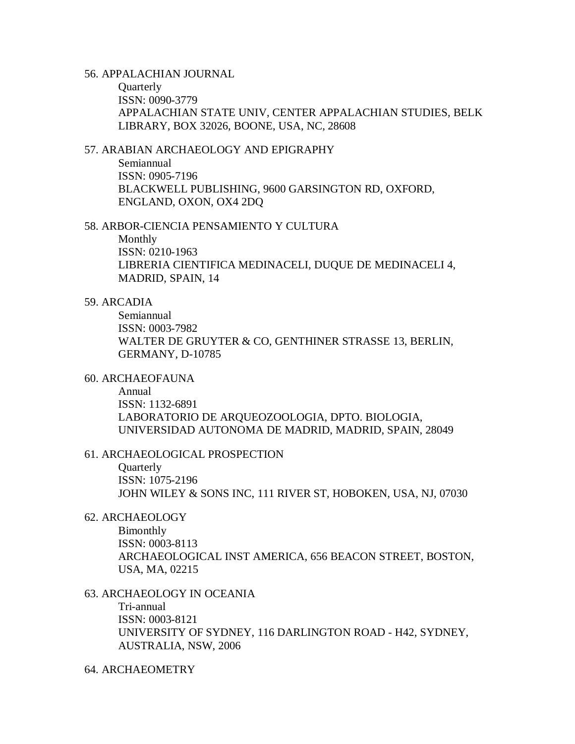56. APPALACHIAN JOURNAL

    Quarterly
    ISSN: 0090-3779
    APPALACHIAN STATE UNIV, CENTER APPALACHIAN STUDIES, BELK LIBRARY, BOX 32026, BOONE, USA, NC, 28608

57. ARABIAN ARCHAEOLOGY AND EPIGRAPHY

    Semiannual
    ISSN: 0905-7196
    BLACKWELL PUBLISHING, 9600 GARSINGTON RD, OXFORD, ENGLAND, OXON, OX4 2DQ

58. ARBOR-CIENCIA PENSAMIENTO Y CULTURA

    Monthly
    ISSN: 0210-1963
    LIBRERIA CIENTIFICA MEDINACELI, DUQUE DE MEDINACELI 4, MADRID, SPAIN, 14

59. ARCADIA

    Semiannual
    ISSN: 0003-7982
    WALTER DE GRUYTER & CO, GENTHINER STRASSE 13, BERLIN, GERMANY, D-10785

60. ARCHAEOFAUNA

    Annual
    ISSN: 1132-6891
    LABORATORIO DE ARQUEOZOOLOGIA, DPTO. BIOLOGIA, UNIVERSIDAD AUTONOMA DE MADRID, MADRID, SPAIN, 28049

61. ARCHAEOLOGICAL PROSPECTION

    Quarterly
    ISSN: 1075-2196
    JOHN WILEY & SONS INC, 111 RIVER ST, HOBOKEN, USA, NJ, 07030

62. ARCHAEOLOGY

    Bimonthly
    ISSN: 0003-8113
    ARCHAEOLOGICAL INST AMERICA, 656 BEACON STREET, BOSTON, USA, MA, 02215

63. ARCHAEOLOGY IN OCEANIA

    Tri-annual
    ISSN: 0003-8121
    UNIVERSITY OF SYDNEY, 116 DARLINGTON ROAD - H42, SYDNEY, AUSTRALIA, NSW, 2006

64. ARCHAEOMETRY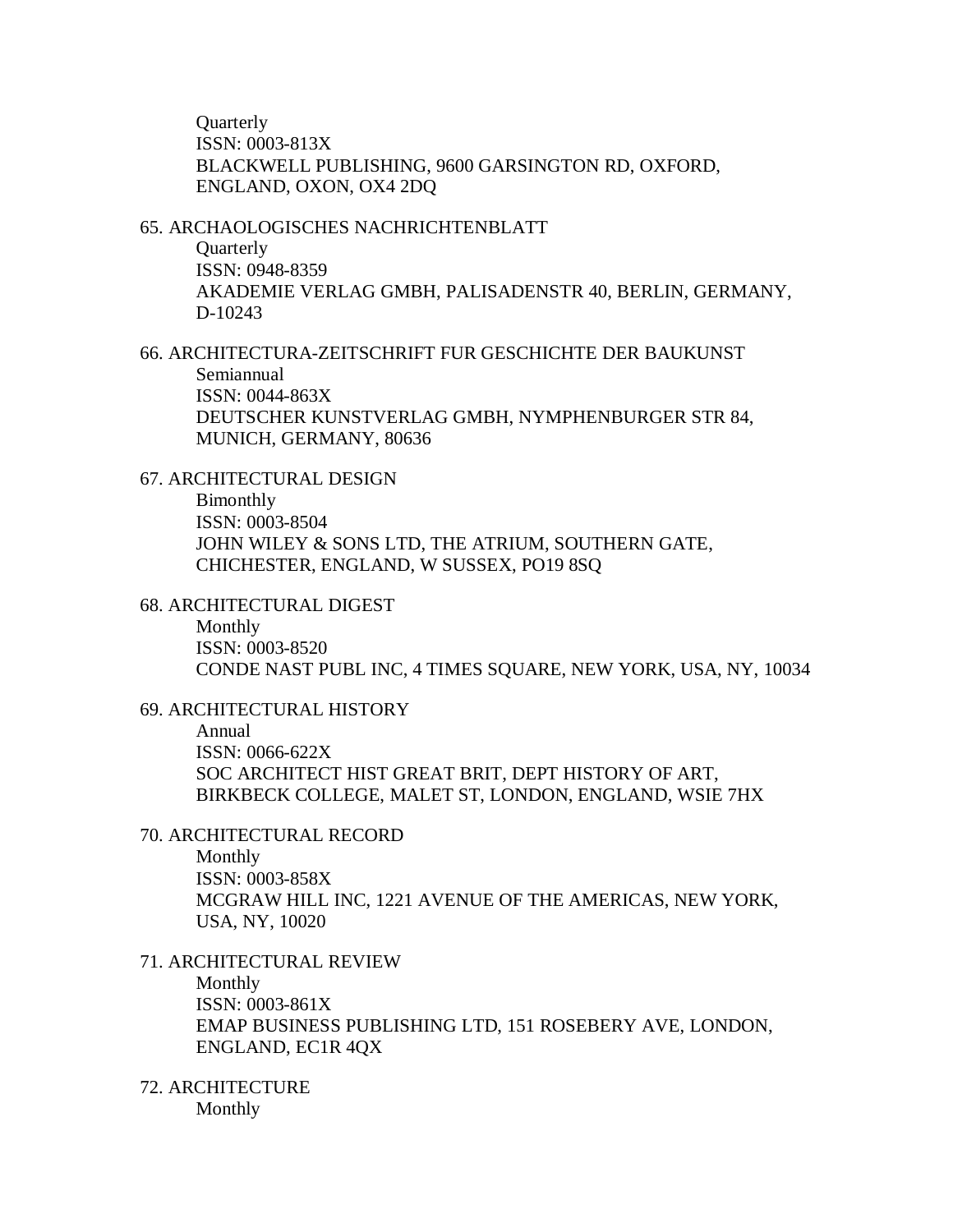Quarterly
ISSN: 0003-813X
BLACKWELL PUBLISHING, 9600 GARSINGTON RD, OXFORD, ENGLAND, OXON, OX4 2DQ

65. ARCHAOLOGISCHES NACHRICHTENBLATT
    Quarterly
    ISSN: 0948-8359
    AKADEMIE VERLAG GMBH, PALISADENSTR 40, BERLIN, GERMANY, D-10243

66. ARCHITECTURA-ZEITSCHRIFT FUR GESCHICHTE DER BAUKUNST
    Semiannual
    ISSN: 0044-863X
    DEUTSCHER KUNSTVERLAG GMBH, NYMPHENBURGER STR 84, MUNICH, GERMANY, 80636

67. ARCHITECTURAL DESIGN
    Bimonthly
    ISSN: 0003-8504
    JOHN WILEY & SONS LTD, THE ATRIUM, SOUTHERN GATE, CHICHESTER, ENGLAND, W SUSSEX, PO19 8SQ

68. ARCHITECTURAL DIGEST
    Monthly
    ISSN: 0003-8520
    CONDE NAST PUBL INC, 4 TIMES SQUARE, NEW YORK, USA, NY, 10034

69. ARCHITECTURAL HISTORY
    Annual
    ISSN: 0066-622X
    SOC ARCHITECT HIST GREAT BRIT, DEPT HISTORY OF ART, BIRKBECK COLLEGE, MALET ST, LONDON, ENGLAND, WSIE 7HX

70. ARCHITECTURAL RECORD
    Monthly
    ISSN: 0003-858X
    MCGRAW HILL INC, 1221 AVENUE OF THE AMERICAS, NEW YORK, USA, NY, 10020

71. ARCHITECTURAL REVIEW
    Monthly
    ISSN: 0003-861X
    EMAP BUSINESS PUBLISHING LTD, 151 ROSEBERY AVE, LONDON, ENGLAND, EC1R 4QX

72. ARCHITECTURE
    Monthly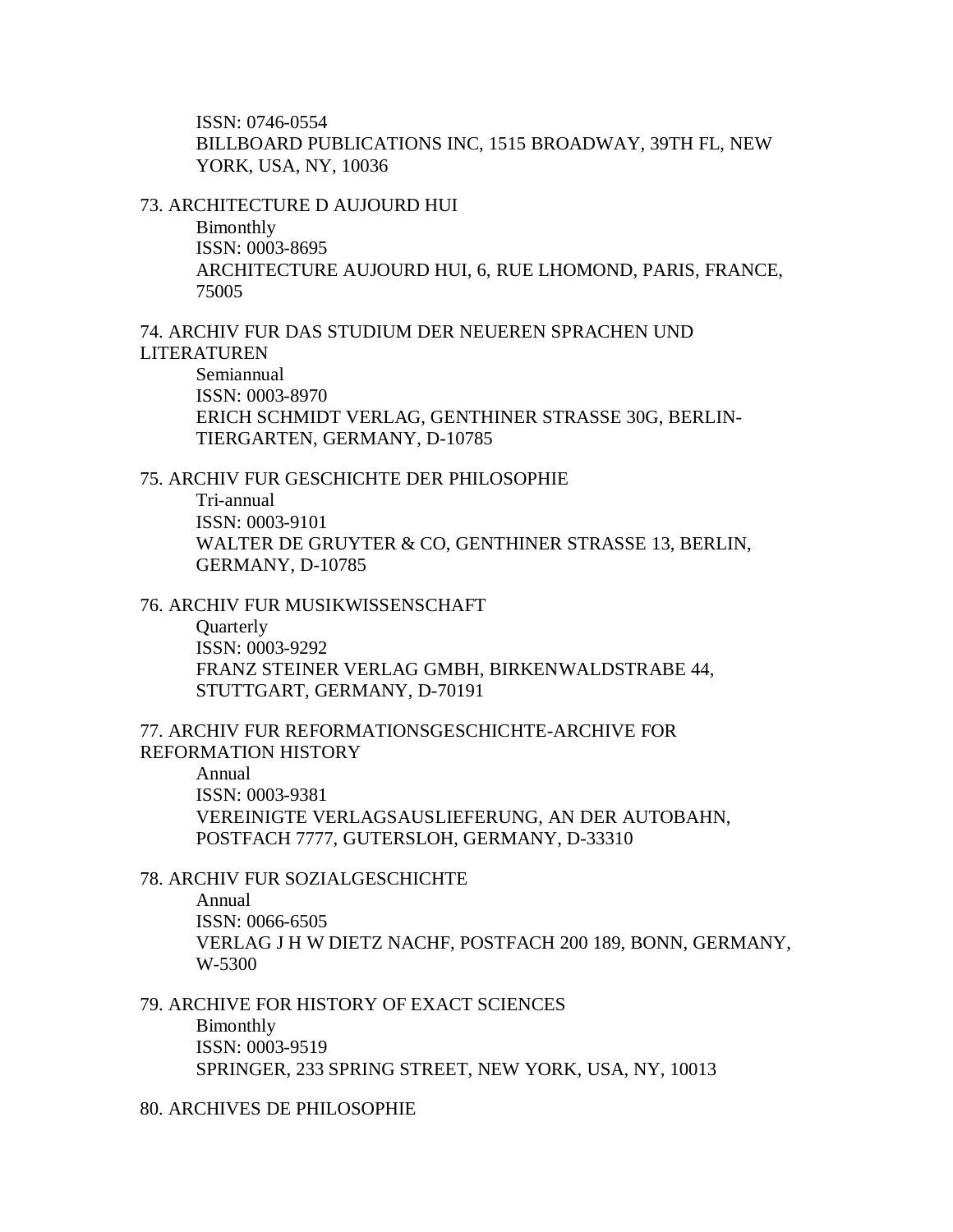ISSN: 0746-0554
BILLBOARD PUBLICATIONS INC, 1515 BROADWAY, 39TH FL, NEW YORK, USA, NY, 10036

73. ARCHITECTURE D AUJOURD HUI
    Bimonthly
    ISSN: 0003-8695
    ARCHITECTURE AUJOURD HUI, 6, RUE LHOMOND, PARIS, FRANCE, 75005

74. ARCHIV FUR DAS STUDIUM DER NEUEREN SPRACHEN UND LITERATUREN
    Semiannual
    ISSN: 0003-8970
    ERICH SCHMIDT VERLAG, GENTHINER STRASSE 30G, BERLIN-TIERGARTEN, GERMANY, D-10785

75. ARCHIV FUR GESCHICHTE DER PHILOSOPHIE
    Tri-annual
    ISSN: 0003-9101
    WALTER DE GRUYTER & CO, GENTHINER STRASSE 13, BERLIN, GERMANY, D-10785

76. ARCHIV FUR MUSIKWISSENSCHAFT
    Quarterly
    ISSN: 0003-9292
    FRANZ STEINER VERLAG GMBH, BIRKENWALDSTRABE 44, STUTTGART, GERMANY, D-70191

77. ARCHIV FUR REFORMATIONSGESCHICHTE-ARCHIVE FOR REFORMATION HISTORY
    Annual
    ISSN: 0003-9381
    VEREINIGTE VERLAGSAUSLIEFERUNG, AN DER AUTOBAHN, POSTFACH 7777, GUTERSLOH, GERMANY, D-33310

78. ARCHIV FUR SOZIALGESCHICHTE
    Annual
    ISSN: 0066-6505
    VERLAG J H W DIETZ NACHF, POSTFACH 200 189, BONN, GERMANY, W-5300

79. ARCHIVE FOR HISTORY OF EXACT SCIENCES
    Bimonthly
    ISSN: 0003-9519
    SPRINGER, 233 SPRING STREET, NEW YORK, USA, NY, 10013

80. ARCHIVES DE PHILOSOPHIE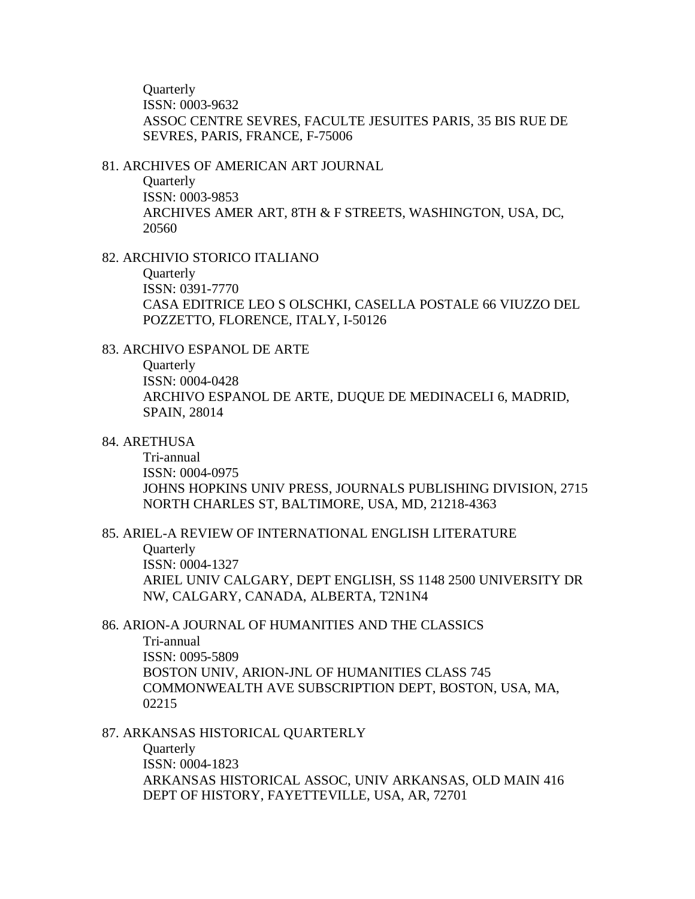Quarterly
ISSN: 0003-9632
ASSOC CENTRE SEVRES, FACULTE JESUITES PARIS, 35 BIS RUE DE SEVRES, PARIS, FRANCE, F-75006

81. ARCHIVES OF AMERICAN ART JOURNAL
    Quarterly
    ISSN: 0003-9853
    ARCHIVES AMER ART, 8TH & F STREETS, WASHINGTON, USA, DC, 20560

82. ARCHIVIO STORICO ITALIANO
    Quarterly
    ISSN: 0391-7770
    CASA EDITRICE LEO S OLSCHKI, CASELLA POSTALE 66 VIUZZO DEL POZZETTO, FLORENCE, ITALY, I-50126

83. ARCHIVO ESPANOL DE ARTE
    Quarterly
    ISSN: 0004-0428
    ARCHIVO ESPANOL DE ARTE, DUQUE DE MEDINACELI 6, MADRID, SPAIN, 28014

84. ARETHUSA
    Tri-annual
    ISSN: 0004-0975
    JOHNS HOPKINS UNIV PRESS, JOURNALS PUBLISHING DIVISION, 2715 NORTH CHARLES ST, BALTIMORE, USA, MD, 21218-4363

85. ARIEL-A REVIEW OF INTERNATIONAL ENGLISH LITERATURE
    Quarterly
    ISSN: 0004-1327
    ARIEL UNIV CALGARY, DEPT ENGLISH, SS 1148 2500 UNIVERSITY DR NW, CALGARY, CANADA, ALBERTA, T2N1N4

86. ARION-A JOURNAL OF HUMANITIES AND THE CLASSICS
    Tri-annual
    ISSN: 0095-5809
    BOSTON UNIV, ARION-JNL OF HUMANITIES CLASS 745 COMMONWEALTH AVE SUBSCRIPTION DEPT, BOSTON, USA, MA, 02215

87. ARKANSAS HISTORICAL QUARTERLY
    Quarterly
    ISSN: 0004-1823
    ARKANSAS HISTORICAL ASSOC, UNIV ARKANSAS, OLD MAIN 416 DEPT OF HISTORY, FAYETTEVILLE, USA, AR, 72701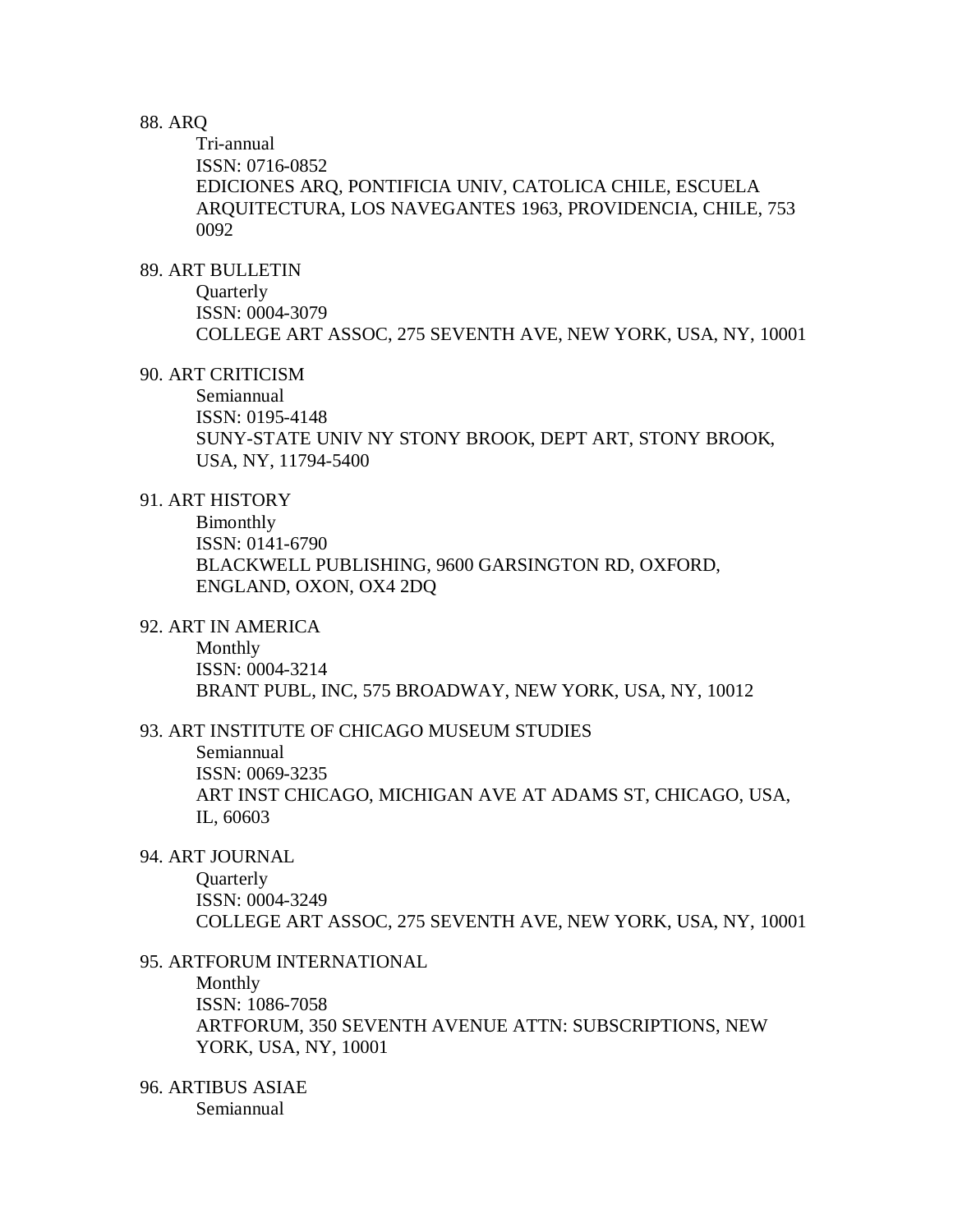88. ARQ

    Tri-annual
    ISSN: 0716-0852
    EDICIONES ARQ, PONTIFICIA UNIV, CATOLICA CHILE, ESCUELA ARQUITECTURA, LOS NAVEGANTES 1963, PROVIDENCIA, CHILE, 753 0092

89. ART BULLETIN

    Quarterly
    ISSN: 0004-3079
    COLLEGE ART ASSOC, 275 SEVENTH AVE, NEW YORK, USA, NY, 10001

90. ART CRITICISM

    Semiannual
    ISSN: 0195-4148
    SUNY-STATE UNIV NY STONY BROOK, DEPT ART, STONY BROOK, USA, NY, 11794-5400

91. ART HISTORY

    Bimonthly
    ISSN: 0141-6790
    BLACKWELL PUBLISHING, 9600 GARSINGTON RD, OXFORD, ENGLAND, OXON, OX4 2DQ

92. ART IN AMERICA

    Monthly
    ISSN: 0004-3214
    BRANT PUBL, INC, 575 BROADWAY, NEW YORK, USA, NY, 10012

93. ART INSTITUTE OF CHICAGO MUSEUM STUDIES

    Semiannual
    ISSN: 0069-3235
    ART INST CHICAGO, MICHIGAN AVE AT ADAMS ST, CHICAGO, USA, IL, 60603

94. ART JOURNAL

    Quarterly
    ISSN: 0004-3249
    COLLEGE ART ASSOC, 275 SEVENTH AVE, NEW YORK, USA, NY, 10001

95. ARTFORUM INTERNATIONAL

    Monthly
    ISSN: 1086-7058
    ARTFORUM, 350 SEVENTH AVENUE ATTN: SUBSCRIPTIONS, NEW YORK, USA, NY, 10001

96. ARTIBUS ASIAE

    Semiannual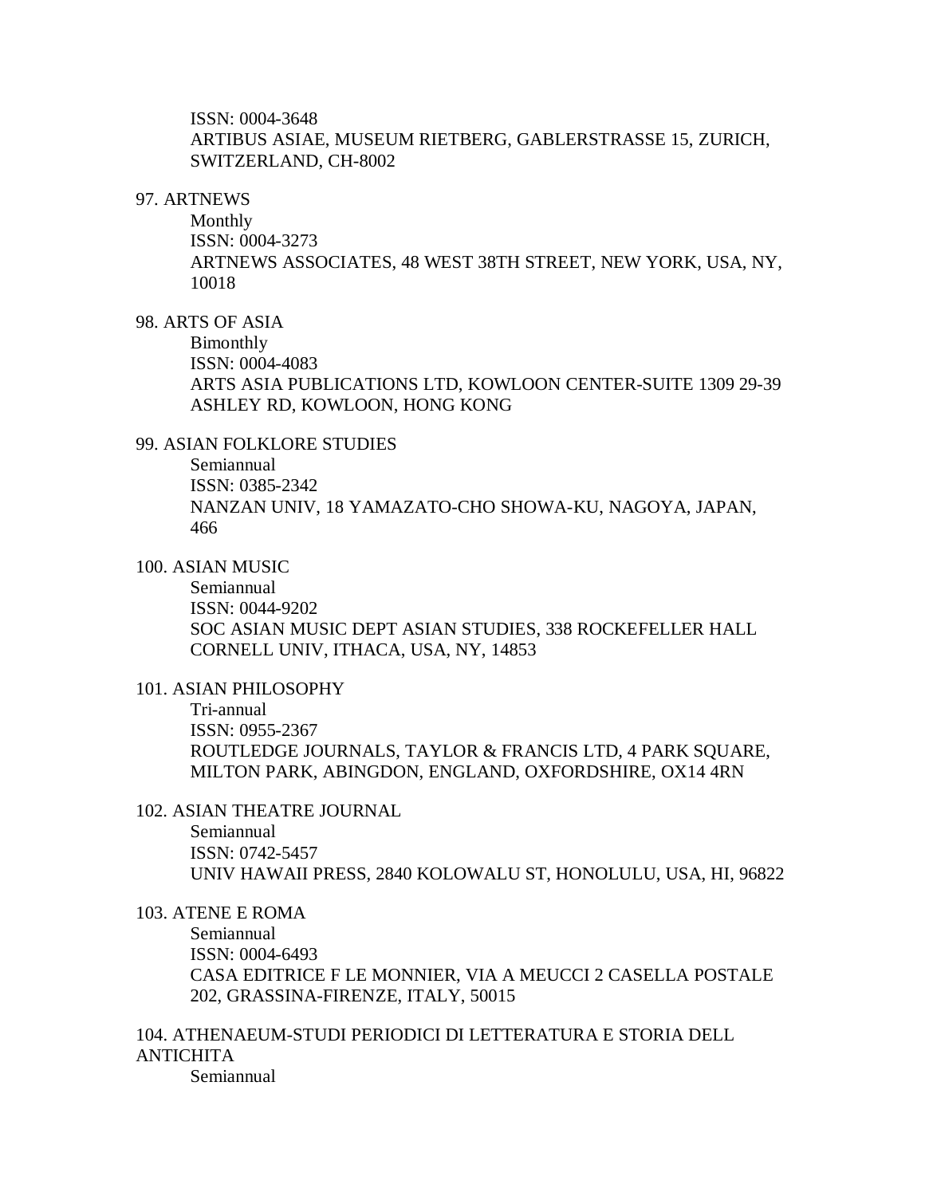ISSN: 0004-3648
ARTIBUS ASIAE, MUSEUM RIETBERG, GABLERSTRASSE 15, ZURICH, SWITZERLAND, CH-8002

97. ARTNEWS
    Monthly
    ISSN: 0004-3273
    ARTNEWS ASSOCIATES, 48 WEST 38TH STREET, NEW YORK, USA, NY, 10018

98. ARTS OF ASIA
    Bimonthly
    ISSN: 0004-4083
    ARTS ASIA PUBLICATIONS LTD, KOWLOON CENTER-SUITE 1309 29-39 ASHLEY RD, KOWLOON, HONG KONG

99. ASIAN FOLKLORE STUDIES
    Semiannual
    ISSN: 0385-2342
    NANZAN UNIV, 18 YAMAZATO-CHO SHOWA-KU, NAGOYA, JAPAN, 466

100. ASIAN MUSIC
    Semiannual
    ISSN: 0044-9202
    SOC ASIAN MUSIC DEPT ASIAN STUDIES, 338 ROCKEFELLER HALL CORNELL UNIV, ITHACA, USA, NY, 14853

101. ASIAN PHILOSOPHY
    Tri-annual
    ISSN: 0955-2367
    ROUTLEDGE JOURNALS, TAYLOR & FRANCIS LTD, 4 PARK SQUARE, MILTON PARK, ABINGDON, ENGLAND, OXFORDSHIRE, OX14 4RN

102. ASIAN THEATRE JOURNAL
    Semiannual
    ISSN: 0742-5457
    UNIV HAWAII PRESS, 2840 KOLOWALU ST, HONOLULU, USA, HI, 96822

103. ATENE E ROMA
    Semiannual
    ISSN: 0004-6493
    CASA EDITRICE F LE MONNIER, VIA A MEUCCI 2 CASELLA POSTALE 202, GRASSINA-FIRENZE, ITALY, 50015

104. ATHENAEUM-STUDI PERIODICI DI LETTERATURA E STORIA DELL ANTICHITA
    Semiannual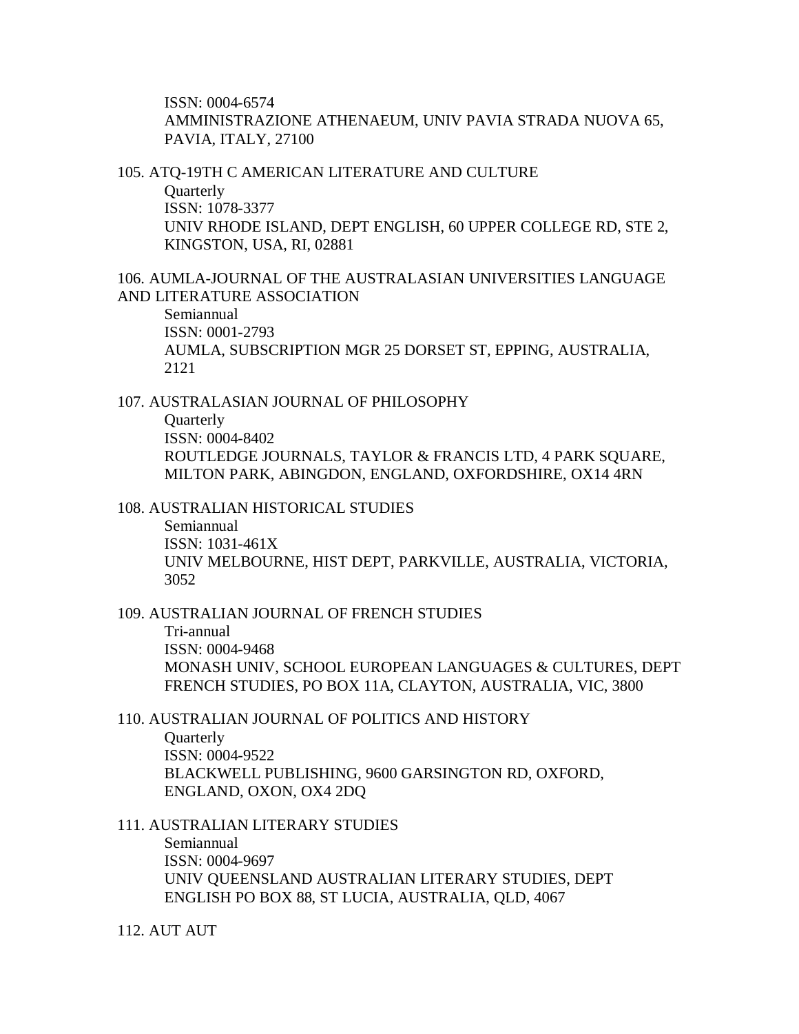ISSN: 0004-6574
AMMINISTRAZIONE ATHENAEUM, UNIV PAVIA STRADA NUOVA 65, PAVIA, ITALY, 27100

105. ATQ-19TH C AMERICAN LITERATURE AND CULTURE
    Quarterly
    ISSN: 1078-3377
    UNIV RHODE ISLAND, DEPT ENGLISH, 60 UPPER COLLEGE RD, STE 2, KINGSTON, USA, RI, 02881

106. AUMLA-JOURNAL OF THE AUSTRALASIAN UNIVERSITIES LANGUAGE AND LITERATURE ASSOCIATION
    Semiannual
    ISSN: 0001-2793
    AUMLA, SUBSCRIPTION MGR 25 DORSET ST, EPPING, AUSTRALIA, 2121

107. AUSTRALASIAN JOURNAL OF PHILOSOPHY
    Quarterly
    ISSN: 0004-8402
    ROUTLEDGE JOURNALS, TAYLOR & FRANCIS LTD, 4 PARK SQUARE, MILTON PARK, ABINGDON, ENGLAND, OXFORDSHIRE, OX14 4RN

108. AUSTRALIAN HISTORICAL STUDIES
    Semiannual
    ISSN: 1031-461X
    UNIV MELBOURNE, HIST DEPT, PARKVILLE, AUSTRALIA, VICTORIA, 3052

109. AUSTRALIAN JOURNAL OF FRENCH STUDIES
    Tri-annual
    ISSN: 0004-9468
    MONASH UNIV, SCHOOL EUROPEAN LANGUAGES & CULTURES, DEPT FRENCH STUDIES, PO BOX 11A, CLAYTON, AUSTRALIA, VIC, 3800

110. AUSTRALIAN JOURNAL OF POLITICS AND HISTORY
    Quarterly
    ISSN: 0004-9522
    BLACKWELL PUBLISHING, 9600 GARSINGTON RD, OXFORD, ENGLAND, OXON, OX4 2DQ

111. AUSTRALIAN LITERARY STUDIES
    Semiannual
    ISSN: 0004-9697
    UNIV QUEENSLAND AUSTRALIAN LITERARY STUDIES, DEPT ENGLISH PO BOX 88, ST LUCIA, AUSTRALIA, QLD, 4067

112. AUT AUT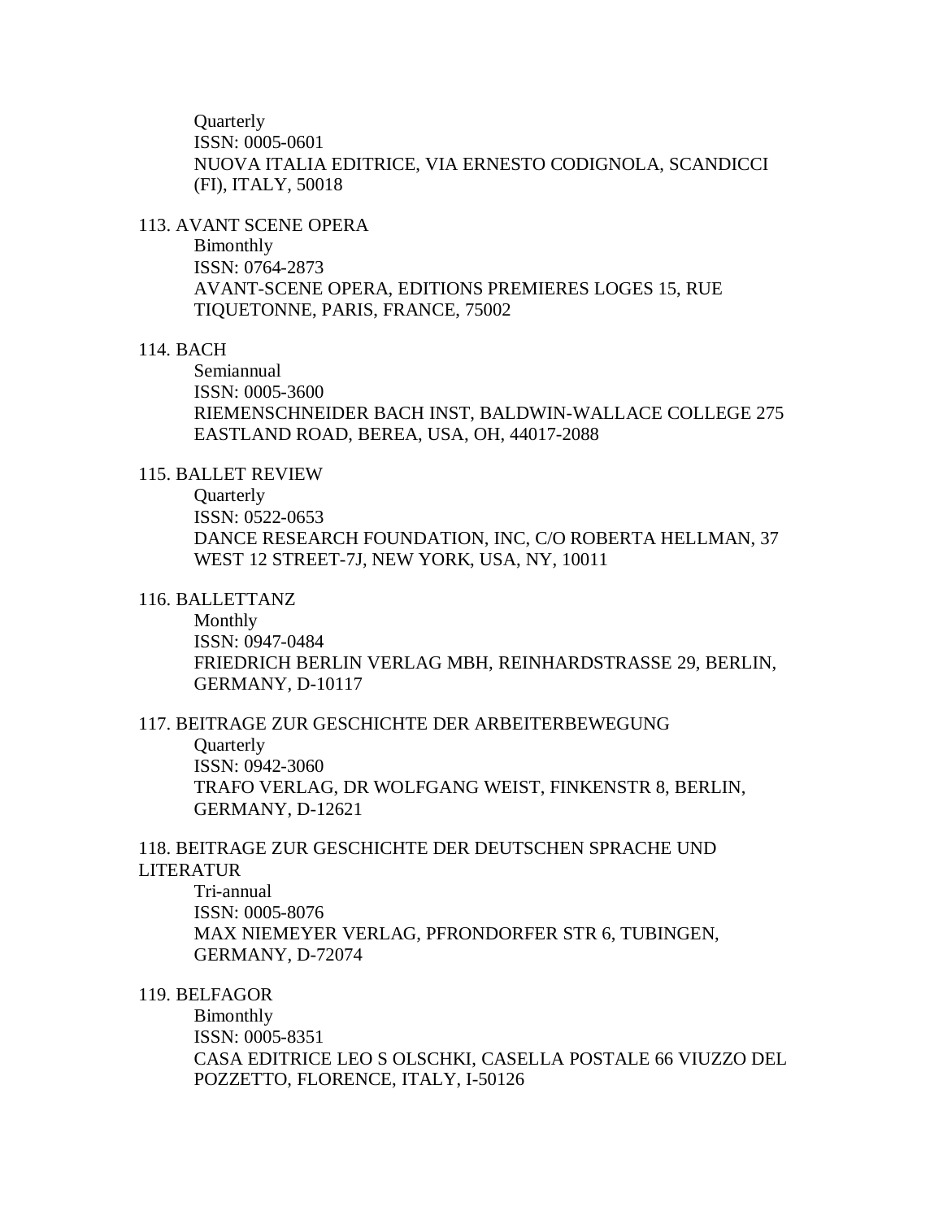Quarterly
ISSN: 0005-0601
NUOVA ITALIA EDITRICE, VIA ERNESTO CODIGNOLA, SCANDICCI (FI), ITALY, 50018

113. AVANT SCENE OPERA
Bimonthly
ISSN: 0764-2873
AVANT-SCENE OPERA, EDITIONS PREMIERES LOGES 15, RUE TIQUETONNE, PARIS, FRANCE, 75002

114. BACH
Semiannual
ISSN: 0005-3600
RIEMENSCHNEIDER BACH INST, BALDWIN-WALLACE COLLEGE 275 EASTLAND ROAD, BEREA, USA, OH, 44017-2088

115. BALLET REVIEW
Quarterly
ISSN: 0522-0653
DANCE RESEARCH FOUNDATION, INC, C/O ROBERTA HELLMAN, 37 WEST 12 STREET-7J, NEW YORK, USA, NY, 10011

116. BALLETTANZ
Monthly
ISSN: 0947-0484
FRIEDRICH BERLIN VERLAG MBH, REINHARDSTRASSE 29, BERLIN, GERMANY, D-10117

117. BEITRAGE ZUR GESCHICHTE DER ARBEITERBEWEGUNG
Quarterly
ISSN: 0942-3060
TRAFO VERLAG, DR WOLFGANG WEIST, FINKENSTR 8, BERLIN, GERMANY, D-12621

118. BEITRAGE ZUR GESCHICHTE DER DEUTSCHEN SPRACHE UND LITERATUR
Tri-annual
ISSN: 0005-8076
MAX NIEMEYER VERLAG, PFRONDORFER STR 6, TUBINGEN, GERMANY, D-72074

119. BELFAGOR
Bimonthly
ISSN: 0005-8351
CASA EDITRICE LEO S OLSCHKI, CASELLA POSTALE 66 VIUZZO DEL POZZETTO, FLORENCE, ITALY, I-50126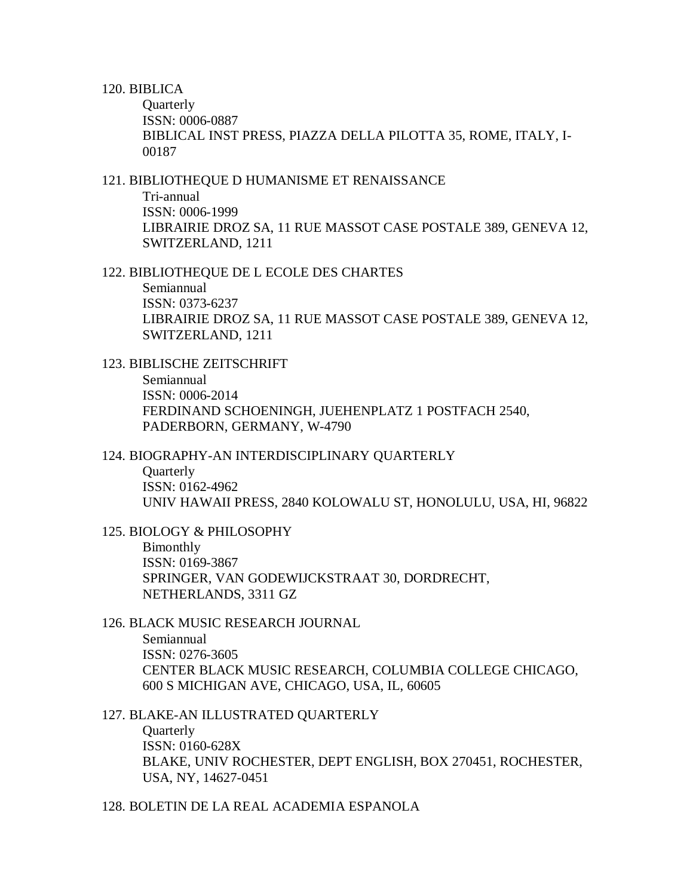120. BIBLICA
    Quarterly
    ISSN: 0006-0887
    BIBLICAL INST PRESS, PIAZZA DELLA PILOTTA 35, ROME, ITALY, I-00187

121. BIBLIOTHEQUE D HUMANISME ET RENAISSANCE
    Tri-annual
    ISSN: 0006-1999
    LIBRAIRIE DROZ SA, 11 RUE MASSOT CASE POSTALE 389, GENEVA 12, SWITZERLAND, 1211

122. BIBLIOTHEQUE DE L ECOLE DES CHARTES
    Semiannual
    ISSN: 0373-6237
    LIBRAIRIE DROZ SA, 11 RUE MASSOT CASE POSTALE 389, GENEVA 12, SWITZERLAND, 1211

123. BIBLISCHE ZEITSCHRIFT
    Semiannual
    ISSN: 0006-2014
    FERDINAND SCHOENINGH, JUEHENPLATZ 1 POSTFACH 2540, PADERBORN, GERMANY, W-4790

124. BIOGRAPHY-AN INTERDISCIPLINARY QUARTERLY
    Quarterly
    ISSN: 0162-4962
    UNIV HAWAII PRESS, 2840 KOLOWALU ST, HONOLULU, USA, HI, 96822

125. BIOLOGY & PHILOSOPHY
    Bimonthly
    ISSN: 0169-3867
    SPRINGER, VAN GODEWIJCKSTRAAT 30, DORDRECHT, NETHERLANDS, 3311 GZ

126. BLACK MUSIC RESEARCH JOURNAL
    Semiannual
    ISSN: 0276-3605
    CENTER BLACK MUSIC RESEARCH, COLUMBIA COLLEGE CHICAGO, 600 S MICHIGAN AVE, CHICAGO, USA, IL, 60605

127. BLAKE-AN ILLUSTRATED QUARTERLY
    Quarterly
    ISSN: 0160-628X
    BLAKE, UNIV ROCHESTER, DEPT ENGLISH, BOX 270451, ROCHESTER, USA, NY, 14627-0451

128. BOLETIN DE LA REAL ACADEMIA ESPANOLA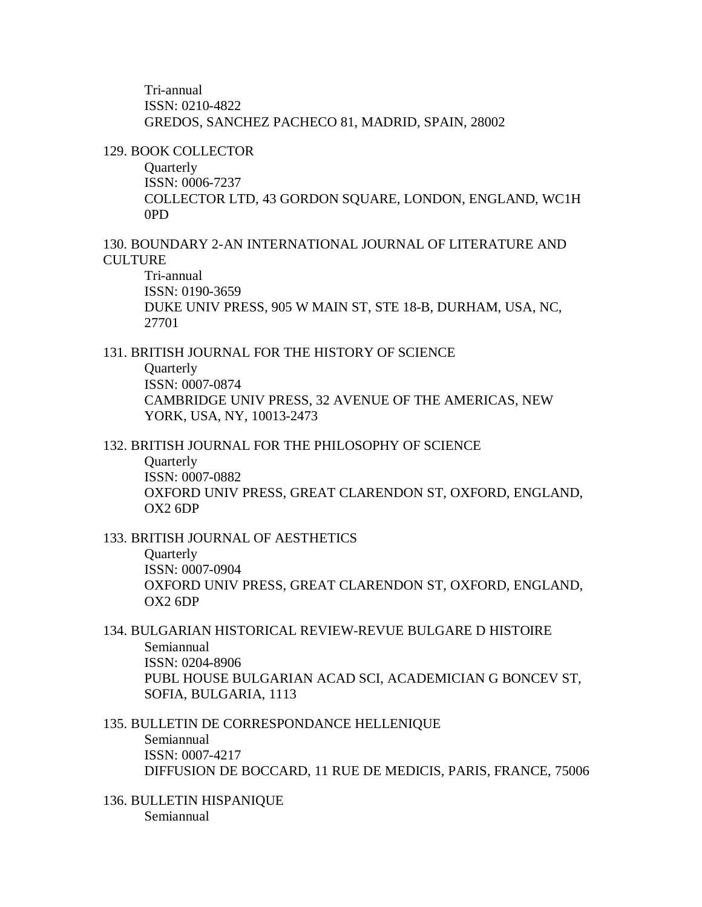Tri-annual
ISSN: 0210-4822
GREDOS, SANCHEZ PACHECO 81, MADRID, SPAIN, 28002

129. BOOK COLLECTOR
Quarterly
ISSN: 0006-7237
COLLECTOR LTD, 43 GORDON SQUARE, LONDON, ENGLAND, WC1H 0PD

130. BOUNDARY 2-AN INTERNATIONAL JOURNAL OF LITERATURE AND CULTURE
Tri-annual
ISSN: 0190-3659
DUKE UNIV PRESS, 905 W MAIN ST, STE 18-B, DURHAM, USA, NC, 27701

131. BRITISH JOURNAL FOR THE HISTORY OF SCIENCE
Quarterly
ISSN: 0007-0874
CAMBRIDGE UNIV PRESS, 32 AVENUE OF THE AMERICAS, NEW YORK, USA, NY, 10013-2473

132. BRITISH JOURNAL FOR THE PHILOSOPHY OF SCIENCE
Quarterly
ISSN: 0007-0882
OXFORD UNIV PRESS, GREAT CLARENDON ST, OXFORD, ENGLAND, OX2 6DP

133. BRITISH JOURNAL OF AESTHETICS
Quarterly
ISSN: 0007-0904
OXFORD UNIV PRESS, GREAT CLARENDON ST, OXFORD, ENGLAND, OX2 6DP

134. BULGARIAN HISTORICAL REVIEW-REVUE BULGARE D HISTOIRE
Semiannual
ISSN: 0204-8906
PUBL HOUSE BULGARIAN ACAD SCI, ACADEMICIAN G BONCEV ST, SOFIA, BULGARIA, 1113

135. BULLETIN DE CORRESPONDANCE HELLENIQUE
Semiannual
ISSN: 0007-4217
DIFFUSION DE BOCCARD, 11 RUE DE MEDICIS, PARIS, FRANCE, 75006

136. BULLETIN HISPANIQUE
Semiannual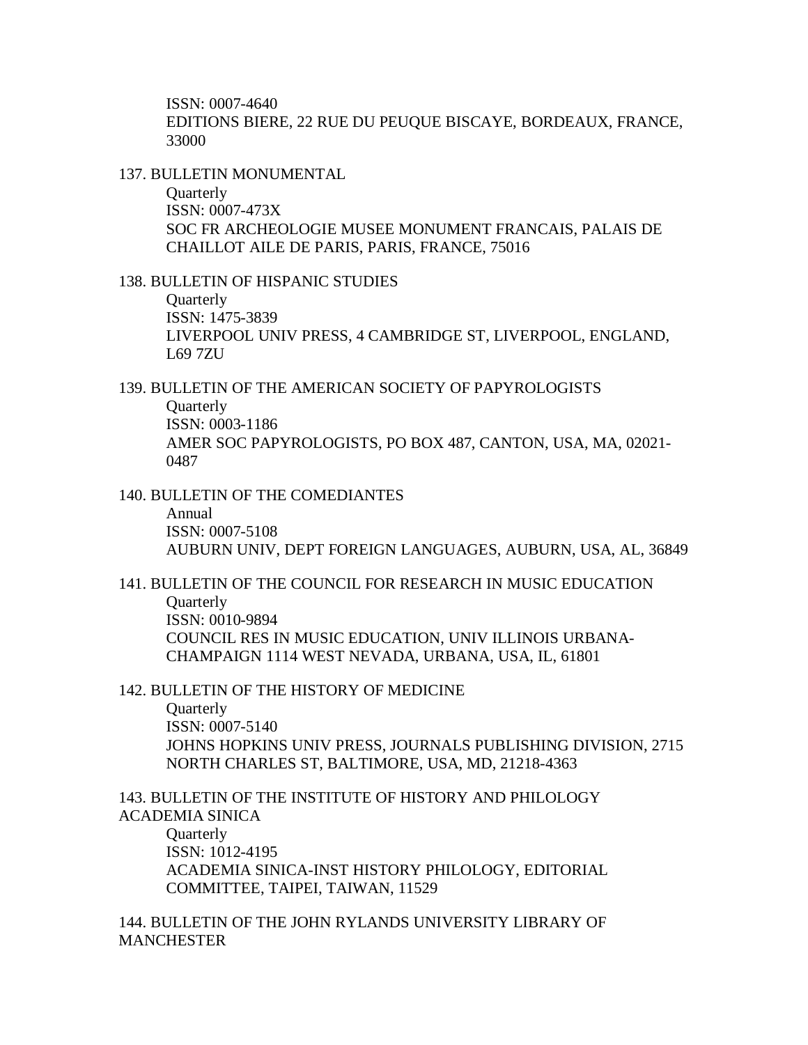ISSN: 0007-4640
EDITIONS BIERE, 22 RUE DU PEUQUE BISCAYE, BORDEAUX, FRANCE, 33000

137. BULLETIN MONUMENTAL
    Quarterly
    ISSN: 0007-473X
    SOC FR ARCHEOLOGIE MUSEE MONUMENT FRANCAIS, PALAIS DE CHAILLOT AILE DE PARIS, PARIS, FRANCE, 75016

138. BULLETIN OF HISPANIC STUDIES
    Quarterly
    ISSN: 1475-3839
    LIVERPOOL UNIV PRESS, 4 CAMBRIDGE ST, LIVERPOOL, ENGLAND, L69 7ZU

139. BULLETIN OF THE AMERICAN SOCIETY OF PAPYROLOGISTS
    Quarterly
    ISSN: 0003-1186
    AMER SOC PAPYROLOGISTS, PO BOX 487, CANTON, USA, MA, 02021-0487

140. BULLETIN OF THE COMEDIANTES
    Annual
    ISSN: 0007-5108
    AUBURN UNIV, DEPT FOREIGN LANGUAGES, AUBURN, USA, AL, 36849

141. BULLETIN OF THE COUNCIL FOR RESEARCH IN MUSIC EDUCATION
    Quarterly
    ISSN: 0010-9894
    COUNCIL RES IN MUSIC EDUCATION, UNIV ILLINOIS URBANA-CHAMPAIGN 1114 WEST NEVADA, URBANA, USA, IL, 61801

142. BULLETIN OF THE HISTORY OF MEDICINE
    Quarterly
    ISSN: 0007-5140
    JOHNS HOPKINS UNIV PRESS, JOURNALS PUBLISHING DIVISION, 2715 NORTH CHARLES ST, BALTIMORE, USA, MD, 21218-4363

143. BULLETIN OF THE INSTITUTE OF HISTORY AND PHILOLOGY ACADEMIA SINICA
    Quarterly
    ISSN: 1012-4195
    ACADEMIA SINICA-INST HISTORY PHILOLOGY, EDITORIAL COMMITTEE, TAIPEI, TAIWAN, 11529

144. BULLETIN OF THE JOHN RYLANDS UNIVERSITY LIBRARY OF MANCHESTER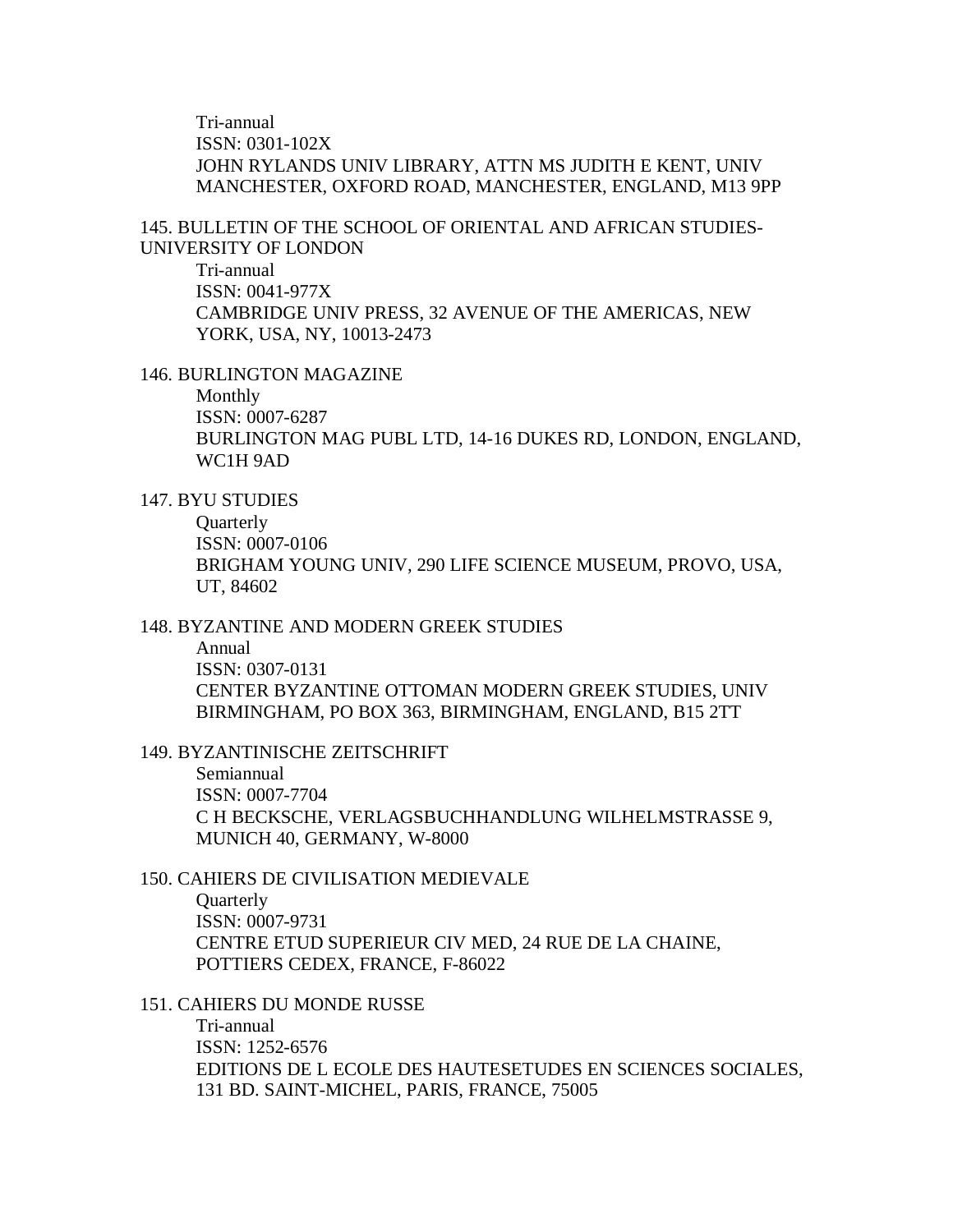Tri-annual
ISSN: 0301-102X
JOHN RYLANDS UNIV LIBRARY, ATTN MS JUDITH E KENT, UNIV MANCHESTER, OXFORD ROAD, MANCHESTER, ENGLAND, M13 9PP

145. BULLETIN OF THE SCHOOL OF ORIENTAL AND AFRICAN STUDIES-UNIVERSITY OF LONDON
Tri-annual
ISSN: 0041-977X
CAMBRIDGE UNIV PRESS, 32 AVENUE OF THE AMERICAS, NEW YORK, USA, NY, 10013-2473

146. BURLINGTON MAGAZINE
Monthly
ISSN: 0007-6287
BURLINGTON MAG PUBL LTD, 14-16 DUKES RD, LONDON, ENGLAND, WC1H 9AD

147. BYU STUDIES
Quarterly
ISSN: 0007-0106
BRIGHAM YOUNG UNIV, 290 LIFE SCIENCE MUSEUM, PROVO, USA, UT, 84602

148. BYZANTINE AND MODERN GREEK STUDIES
Annual
ISSN: 0307-0131
CENTER BYZANTINE OTTOMAN MODERN GREEK STUDIES, UNIV BIRMINGHAM, PO BOX 363, BIRMINGHAM, ENGLAND, B15 2TT

149. BYZANTINISCHE ZEITSCHRIFT
Semiannual
ISSN: 0007-7704
C H BECKSCHE, VERLAGSBUCHHANDLUNG WILHELMSTRASSE 9, MUNICH 40, GERMANY, W-8000

150. CAHIERS DE CIVILISATION MEDIEVALE
Quarterly
ISSN: 0007-9731
CENTRE ETUD SUPERIEUR CIV MED, 24 RUE DE LA CHAINE, POTTIERS CEDEX, FRANCE, F-86022

151. CAHIERS DU MONDE RUSSE
Tri-annual
ISSN: 1252-6576
EDITIONS DE L ECOLE DES HAUTESETUDES EN SCIENCES SOCIALES, 131 BD. SAINT-MICHEL, PARIS, FRANCE, 75005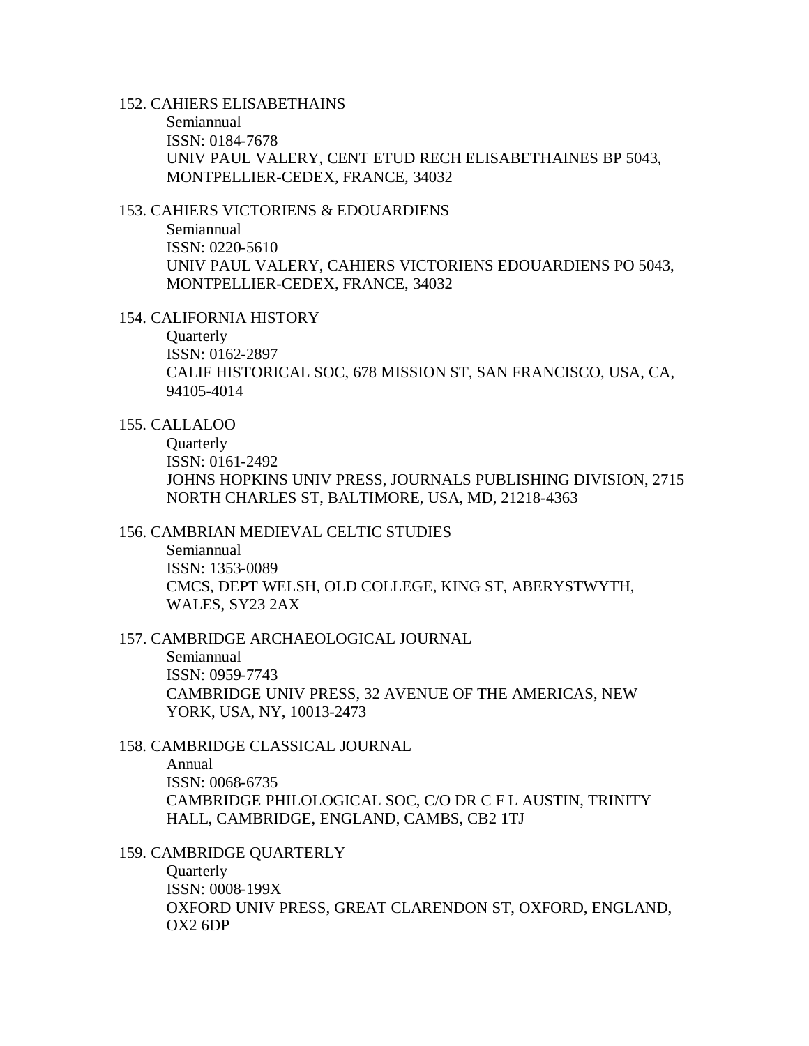152. CAHIERS ELISABETHAINS

  Semiannual
  ISSN: 0184-7678
  UNIV PAUL VALERY, CENT ETUD RECH ELISABETHAINES BP 5043, MONTPELLIER-CEDEX, FRANCE, 34032

153. CAHIERS VICTORIENS & EDOUARDIENS

  Semiannual
  ISSN: 0220-5610
  UNIV PAUL VALERY, CAHIERS VICTORIENS EDOUARDIENS PO 5043, MONTPELLIER-CEDEX, FRANCE, 34032

154. CALIFORNIA HISTORY

  Quarterly
  ISSN: 0162-2897
  CALIF HISTORICAL SOC, 678 MISSION ST, SAN FRANCISCO, USA, CA, 94105-4014

155. CALLALOO

  Quarterly
  ISSN: 0161-2492
  JOHNS HOPKINS UNIV PRESS, JOURNALS PUBLISHING DIVISION, 2715 NORTH CHARLES ST, BALTIMORE, USA, MD, 21218-4363

156. CAMBRIAN MEDIEVAL CELTIC STUDIES

  Semiannual
  ISSN: 1353-0089
  CMCS, DEPT WELSH, OLD COLLEGE, KING ST, ABERYSTWYTH, WALES, SY23 2AX

157. CAMBRIDGE ARCHAEOLOGICAL JOURNAL

  Semiannual
  ISSN: 0959-7743
  CAMBRIDGE UNIV PRESS, 32 AVENUE OF THE AMERICAS, NEW YORK, USA, NY, 10013-2473

158. CAMBRIDGE CLASSICAL JOURNAL

  Annual
  ISSN: 0068-6735
  CAMBRIDGE PHILOLOGICAL SOC, C/O DR C F L AUSTIN, TRINITY HALL, CAMBRIDGE, ENGLAND, CAMBS, CB2 1TJ

159. CAMBRIDGE QUARTERLY

  Quarterly
  ISSN: 0008-199X
  OXFORD UNIV PRESS, GREAT CLARENDON ST, OXFORD, ENGLAND, OX2 6DP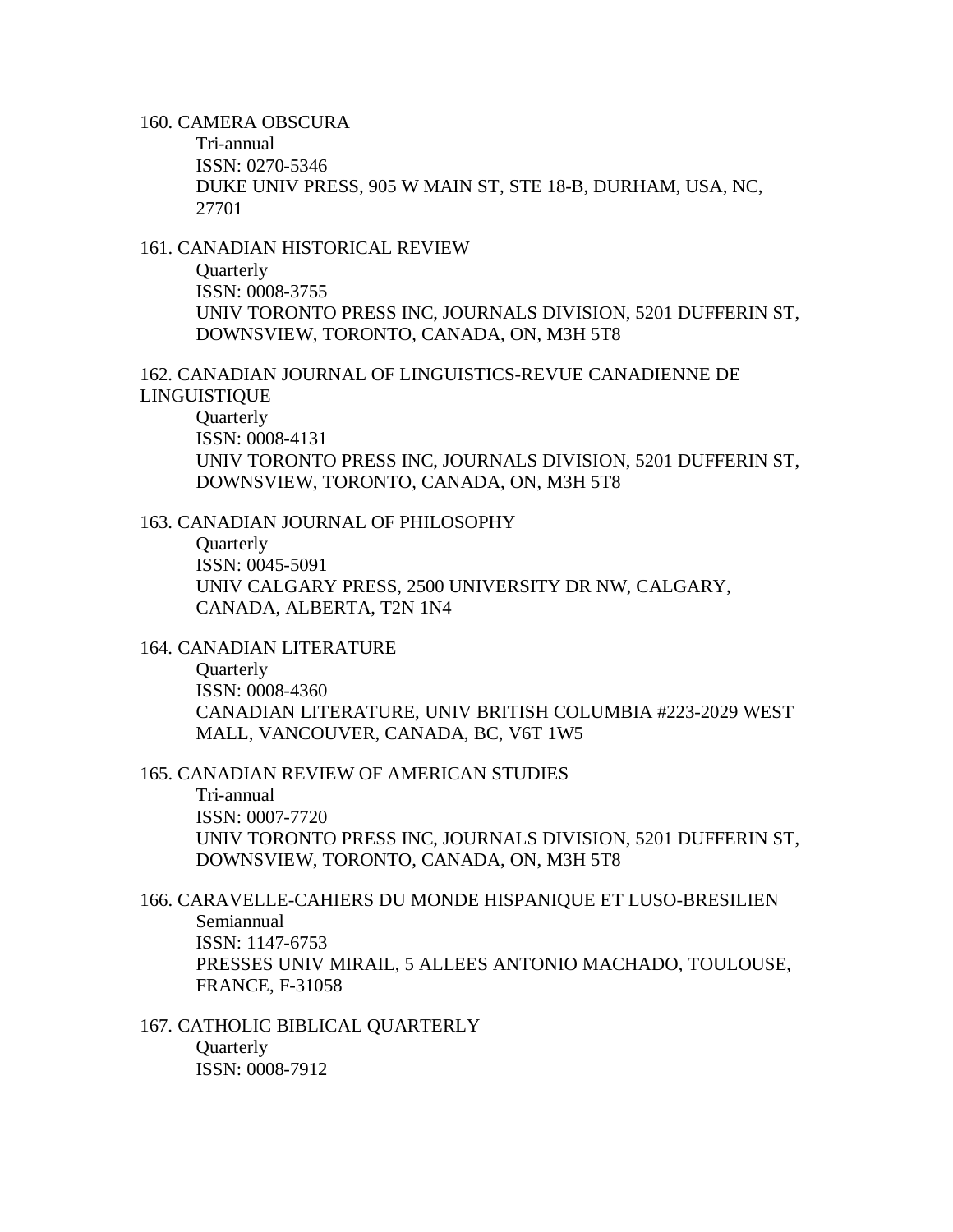160. CAMERA OBSCURA
    Tri-annual
    ISSN: 0270-5346
    DUKE UNIV PRESS, 905 W MAIN ST, STE 18-B, DURHAM, USA, NC, 27701

161. CANADIAN HISTORICAL REVIEW
    Quarterly
    ISSN: 0008-3755
    UNIV TORONTO PRESS INC, JOURNALS DIVISION, 5201 DUFFERIN ST, DOWNSVIEW, TORONTO, CANADA, ON, M3H 5T8

162. CANADIAN JOURNAL OF LINGUISTICS-REVUE CANADIENNE DE LINGUISTIQUE
    Quarterly
    ISSN: 0008-4131
    UNIV TORONTO PRESS INC, JOURNALS DIVISION, 5201 DUFFERIN ST, DOWNSVIEW, TORONTO, CANADA, ON, M3H 5T8

163. CANADIAN JOURNAL OF PHILOSOPHY
    Quarterly
    ISSN: 0045-5091
    UNIV CALGARY PRESS, 2500 UNIVERSITY DR NW, CALGARY, CANADA, ALBERTA, T2N 1N4

164. CANADIAN LITERATURE
    Quarterly
    ISSN: 0008-4360
    CANADIAN LITERATURE, UNIV BRITISH COLUMBIA #223-2029 WEST MALL, VANCOUVER, CANADA, BC, V6T 1W5

165. CANADIAN REVIEW OF AMERICAN STUDIES
    Tri-annual
    ISSN: 0007-7720
    UNIV TORONTO PRESS INC, JOURNALS DIVISION, 5201 DUFFERIN ST, DOWNSVIEW, TORONTO, CANADA, ON, M3H 5T8

166. CARAVELLE-CAHIERS DU MONDE HISPANIQUE ET LUSO-BRESILIEN
    Semiannual
    ISSN: 1147-6753
    PRESSES UNIV MIRAIL, 5 ALLEES ANTONIO MACHADO, TOULOUSE, FRANCE, F-31058

167. CATHOLIC BIBLICAL QUARTERLY
    Quarterly
    ISSN: 0008-7912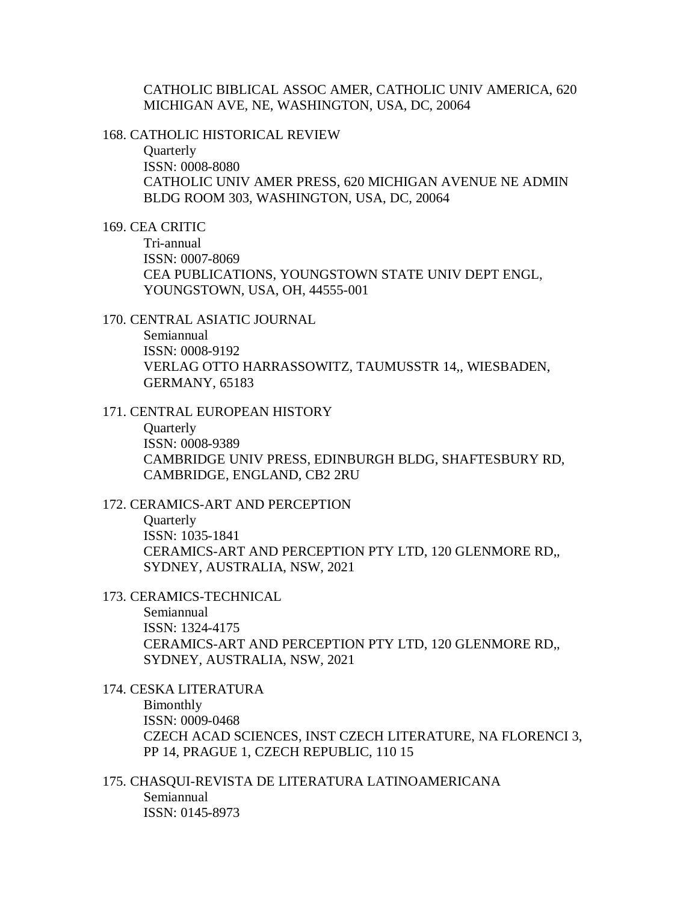CATHOLIC BIBLICAL ASSOC AMER, CATHOLIC UNIV AMERICA, 620 MICHIGAN AVE, NE, WASHINGTON, USA, DC, 20064

168. CATHOLIC HISTORICAL REVIEW
    Quarterly
    ISSN: 0008-8080
    CATHOLIC UNIV AMER PRESS, 620 MICHIGAN AVENUE NE ADMIN BLDG ROOM 303, WASHINGTON, USA, DC, 20064

169. CEA CRITIC
    Tri-annual
    ISSN: 0007-8069
    CEA PUBLICATIONS, YOUNGSTOWN STATE UNIV DEPT ENGL, YOUNGSTOWN, USA, OH, 44555-001

170. CENTRAL ASIATIC JOURNAL
    Semiannual
    ISSN: 0008-9192
    VERLAG OTTO HARRASSOWITZ, TAUMUSSTR 14,, WIESBADEN, GERMANY, 65183

171. CENTRAL EUROPEAN HISTORY
    Quarterly
    ISSN: 0008-9389
    CAMBRIDGE UNIV PRESS, EDINBURGH BLDG, SHAFTESBURY RD, CAMBRIDGE, ENGLAND, CB2 2RU

172. CERAMICS-ART AND PERCEPTION
    Quarterly
    ISSN: 1035-1841
    CERAMICS-ART AND PERCEPTION PTY LTD, 120 GLENMORE RD,, SYDNEY, AUSTRALIA, NSW, 2021

173. CERAMICS-TECHNICAL
    Semiannual
    ISSN: 1324-4175
    CERAMICS-ART AND PERCEPTION PTY LTD, 120 GLENMORE RD,, SYDNEY, AUSTRALIA, NSW, 2021

174. CESKA LITERATURA
    Bimonthly
    ISSN: 0009-0468
    CZECH ACAD SCIENCES, INST CZECH LITERATURE, NA FLORENCI 3, PP 14, PRAGUE 1, CZECH REPUBLIC, 110 15

175. CHASQUI-REVISTA DE LITERATURA LATINOAMERICANA
    Semiannual
    ISSN: 0145-8973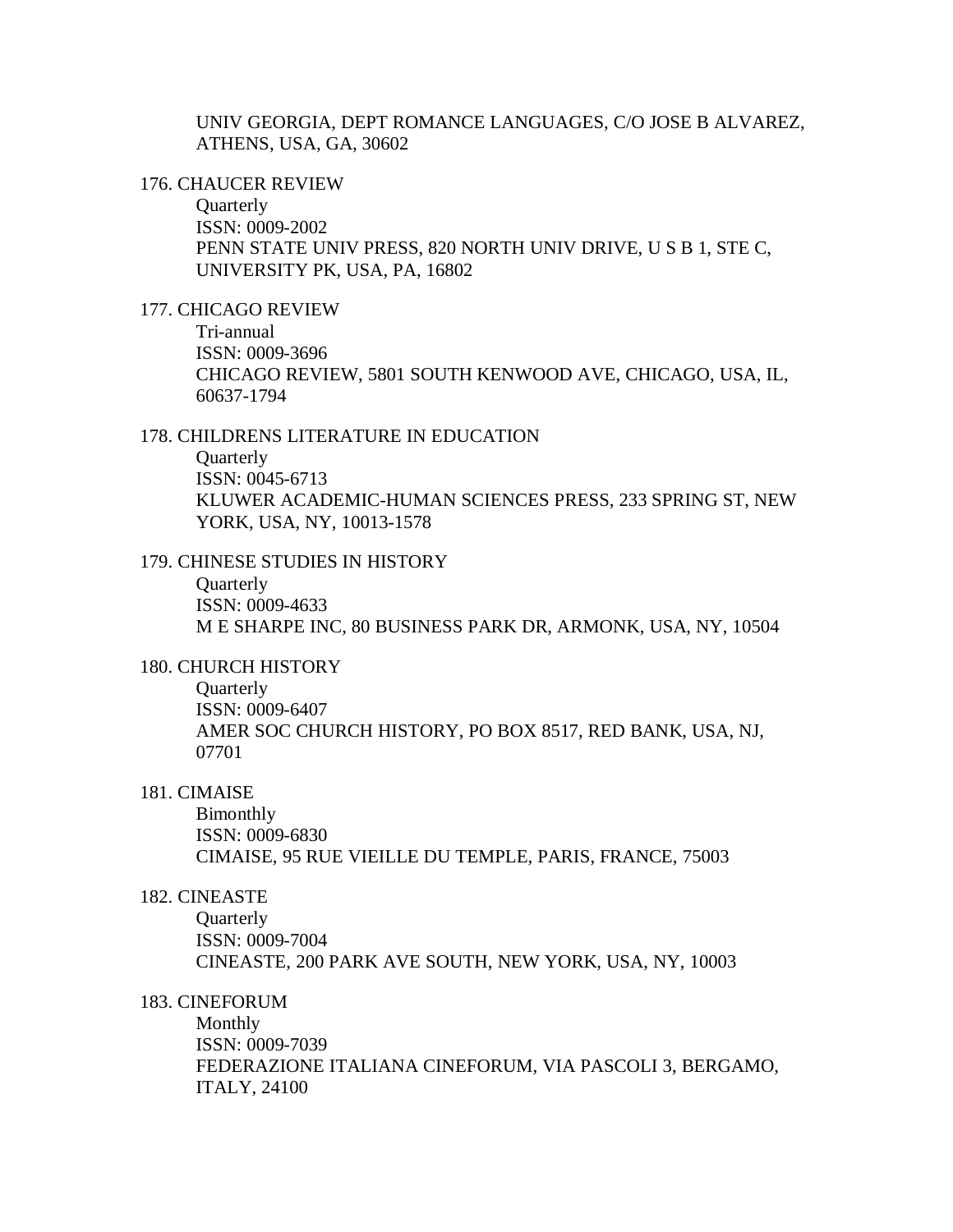UNIV GEORGIA, DEPT ROMANCE LANGUAGES, C/O JOSE B ALVAREZ, ATHENS, USA, GA, 30602

176. CHAUCER REVIEW
    Quarterly
    ISSN: 0009-2002
    PENN STATE UNIV PRESS, 820 NORTH UNIV DRIVE, U S B 1, STE C, UNIVERSITY PK, USA, PA, 16802

177. CHICAGO REVIEW
    Tri-annual
    ISSN: 0009-3696
    CHICAGO REVIEW, 5801 SOUTH KENWOOD AVE, CHICAGO, USA, IL, 60637-1794

178. CHILDRENS LITERATURE IN EDUCATION
    Quarterly
    ISSN: 0045-6713
    KLUWER ACADEMIC-HUMAN SCIENCES PRESS, 233 SPRING ST, NEW YORK, USA, NY, 10013-1578

179. CHINESE STUDIES IN HISTORY
    Quarterly
    ISSN: 0009-4633
    M E SHARPE INC, 80 BUSINESS PARK DR, ARMONK, USA, NY, 10504

180. CHURCH HISTORY
    Quarterly
    ISSN: 0009-6407
    AMER SOC CHURCH HISTORY, PO BOX 8517, RED BANK, USA, NJ, 07701

181. CIMAISE
    Bimonthly
    ISSN: 0009-6830
    CIMAISE, 95 RUE VIEILLE DU TEMPLE, PARIS, FRANCE, 75003

182. CINEASTE
    Quarterly
    ISSN: 0009-7004
    CINEASTE, 200 PARK AVE SOUTH, NEW YORK, USA, NY, 10003

183. CINEFORUM
    Monthly
    ISSN: 0009-7039
    FEDERAZIONE ITALIANA CINEFORUM, VIA PASCOLI 3, BERGAMO, ITALY, 24100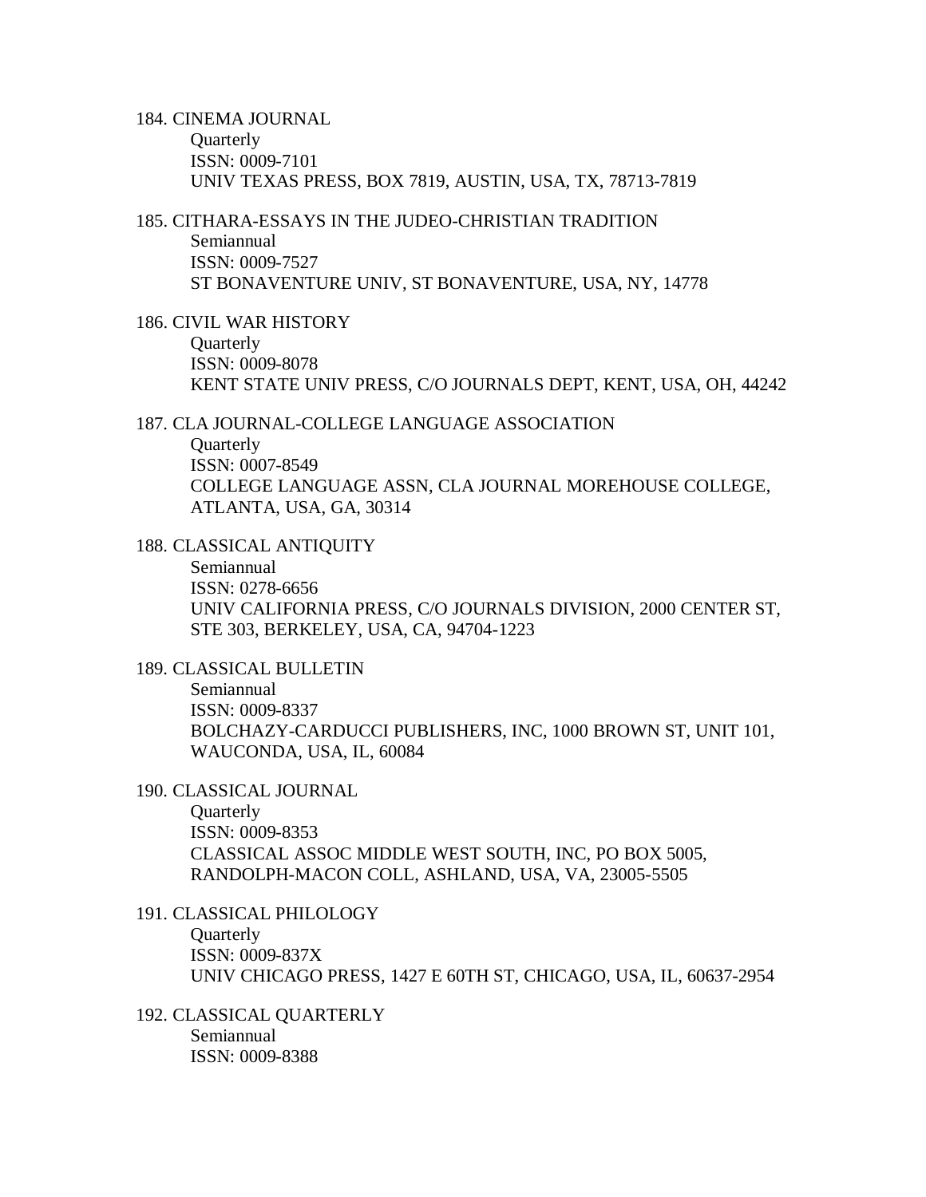184. CINEMA JOURNAL
    Quarterly
    ISSN: 0009-7101
    UNIV TEXAS PRESS, BOX 7819, AUSTIN, USA, TX, 78713-7819

185. CITHARA-ESSAYS IN THE JUDEO-CHRISTIAN TRADITION
    Semiannual
    ISSN: 0009-7527
    ST BONAVENTURE UNIV, ST BONAVENTURE, USA, NY, 14778

186. CIVIL WAR HISTORY
    Quarterly
    ISSN: 0009-8078
    KENT STATE UNIV PRESS, C/O JOURNALS DEPT, KENT, USA, OH, 44242

187. CLA JOURNAL-COLLEGE LANGUAGE ASSOCIATION
    Quarterly
    ISSN: 0007-8549
    COLLEGE LANGUAGE ASSN, CLA JOURNAL MOREHOUSE COLLEGE, ATLANTA, USA, GA, 30314

188. CLASSICAL ANTIQUITY
    Semiannual
    ISSN: 0278-6656
    UNIV CALIFORNIA PRESS, C/O JOURNALS DIVISION, 2000 CENTER ST, STE 303, BERKELEY, USA, CA, 94704-1223

189. CLASSICAL BULLETIN
    Semiannual
    ISSN: 0009-8337
    BOLCHAZY-CARDUCCI PUBLISHERS, INC, 1000 BROWN ST, UNIT 101, WAUCONDA, USA, IL, 60084

190. CLASSICAL JOURNAL
    Quarterly
    ISSN: 0009-8353
    CLASSICAL ASSOC MIDDLE WEST SOUTH, INC, PO BOX 5005, RANDOLPH-MACON COLL, ASHLAND, USA, VA, 23005-5505

191. CLASSICAL PHILOLOGY
    Quarterly
    ISSN: 0009-837X
    UNIV CHICAGO PRESS, 1427 E 60TH ST, CHICAGO, USA, IL, 60637-2954

192. CLASSICAL QUARTERLY
    Semiannual
    ISSN: 0009-8388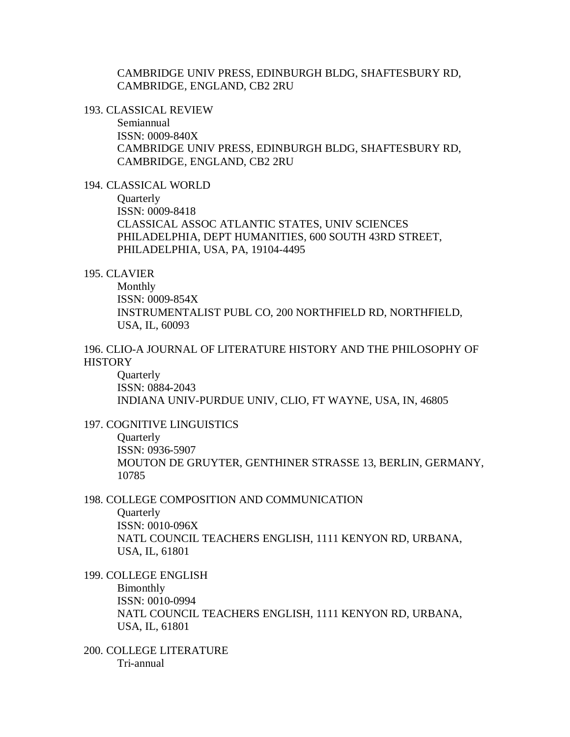CAMBRIDGE UNIV PRESS, EDINBURGH BLDG, SHAFTESBURY RD, CAMBRIDGE, ENGLAND, CB2 2RU

193. CLASSICAL REVIEW
    Semiannual
    ISSN: 0009-840X
    CAMBRIDGE UNIV PRESS, EDINBURGH BLDG, SHAFTESBURY RD, CAMBRIDGE, ENGLAND, CB2 2RU

194. CLASSICAL WORLD
    Quarterly
    ISSN: 0009-8418
    CLASSICAL ASSOC ATLANTIC STATES, UNIV SCIENCES PHILADELPHIA, DEPT HUMANITIES, 600 SOUTH 43RD STREET, PHILADELPHIA, USA, PA, 19104-4495

195. CLAVIER
    Monthly
    ISSN: 0009-854X
    INSTRUMENTALIST PUBL CO, 200 NORTHFIELD RD, NORTHFIELD, USA, IL, 60093

196. CLIO-A JOURNAL OF LITERATURE HISTORY AND THE PHILOSOPHY OF HISTORY
    Quarterly
    ISSN: 0884-2043
    INDIANA UNIV-PURDUE UNIV, CLIO, FT WAYNE, USA, IN, 46805

197. COGNITIVE LINGUISTICS
    Quarterly
    ISSN: 0936-5907
    MOUTON DE GRUYTER, GENTHINER STRASSE 13, BERLIN, GERMANY, 10785

198. COLLEGE COMPOSITION AND COMMUNICATION
    Quarterly
    ISSN: 0010-096X
    NATL COUNCIL TEACHERS ENGLISH, 1111 KENYON RD, URBANA, USA, IL, 61801

199. COLLEGE ENGLISH
    Bimonthly
    ISSN: 0010-0994
    NATL COUNCIL TEACHERS ENGLISH, 1111 KENYON RD, URBANA, USA, IL, 61801

200. COLLEGE LITERATURE
    Tri-annual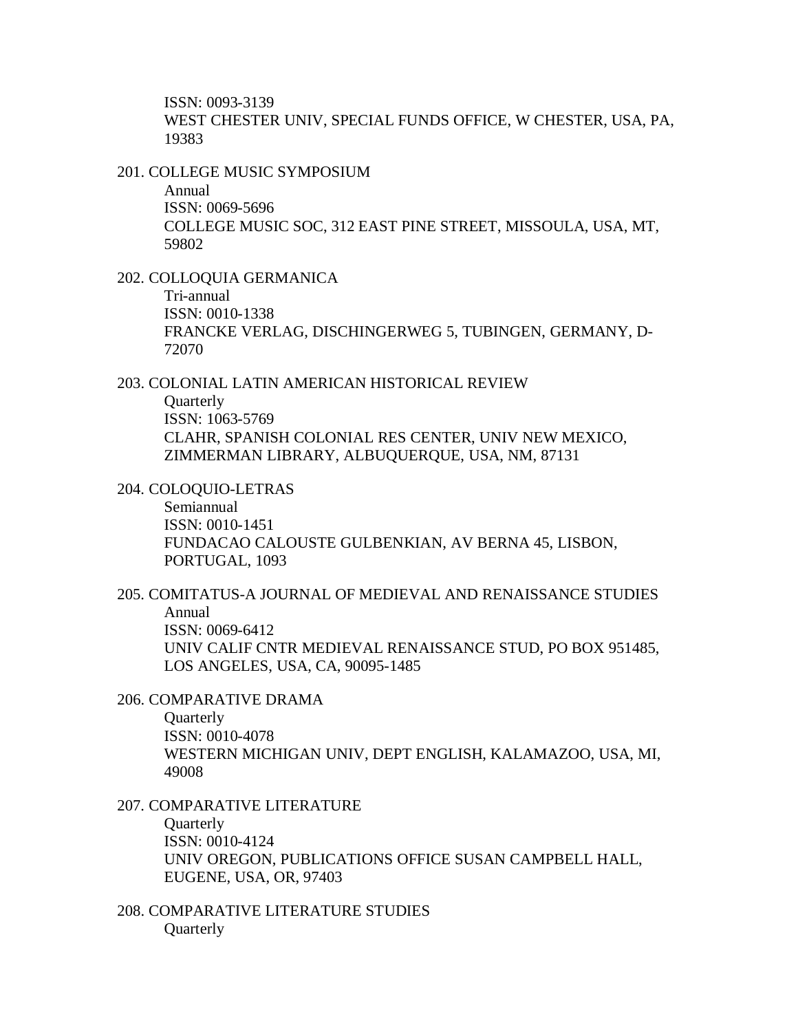ISSN: 0093-3139
WEST CHESTER UNIV, SPECIAL FUNDS OFFICE, W CHESTER, USA, PA, 19383

201. COLLEGE MUSIC SYMPOSIUM
Annual
ISSN: 0069-5696
COLLEGE MUSIC SOC, 312 EAST PINE STREET, MISSOULA, USA, MT, 59802

202. COLLOQUIA GERMANICA
Tri-annual
ISSN: 0010-1338
FRANCKE VERLAG, DISCHINGERWEG 5, TUBINGEN, GERMANY, D-72070

203. COLONIAL LATIN AMERICAN HISTORICAL REVIEW
Quarterly
ISSN: 1063-5769
CLAHR, SPANISH COLONIAL RES CENTER, UNIV NEW MEXICO, ZIMMERMAN LIBRARY, ALBUQUERQUE, USA, NM, 87131

204. COLOQUIO-LETRAS
Semiannual
ISSN: 0010-1451
FUNDACAO CALOUSTE GULBENKIAN, AV BERNA 45, LISBON, PORTUGAL, 1093

205. COMITATUS-A JOURNAL OF MEDIEVAL AND RENAISSANCE STUDIES
Annual
ISSN: 0069-6412
UNIV CALIF CNTR MEDIEVAL RENAISSANCE STUD, PO BOX 951485, LOS ANGELES, USA, CA, 90095-1485

206. COMPARATIVE DRAMA
Quarterly
ISSN: 0010-4078
WESTERN MICHIGAN UNIV, DEPT ENGLISH, KALAMAZOO, USA, MI, 49008

207. COMPARATIVE LITERATURE
Quarterly
ISSN: 0010-4124
UNIV OREGON, PUBLICATIONS OFFICE SUSAN CAMPBELL HALL, EUGENE, USA, OR, 97403

208. COMPARATIVE LITERATURE STUDIES
Quarterly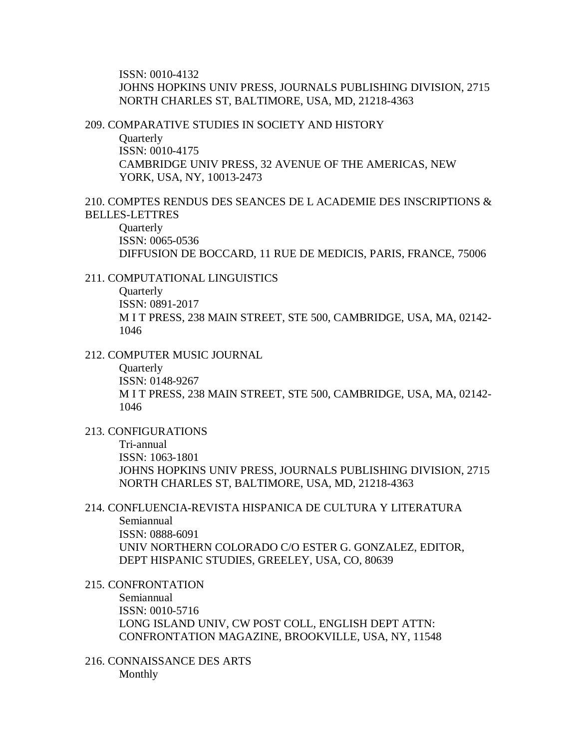ISSN: 0010-4132
JOHNS HOPKINS UNIV PRESS, JOURNALS PUBLISHING DIVISION, 2715 NORTH CHARLES ST, BALTIMORE, USA, MD, 21218-4363

209. COMPARATIVE STUDIES IN SOCIETY AND HISTORY
Quarterly
ISSN: 0010-4175
CAMBRIDGE UNIV PRESS, 32 AVENUE OF THE AMERICAS, NEW YORK, USA, NY, 10013-2473

210. COMPTES RENDUS DES SEANCES DE L ACADEMIE DES INSCRIPTIONS & BELLES-LETTRES
Quarterly
ISSN: 0065-0536
DIFFUSION DE BOCCARD, 11 RUE DE MEDICIS, PARIS, FRANCE, 75006

211. COMPUTATIONAL LINGUISTICS
Quarterly
ISSN: 0891-2017
M I T PRESS, 238 MAIN STREET, STE 500, CAMBRIDGE, USA, MA, 02142-1046

212. COMPUTER MUSIC JOURNAL
Quarterly
ISSN: 0148-9267
M I T PRESS, 238 MAIN STREET, STE 500, CAMBRIDGE, USA, MA, 02142-1046

213. CONFIGURATIONS
Tri-annual
ISSN: 1063-1801
JOHNS HOPKINS UNIV PRESS, JOURNALS PUBLISHING DIVISION, 2715 NORTH CHARLES ST, BALTIMORE, USA, MD, 21218-4363

214. CONFLUENCIA-REVISTA HISPANICA DE CULTURA Y LITERATURA
Semiannual
ISSN: 0888-6091
UNIV NORTHERN COLORADO C/O ESTER G. GONZALEZ, EDITOR, DEPT HISPANIC STUDIES, GREELEY, USA, CO, 80639

215. CONFRONTATION
Semiannual
ISSN: 0010-5716
LONG ISLAND UNIV, CW POST COLL, ENGLISH DEPT ATTN: CONFRONTATION MAGAZINE, BROOKVILLE, USA, NY, 11548

216. CONNAISSANCE DES ARTS
Monthly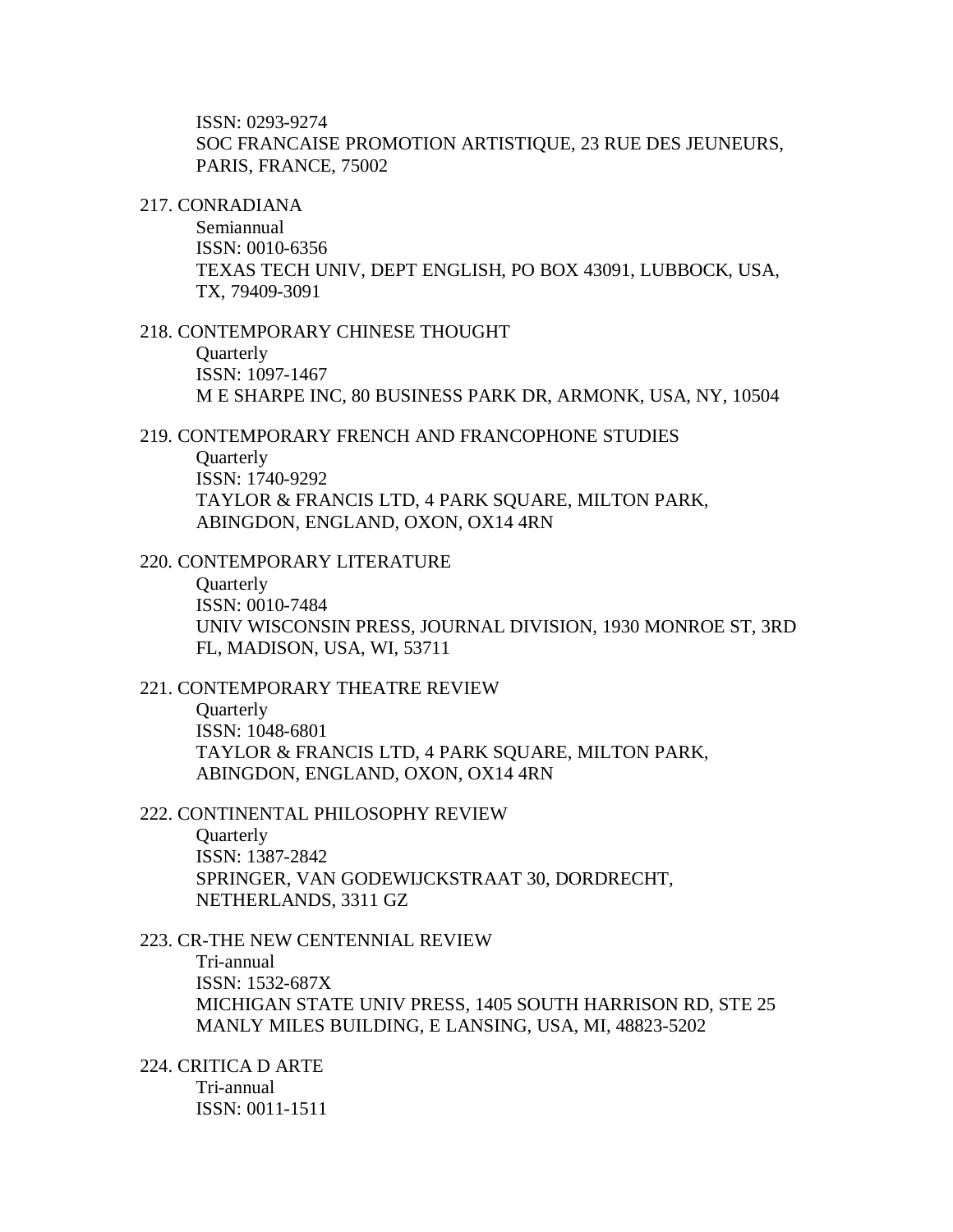ISSN: 0293-9274
SOC FRANCAISE PROMOTION ARTISTIQUE, 23 RUE DES JEUNEURS, PARIS, FRANCE, 75002

217. CONRADIANA
Semiannual
ISSN: 0010-6356
TEXAS TECH UNIV, DEPT ENGLISH, PO BOX 43091, LUBBOCK, USA, TX, 79409-3091

218. CONTEMPORARY CHINESE THOUGHT
Quarterly
ISSN: 1097-1467
M E SHARPE INC, 80 BUSINESS PARK DR, ARMONK, USA, NY, 10504

219. CONTEMPORARY FRENCH AND FRANCOPHONE STUDIES
Quarterly
ISSN: 1740-9292
TAYLOR & FRANCIS LTD, 4 PARK SQUARE, MILTON PARK, ABINGDON, ENGLAND, OXON, OX14 4RN

220. CONTEMPORARY LITERATURE
Quarterly
ISSN: 0010-7484
UNIV WISCONSIN PRESS, JOURNAL DIVISION, 1930 MONROE ST, 3RD FL, MADISON, USA, WI, 53711

221. CONTEMPORARY THEATRE REVIEW
Quarterly
ISSN: 1048-6801
TAYLOR & FRANCIS LTD, 4 PARK SQUARE, MILTON PARK, ABINGDON, ENGLAND, OXON, OX14 4RN

222. CONTINENTAL PHILOSOPHY REVIEW
Quarterly
ISSN: 1387-2842
SPRINGER, VAN GODEWIJCKSTRAAT 30, DORDRECHT, NETHERLANDS, 3311 GZ

223. CR-THE NEW CENTENNIAL REVIEW
Tri-annual
ISSN: 1532-687X
MICHIGAN STATE UNIV PRESS, 1405 SOUTH HARRISON RD, STE 25 MANLY MILES BUILDING, E LANSING, USA, MI, 48823-5202

224. CRITICA D ARTE
Tri-annual
ISSN: 0011-1511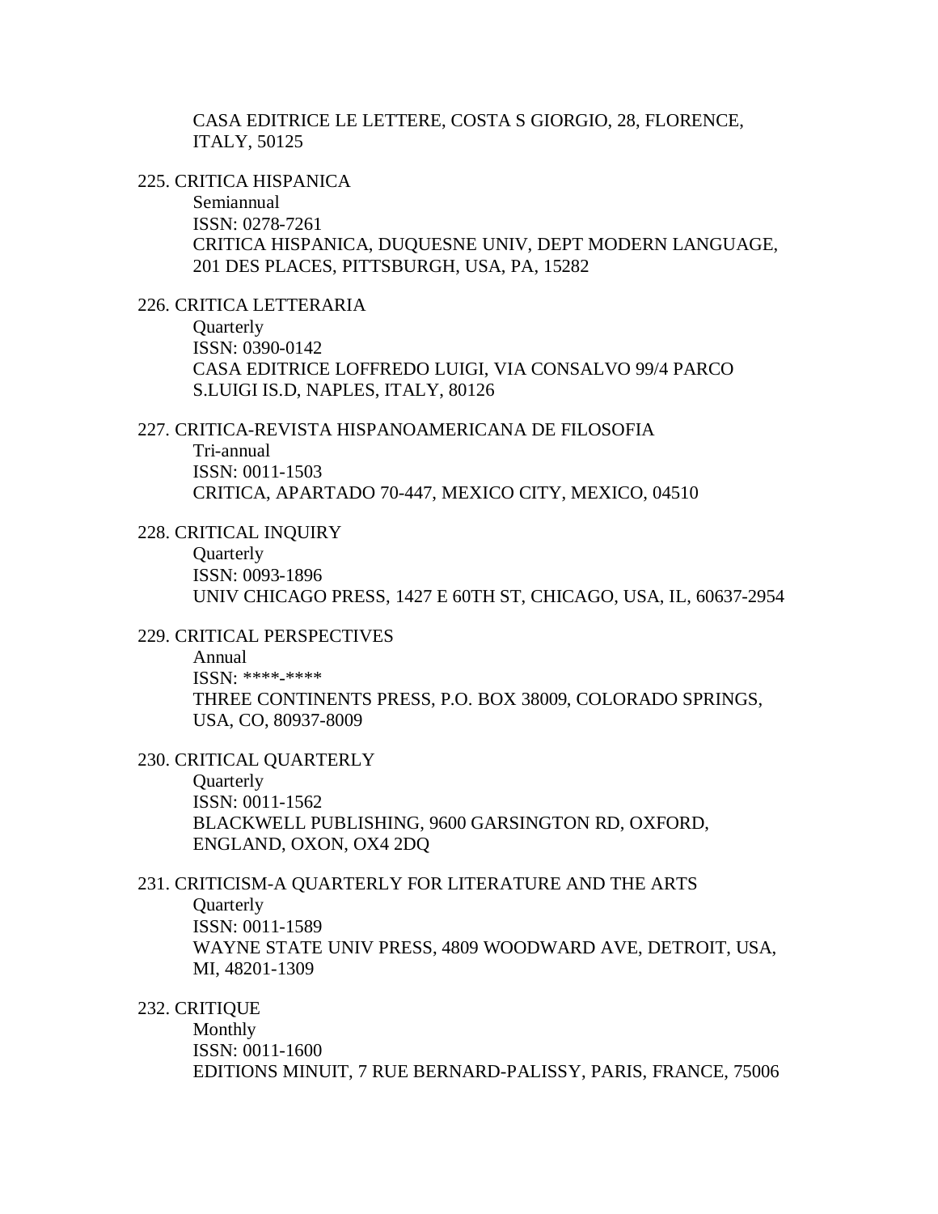CASA EDITRICE LE LETTERE, COSTA S GIORGIO, 28, FLORENCE, ITALY, 50125

225. CRITICA HISPANICA
  Semiannual
  ISSN: 0278-7261
  CRITICA HISPANICA, DUQUESNE UNIV, DEPT MODERN LANGUAGE, 201 DES PLACES, PITTSBURGH, USA, PA, 15282

226. CRITICA LETTERARIA
  Quarterly
  ISSN: 0390-0142
  CASA EDITRICE LOFFREDO LUIGI, VIA CONSALVO 99/4 PARCO S.LUIGI IS.D, NAPLES, ITALY, 80126

227. CRITICA-REVISTA HISPANOAMERICANA DE FILOSOFIA
  Tri-annual
  ISSN: 0011-1503
  CRITICA, APARTADO 70-447, MEXICO CITY, MEXICO, 04510

228. CRITICAL INQUIRY
  Quarterly
  ISSN: 0093-1896
  UNIV CHICAGO PRESS, 1427 E 60TH ST, CHICAGO, USA, IL, 60637-2954

229. CRITICAL PERSPECTIVES
  Annual
  ISSN: ****-****
  THREE CONTINENTS PRESS, P.O. BOX 38009, COLORADO SPRINGS, USA, CO, 80937-8009

230. CRITICAL QUARTERLY
  Quarterly
  ISSN: 0011-1562
  BLACKWELL PUBLISHING, 9600 GARSINGTON RD, OXFORD, ENGLAND, OXON, OX4 2DQ

231. CRITICISM-A QUARTERLY FOR LITERATURE AND THE ARTS
  Quarterly
  ISSN: 0011-1589
  WAYNE STATE UNIV PRESS, 4809 WOODWARD AVE, DETROIT, USA, MI, 48201-1309

232. CRITIQUE
  Monthly
  ISSN: 0011-1600
  EDITIONS MINUIT, 7 RUE BERNARD-PALISSY, PARIS, FRANCE, 75006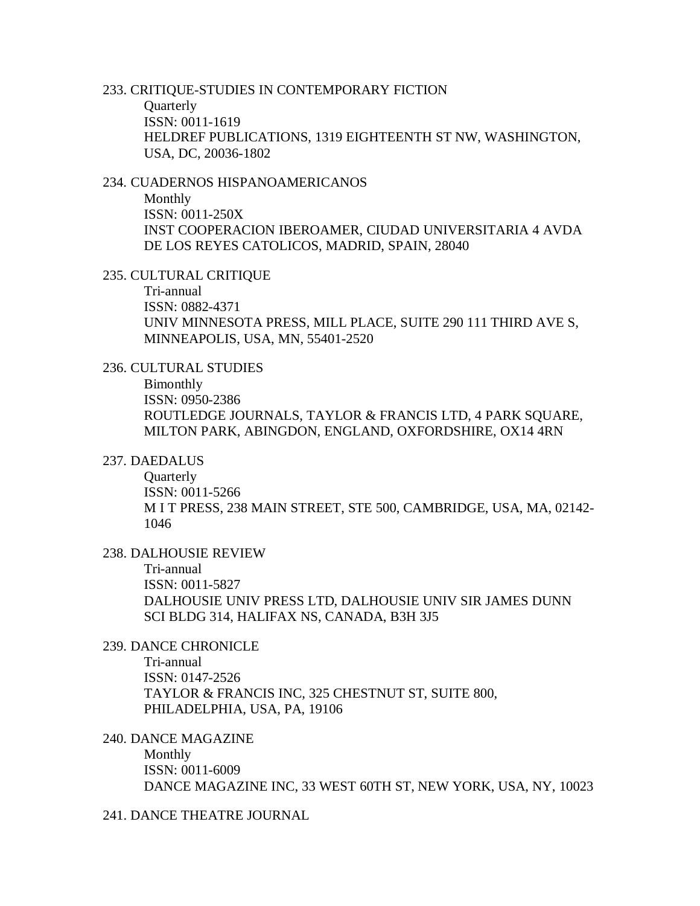233. CRITIQUE-STUDIES IN CONTEMPORARY FICTION
Quarterly
ISSN: 0011-1619
HELDREF PUBLICATIONS, 1319 EIGHTEENTH ST NW, WASHINGTON, USA, DC, 20036-1802

234. CUADERNOS HISPANOAMERICANOS
Monthly
ISSN: 0011-250X
INST COOPERACION IBEROAMER, CIUDAD UNIVERSITARIA 4 AVDA DE LOS REYES CATOLICOS, MADRID, SPAIN, 28040

235. CULTURAL CRITIQUE
Tri-annual
ISSN: 0882-4371
UNIV MINNESOTA PRESS, MILL PLACE, SUITE 290 111 THIRD AVE S, MINNEAPOLIS, USA, MN, 55401-2520

236. CULTURAL STUDIES
Bimonthly
ISSN: 0950-2386
ROUTLEDGE JOURNALS, TAYLOR & FRANCIS LTD, 4 PARK SQUARE, MILTON PARK, ABINGDON, ENGLAND, OXFORDSHIRE, OX14 4RN

237. DAEDALUS
Quarterly
ISSN: 0011-5266
M I T PRESS, 238 MAIN STREET, STE 500, CAMBRIDGE, USA, MA, 02142-1046

238. DALHOUSIE REVIEW
Tri-annual
ISSN: 0011-5827
DALHOUSIE UNIV PRESS LTD, DALHOUSIE UNIV SIR JAMES DUNN SCI BLDG 314, HALIFAX NS, CANADA, B3H 3J5

239. DANCE CHRONICLE
Tri-annual
ISSN: 0147-2526
TAYLOR & FRANCIS INC, 325 CHESTNUT ST, SUITE 800, PHILADELPHIA, USA, PA, 19106

240. DANCE MAGAZINE
Monthly
ISSN: 0011-6009
DANCE MAGAZINE INC, 33 WEST 60TH ST, NEW YORK, USA, NY, 10023

241. DANCE THEATRE JOURNAL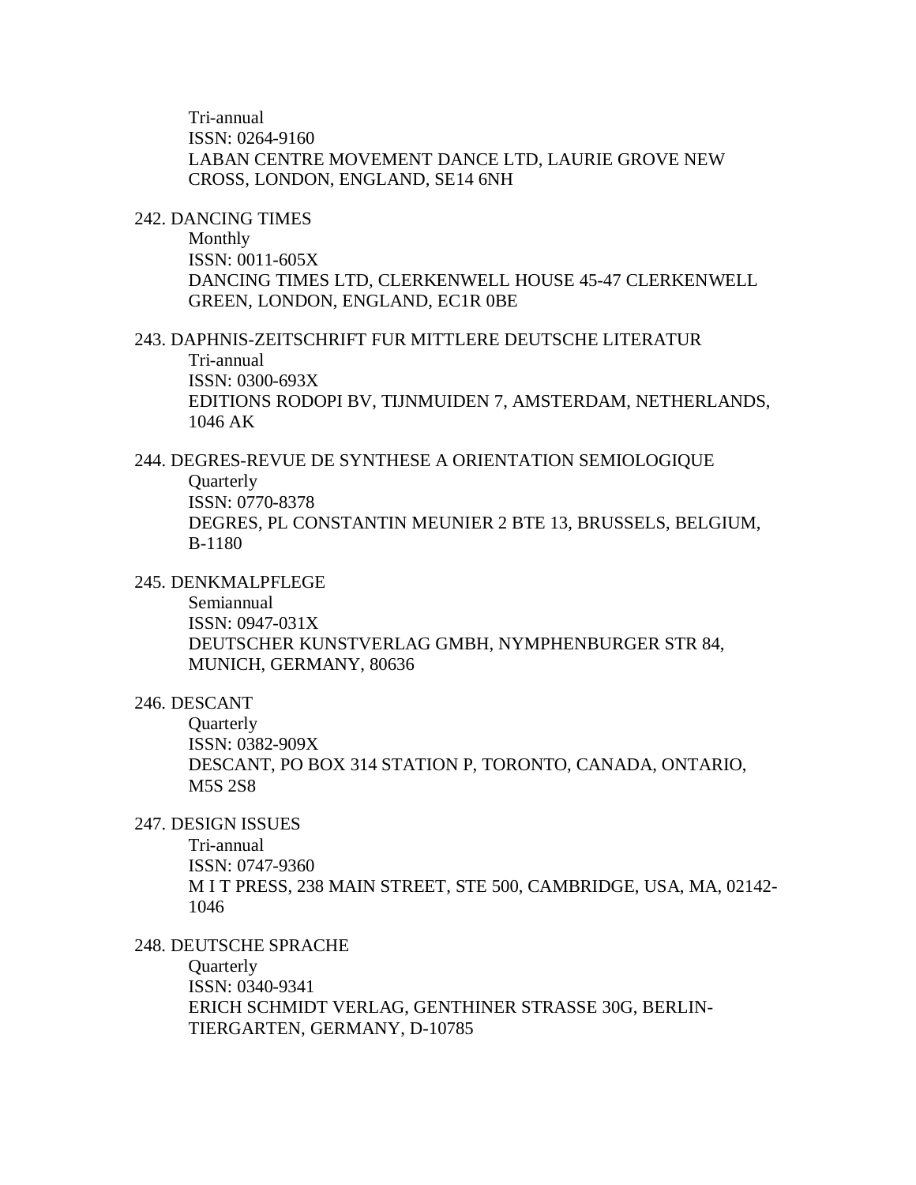Tri-annual
ISSN: 0264-9160
LABAN CENTRE MOVEMENT DANCE LTD, LAURIE GROVE NEW CROSS, LONDON, ENGLAND, SE14 6NH

242. DANCING TIMES
Monthly
ISSN: 0011-605X
DANCING TIMES LTD, CLERKENWELL HOUSE 45-47 CLERKENWELL GREEN, LONDON, ENGLAND, EC1R 0BE

243. DAPHNIS-ZEITSCHRIFT FUR MITTLERE DEUTSCHE LITERATUR
Tri-annual
ISSN: 0300-693X
EDITIONS RODOPI BV, TIJNMUIDEN 7, AMSTERDAM, NETHERLANDS, 1046 AK

244. DEGRES-REVUE DE SYNTHESE A ORIENTATION SEMIOLOGIQUE
Quarterly
ISSN: 0770-8378
DEGRES, PL CONSTANTIN MEUNIER 2 BTE 13, BRUSSELS, BELGIUM, B-1180

245. DENKMALPFLEGE
Semiannual
ISSN: 0947-031X
DEUTSCHER KUNSTVERLAG GMBH, NYMPHENBURGER STR 84, MUNICH, GERMANY, 80636

246. DESCANT
Quarterly
ISSN: 0382-909X
DESCANT, PO BOX 314 STATION P, TORONTO, CANADA, ONTARIO, M5S 2S8

247. DESIGN ISSUES
Tri-annual
ISSN: 0747-9360
M I T PRESS, 238 MAIN STREET, STE 500, CAMBRIDGE, USA, MA, 02142-1046

248. DEUTSCHE SPRACHE
Quarterly
ISSN: 0340-9341
ERICH SCHMIDT VERLAG, GENTHINER STRASSE 30G, BERLIN-TIERGARTEN, GERMANY, D-10785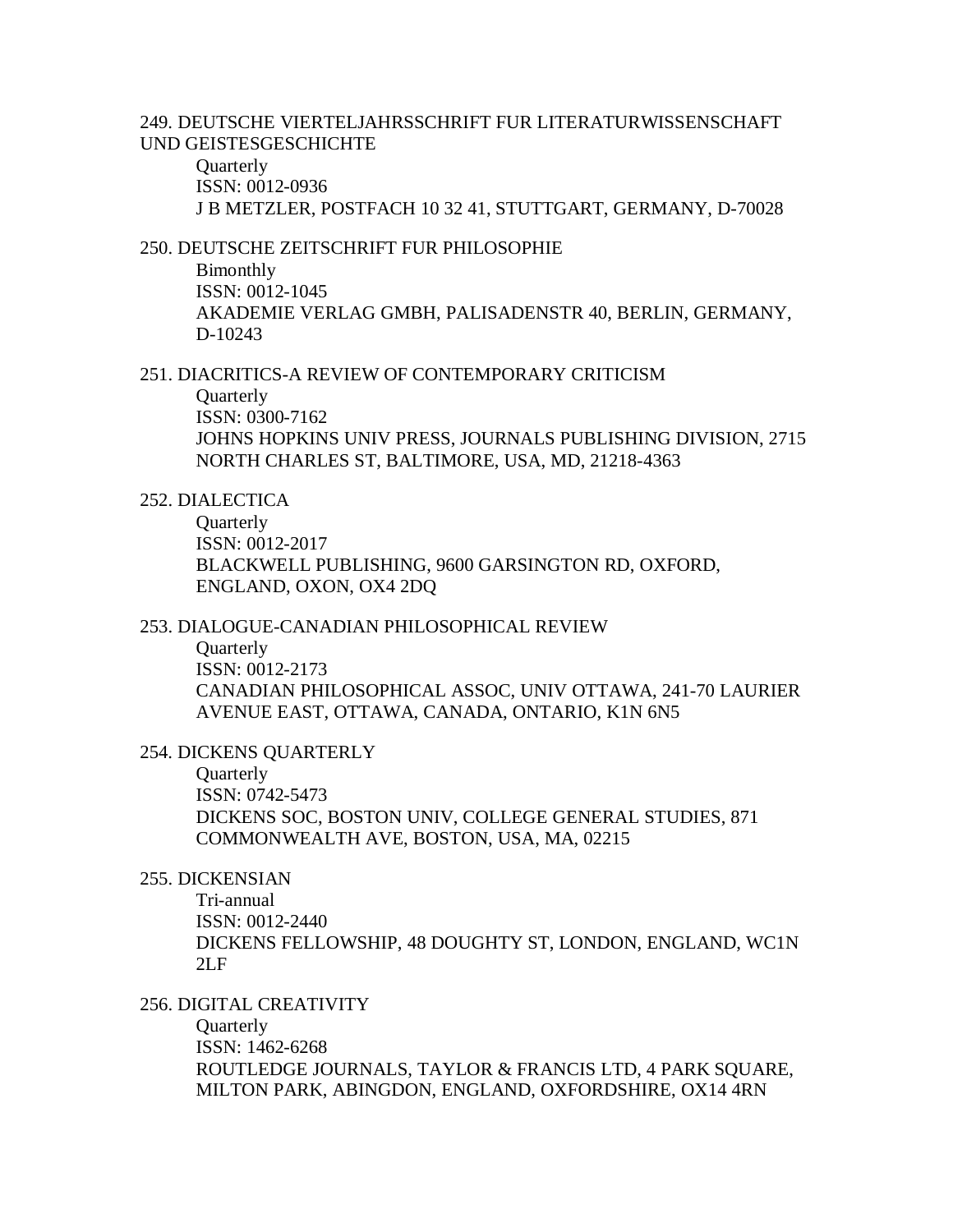249. DEUTSCHE VIERTELJAHRSSCHRIFT FUR LITERATURWISSENSCHAFT UND GEISTESGESCHICHTE

Quarterly
ISSN: 0012-0936
J B METZLER, POSTFACH 10 32 41, STUTTGART, GERMANY, D-70028

250. DEUTSCHE ZEITSCHRIFT FUR PHILOSOPHIE

Bimonthly
ISSN: 0012-1045
AKADEMIE VERLAG GMBH, PALISADENSTR 40, BERLIN, GERMANY, D-10243

251. DIACRITICS-A REVIEW OF CONTEMPORARY CRITICISM

Quarterly
ISSN: 0300-7162
JOHNS HOPKINS UNIV PRESS, JOURNALS PUBLISHING DIVISION, 2715 NORTH CHARLES ST, BALTIMORE, USA, MD, 21218-4363

252. DIALECTICA

Quarterly
ISSN: 0012-2017
BLACKWELL PUBLISHING, 9600 GARSINGTON RD, OXFORD, ENGLAND, OXON, OX4 2DQ

253. DIALOGUE-CANADIAN PHILOSOPHICAL REVIEW

Quarterly
ISSN: 0012-2173
CANADIAN PHILOSOPHICAL ASSOC, UNIV OTTAWA, 241-70 LAURIER AVENUE EAST, OTTAWA, CANADA, ONTARIO, K1N 6N5

254. DICKENS QUARTERLY

Quarterly
ISSN: 0742-5473
DICKENS SOC, BOSTON UNIV, COLLEGE GENERAL STUDIES, 871 COMMONWEALTH AVE, BOSTON, USA, MA, 02215

255. DICKENSIAN

Tri-annual
ISSN: 0012-2440
DICKENS FELLOWSHIP, 48 DOUGHTY ST, LONDON, ENGLAND, WC1N 2LF

256. DIGITAL CREATIVITY

Quarterly
ISSN: 1462-6268
ROUTLEDGE JOURNALS, TAYLOR & FRANCIS LTD, 4 PARK SQUARE, MILTON PARK, ABINGDON, ENGLAND, OXFORDSHIRE, OX14 4RN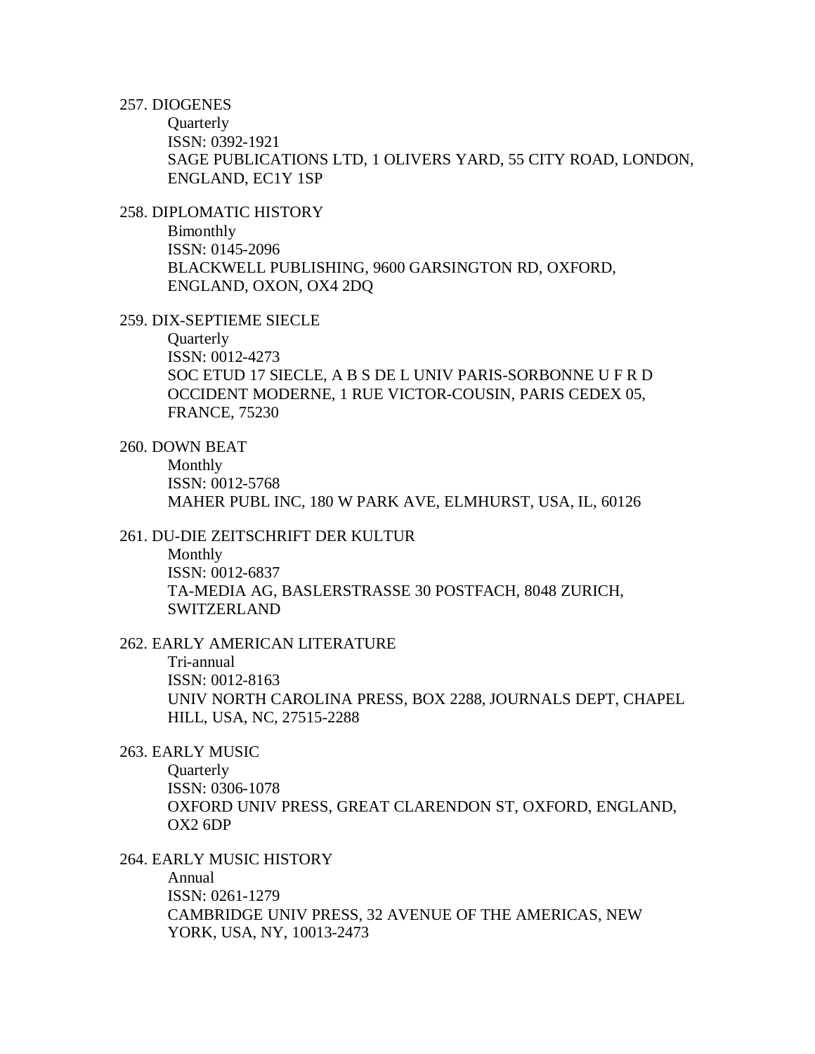257. DIOGENES
   Quarterly
   ISSN: 0392-1921
   SAGE PUBLICATIONS LTD, 1 OLIVERS YARD, 55 CITY ROAD, LONDON, ENGLAND, EC1Y 1SP

258. DIPLOMATIC HISTORY
   Bimonthly
   ISSN: 0145-2096
   BLACKWELL PUBLISHING, 9600 GARSINGTON RD, OXFORD, ENGLAND, OXON, OX4 2DQ

259. DIX-SEPTIEME SIECLE
   Quarterly
   ISSN: 0012-4273
   SOC ETUD 17 SIECLE, A B S DE L UNIV PARIS-SORBONNE U F R D OCCIDENT MODERNE, 1 RUE VICTOR-COUSIN, PARIS CEDEX 05, FRANCE, 75230

260. DOWN BEAT
   Monthly
   ISSN: 0012-5768
   MAHER PUBL INC, 180 W PARK AVE, ELMHURST, USA, IL, 60126

261. DU-DIE ZEITSCHRIFT DER KULTUR
   Monthly
   ISSN: 0012-6837
   TA-MEDIA AG, BASLERSTRASSE 30 POSTFACH, 8048 ZURICH, SWITZERLAND

262. EARLY AMERICAN LITERATURE
   Tri-annual
   ISSN: 0012-8163
   UNIV NORTH CAROLINA PRESS, BOX 2288, JOURNALS DEPT, CHAPEL HILL, USA, NC, 27515-2288

263. EARLY MUSIC
   Quarterly
   ISSN: 0306-1078
   OXFORD UNIV PRESS, GREAT CLARENDON ST, OXFORD, ENGLAND, OX2 6DP

264. EARLY MUSIC HISTORY
   Annual
   ISSN: 0261-1279
   CAMBRIDGE UNIV PRESS, 32 AVENUE OF THE AMERICAS, NEW YORK, USA, NY, 10013-2473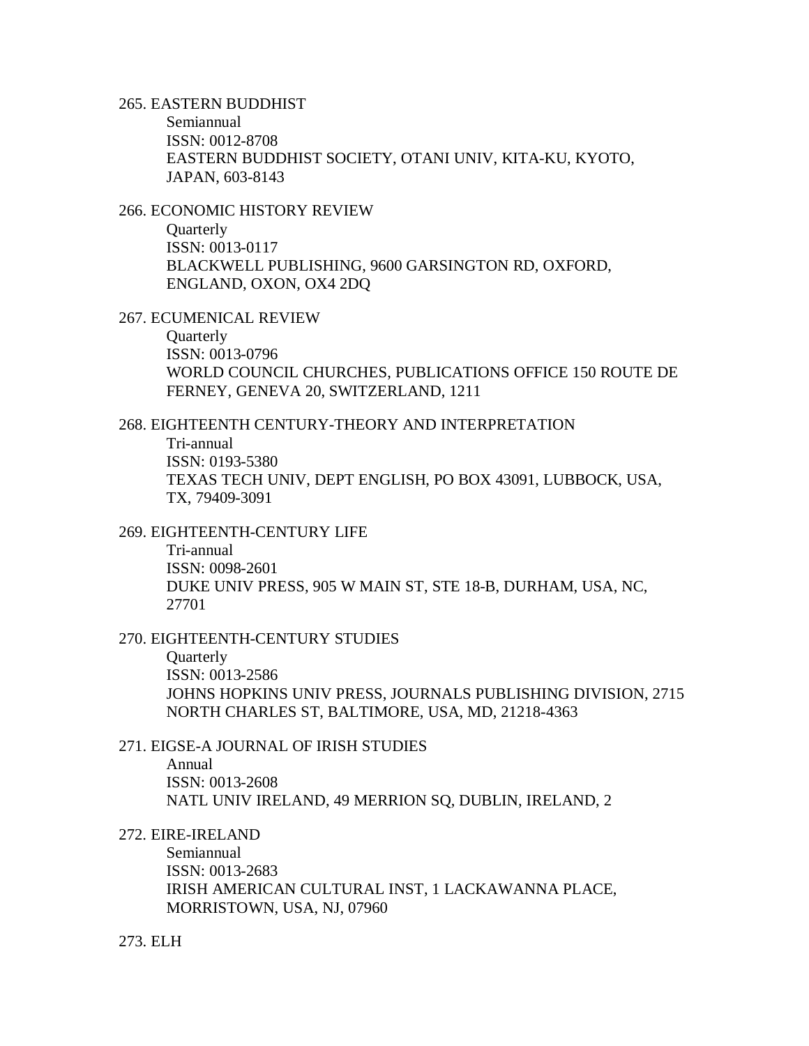265. EASTERN BUDDHIST

Semiannual
ISSN: 0012-8708
EASTERN BUDDHIST SOCIETY, OTANI UNIV, KITA-KU, KYOTO, JAPAN, 603-8143

266. ECONOMIC HISTORY REVIEW

Quarterly
ISSN: 0013-0117
BLACKWELL PUBLISHING, 9600 GARSINGTON RD, OXFORD, ENGLAND, OXON, OX4 2DQ

267. ECUMENICAL REVIEW

Quarterly
ISSN: 0013-0796
WORLD COUNCIL CHURCHES, PUBLICATIONS OFFICE 150 ROUTE DE FERNEY, GENEVA 20, SWITZERLAND, 1211

268. EIGHTEENTH CENTURY-THEORY AND INTERPRETATION

Tri-annual
ISSN: 0193-5380
TEXAS TECH UNIV, DEPT ENGLISH, PO BOX 43091, LUBBOCK, USA, TX, 79409-3091

269. EIGHTEENTH-CENTURY LIFE

Tri-annual
ISSN: 0098-2601
DUKE UNIV PRESS, 905 W MAIN ST, STE 18-B, DURHAM, USA, NC, 27701

270. EIGHTEENTH-CENTURY STUDIES

Quarterly
ISSN: 0013-2586
JOHNS HOPKINS UNIV PRESS, JOURNALS PUBLISHING DIVISION, 2715 NORTH CHARLES ST, BALTIMORE, USA, MD, 21218-4363

271. EIGSE-A JOURNAL OF IRISH STUDIES

Annual
ISSN: 0013-2608
NATL UNIV IRELAND, 49 MERRION SQ, DUBLIN, IRELAND, 2

272. EIRE-IRELAND

Semiannual
ISSN: 0013-2683
IRISH AMERICAN CULTURAL INST, 1 LACKAWANNA PLACE, MORRISTOWN, USA, NJ, 07960

273. ELH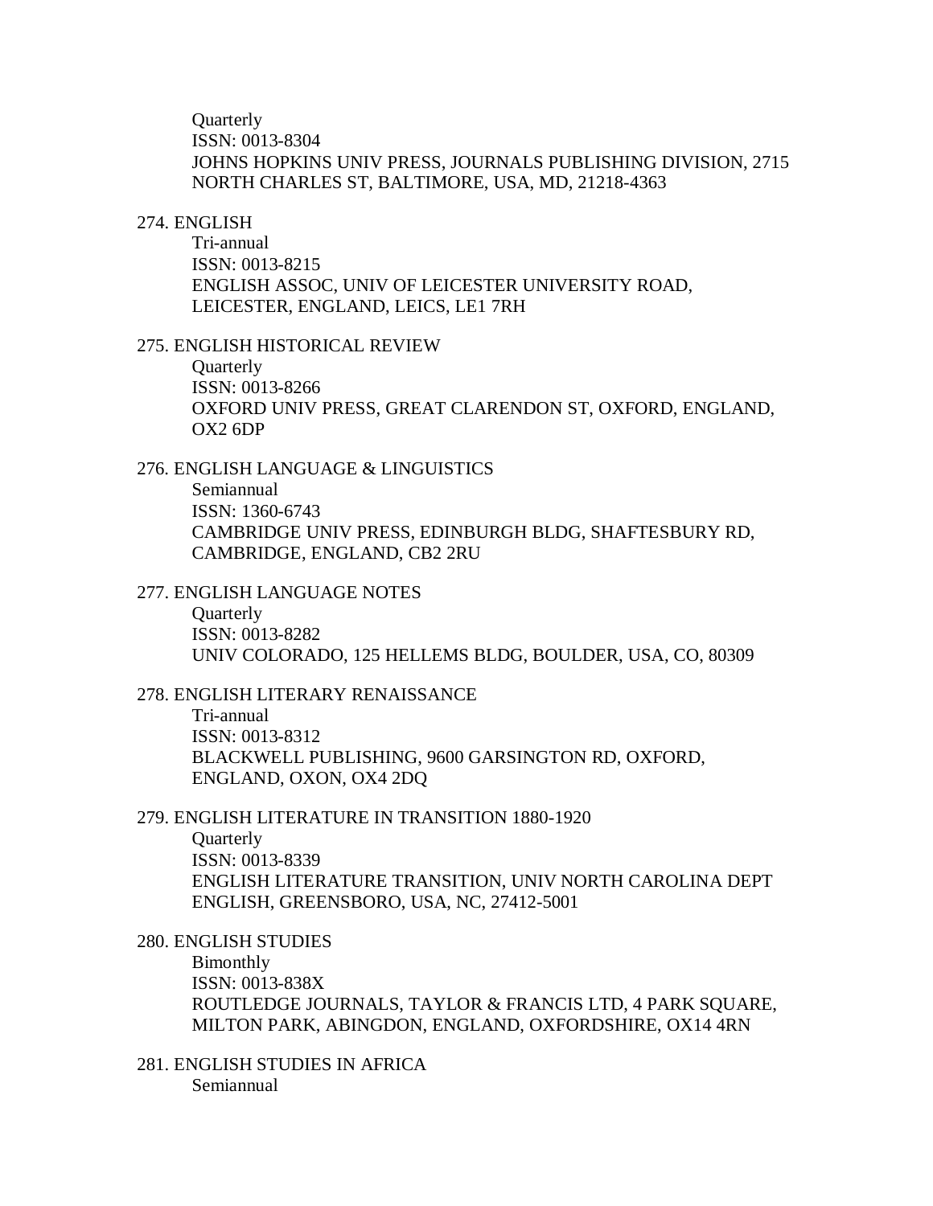Quarterly
ISSN: 0013-8304
JOHNS HOPKINS UNIV PRESS, JOURNALS PUBLISHING DIVISION, 2715 NORTH CHARLES ST, BALTIMORE, USA, MD, 21218-4363

274. ENGLISH
    Tri-annual
    ISSN: 0013-8215
    ENGLISH ASSOC, UNIV OF LEICESTER UNIVERSITY ROAD, LEICESTER, ENGLAND, LEICS, LE1 7RH

275. ENGLISH HISTORICAL REVIEW
    Quarterly
    ISSN: 0013-8266
    OXFORD UNIV PRESS, GREAT CLARENDON ST, OXFORD, ENGLAND, OX2 6DP

276. ENGLISH LANGUAGE & LINGUISTICS
    Semiannual
    ISSN: 1360-6743
    CAMBRIDGE UNIV PRESS, EDINBURGH BLDG, SHAFTESBURY RD, CAMBRIDGE, ENGLAND, CB2 2RU

277. ENGLISH LANGUAGE NOTES
    Quarterly
    ISSN: 0013-8282
    UNIV COLORADO, 125 HELLEMS BLDG, BOULDER, USA, CO, 80309

278. ENGLISH LITERARY RENAISSANCE
    Tri-annual
    ISSN: 0013-8312
    BLACKWELL PUBLISHING, 9600 GARSINGTON RD, OXFORD, ENGLAND, OXON, OX4 2DQ

279. ENGLISH LITERATURE IN TRANSITION 1880-1920
    Quarterly
    ISSN: 0013-8339
    ENGLISH LITERATURE TRANSITION, UNIV NORTH CAROLINA DEPT ENGLISH, GREENSBORO, USA, NC, 27412-5001

280. ENGLISH STUDIES
    Bimonthly
    ISSN: 0013-838X
    ROUTLEDGE JOURNALS, TAYLOR & FRANCIS LTD, 4 PARK SQUARE, MILTON PARK, ABINGDON, ENGLAND, OXFORDSHIRE, OX14 4RN

281. ENGLISH STUDIES IN AFRICA
    Semiannual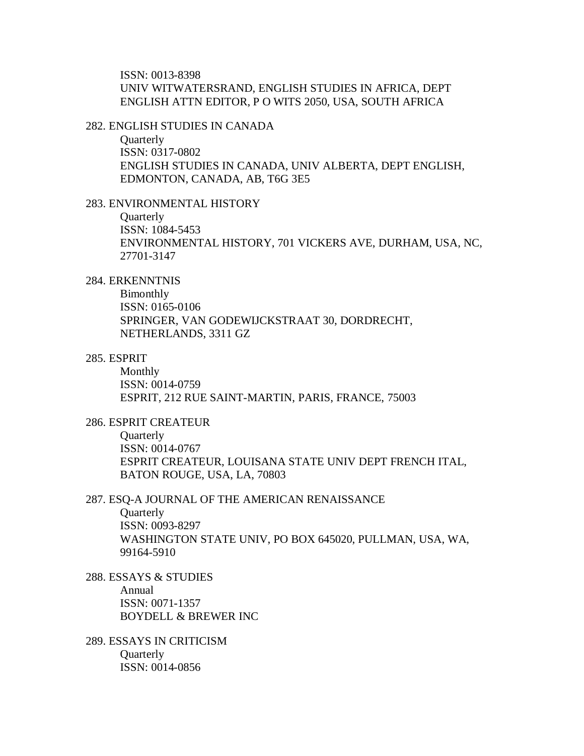ISSN: 0013-8398
UNIV WITWATERSRAND, ENGLISH STUDIES IN AFRICA, DEPT ENGLISH ATTN EDITOR, P O WITS 2050, USA, SOUTH AFRICA

282. ENGLISH STUDIES IN CANADA
Quarterly
ISSN: 0317-0802
ENGLISH STUDIES IN CANADA, UNIV ALBERTA, DEPT ENGLISH, EDMONTON, CANADA, AB, T6G 3E5

283. ENVIRONMENTAL HISTORY
Quarterly
ISSN: 1084-5453
ENVIRONMENTAL HISTORY, 701 VICKERS AVE, DURHAM, USA, NC, 27701-3147

284. ERKENNTNIS
Bimonthly
ISSN: 0165-0106
SPRINGER, VAN GODEWIJCKSTRAAT 30, DORDRECHT, NETHERLANDS, 3311 GZ

285. ESPRIT
Monthly
ISSN: 0014-0759
ESPRIT, 212 RUE SAINT-MARTIN, PARIS, FRANCE, 75003

286. ESPRIT CREATEUR
Quarterly
ISSN: 0014-0767
ESPRIT CREATEUR, LOUISANA STATE UNIV DEPT FRENCH ITAL, BATON ROUGE, USA, LA, 70803

287. ESQ-A JOURNAL OF THE AMERICAN RENAISSANCE
Quarterly
ISSN: 0093-8297
WASHINGTON STATE UNIV, PO BOX 645020, PULLMAN, USA, WA, 99164-5910

288. ESSAYS & STUDIES
Annual
ISSN: 0071-1357
BOYDELL & BREWER INC

289. ESSAYS IN CRITICISM
Quarterly
ISSN: 0014-0856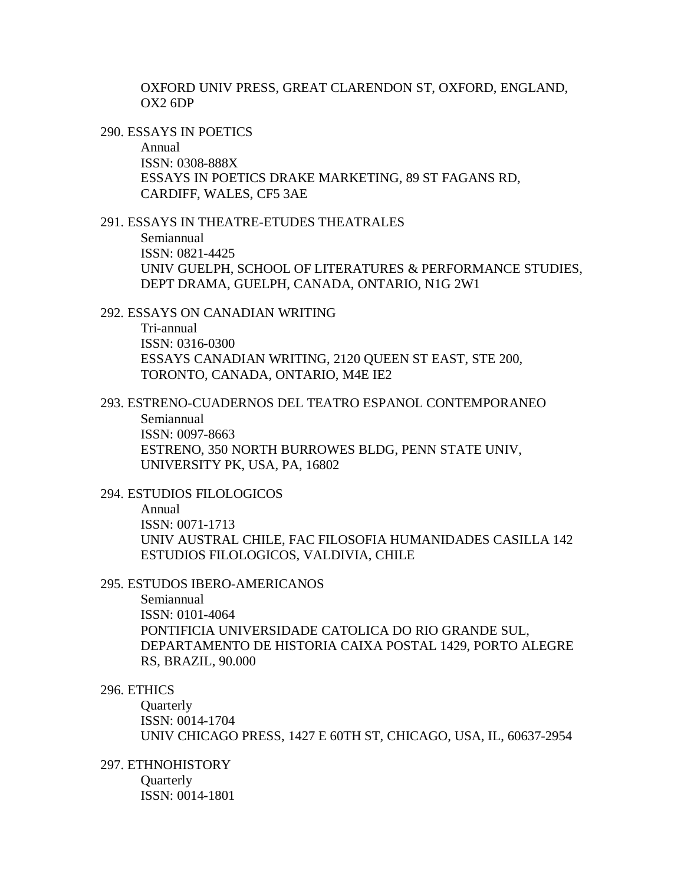OXFORD UNIV PRESS, GREAT CLARENDON ST, OXFORD, ENGLAND, OX2 6DP

290. ESSAYS IN POETICS
Annual
ISSN: 0308-888X
ESSAYS IN POETICS DRAKE MARKETING, 89 ST FAGANS RD, CARDIFF, WALES, CF5 3AE

291. ESSAYS IN THEATRE-ETUDES THEATRALES
Semiannual
ISSN: 0821-4425
UNIV GUELPH, SCHOOL OF LITERATURES & PERFORMANCE STUDIES, DEPT DRAMA, GUELPH, CANADA, ONTARIO, N1G 2W1

292. ESSAYS ON CANADIAN WRITING
Tri-annual
ISSN: 0316-0300
ESSAYS CANADIAN WRITING, 2120 QUEEN ST EAST, STE 200, TORONTO, CANADA, ONTARIO, M4E IE2

293. ESTRENO-CUADERNOS DEL TEATRO ESPANOL CONTEMPORANEO
Semiannual
ISSN: 0097-8663
ESTRENO, 350 NORTH BURROWES BLDG, PENN STATE UNIV, UNIVERSITY PK, USA, PA, 16802

294. ESTUDIOS FILOLOGICOS
Annual
ISSN: 0071-1713
UNIV AUSTRAL CHILE, FAC FILOSOFIA HUMANIDADES CASILLA 142 ESTUDIOS FILOLOGICOS, VALDIVIA, CHILE

295. ESTUDOS IBERO-AMERICANOS
Semiannual
ISSN: 0101-4064
PONTIFICIA UNIVERSIDADE CATOLICA DO RIO GRANDE SUL, DEPARTAMENTO DE HISTORIA CAIXA POSTAL 1429, PORTO ALEGRE RS, BRAZIL, 90.000

296. ETHICS
Quarterly
ISSN: 0014-1704
UNIV CHICAGO PRESS, 1427 E 60TH ST, CHICAGO, USA, IL, 60637-2954

297. ETHNOHISTORY
Quarterly
ISSN: 0014-1801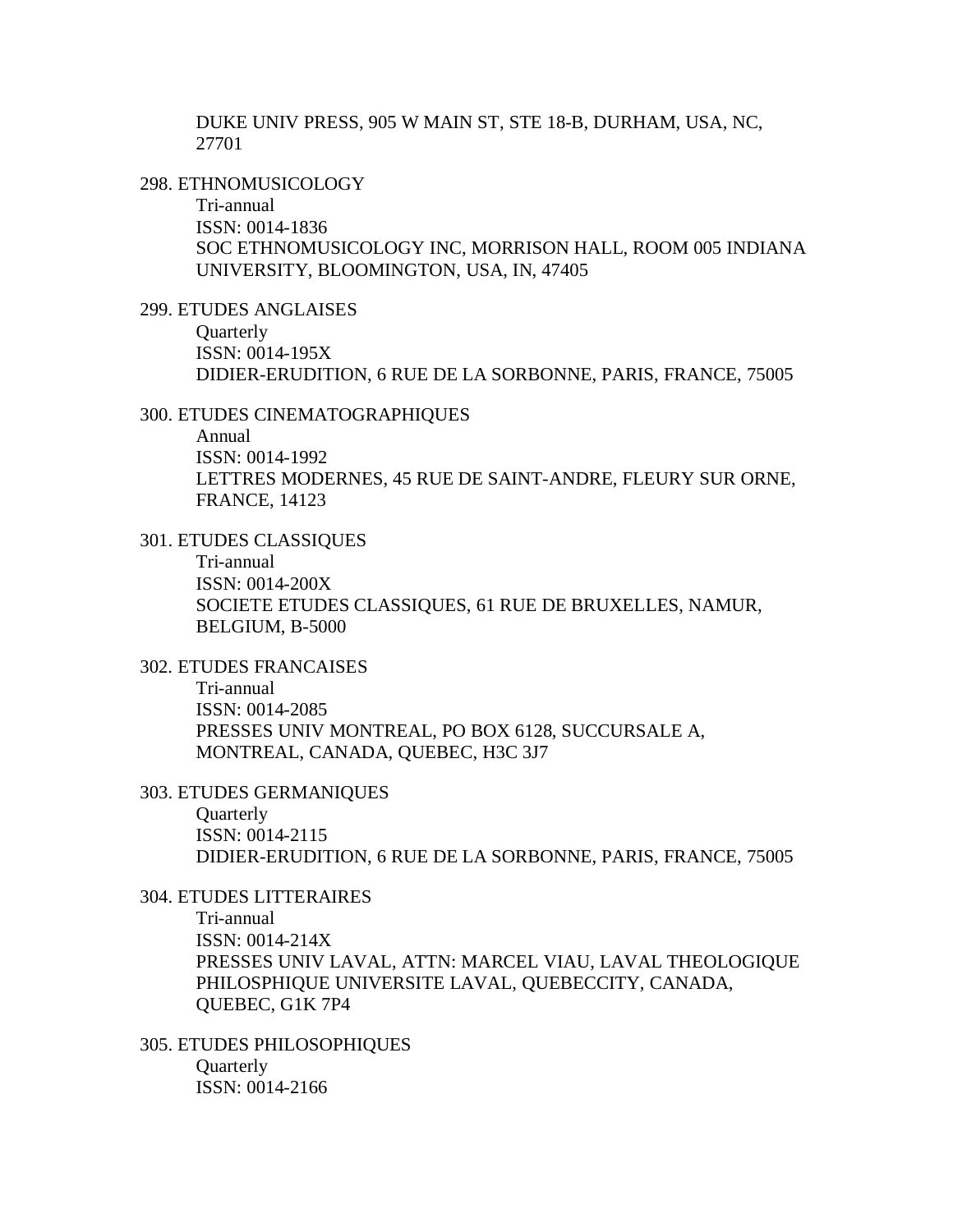DUKE UNIV PRESS, 905 W MAIN ST, STE 18-B, DURHAM, USA, NC, 27701

298. ETHNOMUSICOLOGY
    Tri-annual
    ISSN: 0014-1836
    SOC ETHNOMUSICOLOGY INC, MORRISON HALL, ROOM 005 INDIANA UNIVERSITY, BLOOMINGTON, USA, IN, 47405

299. ETUDES ANGLAISES
    Quarterly
    ISSN: 0014-195X
    DIDIER-ERUDITION, 6 RUE DE LA SORBONNE, PARIS, FRANCE, 75005

300. ETUDES CINEMATOGRAPHIQUES
    Annual
    ISSN: 0014-1992
    LETTRES MODERNES, 45 RUE DE SAINT-ANDRE, FLEURY SUR ORNE, FRANCE, 14123

301. ETUDES CLASSIQUES
    Tri-annual
    ISSN: 0014-200X
    SOCIETE ETUDES CLASSIQUES, 61 RUE DE BRUXELLES, NAMUR, BELGIUM, B-5000

302. ETUDES FRANCAISES
    Tri-annual
    ISSN: 0014-2085
    PRESSES UNIV MONTREAL, PO BOX 6128, SUCCURSALE A, MONTREAL, CANADA, QUEBEC, H3C 3J7

303. ETUDES GERMANIQUES
    Quarterly
    ISSN: 0014-2115
    DIDIER-ERUDITION, 6 RUE DE LA SORBONNE, PARIS, FRANCE, 75005

304. ETUDES LITTERAIRES
    Tri-annual
    ISSN: 0014-214X
    PRESSES UNIV LAVAL, ATTN: MARCEL VIAU, LAVAL THEOLOGIQUE PHILOSPHIQUE UNIVERSITE LAVAL, QUEBECCITY, CANADA, QUEBEC, G1K 7P4

305. ETUDES PHILOSOPHIQUES
    Quarterly
    ISSN: 0014-2166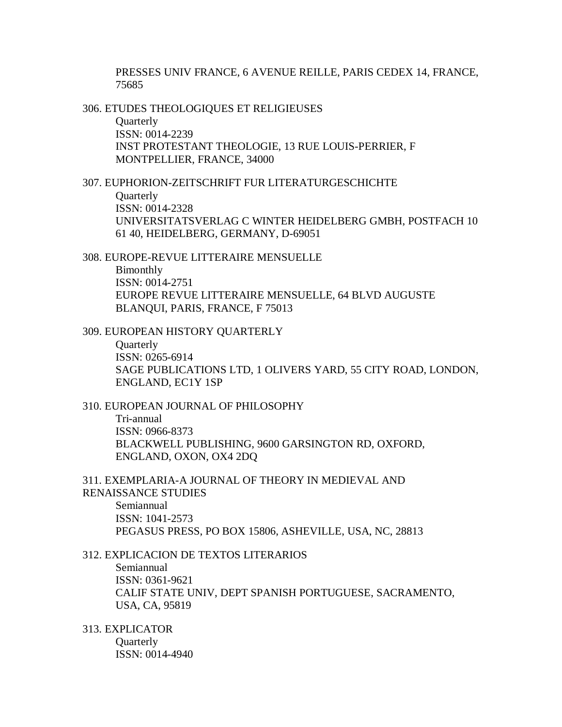PRESSES UNIV FRANCE, 6 AVENUE REILLE, PARIS CEDEX 14, FRANCE, 75685

306. ETUDES THEOLOGIQUES ET RELIGIEUSES
   Quarterly
   ISSN: 0014-2239
   INST PROTESTANT THEOLOGIE, 13 RUE LOUIS-PERRIER, F MONTPELLIER, FRANCE, 34000

307. EUPHORION-ZEITSCHRIFT FUR LITERATURGESCHICHTE
   Quarterly
   ISSN: 0014-2328
   UNIVERSITATSVERLAG C WINTER HEIDELBERG GMBH, POSTFACH 10 61 40, HEIDELBERG, GERMANY, D-69051

308. EUROPE-REVUE LITTERAIRE MENSUELLE
   Bimonthly
   ISSN: 0014-2751
   EUROPE REVUE LITTERAIRE MENSUELLE, 64 BLVD AUGUSTE BLANQUI, PARIS, FRANCE, F 75013

309. EUROPEAN HISTORY QUARTERLY
   Quarterly
   ISSN: 0265-6914
   SAGE PUBLICATIONS LTD, 1 OLIVERS YARD, 55 CITY ROAD, LONDON, ENGLAND, EC1Y 1SP

310. EUROPEAN JOURNAL OF PHILOSOPHY
   Tri-annual
   ISSN: 0966-8373
   BLACKWELL PUBLISHING, 9600 GARSINGTON RD, OXFORD, ENGLAND, OXON, OX4 2DQ

311. EXEMPLARIA-A JOURNAL OF THEORY IN MEDIEVAL AND RENAISSANCE STUDIES
   Semiannual
   ISSN: 1041-2573
   PEGASUS PRESS, PO BOX 15806, ASHEVILLE, USA, NC, 28813

312. EXPLICACION DE TEXTOS LITERARIOS
   Semiannual
   ISSN: 0361-9621
   CALIF STATE UNIV, DEPT SPANISH PORTUGUESE, SACRAMENTO, USA, CA, 95819

313. EXPLICATOR
   Quarterly
   ISSN: 0014-4940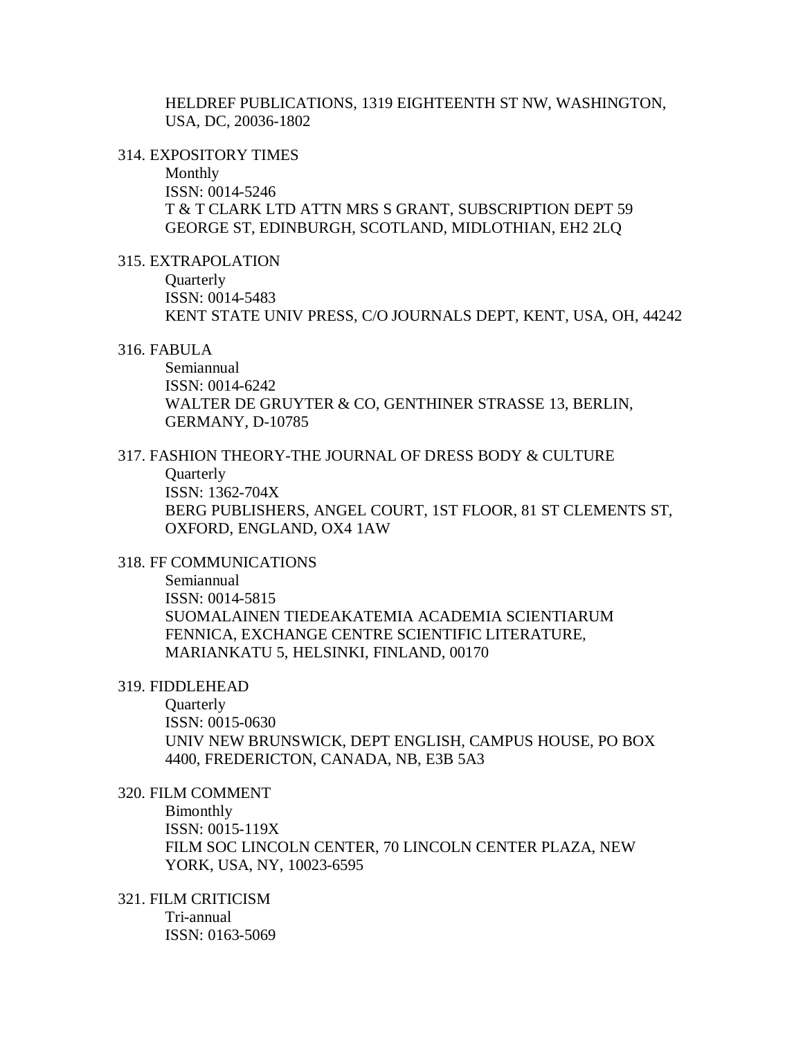HELDREF PUBLICATIONS, 1319 EIGHTEENTH ST NW, WASHINGTON, USA, DC, 20036-1802

314. EXPOSITORY TIMES
    Monthly
    ISSN: 0014-5246
    T & T CLARK LTD ATTN MRS S GRANT, SUBSCRIPTION DEPT 59 GEORGE ST, EDINBURGH, SCOTLAND, MIDLOTHIAN, EH2 2LQ

315. EXTRAPOLATION
    Quarterly
    ISSN: 0014-5483
    KENT STATE UNIV PRESS, C/O JOURNALS DEPT, KENT, USA, OH, 44242

316. FABULA
    Semiannual
    ISSN: 0014-6242
    WALTER DE GRUYTER & CO, GENTHINER STRASSE 13, BERLIN, GERMANY, D-10785

317. FASHION THEORY-THE JOURNAL OF DRESS BODY & CULTURE
    Quarterly
    ISSN: 1362-704X
    BERG PUBLISHERS, ANGEL COURT, 1ST FLOOR, 81 ST CLEMENTS ST, OXFORD, ENGLAND, OX4 1AW

318. FF COMMUNICATIONS
    Semiannual
    ISSN: 0014-5815
    SUOMALAINEN TIEDEAKATEMIA ACADEMIA SCIENTIARUM FENNICA, EXCHANGE CENTRE SCIENTIFIC LITERATURE, MARIANKATU 5, HELSINKI, FINLAND, 00170

319. FIDDLEHEAD
    Quarterly
    ISSN: 0015-0630
    UNIV NEW BRUNSWICK, DEPT ENGLISH, CAMPUS HOUSE, PO BOX 4400, FREDERICTON, CANADA, NB, E3B 5A3

320. FILM COMMENT
    Bimonthly
    ISSN: 0015-119X
    FILM SOC LINCOLN CENTER, 70 LINCOLN CENTER PLAZA, NEW YORK, USA, NY, 10023-6595

321. FILM CRITICISM
    Tri-annual
    ISSN: 0163-5069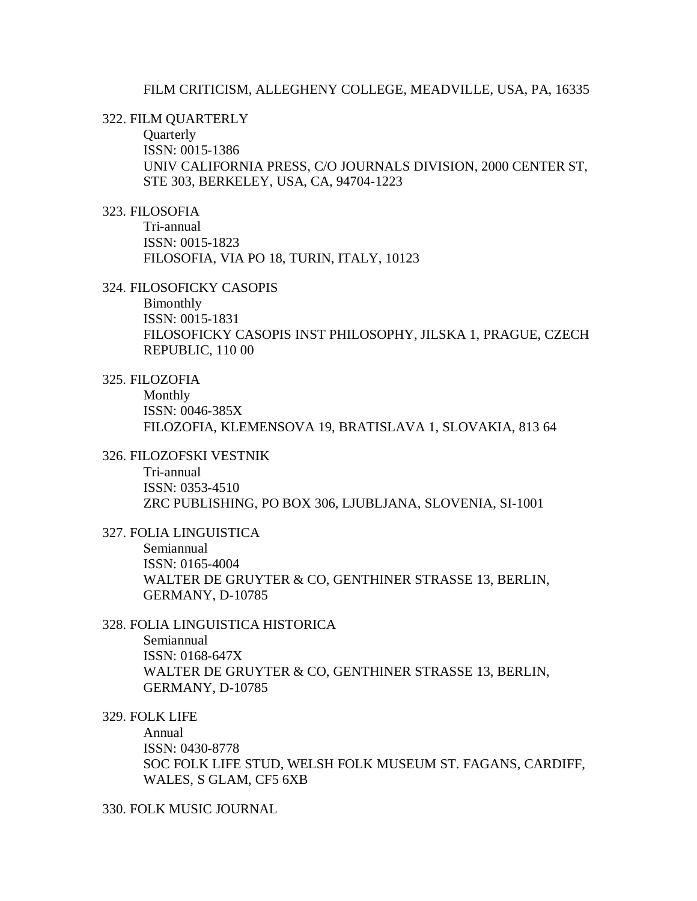FILM CRITICISM, ALLEGHENY COLLEGE, MEADVILLE, USA, PA, 16335

322. FILM QUARTERLY
   Quarterly
   ISSN: 0015-1386
   UNIV CALIFORNIA PRESS, C/O JOURNALS DIVISION, 2000 CENTER ST, STE 303, BERKELEY, USA, CA, 94704-1223

323. FILOSOFIA
   Tri-annual
   ISSN: 0015-1823
   FILOSOFIA, VIA PO 18, TURIN, ITALY, 10123

324. FILOSOFICKY CASOPIS
   Bimonthly
   ISSN: 0015-1831
   FILOSOFICKY CASOPIS INST PHILOSOPHY, JILSKA 1, PRAGUE, CZECH REPUBLIC, 110 00

325. FILOZOFIA
   Monthly
   ISSN: 0046-385X
   FILOZOFIA, KLEMENSOVA 19, BRATISLAVA 1, SLOVAKIA, 813 64

326. FILOZOFSKI VESTNIK
   Tri-annual
   ISSN: 0353-4510
   ZRC PUBLISHING, PO BOX 306, LJUBLJANA, SLOVENIA, SI-1001

327. FOLIA LINGUISTICA
   Semiannual
   ISSN: 0165-4004
   WALTER DE GRUYTER & CO, GENTHINER STRASSE 13, BERLIN, GERMANY, D-10785

328. FOLIA LINGUISTICA HISTORICA
   Semiannual
   ISSN: 0168-647X
   WALTER DE GRUYTER & CO, GENTHINER STRASSE 13, BERLIN, GERMANY, D-10785

329. FOLK LIFE
   Annual
   ISSN: 0430-8778
   SOC FOLK LIFE STUD, WELSH FOLK MUSEUM ST. FAGANS, CARDIFF, WALES, S GLAM, CF5 6XB

330. FOLK MUSIC JOURNAL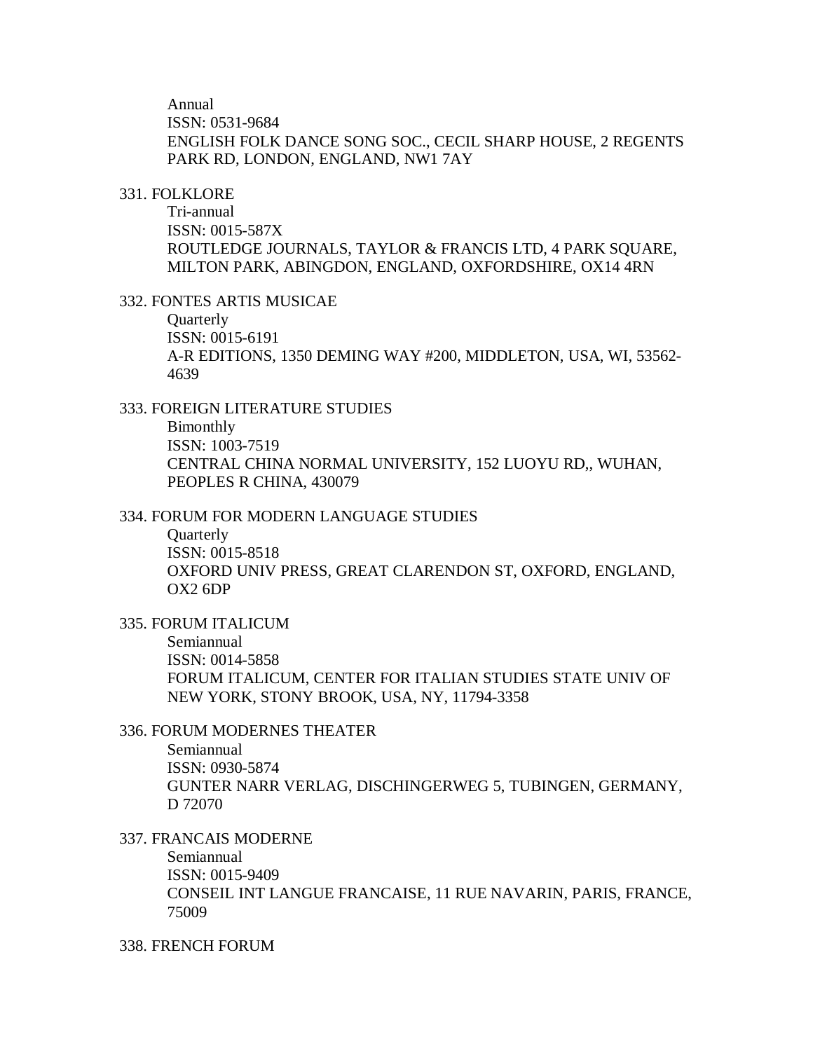Annual
ISSN: 0531-9684
ENGLISH FOLK DANCE SONG SOC., CECIL SHARP HOUSE, 2 REGENTS PARK RD, LONDON, ENGLAND, NW1 7AY

331. FOLKLORE
Tri-annual
ISSN: 0015-587X
ROUTLEDGE JOURNALS, TAYLOR & FRANCIS LTD, 4 PARK SQUARE, MILTON PARK, ABINGDON, ENGLAND, OXFORDSHIRE, OX14 4RN

332. FONTES ARTIS MUSICAE
Quarterly
ISSN: 0015-6191
A-R EDITIONS, 1350 DEMING WAY #200, MIDDLETON, USA, WI, 53562-4639

333. FOREIGN LITERATURE STUDIES
Bimonthly
ISSN: 1003-7519
CENTRAL CHINA NORMAL UNIVERSITY, 152 LUOYU RD,, WUHAN, PEOPLES R CHINA, 430079

334. FORUM FOR MODERN LANGUAGE STUDIES
Quarterly
ISSN: 0015-8518
OXFORD UNIV PRESS, GREAT CLARENDON ST, OXFORD, ENGLAND, OX2 6DP

335. FORUM ITALICUM
Semiannual
ISSN: 0014-5858
FORUM ITALICUM, CENTER FOR ITALIAN STUDIES STATE UNIV OF NEW YORK, STONY BROOK, USA, NY, 11794-3358

336. FORUM MODERNES THEATER
Semiannual
ISSN: 0930-5874
GUNTER NARR VERLAG, DISCHINGERWEG 5, TUBINGEN, GERMANY, D 72070

337. FRANCAIS MODERNE
Semiannual
ISSN: 0015-9409
CONSEIL INT LANGUE FRANCAISE, 11 RUE NAVARIN, PARIS, FRANCE, 75009

338. FRENCH FORUM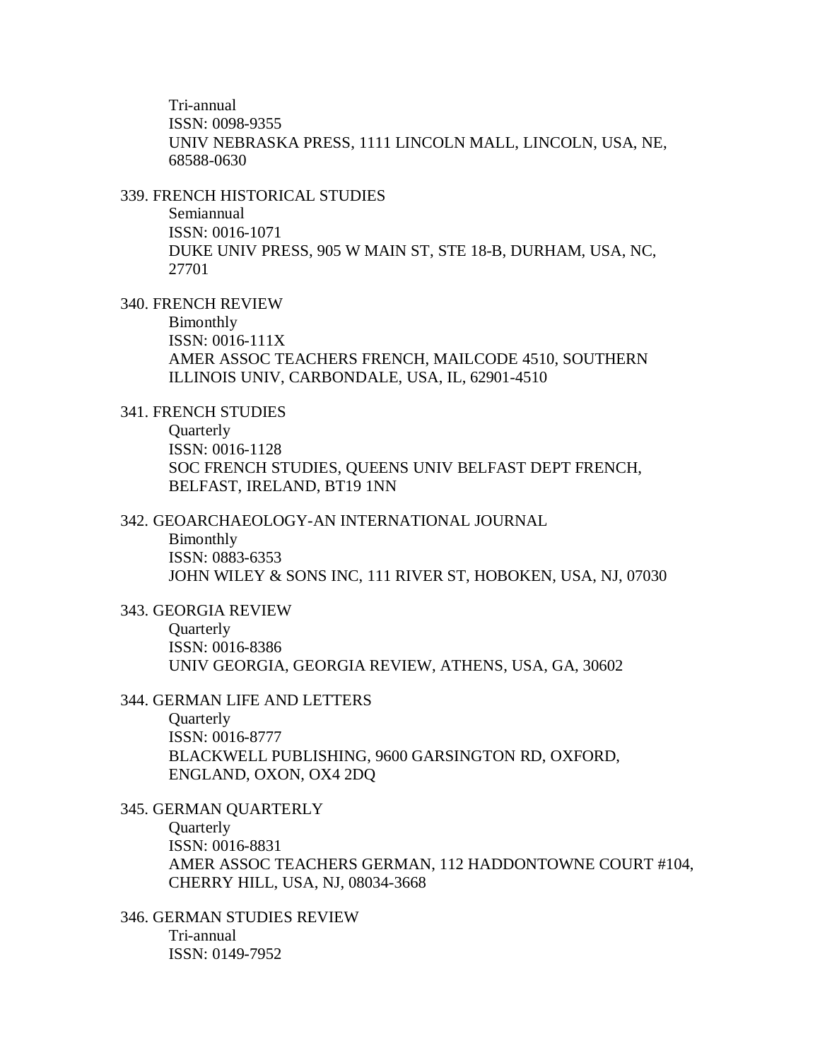Tri-annual  
ISSN: 0098-9355  
UNIV NEBRASKA PRESS, 1111 LINCOLN MALL, LINCOLN, USA, NE, 68588-0630

339. FRENCH HISTORICAL STUDIES  
Semiannual  
ISSN: 0016-1071  
DUKE UNIV PRESS, 905 W MAIN ST, STE 18-B, DURHAM, USA, NC, 27701

340. FRENCH REVIEW  
Bimonthly  
ISSN: 0016-111X  
AMER ASSOC TEACHERS FRENCH, MAILCODE 4510, SOUTHERN ILLINOIS UNIV, CARBONDALE, USA, IL, 62901-4510

341. FRENCH STUDIES  
Quarterly  
ISSN: 0016-1128  
SOC FRENCH STUDIES, QUEENS UNIV BELFAST DEPT FRENCH, BELFAST, IRELAND, BT19 1NN

342. GEOARCHAEOLOGY-AN INTERNATIONAL JOURNAL  
Bimonthly  
ISSN: 0883-6353  
JOHN WILEY & SONS INC, 111 RIVER ST, HOBOKEN, USA, NJ, 07030

343. GEORGIA REVIEW  
Quarterly  
ISSN: 0016-8386  
UNIV GEORGIA, GEORGIA REVIEW, ATHENS, USA, GA, 30602

344. GERMAN LIFE AND LETTERS  
Quarterly  
ISSN: 0016-8777  
BLACKWELL PUBLISHING, 9600 GARSINGTON RD, OXFORD, ENGLAND, OXON, OX4 2DQ

345. GERMAN QUARTERLY  
Quarterly  
ISSN: 0016-8831  
AMER ASSOC TEACHERS GERMAN, 112 HADDONTOWNE COURT #104, CHERRY HILL, USA, NJ, 08034-3668

346. GERMAN STUDIES REVIEW  
Tri-annual  
ISSN: 0149-7952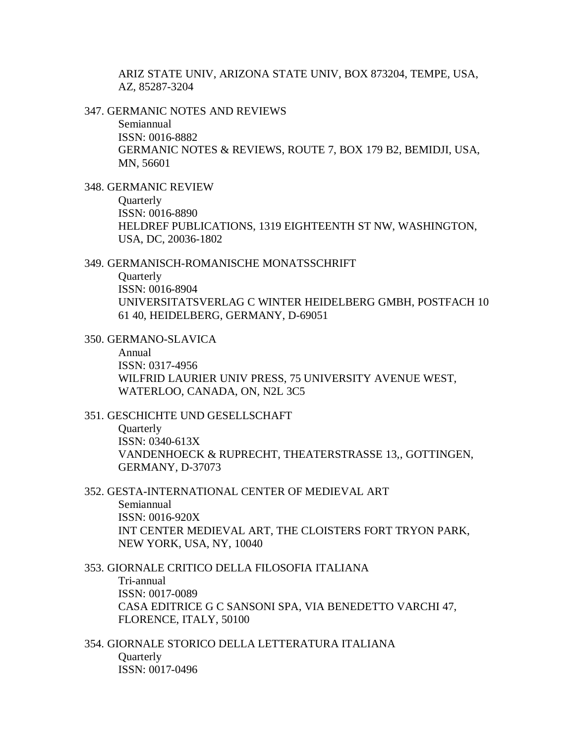ARIZ STATE UNIV, ARIZONA STATE UNIV, BOX 873204, TEMPE, USA, AZ, 85287-3204

347. GERMANIC NOTES AND REVIEWS
    Semiannual
    ISSN: 0016-8882
    GERMANIC NOTES & REVIEWS, ROUTE 7, BOX 179 B2, BEMIDJI, USA, MN, 56601

348. GERMANIC REVIEW
    Quarterly
    ISSN: 0016-8890
    HELDREF PUBLICATIONS, 1319 EIGHTEENTH ST NW, WASHINGTON, USA, DC, 20036-1802

349. GERMANISCH-ROMANISCHE MONATSSCHRIFT
    Quarterly
    ISSN: 0016-8904
    UNIVERSITATSVERLAG C WINTER HEIDELBERG GMBH, POSTFACH 10 61 40, HEIDELBERG, GERMANY, D-69051

350. GERMANO-SLAVICA
    Annual
    ISSN: 0317-4956
    WILFRID LAURIER UNIV PRESS, 75 UNIVERSITY AVENUE WEST, WATERLOO, CANADA, ON, N2L 3C5

351. GESCHICHTE UND GESELLSCHAFT
    Quarterly
    ISSN: 0340-613X
    VANDENHOECK & RUPRECHT, THEATERSTRASSE 13,, GOTTINGEN, GERMANY, D-37073

352. GESTA-INTERNATIONAL CENTER OF MEDIEVAL ART
    Semiannual
    ISSN: 0016-920X
    INT CENTER MEDIEVAL ART, THE CLOISTERS FORT TRYON PARK, NEW YORK, USA, NY, 10040

353. GIORNALE CRITICO DELLA FILOSOFIA ITALIANA
    Tri-annual
    ISSN: 0017-0089
    CASA EDITRICE G C SANSONI SPA, VIA BENEDETTO VARCHI 47, FLORENCE, ITALY, 50100

354. GIORNALE STORICO DELLA LETTERATURA ITALIANA
    Quarterly
    ISSN: 0017-0496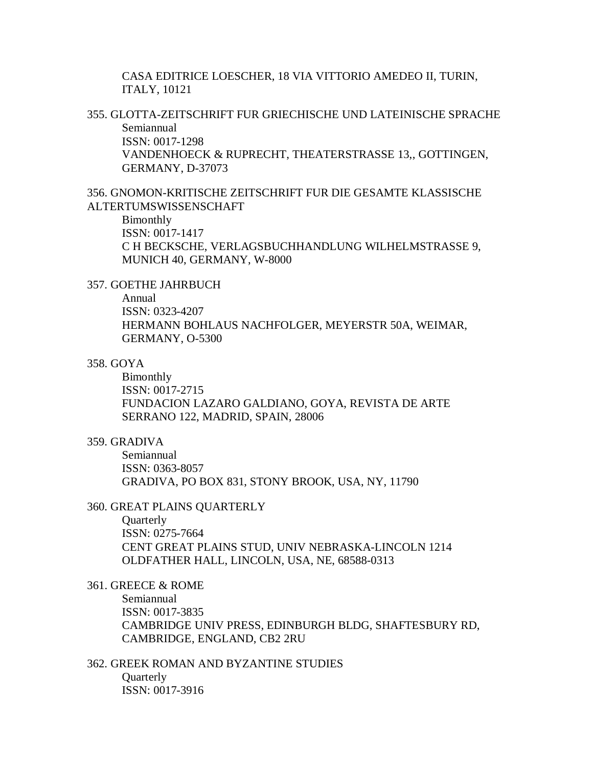CASA EDITRICE LOESCHER, 18 VIA VITTORIO AMEDEO II, TURIN, ITALY, 10121

355. GLOTTA-ZEITSCHRIFT FUR GRIECHISCHE UND LATEINISCHE SPRACHE
Semiannual
ISSN: 0017-1298
VANDENHOECK & RUPRECHT, THEATERSTRASSE 13,, GOTTINGEN, GERMANY, D-37073

356. GNOMON-KRITISCHE ZEITSCHRIFT FUR DIE GESAMTE KLASSISCHE ALTERTUMSWISSENSCHAFT
Bimonthly
ISSN: 0017-1417
C H BECKSCHE, VERLAGSBUCHHANDLUNG WILHELMSTRASSE 9, MUNICH 40, GERMANY, W-8000

357. GOETHE JAHRBUCH
Annual
ISSN: 0323-4207
HERMANN BOHLAUS NACHFOLGER, MEYERSTR 50A, WEIMAR, GERMANY, O-5300

358. GOYA
Bimonthly
ISSN: 0017-2715
FUNDACION LAZARO GALDIANO, GOYA, REVISTA DE ARTE SERRANO 122, MADRID, SPAIN, 28006

359. GRADIVA
Semiannual
ISSN: 0363-8057
GRADIVA, PO BOX 831, STONY BROOK, USA, NY, 11790

360. GREAT PLAINS QUARTERLY
Quarterly
ISSN: 0275-7664
CENT GREAT PLAINS STUD, UNIV NEBRASKA-LINCOLN 1214 OLDFATHER HALL, LINCOLN, USA, NE, 68588-0313

361. GREECE & ROME
Semiannual
ISSN: 0017-3835
CAMBRIDGE UNIV PRESS, EDINBURGH BLDG, SHAFTESBURY RD, CAMBRIDGE, ENGLAND, CB2 2RU

362. GREEK ROMAN AND BYZANTINE STUDIES
Quarterly
ISSN: 0017-3916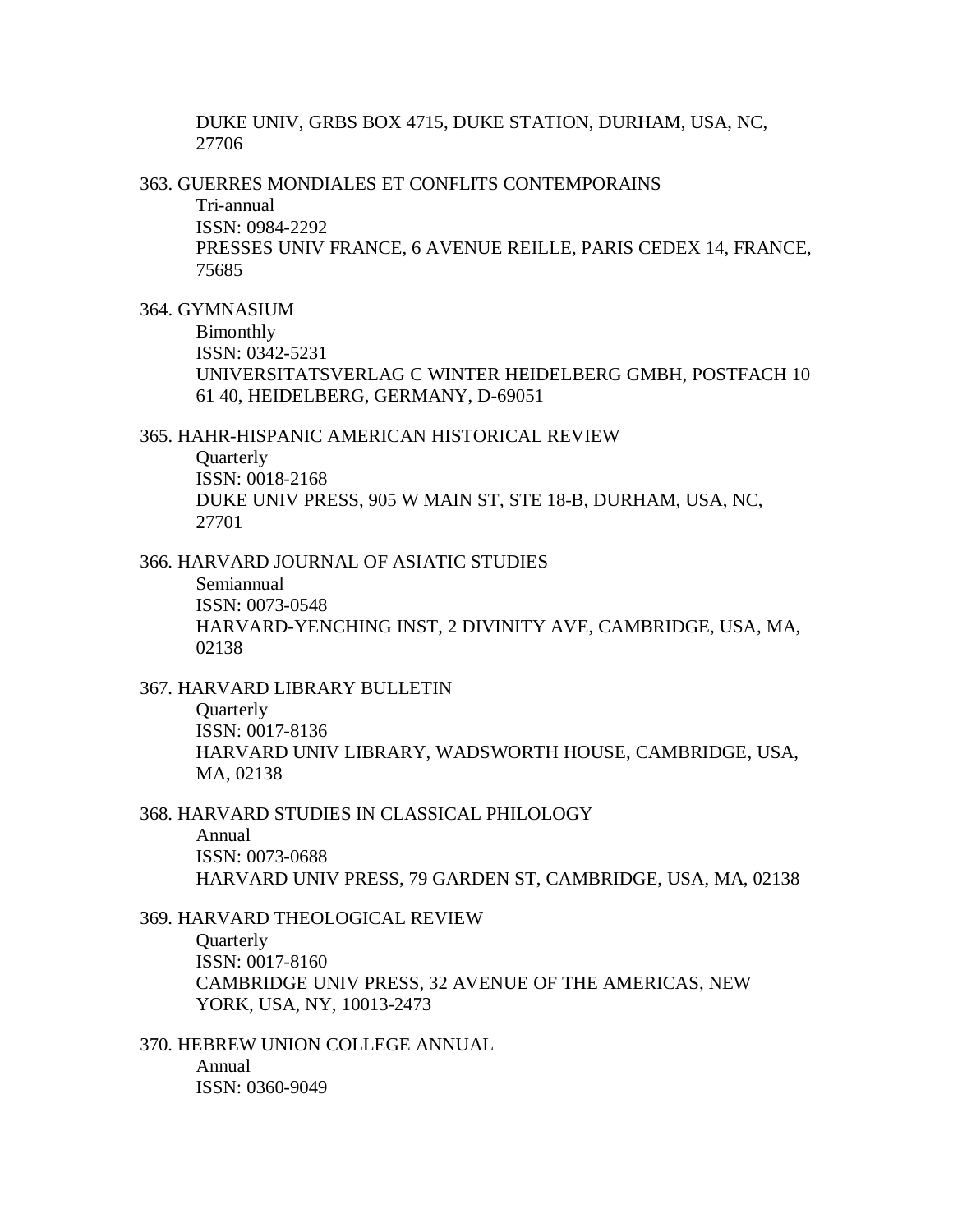DUKE UNIV, GRBS BOX 4715, DUKE STATION, DURHAM, USA, NC, 27706

363. GUERRES MONDIALES ET CONFLITS CONTEMPORAINS
    Tri-annual
    ISSN: 0984-2292
    PRESSES UNIV FRANCE, 6 AVENUE REILLE, PARIS CEDEX 14, FRANCE, 75685

364. GYMNASIUM
    Bimonthly
    ISSN: 0342-5231
    UNIVERSITATSVERLAG C WINTER HEIDELBERG GMBH, POSTFACH 10 61 40, HEIDELBERG, GERMANY, D-69051

365. HAHR-HISPANIC AMERICAN HISTORICAL REVIEW
    Quarterly
    ISSN: 0018-2168
    DUKE UNIV PRESS, 905 W MAIN ST, STE 18-B, DURHAM, USA, NC, 27701

366. HARVARD JOURNAL OF ASIATIC STUDIES
    Semiannual
    ISSN: 0073-0548
    HARVARD-YENCHING INST, 2 DIVINITY AVE, CAMBRIDGE, USA, MA, 02138

367. HARVARD LIBRARY BULLETIN
    Quarterly
    ISSN: 0017-8136
    HARVARD UNIV LIBRARY, WADSWORTH HOUSE, CAMBRIDGE, USA, MA, 02138

368. HARVARD STUDIES IN CLASSICAL PHILOLOGY
    Annual
    ISSN: 0073-0688
    HARVARD UNIV PRESS, 79 GARDEN ST, CAMBRIDGE, USA, MA, 02138

369. HARVARD THEOLOGICAL REVIEW
    Quarterly
    ISSN: 0017-8160
    CAMBRIDGE UNIV PRESS, 32 AVENUE OF THE AMERICAS, NEW YORK, USA, NY, 10013-2473

370. HEBREW UNION COLLEGE ANNUAL
    Annual
    ISSN: 0360-9049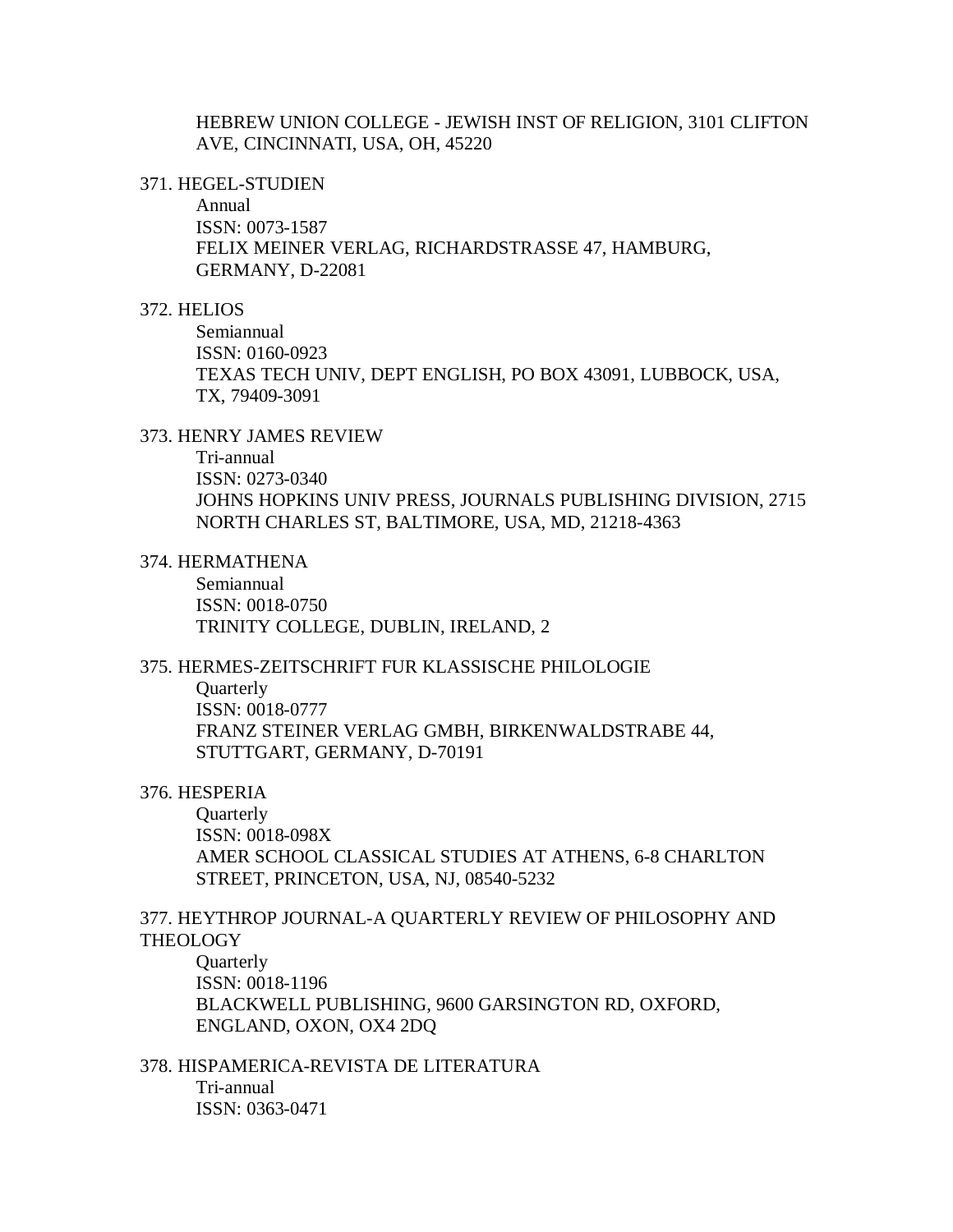HEBREW UNION COLLEGE - JEWISH INST OF RELIGION, 3101 CLIFTON AVE, CINCINNATI, USA, OH, 45220

371. HEGEL-STUDIEN
    Annual
    ISSN: 0073-1587
    FELIX MEINER VERLAG, RICHARDSTRASSE 47, HAMBURG, GERMANY, D-22081

372. HELIOS
    Semiannual
    ISSN: 0160-0923
    TEXAS TECH UNIV, DEPT ENGLISH, PO BOX 43091, LUBBOCK, USA, TX, 79409-3091

373. HENRY JAMES REVIEW
    Tri-annual
    ISSN: 0273-0340
    JOHNS HOPKINS UNIV PRESS, JOURNALS PUBLISHING DIVISION, 2715 NORTH CHARLES ST, BALTIMORE, USA, MD, 21218-4363

374. HERMATHENA
    Semiannual
    ISSN: 0018-0750
    TRINITY COLLEGE, DUBLIN, IRELAND, 2

375. HERMES-ZEITSCHRIFT FUR KLASSISCHE PHILOLOGIE
    Quarterly
    ISSN: 0018-0777
    FRANZ STEINER VERLAG GMBH, BIRKENWALDSTRABE 44, STUTTGART, GERMANY, D-70191

376. HESPERIA
    Quarterly
    ISSN: 0018-098X
    AMER SCHOOL CLASSICAL STUDIES AT ATHENS, 6-8 CHARLTON STREET, PRINCETON, USA, NJ, 08540-5232

377. HEYTHROP JOURNAL-A QUARTERLY REVIEW OF PHILOSOPHY AND THEOLOGY
    Quarterly
    ISSN: 0018-1196
    BLACKWELL PUBLISHING, 9600 GARSINGTON RD, OXFORD, ENGLAND, OXON, OX4 2DQ

378. HISPAMERICA-REVISTA DE LITERATURA
    Tri-annual
    ISSN: 0363-0471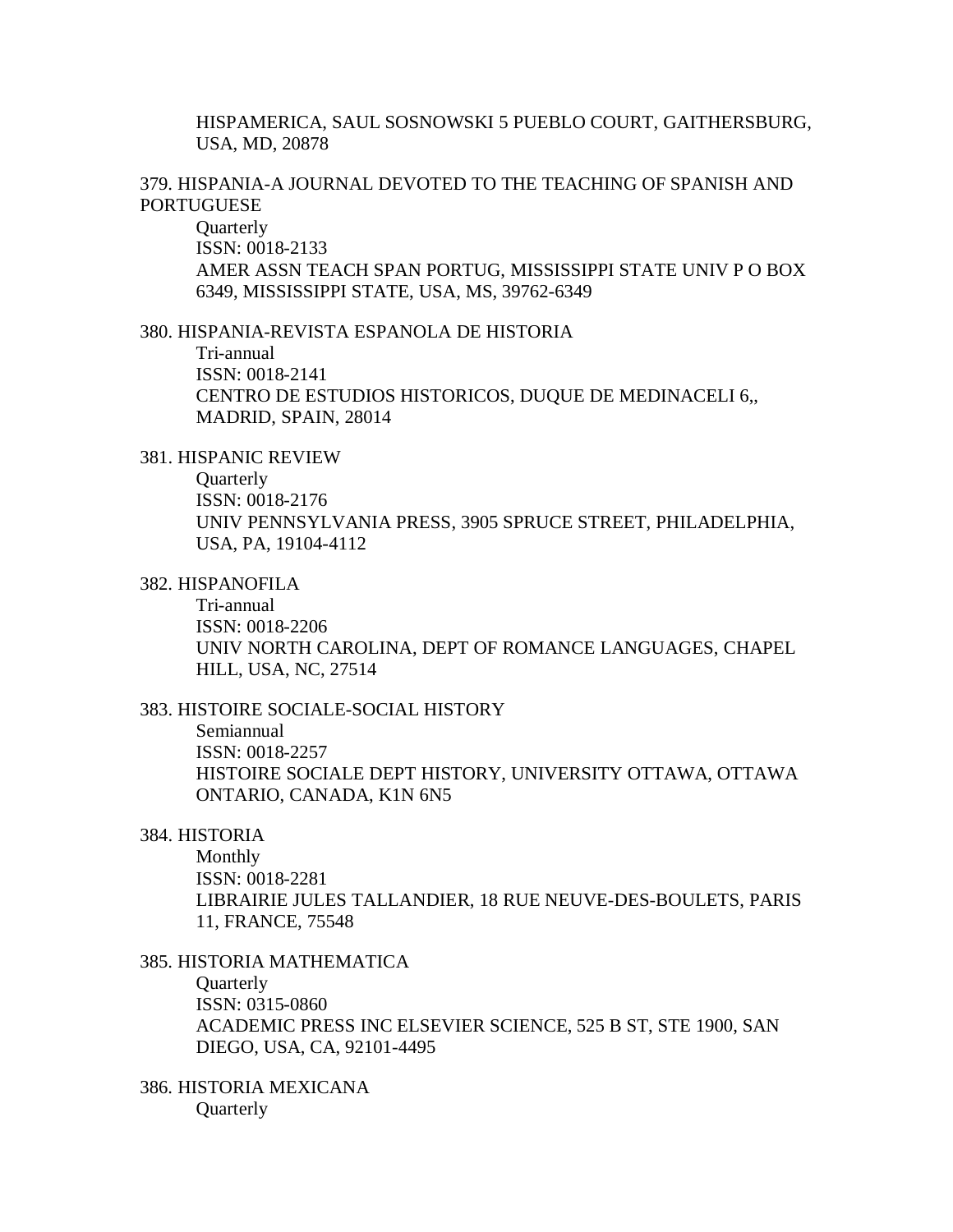HISPAMERICA, SAUL SOSNOWSKI 5 PUEBLO COURT, GAITHERSBURG, USA, MD, 20878

379. HISPANIA-A JOURNAL DEVOTED TO THE TEACHING OF SPANISH AND PORTUGUESE

Quarterly
ISSN: 0018-2133
AMER ASSN TEACH SPAN PORTUG, MISSISSIPPI STATE UNIV P O BOX 6349, MISSISSIPPI STATE, USA, MS, 39762-6349

380. HISPANIA-REVISTA ESPANOLA DE HISTORIA

Tri-annual
ISSN: 0018-2141
CENTRO DE ESTUDIOS HISTORICOS, DUQUE DE MEDINACELI 6,, MADRID, SPAIN, 28014

381. HISPANIC REVIEW

Quarterly
ISSN: 0018-2176
UNIV PENNSYLVANIA PRESS, 3905 SPRUCE STREET, PHILADELPHIA, USA, PA, 19104-4112

382. HISPANOFILA

Tri-annual
ISSN: 0018-2206
UNIV NORTH CAROLINA, DEPT OF ROMANCE LANGUAGES, CHAPEL HILL, USA, NC, 27514

383. HISTOIRE SOCIALE-SOCIAL HISTORY

Semiannual
ISSN: 0018-2257
HISTOIRE SOCIALE DEPT HISTORY, UNIVERSITY OTTAWA, OTTAWA ONTARIO, CANADA, K1N 6N5

384. HISTORIA

Monthly
ISSN: 0018-2281
LIBRAIRIE JULES TALLANDIER, 18 RUE NEUVE-DES-BOULETS, PARIS 11, FRANCE, 75548

385. HISTORIA MATHEMATICA

Quarterly
ISSN: 0315-0860
ACADEMIC PRESS INC ELSEVIER SCIENCE, 525 B ST, STE 1900, SAN DIEGO, USA, CA, 92101-4495

386. HISTORIA MEXICANA

Quarterly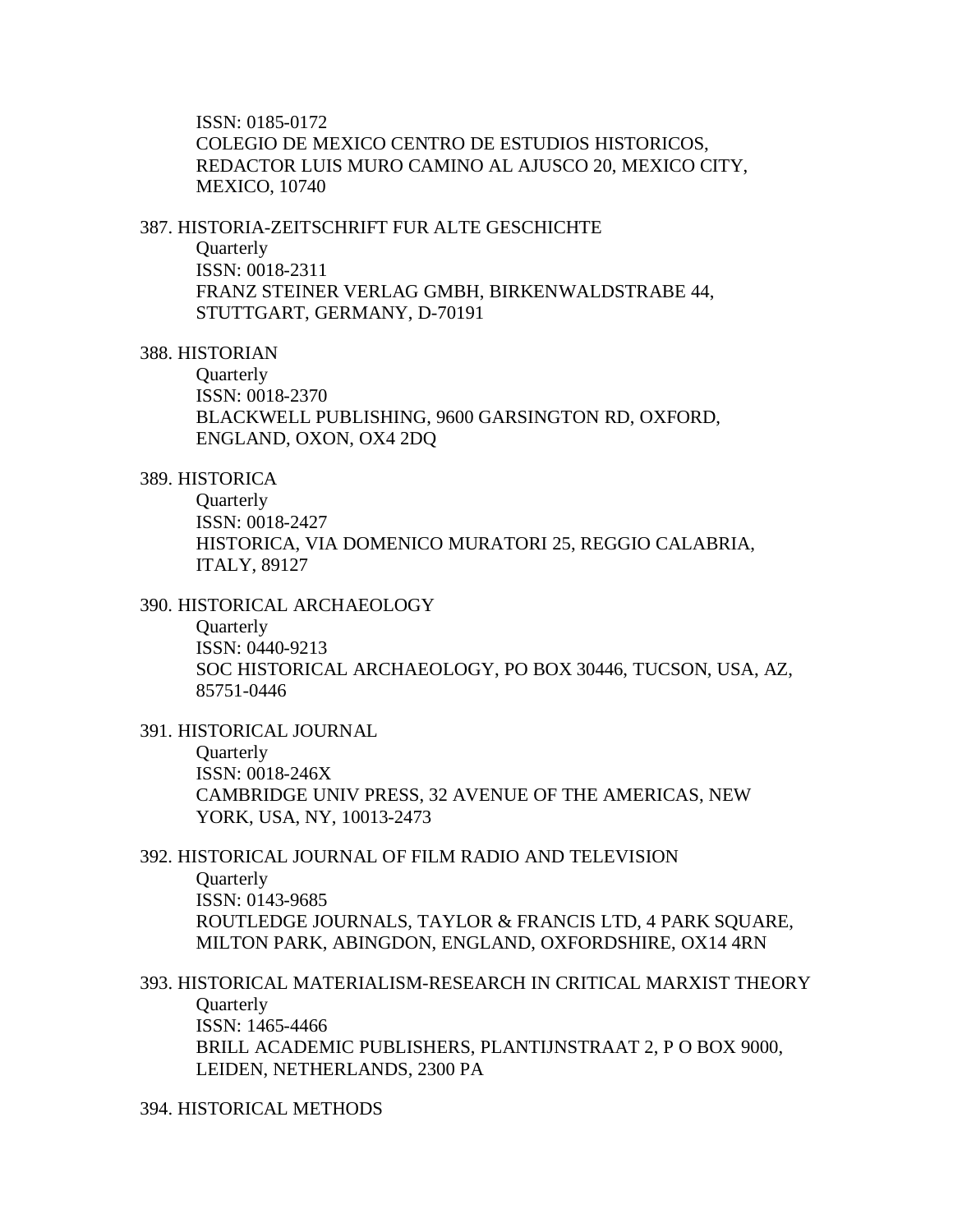ISSN: 0185-0172
COLEGIO DE MEXICO CENTRO DE ESTUDIOS HISTORICOS, REDACTOR LUIS MURO CAMINO AL AJUSCO 20, MEXICO CITY, MEXICO, 10740

387. HISTORIA-ZEITSCHRIFT FUR ALTE GESCHICHTE
Quarterly
ISSN: 0018-2311
FRANZ STEINER VERLAG GMBH, BIRKENWALDSTRABE 44, STUTTGART, GERMANY, D-70191

388. HISTORIAN
Quarterly
ISSN: 0018-2370
BLACKWELL PUBLISHING, 9600 GARSINGTON RD, OXFORD, ENGLAND, OXON, OX4 2DQ

389. HISTORICA
Quarterly
ISSN: 0018-2427
HISTORICA, VIA DOMENICO MURATORI 25, REGGIO CALABRIA, ITALY, 89127

390. HISTORICAL ARCHAEOLOGY
Quarterly
ISSN: 0440-9213
SOC HISTORICAL ARCHAEOLOGY, PO BOX 30446, TUCSON, USA, AZ, 85751-0446

391. HISTORICAL JOURNAL
Quarterly
ISSN: 0018-246X
CAMBRIDGE UNIV PRESS, 32 AVENUE OF THE AMERICAS, NEW YORK, USA, NY, 10013-2473

392. HISTORICAL JOURNAL OF FILM RADIO AND TELEVISION
Quarterly
ISSN: 0143-9685
ROUTLEDGE JOURNALS, TAYLOR & FRANCIS LTD, 4 PARK SQUARE, MILTON PARK, ABINGDON, ENGLAND, OXFORDSHIRE, OX14 4RN

393. HISTORICAL MATERIALISM-RESEARCH IN CRITICAL MARXIST THEORY
Quarterly
ISSN: 1465-4466
BRILL ACADEMIC PUBLISHERS, PLANTIJNSTRAAT 2, P O BOX 9000, LEIDEN, NETHERLANDS, 2300 PA

394. HISTORICAL METHODS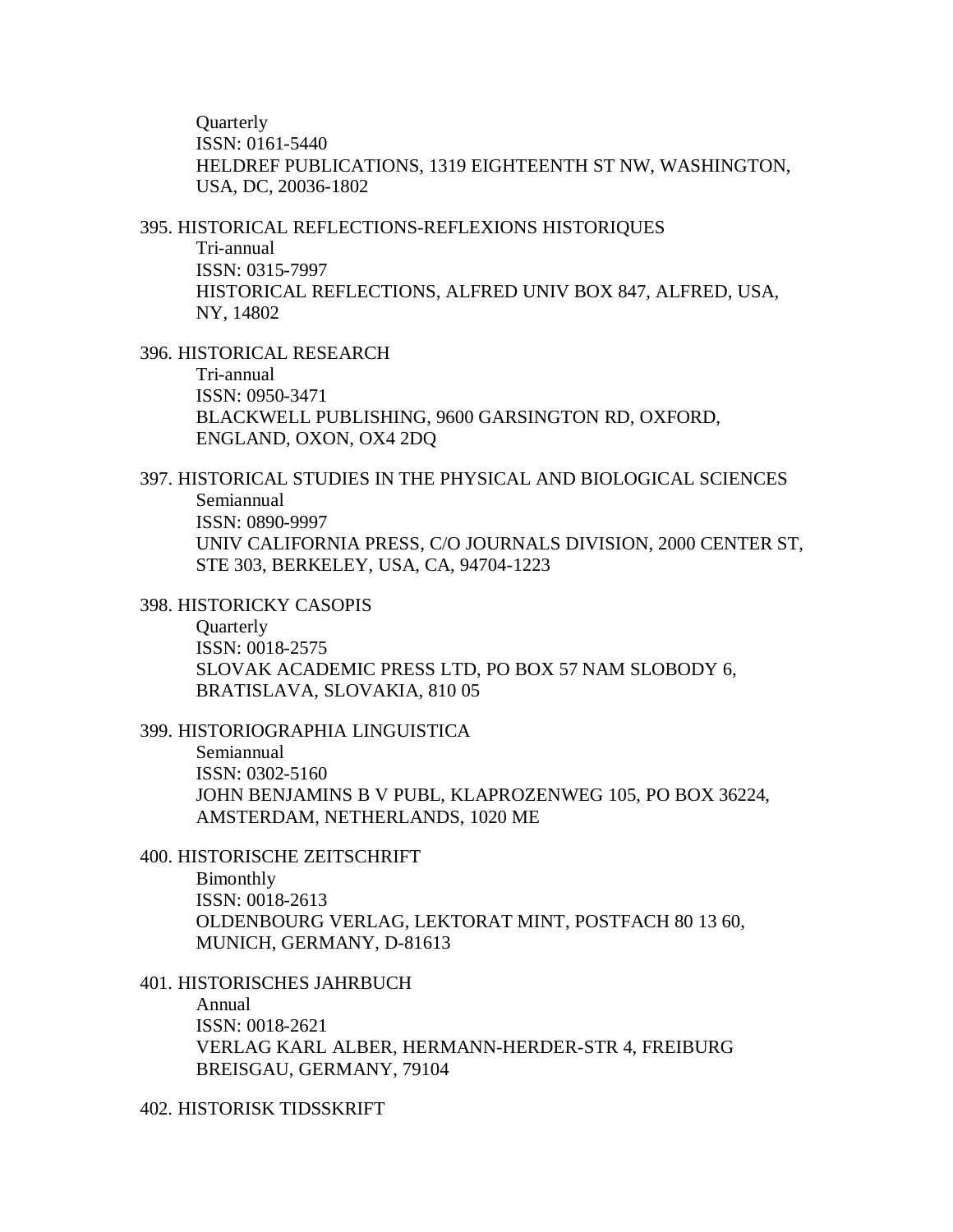Quarterly
ISSN: 0161-5440
HELDREF PUBLICATIONS, 1319 EIGHTEENTH ST NW, WASHINGTON, USA, DC, 20036-1802

395. HISTORICAL REFLECTIONS-REFLEXIONS HISTORIQUES
Tri-annual
ISSN: 0315-7997
HISTORICAL REFLECTIONS, ALFRED UNIV BOX 847, ALFRED, USA, NY, 14802

396. HISTORICAL RESEARCH
Tri-annual
ISSN: 0950-3471
BLACKWELL PUBLISHING, 9600 GARSINGTON RD, OXFORD, ENGLAND, OXON, OX4 2DQ

397. HISTORICAL STUDIES IN THE PHYSICAL AND BIOLOGICAL SCIENCES
Semiannual
ISSN: 0890-9997
UNIV CALIFORNIA PRESS, C/O JOURNALS DIVISION, 2000 CENTER ST, STE 303, BERKELEY, USA, CA, 94704-1223

398. HISTORICKY CASOPIS
Quarterly
ISSN: 0018-2575
SLOVAK ACADEMIC PRESS LTD, PO BOX 57 NAM SLOBODY 6, BRATISLAVA, SLOVAKIA, 810 05

399. HISTORIOGRAPHIA LINGUISTICA
Semiannual
ISSN: 0302-5160
JOHN BENJAMINS B V PUBL, KLAPROZENWEG 105, PO BOX 36224, AMSTERDAM, NETHERLANDS, 1020 ME

400. HISTORISCHE ZEITSCHRIFT
Bimonthly
ISSN: 0018-2613
OLDENBOURG VERLAG, LEKTORAT MINT, POSTFACH 80 13 60, MUNICH, GERMANY, D-81613

401. HISTORISCHES JAHRBUCH
Annual
ISSN: 0018-2621
VERLAG KARL ALBER, HERMANN-HERDER-STR 4, FREIBURG BREISGAU, GERMANY, 79104

402. HISTORISK TIDSSKRIFT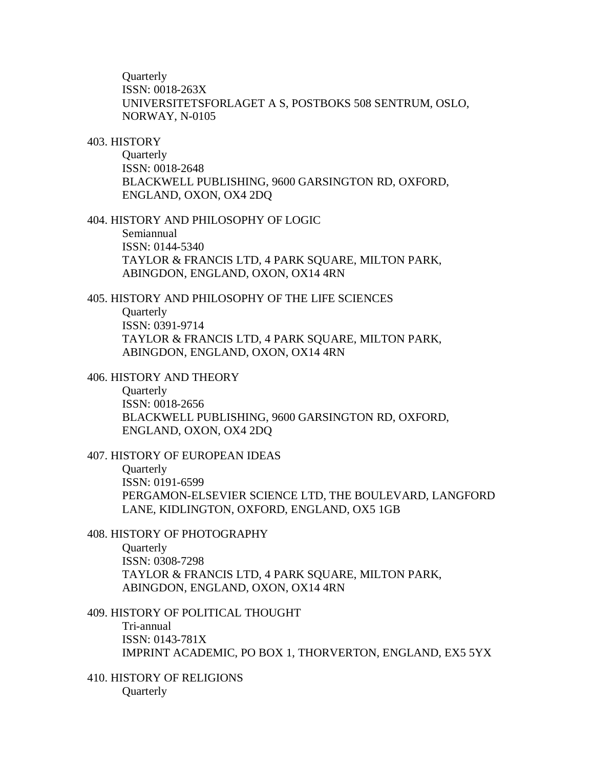Quarterly
ISSN: 0018-263X
UNIVERSITETSFORLAGET A S, POSTBOKS 508 SENTRUM, OSLO, NORWAY, N-0105

403. HISTORY
Quarterly
ISSN: 0018-2648
BLACKWELL PUBLISHING, 9600 GARSINGTON RD, OXFORD, ENGLAND, OXON, OX4 2DQ

404. HISTORY AND PHILOSOPHY OF LOGIC
Semiannual
ISSN: 0144-5340
TAYLOR & FRANCIS LTD, 4 PARK SQUARE, MILTON PARK, ABINGDON, ENGLAND, OXON, OX14 4RN

405. HISTORY AND PHILOSOPHY OF THE LIFE SCIENCES
Quarterly
ISSN: 0391-9714
TAYLOR & FRANCIS LTD, 4 PARK SQUARE, MILTON PARK, ABINGDON, ENGLAND, OXON, OX14 4RN

406. HISTORY AND THEORY
Quarterly
ISSN: 0018-2656
BLACKWELL PUBLISHING, 9600 GARSINGTON RD, OXFORD, ENGLAND, OXON, OX4 2DQ

407. HISTORY OF EUROPEAN IDEAS
Quarterly
ISSN: 0191-6599
PERGAMON-ELSEVIER SCIENCE LTD, THE BOULEVARD, LANGFORD LANE, KIDLINGTON, OXFORD, ENGLAND, OX5 1GB

408. HISTORY OF PHOTOGRAPHY
Quarterly
ISSN: 0308-7298
TAYLOR & FRANCIS LTD, 4 PARK SQUARE, MILTON PARK, ABINGDON, ENGLAND, OXON, OX14 4RN

409. HISTORY OF POLITICAL THOUGHT
Tri-annual
ISSN: 0143-781X
IMPRINT ACADEMIC, PO BOX 1, THORVERTON, ENGLAND, EX5 5YX

410. HISTORY OF RELIGIONS
Quarterly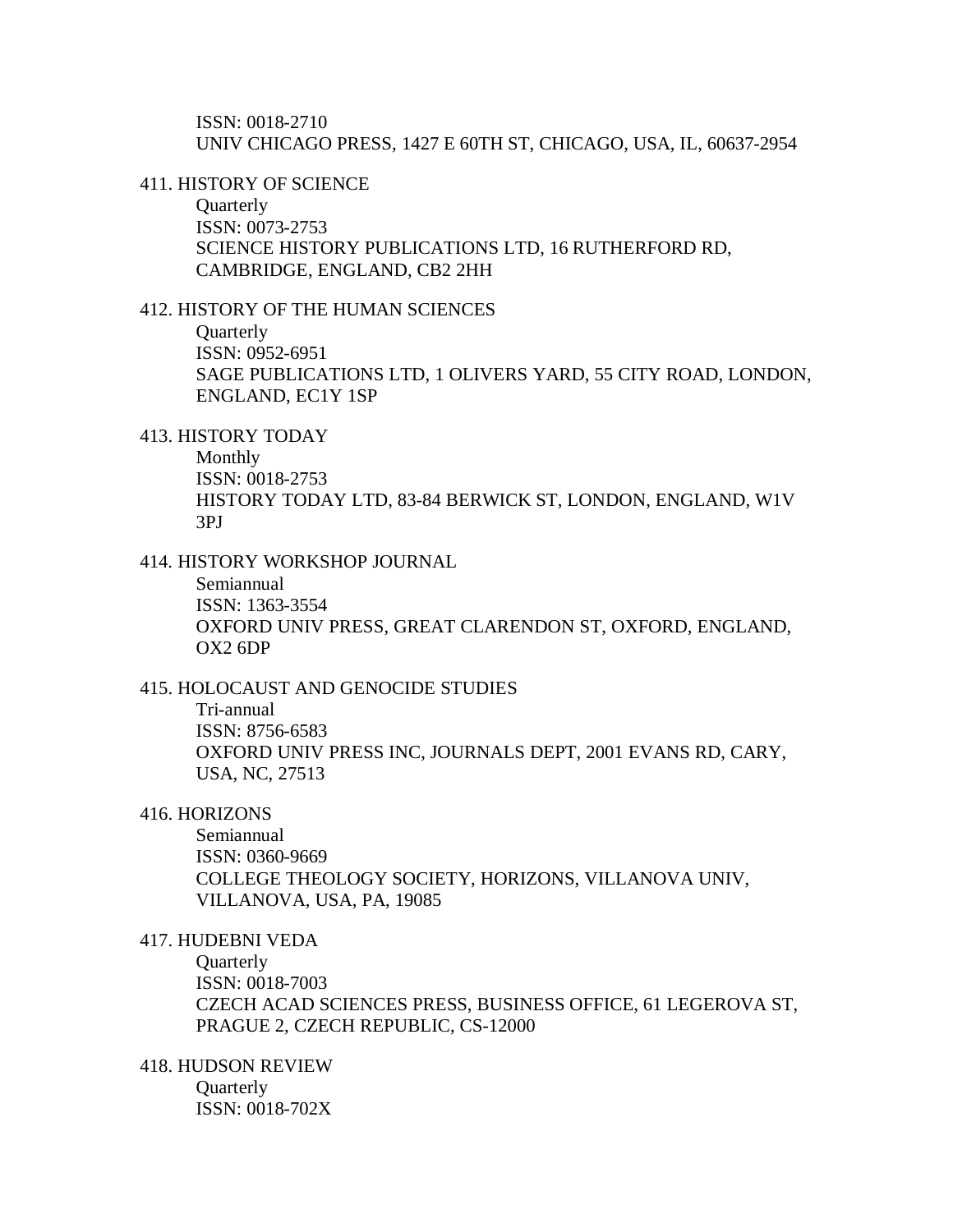ISSN: 0018-2710
UNIV CHICAGO PRESS, 1427 E 60TH ST, CHICAGO, USA, IL, 60637-2954

411. HISTORY OF SCIENCE
Quarterly
ISSN: 0073-2753
SCIENCE HISTORY PUBLICATIONS LTD, 16 RUTHERFORD RD, CAMBRIDGE, ENGLAND, CB2 2HH

412. HISTORY OF THE HUMAN SCIENCES
Quarterly
ISSN: 0952-6951
SAGE PUBLICATIONS LTD, 1 OLIVERS YARD, 55 CITY ROAD, LONDON, ENGLAND, EC1Y 1SP

413. HISTORY TODAY
Monthly
ISSN: 0018-2753
HISTORY TODAY LTD, 83-84 BERWICK ST, LONDON, ENGLAND, W1V 3PJ

414. HISTORY WORKSHOP JOURNAL
Semiannual
ISSN: 1363-3554
OXFORD UNIV PRESS, GREAT CLARENDON ST, OXFORD, ENGLAND, OX2 6DP

415. HOLOCAUST AND GENOCIDE STUDIES
Tri-annual
ISSN: 8756-6583
OXFORD UNIV PRESS INC, JOURNALS DEPT, 2001 EVANS RD, CARY, USA, NC, 27513

416. HORIZONS
Semiannual
ISSN: 0360-9669
COLLEGE THEOLOGY SOCIETY, HORIZONS, VILLANOVA UNIV, VILLANOVA, USA, PA, 19085

417. HUDEBNI VEDA
Quarterly
ISSN: 0018-7003
CZECH ACAD SCIENCES PRESS, BUSINESS OFFICE, 61 LEGEROVA ST, PRAGUE 2, CZECH REPUBLIC, CS-12000

418. HUDSON REVIEW
Quarterly
ISSN: 0018-702X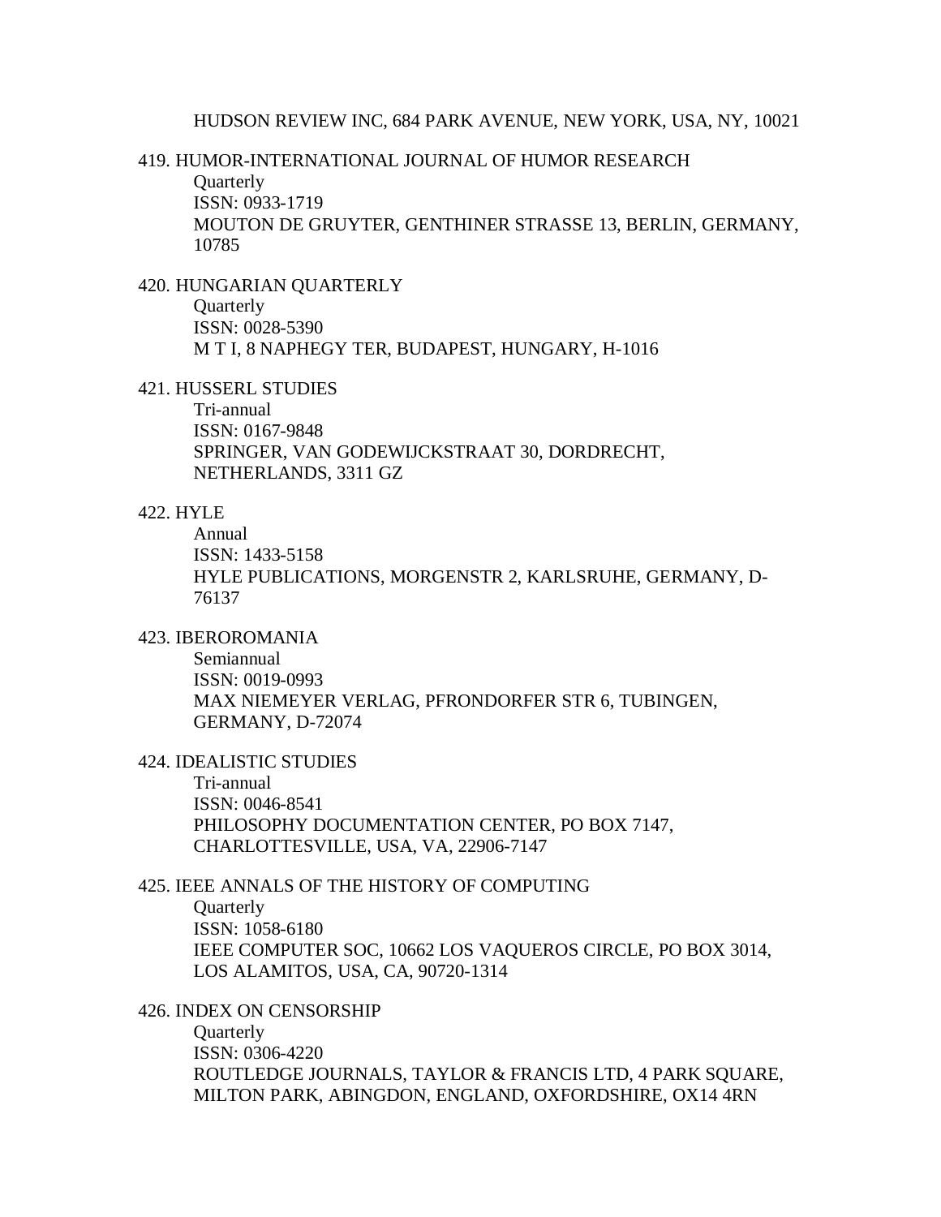HUDSON REVIEW INC, 684 PARK AVENUE, NEW YORK, USA, NY, 10021

419. HUMOR-INTERNATIONAL JOURNAL OF HUMOR RESEARCH
    Quarterly
    ISSN: 0933-1719
    MOUTON DE GRUYTER, GENTHINER STRASSE 13, BERLIN, GERMANY, 10785

420. HUNGARIAN QUARTERLY
    Quarterly
    ISSN: 0028-5390
    M T I, 8 NAPHEGY TER, BUDAPEST, HUNGARY, H-1016

421. HUSSERL STUDIES
    Tri-annual
    ISSN: 0167-9848
    SPRINGER, VAN GODEWIJCKSTRAAT 30, DORDRECHT, NETHERLANDS, 3311 GZ

422. HYLE
    Annual
    ISSN: 1433-5158
    HYLE PUBLICATIONS, MORGENSTR 2, KARLSRUHE, GERMANY, D-76137

423. IBEROROMANIA
    Semiannual
    ISSN: 0019-0993
    MAX NIEMEYER VERLAG, PFRONDORFER STR 6, TUBINGEN, GERMANY, D-72074

424. IDEALISTIC STUDIES
    Tri-annual
    ISSN: 0046-8541
    PHILOSOPHY DOCUMENTATION CENTER, PO BOX 7147, CHARLOTTESVILLE, USA, VA, 22906-7147

425. IEEE ANNALS OF THE HISTORY OF COMPUTING
    Quarterly
    ISSN: 1058-6180
    IEEE COMPUTER SOC, 10662 LOS VAQUEROS CIRCLE, PO BOX 3014, LOS ALAMITOS, USA, CA, 90720-1314

426. INDEX ON CENSORSHIP
    Quarterly
    ISSN: 0306-4220
    ROUTLEDGE JOURNALS, TAYLOR & FRANCIS LTD, 4 PARK SQUARE, MILTON PARK, ABINGDON, ENGLAND, OXFORDSHIRE, OX14 4RN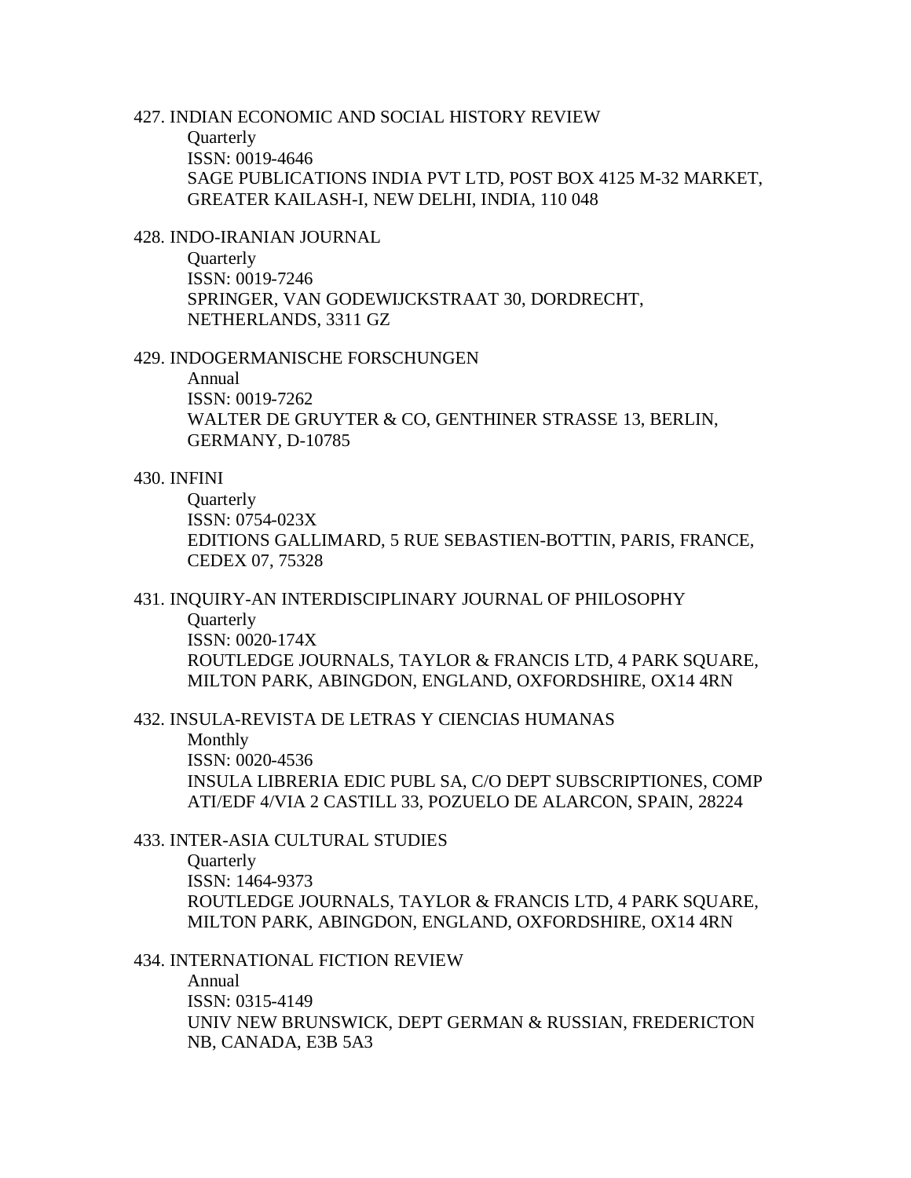427. INDIAN ECONOMIC AND SOCIAL HISTORY REVIEW
    Quarterly
    ISSN: 0019-4646
    SAGE PUBLICATIONS INDIA PVT LTD, POST BOX 4125 M-32 MARKET, GREATER KAILASH-I, NEW DELHI, INDIA, 110 048

428. INDO-IRANIAN JOURNAL
    Quarterly
    ISSN: 0019-7246
    SPRINGER, VAN GODEWIJCKSTRAAT 30, DORDRECHT, NETHERLANDS, 3311 GZ

429. INDOGERMANISCHE FORSCHUNGEN
    Annual
    ISSN: 0019-7262
    WALTER DE GRUYTER & CO, GENTHINER STRASSE 13, BERLIN, GERMANY, D-10785

430. INFINI
    Quarterly
    ISSN: 0754-023X
    EDITIONS GALLIMARD, 5 RUE SEBASTIEN-BOTTIN, PARIS, FRANCE, CEDEX 07, 75328

431. INQUIRY-AN INTERDISCIPLINARY JOURNAL OF PHILOSOPHY
    Quarterly
    ISSN: 0020-174X
    ROUTLEDGE JOURNALS, TAYLOR & FRANCIS LTD, 4 PARK SQUARE, MILTON PARK, ABINGDON, ENGLAND, OXFORDSHIRE, OX14 4RN

432. INSULA-REVISTA DE LETRAS Y CIENCIAS HUMANAS
    Monthly
    ISSN: 0020-4536
    INSULA LIBRERIA EDIC PUBL SA, C/O DEPT SUBSCRIPTIONES, COMP ATI/EDF 4/VIA 2 CASTILL 33, POZUELO DE ALARCON, SPAIN, 28224

433. INTER-ASIA CULTURAL STUDIES
    Quarterly
    ISSN: 1464-9373
    ROUTLEDGE JOURNALS, TAYLOR & FRANCIS LTD, 4 PARK SQUARE, MILTON PARK, ABINGDON, ENGLAND, OXFORDSHIRE, OX14 4RN

434. INTERNATIONAL FICTION REVIEW
    Annual
    ISSN: 0315-4149
    UNIV NEW BRUNSWICK, DEPT GERMAN & RUSSIAN, FREDERICTON NB, CANADA, E3B 5A3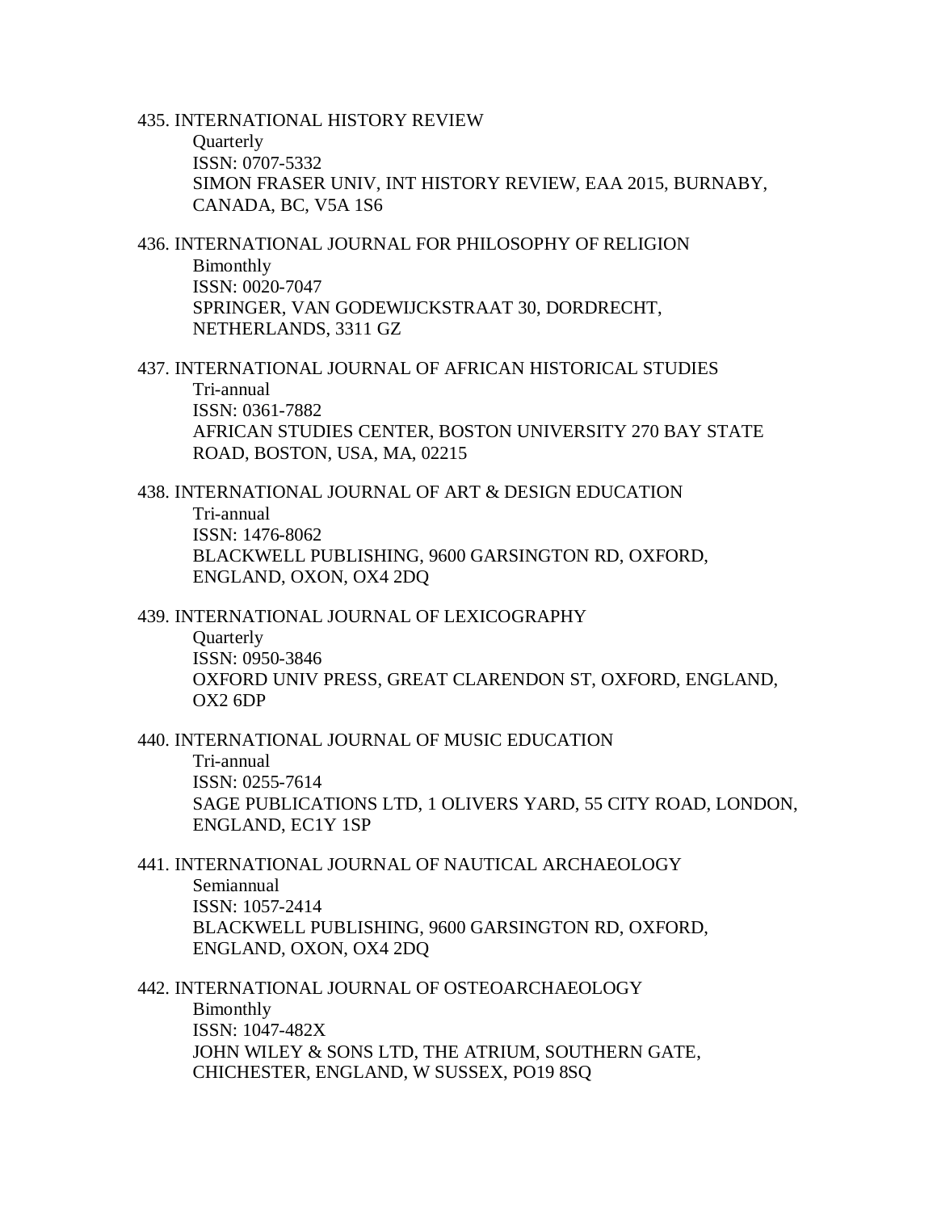435. INTERNATIONAL HISTORY REVIEW
   Quarterly
   ISSN: 0707-5332
   SIMON FRASER UNIV, INT HISTORY REVIEW, EAA 2015, BURNABY, CANADA, BC, V5A 1S6

436. INTERNATIONAL JOURNAL FOR PHILOSOPHY OF RELIGION
   Bimonthly
   ISSN: 0020-7047
   SPRINGER, VAN GODEWIJCKSTRAAT 30, DORDRECHT, NETHERLANDS, 3311 GZ

437. INTERNATIONAL JOURNAL OF AFRICAN HISTORICAL STUDIES
   Tri-annual
   ISSN: 0361-7882
   AFRICAN STUDIES CENTER, BOSTON UNIVERSITY 270 BAY STATE ROAD, BOSTON, USA, MA, 02215

438. INTERNATIONAL JOURNAL OF ART & DESIGN EDUCATION
   Tri-annual
   ISSN: 1476-8062
   BLACKWELL PUBLISHING, 9600 GARSINGTON RD, OXFORD, ENGLAND, OXON, OX4 2DQ

439. INTERNATIONAL JOURNAL OF LEXICOGRAPHY
   Quarterly
   ISSN: 0950-3846
   OXFORD UNIV PRESS, GREAT CLARENDON ST, OXFORD, ENGLAND, OX2 6DP

440. INTERNATIONAL JOURNAL OF MUSIC EDUCATION
   Tri-annual
   ISSN: 0255-7614
   SAGE PUBLICATIONS LTD, 1 OLIVERS YARD, 55 CITY ROAD, LONDON, ENGLAND, EC1Y 1SP

441. INTERNATIONAL JOURNAL OF NAUTICAL ARCHAEOLOGY
   Semiannual
   ISSN: 1057-2414
   BLACKWELL PUBLISHING, 9600 GARSINGTON RD, OXFORD, ENGLAND, OXON, OX4 2DQ

442. INTERNATIONAL JOURNAL OF OSTEOARCHAEOLOGY
   Bimonthly
   ISSN: 1047-482X
   JOHN WILEY & SONS LTD, THE ATRIUM, SOUTHERN GATE, CHICHESTER, ENGLAND, W SUSSEX, PO19 8SQ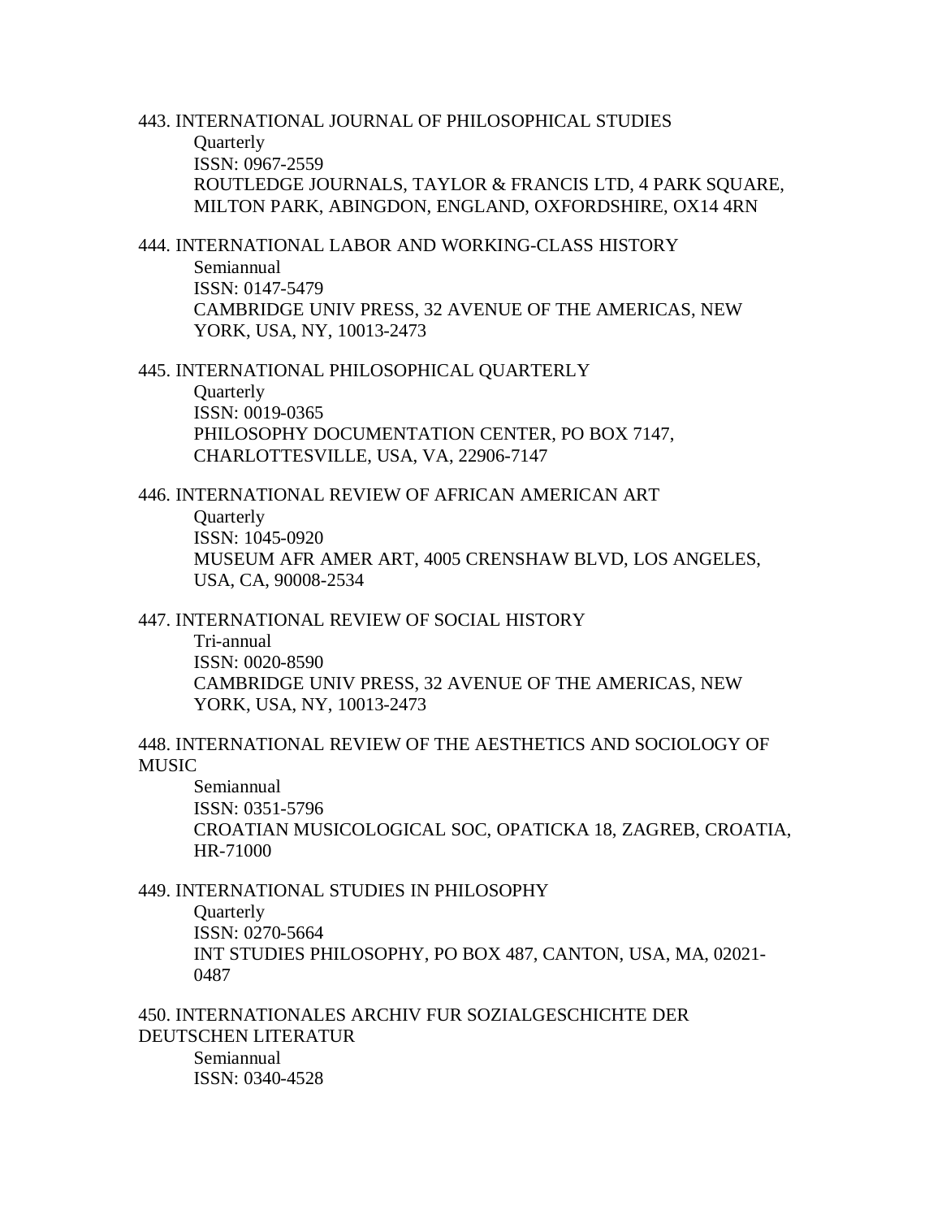443. INTERNATIONAL JOURNAL OF PHILOSOPHICAL STUDIES

    Quarterly
    ISSN: 0967-2559
    ROUTLEDGE JOURNALS, TAYLOR & FRANCIS LTD, 4 PARK SQUARE, MILTON PARK, ABINGDON, ENGLAND, OXFORDSHIRE, OX14 4RN

444. INTERNATIONAL LABOR AND WORKING-CLASS HISTORY

    Semiannual
    ISSN: 0147-5479
    CAMBRIDGE UNIV PRESS, 32 AVENUE OF THE AMERICAS, NEW YORK, USA, NY, 10013-2473

445. INTERNATIONAL PHILOSOPHICAL QUARTERLY

    Quarterly
    ISSN: 0019-0365
    PHILOSOPHY DOCUMENTATION CENTER, PO BOX 7147, CHARLOTTESVILLE, USA, VA, 22906-7147

446. INTERNATIONAL REVIEW OF AFRICAN AMERICAN ART

    Quarterly
    ISSN: 1045-0920
    MUSEUM AFR AMER ART, 4005 CRENSHAW BLVD, LOS ANGELES, USA, CA, 90008-2534

447. INTERNATIONAL REVIEW OF SOCIAL HISTORY

    Tri-annual
    ISSN: 0020-8590
    CAMBRIDGE UNIV PRESS, 32 AVENUE OF THE AMERICAS, NEW YORK, USA, NY, 10013-2473

448. INTERNATIONAL REVIEW OF THE AESTHETICS AND SOCIOLOGY OF MUSIC

    Semiannual
    ISSN: 0351-5796
    CROATIAN MUSICOLOGICAL SOC, OPATICKA 18, ZAGREB, CROATIA, HR-71000

449. INTERNATIONAL STUDIES IN PHILOSOPHY

    Quarterly
    ISSN: 0270-5664
    INT STUDIES PHILOSOPHY, PO BOX 487, CANTON, USA, MA, 02021-0487

450. INTERNATIONALES ARCHIV FUR SOZIALGESCHICHTE DER DEUTSCHEN LITERATUR

    Semiannual
    ISSN: 0340-4528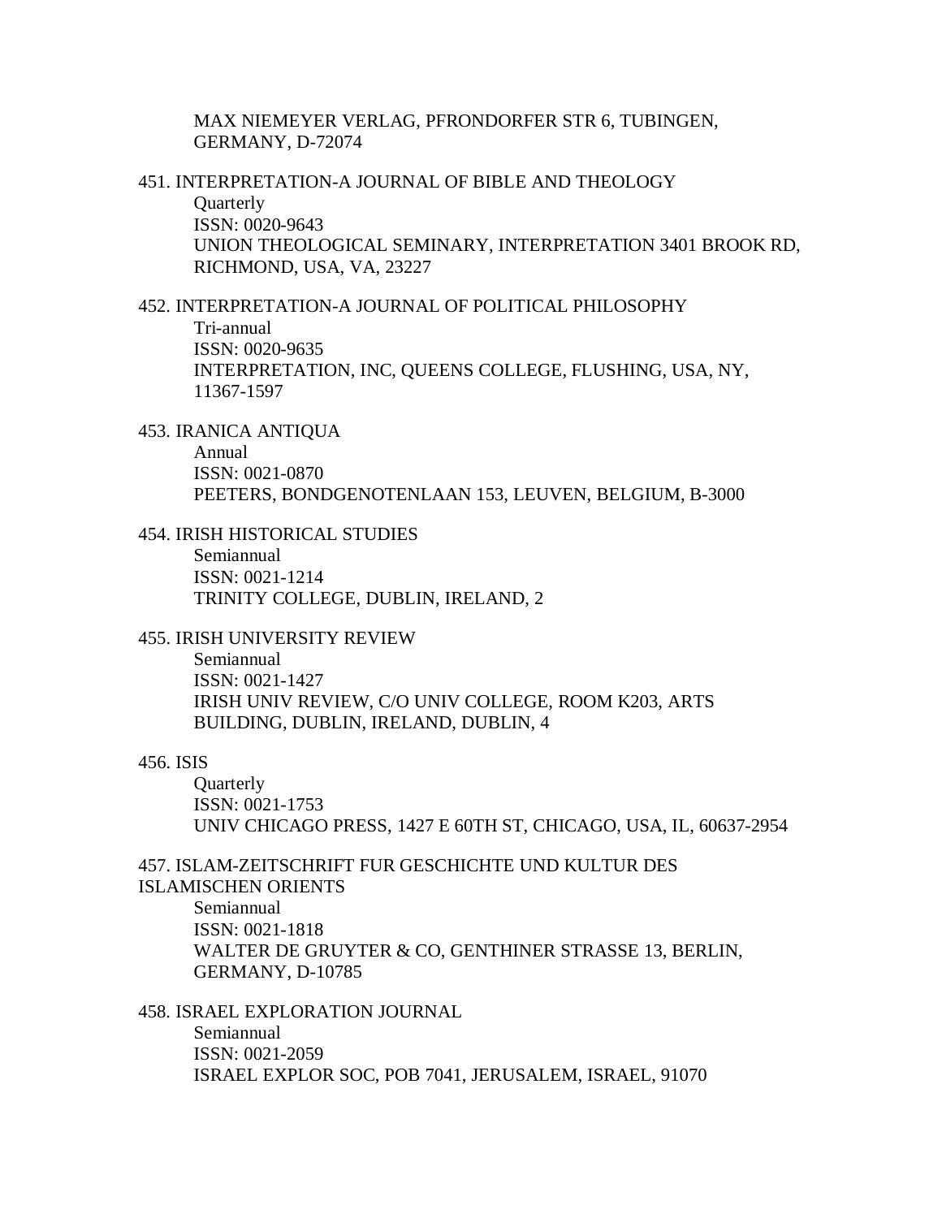MAX NIEMEYER VERLAG, PFRONDORFER STR 6, TUBINGEN, GERMANY, D-72074

451. INTERPRETATION-A JOURNAL OF BIBLE AND THEOLOGY
 Quarterly
 ISSN: 0020-9643
 UNION THEOLOGICAL SEMINARY, INTERPRETATION 3401 BROOK RD, RICHMOND, USA, VA, 23227

452. INTERPRETATION-A JOURNAL OF POLITICAL PHILOSOPHY
 Tri-annual
 ISSN: 0020-9635
 INTERPRETATION, INC, QUEENS COLLEGE, FLUSHING, USA, NY, 11367-1597

453. IRANICA ANTIQUA
 Annual
 ISSN: 0021-0870
 PEETERS, BONDGENOTENLAAN 153, LEUVEN, BELGIUM, B-3000

454. IRISH HISTORICAL STUDIES
 Semiannual
 ISSN: 0021-1214
 TRINITY COLLEGE, DUBLIN, IRELAND, 2

455. IRISH UNIVERSITY REVIEW
 Semiannual
 ISSN: 0021-1427
 IRISH UNIV REVIEW, C/O UNIV COLLEGE, ROOM K203, ARTS BUILDING, DUBLIN, IRELAND, DUBLIN, 4

456. ISIS
 Quarterly
 ISSN: 0021-1753
 UNIV CHICAGO PRESS, 1427 E 60TH ST, CHICAGO, USA, IL, 60637-2954

457. ISLAM-ZEITSCHRIFT FUR GESCHICHTE UND KULTUR DES ISLAMISCHEN ORIENTS
 Semiannual
 ISSN: 0021-1818
 WALTER DE GRUYTER & CO, GENTHINER STRASSE 13, BERLIN, GERMANY, D-10785

458. ISRAEL EXPLORATION JOURNAL
 Semiannual
 ISSN: 0021-2059
 ISRAEL EXPLOR SOC, POB 7041, JERUSALEM, ISRAEL, 91070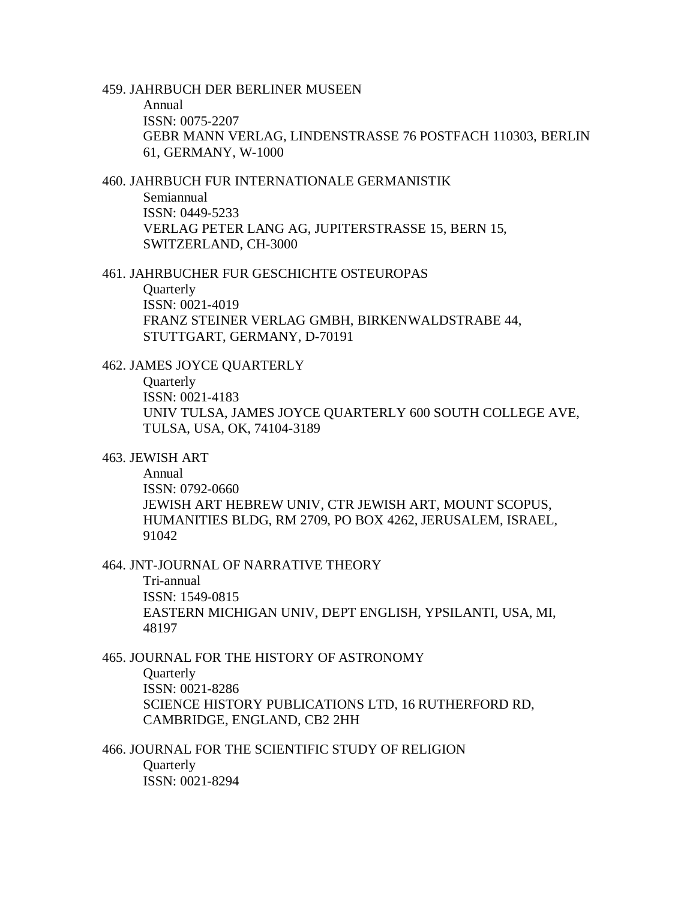459. JAHRBUCH DER BERLINER MUSEEN
    Annual
    ISSN: 0075-2207
    GEBR MANN VERLAG, LINDENSTRASSE 76 POSTFACH 110303, BERLIN 61, GERMANY, W-1000

460. JAHRBUCH FUR INTERNATIONALE GERMANISTIK
    Semiannual
    ISSN: 0449-5233
    VERLAG PETER LANG AG, JUPITERSTRASSE 15, BERN 15, SWITZERLAND, CH-3000

461. JAHRBUCHER FUR GESCHICHTE OSTEUROPAS
    Quarterly
    ISSN: 0021-4019
    FRANZ STEINER VERLAG GMBH, BIRKENWALDSTRABE 44, STUTTGART, GERMANY, D-70191

462. JAMES JOYCE QUARTERLY
    Quarterly
    ISSN: 0021-4183
    UNIV TULSA, JAMES JOYCE QUARTERLY 600 SOUTH COLLEGE AVE, TULSA, USA, OK, 74104-3189

463. JEWISH ART
    Annual
    ISSN: 0792-0660
    JEWISH ART HEBREW UNIV, CTR JEWISH ART, MOUNT SCOPUS, HUMANITIES BLDG, RM 2709, PO BOX 4262, JERUSALEM, ISRAEL, 91042

464. JNT-JOURNAL OF NARRATIVE THEORY
    Tri-annual
    ISSN: 1549-0815
    EASTERN MICHIGAN UNIV, DEPT ENGLISH, YPSILANTI, USA, MI, 48197

465. JOURNAL FOR THE HISTORY OF ASTRONOMY
    Quarterly
    ISSN: 0021-8286
    SCIENCE HISTORY PUBLICATIONS LTD, 16 RUTHERFORD RD, CAMBRIDGE, ENGLAND, CB2 2HH

466. JOURNAL FOR THE SCIENTIFIC STUDY OF RELIGION
    Quarterly
    ISSN: 0021-8294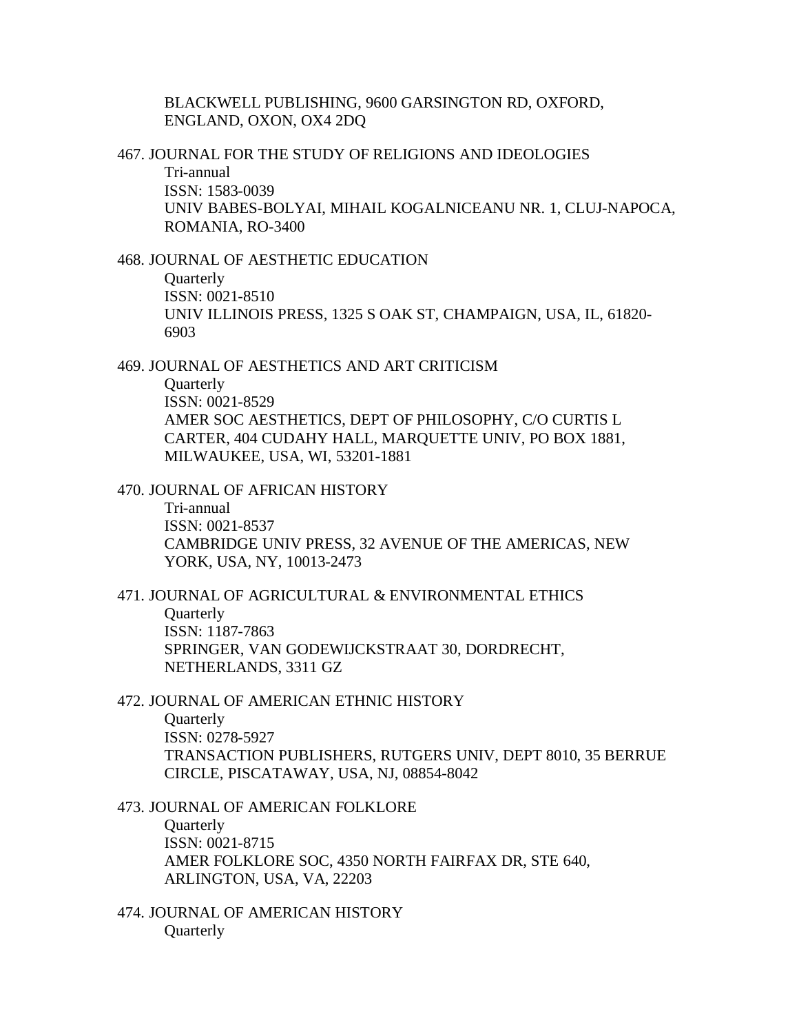BLACKWELL PUBLISHING, 9600 GARSINGTON RD, OXFORD, ENGLAND, OXON, OX4 2DQ

467. JOURNAL FOR THE STUDY OF RELIGIONS AND IDEOLOGIES
   Tri-annual
   ISSN: 1583-0039
   UNIV BABES-BOLYAI, MIHAIL KOGALNICEANU NR. 1, CLUJ-NAPOCA, ROMANIA, RO-3400

468. JOURNAL OF AESTHETIC EDUCATION
   Quarterly
   ISSN: 0021-8510
   UNIV ILLINOIS PRESS, 1325 S OAK ST, CHAMPAIGN, USA, IL, 61820-6903

469. JOURNAL OF AESTHETICS AND ART CRITICISM
   Quarterly
   ISSN: 0021-8529
   AMER SOC AESTHETICS, DEPT OF PHILOSOPHY, C/O CURTIS L CARTER, 404 CUDAHY HALL, MARQUETTE UNIV, PO BOX 1881, MILWAUKEE, USA, WI, 53201-1881

470. JOURNAL OF AFRICAN HISTORY
   Tri-annual
   ISSN: 0021-8537
   CAMBRIDGE UNIV PRESS, 32 AVENUE OF THE AMERICAS, NEW YORK, USA, NY, 10013-2473

471. JOURNAL OF AGRICULTURAL & ENVIRONMENTAL ETHICS
   Quarterly
   ISSN: 1187-7863
   SPRINGER, VAN GODEWIJCKSTRAAT 30, DORDRECHT, NETHERLANDS, 3311 GZ

472. JOURNAL OF AMERICAN ETHNIC HISTORY
   Quarterly
   ISSN: 0278-5927
   TRANSACTION PUBLISHERS, RUTGERS UNIV, DEPT 8010, 35 BERRUE CIRCLE, PISCATAWAY, USA, NJ, 08854-8042

473. JOURNAL OF AMERICAN FOLKLORE
   Quarterly
   ISSN: 0021-8715
   AMER FOLKLORE SOC, 4350 NORTH FAIRFAX DR, STE 640, ARLINGTON, USA, VA, 22203

474. JOURNAL OF AMERICAN HISTORY
   Quarterly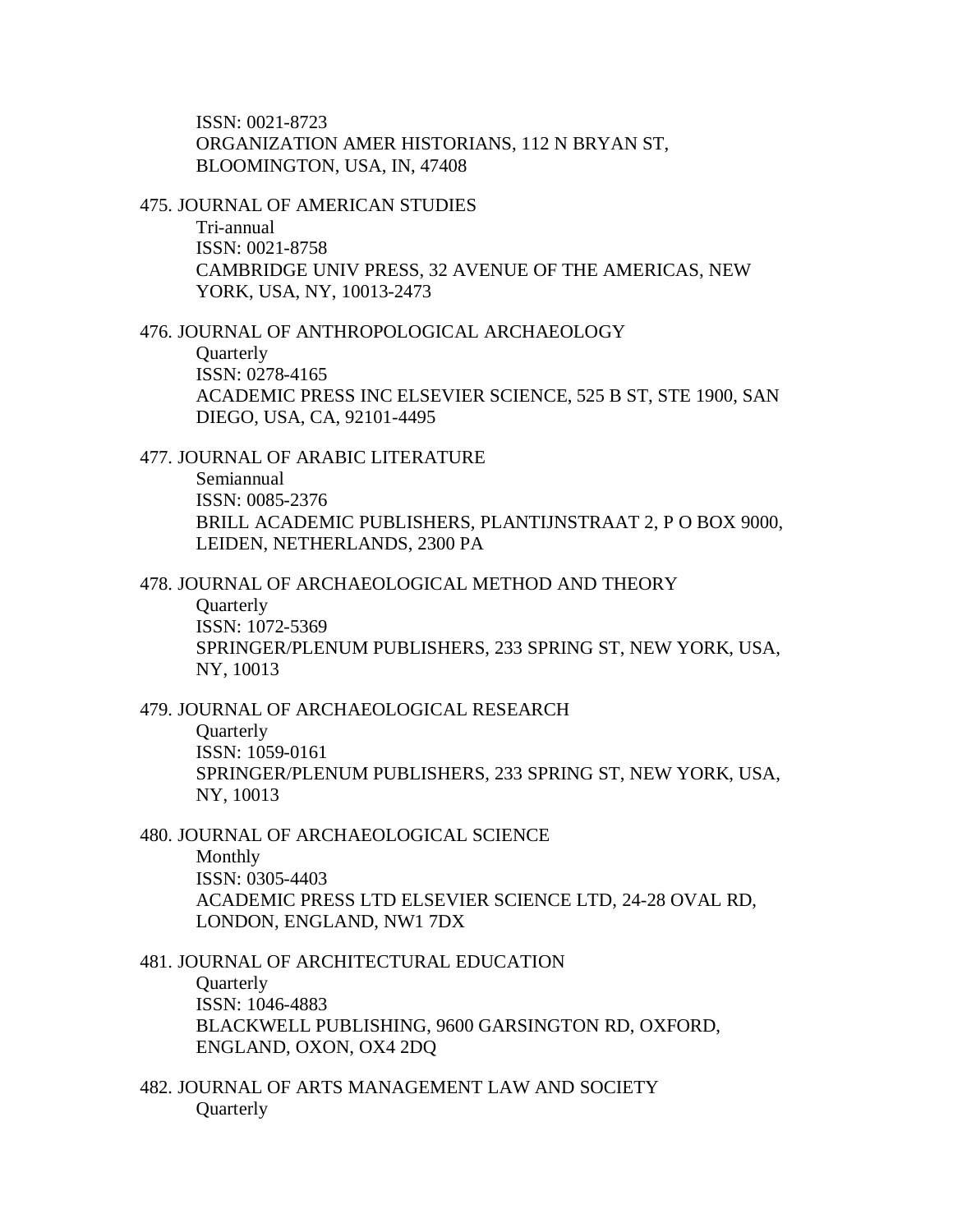ISSN: 0021-8723
ORGANIZATION AMER HISTORIANS, 112 N BRYAN ST, BLOOMINGTON, USA, IN, 47408

475. JOURNAL OF AMERICAN STUDIES
Tri-annual
ISSN: 0021-8758
CAMBRIDGE UNIV PRESS, 32 AVENUE OF THE AMERICAS, NEW YORK, USA, NY, 10013-2473

476. JOURNAL OF ANTHROPOLOGICAL ARCHAEOLOGY
Quarterly
ISSN: 0278-4165
ACADEMIC PRESS INC ELSEVIER SCIENCE, 525 B ST, STE 1900, SAN DIEGO, USA, CA, 92101-4495

477. JOURNAL OF ARABIC LITERATURE
Semiannual
ISSN: 0085-2376
BRILL ACADEMIC PUBLISHERS, PLANTIJNSTRAAT 2, P O BOX 9000, LEIDEN, NETHERLANDS, 2300 PA

478. JOURNAL OF ARCHAEOLOGICAL METHOD AND THEORY
Quarterly
ISSN: 1072-5369
SPRINGER/PLENUM PUBLISHERS, 233 SPRING ST, NEW YORK, USA, NY, 10013

479. JOURNAL OF ARCHAEOLOGICAL RESEARCH
Quarterly
ISSN: 1059-0161
SPRINGER/PLENUM PUBLISHERS, 233 SPRING ST, NEW YORK, USA, NY, 10013

480. JOURNAL OF ARCHAEOLOGICAL SCIENCE
Monthly
ISSN: 0305-4403
ACADEMIC PRESS LTD ELSEVIER SCIENCE LTD, 24-28 OVAL RD, LONDON, ENGLAND, NW1 7DX

481. JOURNAL OF ARCHITECTURAL EDUCATION
Quarterly
ISSN: 1046-4883
BLACKWELL PUBLISHING, 9600 GARSINGTON RD, OXFORD, ENGLAND, OXON, OX4 2DQ

482. JOURNAL OF ARTS MANAGEMENT LAW AND SOCIETY
Quarterly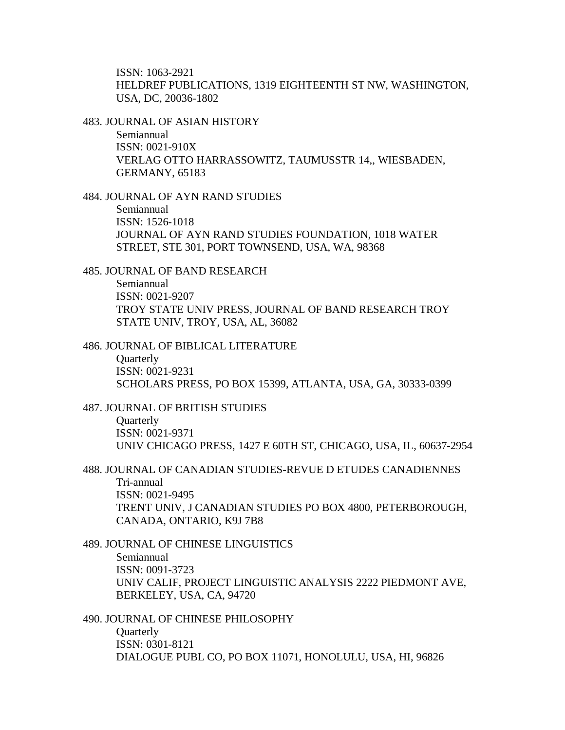ISSN: 1063-2921
HELDREF PUBLICATIONS, 1319 EIGHTEENTH ST NW, WASHINGTON, USA, DC, 20036-1802

483. JOURNAL OF ASIAN HISTORY
Semiannual
ISSN: 0021-910X
VERLAG OTTO HARRASSOWITZ, TAUMUSSTR 14,, WIESBADEN, GERMANY, 65183

484. JOURNAL OF AYN RAND STUDIES
Semiannual
ISSN: 1526-1018
JOURNAL OF AYN RAND STUDIES FOUNDATION, 1018 WATER STREET, STE 301, PORT TOWNSEND, USA, WA, 98368

485. JOURNAL OF BAND RESEARCH
Semiannual
ISSN: 0021-9207
TROY STATE UNIV PRESS, JOURNAL OF BAND RESEARCH TROY STATE UNIV, TROY, USA, AL, 36082

486. JOURNAL OF BIBLICAL LITERATURE
Quarterly
ISSN: 0021-9231
SCHOLARS PRESS, PO BOX 15399, ATLANTA, USA, GA, 30333-0399

487. JOURNAL OF BRITISH STUDIES
Quarterly
ISSN: 0021-9371
UNIV CHICAGO PRESS, 1427 E 60TH ST, CHICAGO, USA, IL, 60637-2954

488. JOURNAL OF CANADIAN STUDIES-REVUE D ETUDES CANADIENNES
Tri-annual
ISSN: 0021-9495
TRENT UNIV, J CANADIAN STUDIES PO BOX 4800, PETERBOROUGH, CANADA, ONTARIO, K9J 7B8

489. JOURNAL OF CHINESE LINGUISTICS
Semiannual
ISSN: 0091-3723
UNIV CALIF, PROJECT LINGUISTIC ANALYSIS 2222 PIEDMONT AVE, BERKELEY, USA, CA, 94720

490. JOURNAL OF CHINESE PHILOSOPHY
Quarterly
ISSN: 0301-8121
DIALOGUE PUBL CO, PO BOX 11071, HONOLULU, USA, HI, 96826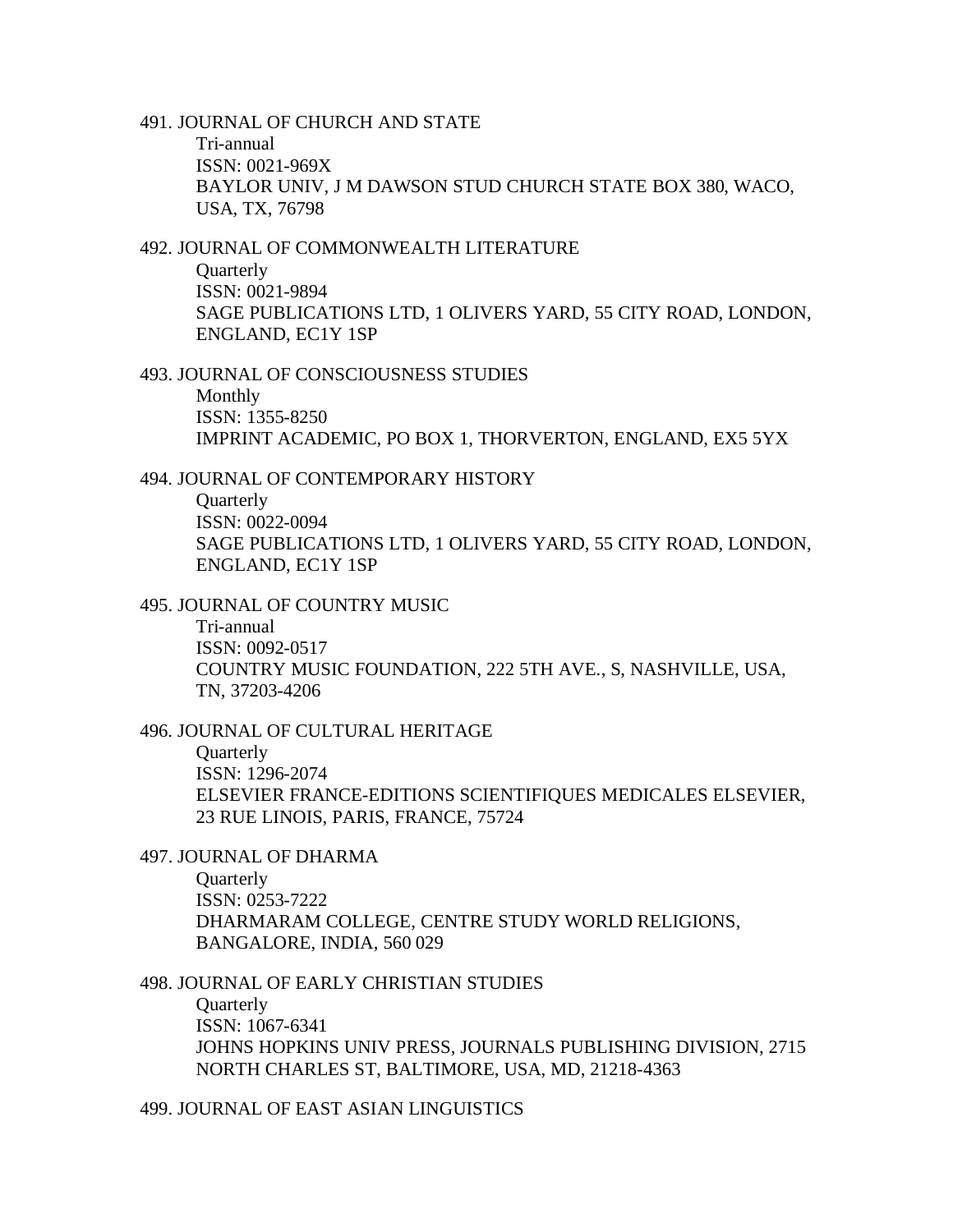491. JOURNAL OF CHURCH AND STATE
   Tri-annual
   ISSN: 0021-969X
   BAYLOR UNIV, J M DAWSON STUD CHURCH STATE BOX 380, WACO, USA, TX, 76798

492. JOURNAL OF COMMONWEALTH LITERATURE
   Quarterly
   ISSN: 0021-9894
   SAGE PUBLICATIONS LTD, 1 OLIVERS YARD, 55 CITY ROAD, LONDON, ENGLAND, EC1Y 1SP

493. JOURNAL OF CONSCIOUSNESS STUDIES
   Monthly
   ISSN: 1355-8250
   IMPRINT ACADEMIC, PO BOX 1, THORVERTON, ENGLAND, EX5 5YX

494. JOURNAL OF CONTEMPORARY HISTORY
   Quarterly
   ISSN: 0022-0094
   SAGE PUBLICATIONS LTD, 1 OLIVERS YARD, 55 CITY ROAD, LONDON, ENGLAND, EC1Y 1SP

495. JOURNAL OF COUNTRY MUSIC
   Tri-annual
   ISSN: 0092-0517
   COUNTRY MUSIC FOUNDATION, 222 5TH AVE., S, NASHVILLE, USA, TN, 37203-4206

496. JOURNAL OF CULTURAL HERITAGE
   Quarterly
   ISSN: 1296-2074
   ELSEVIER FRANCE-EDITIONS SCIENTIFIQUES MEDICALES ELSEVIER, 23 RUE LINOIS, PARIS, FRANCE, 75724

497. JOURNAL OF DHARMA
   Quarterly
   ISSN: 0253-7222
   DHARMARAM COLLEGE, CENTRE STUDY WORLD RELIGIONS, BANGALORE, INDIA, 560 029

498. JOURNAL OF EARLY CHRISTIAN STUDIES
   Quarterly
   ISSN: 1067-6341
   JOHNS HOPKINS UNIV PRESS, JOURNALS PUBLISHING DIVISION, 2715 NORTH CHARLES ST, BALTIMORE, USA, MD, 21218-4363

499. JOURNAL OF EAST ASIAN LINGUISTICS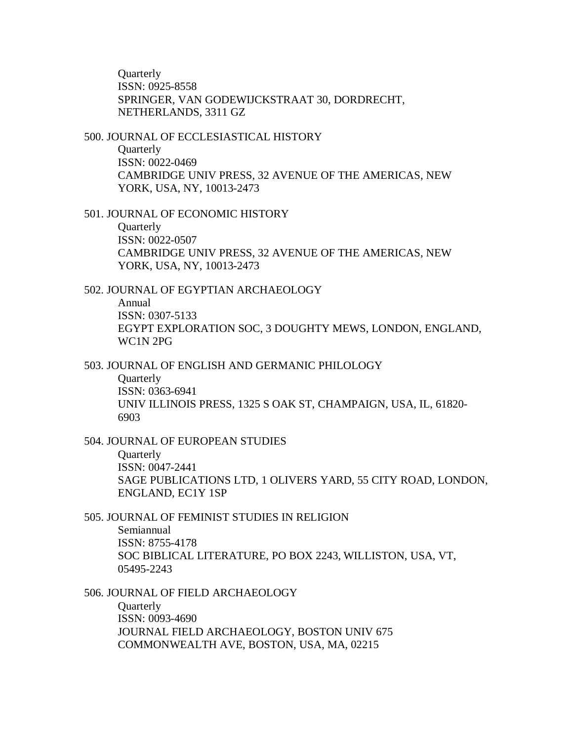Quarterly
ISSN: 0925-8558
SPRINGER, VAN GODEWIJCKSTRAAT 30, DORDRECHT, NETHERLANDS, 3311 GZ

500. JOURNAL OF ECCLESIASTICAL HISTORY
Quarterly
ISSN: 0022-0469
CAMBRIDGE UNIV PRESS, 32 AVENUE OF THE AMERICAS, NEW YORK, USA, NY, 10013-2473

501. JOURNAL OF ECONOMIC HISTORY
Quarterly
ISSN: 0022-0507
CAMBRIDGE UNIV PRESS, 32 AVENUE OF THE AMERICAS, NEW YORK, USA, NY, 10013-2473

502. JOURNAL OF EGYPTIAN ARCHAEOLOGY
Annual
ISSN: 0307-5133
EGYPT EXPLORATION SOC, 3 DOUGHTY MEWS, LONDON, ENGLAND, WC1N 2PG

503. JOURNAL OF ENGLISH AND GERMANIC PHILOLOGY
Quarterly
ISSN: 0363-6941
UNIV ILLINOIS PRESS, 1325 S OAK ST, CHAMPAIGN, USA, IL, 61820-6903

504. JOURNAL OF EUROPEAN STUDIES
Quarterly
ISSN: 0047-2441
SAGE PUBLICATIONS LTD, 1 OLIVERS YARD, 55 CITY ROAD, LONDON, ENGLAND, EC1Y 1SP

505. JOURNAL OF FEMINIST STUDIES IN RELIGION
Semiannual
ISSN: 8755-4178
SOC BIBLICAL LITERATURE, PO BOX 2243, WILLISTON, USA, VT, 05495-2243

506. JOURNAL OF FIELD ARCHAEOLOGY
Quarterly
ISSN: 0093-4690
JOURNAL FIELD ARCHAEOLOGY, BOSTON UNIV 675 COMMONWEALTH AVE, BOSTON, USA, MA, 02215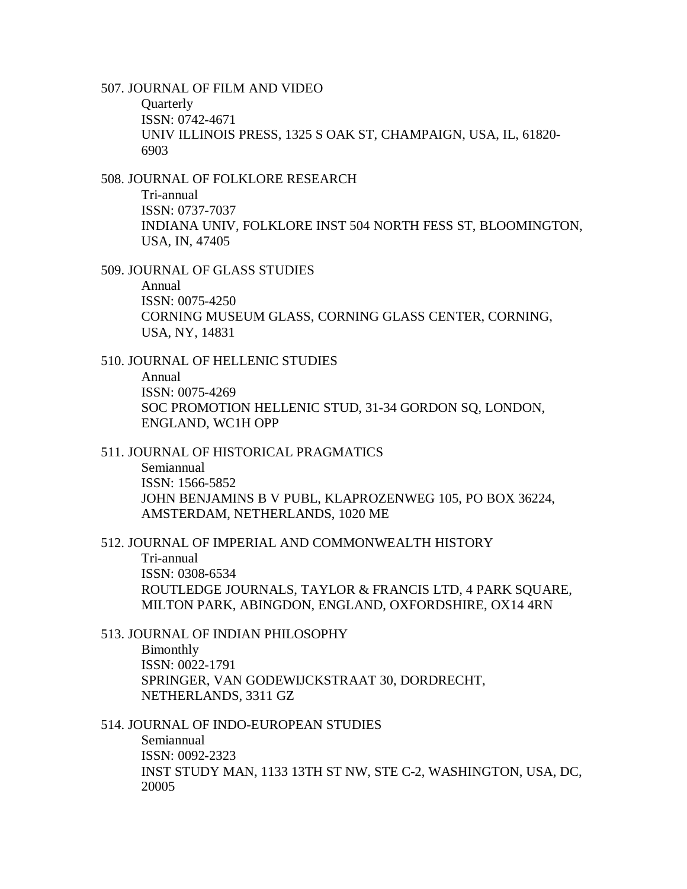507. JOURNAL OF FILM AND VIDEO
Quarterly
ISSN: 0742-4671
UNIV ILLINOIS PRESS, 1325 S OAK ST, CHAMPAIGN, USA, IL, 61820-6903

508. JOURNAL OF FOLKLORE RESEARCH
Tri-annual
ISSN: 0737-7037
INDIANA UNIV, FOLKLORE INST 504 NORTH FESS ST, BLOOMINGTON, USA, IN, 47405

509. JOURNAL OF GLASS STUDIES
Annual
ISSN: 0075-4250
CORNING MUSEUM GLASS, CORNING GLASS CENTER, CORNING, USA, NY, 14831

510. JOURNAL OF HELLENIC STUDIES
Annual
ISSN: 0075-4269
SOC PROMOTION HELLENIC STUD, 31-34 GORDON SQ, LONDON, ENGLAND, WC1H OPP

511. JOURNAL OF HISTORICAL PRAGMATICS
Semiannual
ISSN: 1566-5852
JOHN BENJAMINS B V PUBL, KLAPROZENWEG 105, PO BOX 36224, AMSTERDAM, NETHERLANDS, 1020 ME

512. JOURNAL OF IMPERIAL AND COMMONWEALTH HISTORY
Tri-annual
ISSN: 0308-6534
ROUTLEDGE JOURNALS, TAYLOR & FRANCIS LTD, 4 PARK SQUARE, MILTON PARK, ABINGDON, ENGLAND, OXFORDSHIRE, OX14 4RN

513. JOURNAL OF INDIAN PHILOSOPHY
Bimonthly
ISSN: 0022-1791
SPRINGER, VAN GODEWIJCKSTRAAT 30, DORDRECHT, NETHERLANDS, 3311 GZ

514. JOURNAL OF INDO-EUROPEAN STUDIES
Semiannual
ISSN: 0092-2323
INST STUDY MAN, 1133 13TH ST NW, STE C-2, WASHINGTON, USA, DC, 20005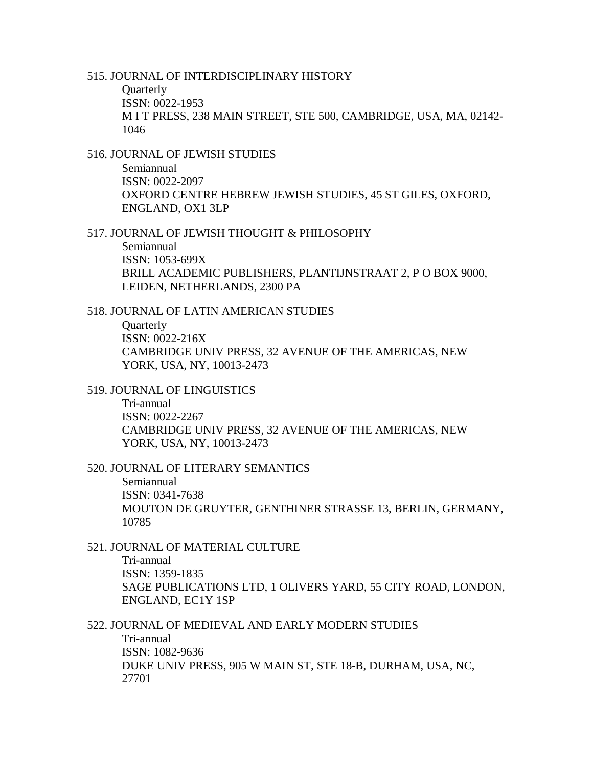515. JOURNAL OF INTERDISCIPLINARY HISTORY
Quarterly
ISSN: 0022-1953
M I T PRESS, 238 MAIN STREET, STE 500, CAMBRIDGE, USA, MA, 02142-1046

516. JOURNAL OF JEWISH STUDIES
Semiannual
ISSN: 0022-2097
OXFORD CENTRE HEBREW JEWISH STUDIES, 45 ST GILES, OXFORD, ENGLAND, OX1 3LP

517. JOURNAL OF JEWISH THOUGHT & PHILOSOPHY
Semiannual
ISSN: 1053-699X
BRILL ACADEMIC PUBLISHERS, PLANTIJNSTRAAT 2, P O BOX 9000, LEIDEN, NETHERLANDS, 2300 PA

518. JOURNAL OF LATIN AMERICAN STUDIES
Quarterly
ISSN: 0022-216X
CAMBRIDGE UNIV PRESS, 32 AVENUE OF THE AMERICAS, NEW YORK, USA, NY, 10013-2473

519. JOURNAL OF LINGUISTICS
Tri-annual
ISSN: 0022-2267
CAMBRIDGE UNIV PRESS, 32 AVENUE OF THE AMERICAS, NEW YORK, USA, NY, 10013-2473

520. JOURNAL OF LITERARY SEMANTICS
Semiannual
ISSN: 0341-7638
MOUTON DE GRUYTER, GENTHINER STRASSE 13, BERLIN, GERMANY, 10785

521. JOURNAL OF MATERIAL CULTURE
Tri-annual
ISSN: 1359-1835
SAGE PUBLICATIONS LTD, 1 OLIVERS YARD, 55 CITY ROAD, LONDON, ENGLAND, EC1Y 1SP

522. JOURNAL OF MEDIEVAL AND EARLY MODERN STUDIES
Tri-annual
ISSN: 1082-9636
DUKE UNIV PRESS, 905 W MAIN ST, STE 18-B, DURHAM, USA, NC, 27701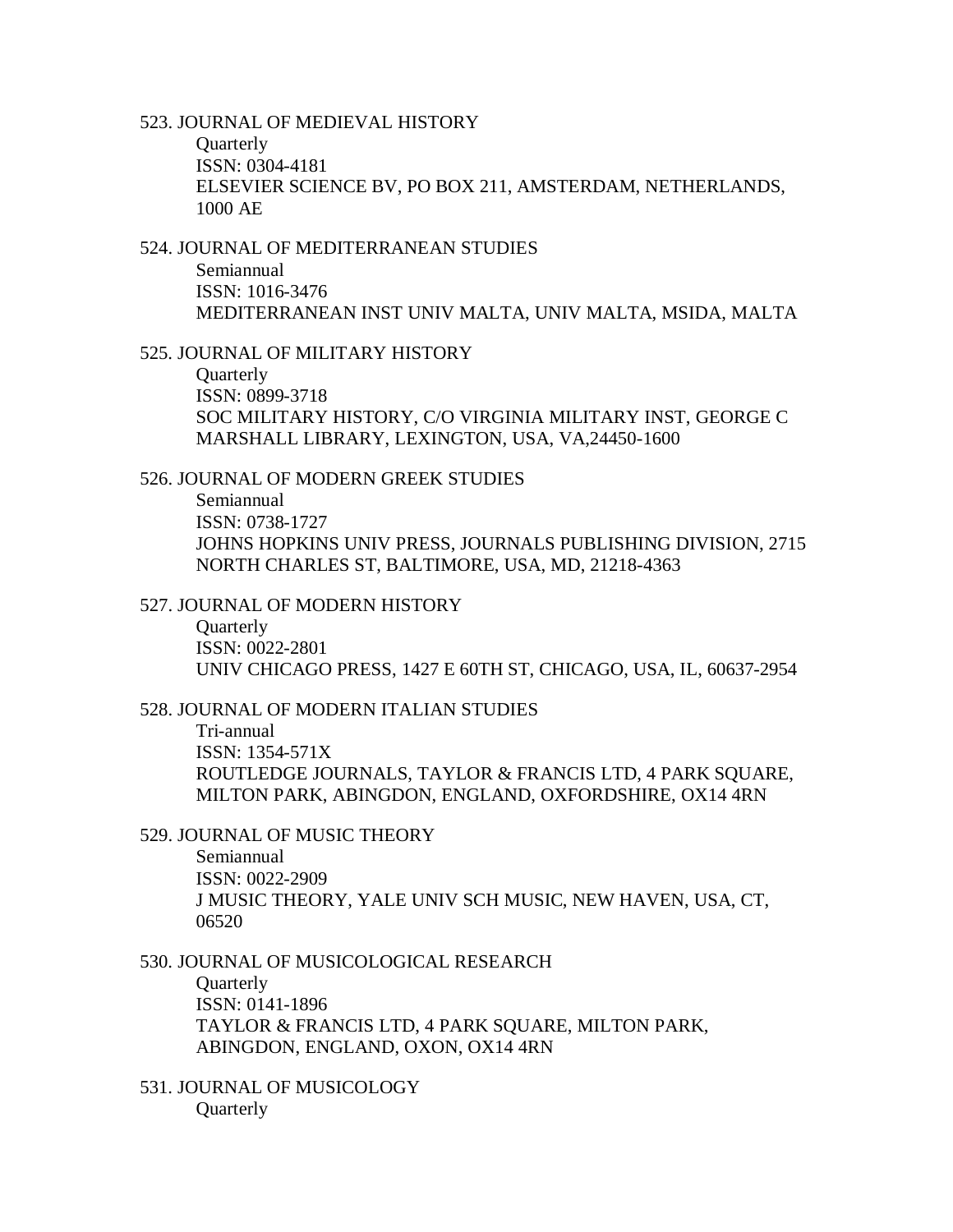523. JOURNAL OF MEDIEVAL HISTORY
   Quarterly
   ISSN: 0304-4181
   ELSEVIER SCIENCE BV, PO BOX 211, AMSTERDAM, NETHERLANDS, 1000 AE

524. JOURNAL OF MEDITERRANEAN STUDIES
   Semiannual
   ISSN: 1016-3476
   MEDITERRANEAN INST UNIV MALTA, UNIV MALTA, MSIDA, MALTA

525. JOURNAL OF MILITARY HISTORY
   Quarterly
   ISSN: 0899-3718
   SOC MILITARY HISTORY, C/O VIRGINIA MILITARY INST, GEORGE C MARSHALL LIBRARY, LEXINGTON, USA, VA,24450-1600

526. JOURNAL OF MODERN GREEK STUDIES
   Semiannual
   ISSN: 0738-1727
   JOHNS HOPKINS UNIV PRESS, JOURNALS PUBLISHING DIVISION, 2715 NORTH CHARLES ST, BALTIMORE, USA, MD, 21218-4363

527. JOURNAL OF MODERN HISTORY
   Quarterly
   ISSN: 0022-2801
   UNIV CHICAGO PRESS, 1427 E 60TH ST, CHICAGO, USA, IL, 60637-2954

528. JOURNAL OF MODERN ITALIAN STUDIES
   Tri-annual
   ISSN: 1354-571X
   ROUTLEDGE JOURNALS, TAYLOR & FRANCIS LTD, 4 PARK SQUARE, MILTON PARK, ABINGDON, ENGLAND, OXFORDSHIRE, OX14 4RN

529. JOURNAL OF MUSIC THEORY
   Semiannual
   ISSN: 0022-2909
   J MUSIC THEORY, YALE UNIV SCH MUSIC, NEW HAVEN, USA, CT, 06520

530. JOURNAL OF MUSICOLOGICAL RESEARCH
   Quarterly
   ISSN: 0141-1896
   TAYLOR & FRANCIS LTD, 4 PARK SQUARE, MILTON PARK, ABINGDON, ENGLAND, OXON, OX14 4RN

531. JOURNAL OF MUSICOLOGY
   Quarterly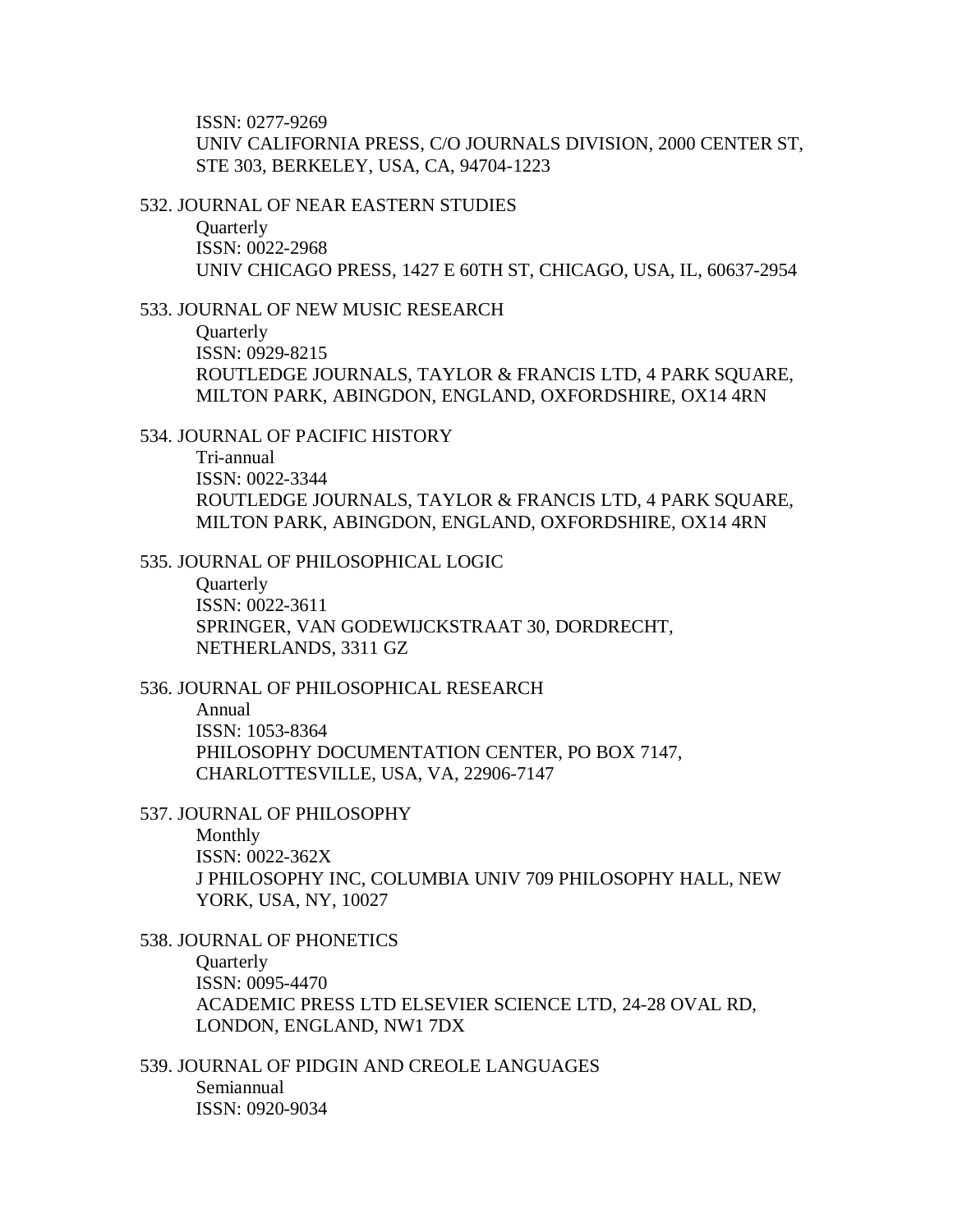ISSN: 0277-9269
UNIV CALIFORNIA PRESS, C/O JOURNALS DIVISION, 2000 CENTER ST, STE 303, BERKELEY, USA, CA, 94704-1223

532. JOURNAL OF NEAR EASTERN STUDIES
Quarterly
ISSN: 0022-2968
UNIV CHICAGO PRESS, 1427 E 60TH ST, CHICAGO, USA, IL, 60637-2954

533. JOURNAL OF NEW MUSIC RESEARCH
Quarterly
ISSN: 0929-8215
ROUTLEDGE JOURNALS, TAYLOR & FRANCIS LTD, 4 PARK SQUARE, MILTON PARK, ABINGDON, ENGLAND, OXFORDSHIRE, OX14 4RN

534. JOURNAL OF PACIFIC HISTORY
Tri-annual
ISSN: 0022-3344
ROUTLEDGE JOURNALS, TAYLOR & FRANCIS LTD, 4 PARK SQUARE, MILTON PARK, ABINGDON, ENGLAND, OXFORDSHIRE, OX14 4RN

535. JOURNAL OF PHILOSOPHICAL LOGIC
Quarterly
ISSN: 0022-3611
SPRINGER, VAN GODEWIJCKSTRAAT 30, DORDRECHT, NETHERLANDS, 3311 GZ

536. JOURNAL OF PHILOSOPHICAL RESEARCH
Annual
ISSN: 1053-8364
PHILOSOPHY DOCUMENTATION CENTER, PO BOX 7147, CHARLOTTESVILLE, USA, VA, 22906-7147

537. JOURNAL OF PHILOSOPHY
Monthly
ISSN: 0022-362X
J PHILOSOPHY INC, COLUMBIA UNIV 709 PHILOSOPHY HALL, NEW YORK, USA, NY, 10027

538. JOURNAL OF PHONETICS
Quarterly
ISSN: 0095-4470
ACADEMIC PRESS LTD ELSEVIER SCIENCE LTD, 24-28 OVAL RD, LONDON, ENGLAND, NW1 7DX

539. JOURNAL OF PIDGIN AND CREOLE LANGUAGES
Semiannual
ISSN: 0920-9034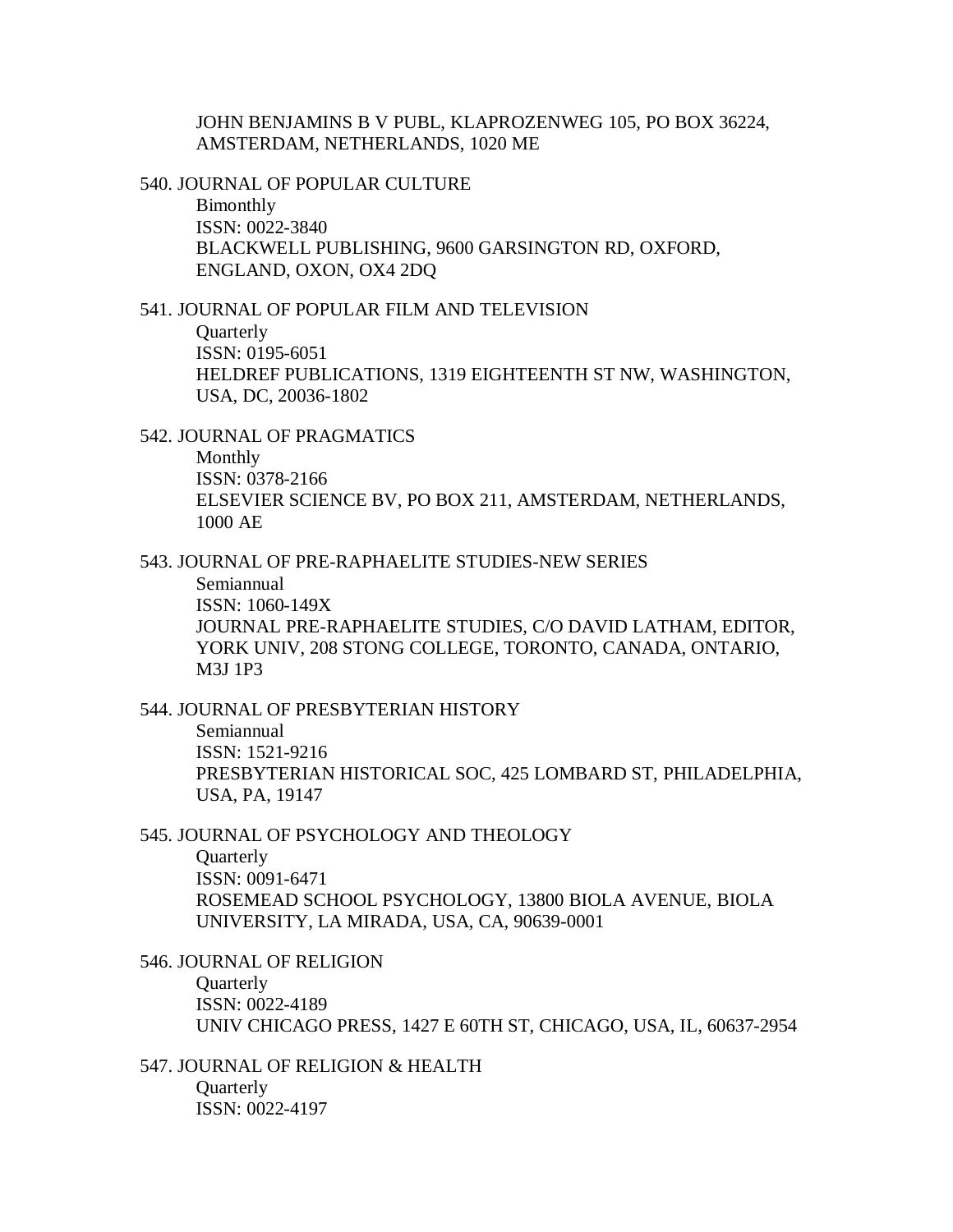JOHN BENJAMINS B V PUBL, KLAPROZENWEG 105, PO BOX 36224, AMSTERDAM, NETHERLANDS, 1020 ME

540. JOURNAL OF POPULAR CULTURE
Bimonthly
ISSN: 0022-3840
BLACKWELL PUBLISHING, 9600 GARSINGTON RD, OXFORD, ENGLAND, OXON, OX4 2DQ

541. JOURNAL OF POPULAR FILM AND TELEVISION
Quarterly
ISSN: 0195-6051
HELDREF PUBLICATIONS, 1319 EIGHTEENTH ST NW, WASHINGTON, USA, DC, 20036-1802

542. JOURNAL OF PRAGMATICS
Monthly
ISSN: 0378-2166
ELSEVIER SCIENCE BV, PO BOX 211, AMSTERDAM, NETHERLANDS, 1000 AE

543. JOURNAL OF PRE-RAPHAELITE STUDIES-NEW SERIES
Semiannual
ISSN: 1060-149X
JOURNAL PRE-RAPHAELITE STUDIES, C/O DAVID LATHAM, EDITOR, YORK UNIV, 208 STONG COLLEGE, TORONTO, CANADA, ONTARIO, M3J 1P3

544. JOURNAL OF PRESBYTERIAN HISTORY
Semiannual
ISSN: 1521-9216
PRESBYTERIAN HISTORICAL SOC, 425 LOMBARD ST, PHILADELPHIA, USA, PA, 19147

545. JOURNAL OF PSYCHOLOGY AND THEOLOGY
Quarterly
ISSN: 0091-6471
ROSEMEAD SCHOOL PSYCHOLOGY, 13800 BIOLA AVENUE, BIOLA UNIVERSITY, LA MIRADA, USA, CA, 90639-0001

546. JOURNAL OF RELIGION
Quarterly
ISSN: 0022-4189
UNIV CHICAGO PRESS, 1427 E 60TH ST, CHICAGO, USA, IL, 60637-2954

547. JOURNAL OF RELIGION & HEALTH
Quarterly
ISSN: 0022-4197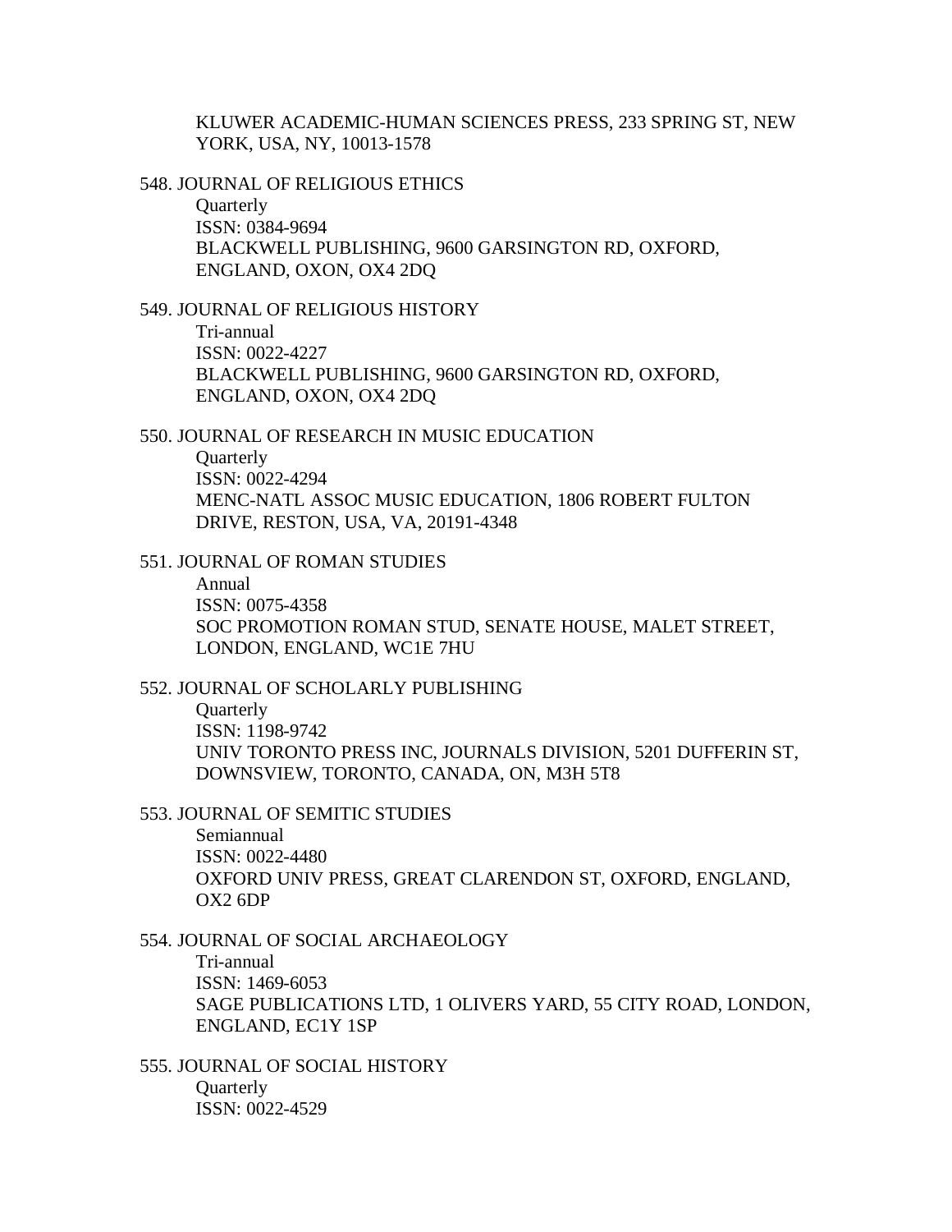KLUWER ACADEMIC-HUMAN SCIENCES PRESS, 233 SPRING ST, NEW YORK, USA, NY, 10013-1578

548. JOURNAL OF RELIGIOUS ETHICS
   Quarterly
   ISSN: 0384-9694
   BLACKWELL PUBLISHING, 9600 GARSINGTON RD, OXFORD, ENGLAND, OXON, OX4 2DQ

549. JOURNAL OF RELIGIOUS HISTORY
   Tri-annual
   ISSN: 0022-4227
   BLACKWELL PUBLISHING, 9600 GARSINGTON RD, OXFORD, ENGLAND, OXON, OX4 2DQ

550. JOURNAL OF RESEARCH IN MUSIC EDUCATION
   Quarterly
   ISSN: 0022-4294
   MENC-NATL ASSOC MUSIC EDUCATION, 1806 ROBERT FULTON DRIVE, RESTON, USA, VA, 20191-4348

551. JOURNAL OF ROMAN STUDIES
   Annual
   ISSN: 0075-4358
   SOC PROMOTION ROMAN STUD, SENATE HOUSE, MALET STREET, LONDON, ENGLAND, WC1E 7HU

552. JOURNAL OF SCHOLARLY PUBLISHING
   Quarterly
   ISSN: 1198-9742
   UNIV TORONTO PRESS INC, JOURNALS DIVISION, 5201 DUFFERIN ST, DOWNSVIEW, TORONTO, CANADA, ON, M3H 5T8

553. JOURNAL OF SEMITIC STUDIES
   Semiannual
   ISSN: 0022-4480
   OXFORD UNIV PRESS, GREAT CLARENDON ST, OXFORD, ENGLAND, OX2 6DP

554. JOURNAL OF SOCIAL ARCHAEOLOGY
   Tri-annual
   ISSN: 1469-6053
   SAGE PUBLICATIONS LTD, 1 OLIVERS YARD, 55 CITY ROAD, LONDON, ENGLAND, EC1Y 1SP

555. JOURNAL OF SOCIAL HISTORY
   Quarterly
   ISSN: 0022-4529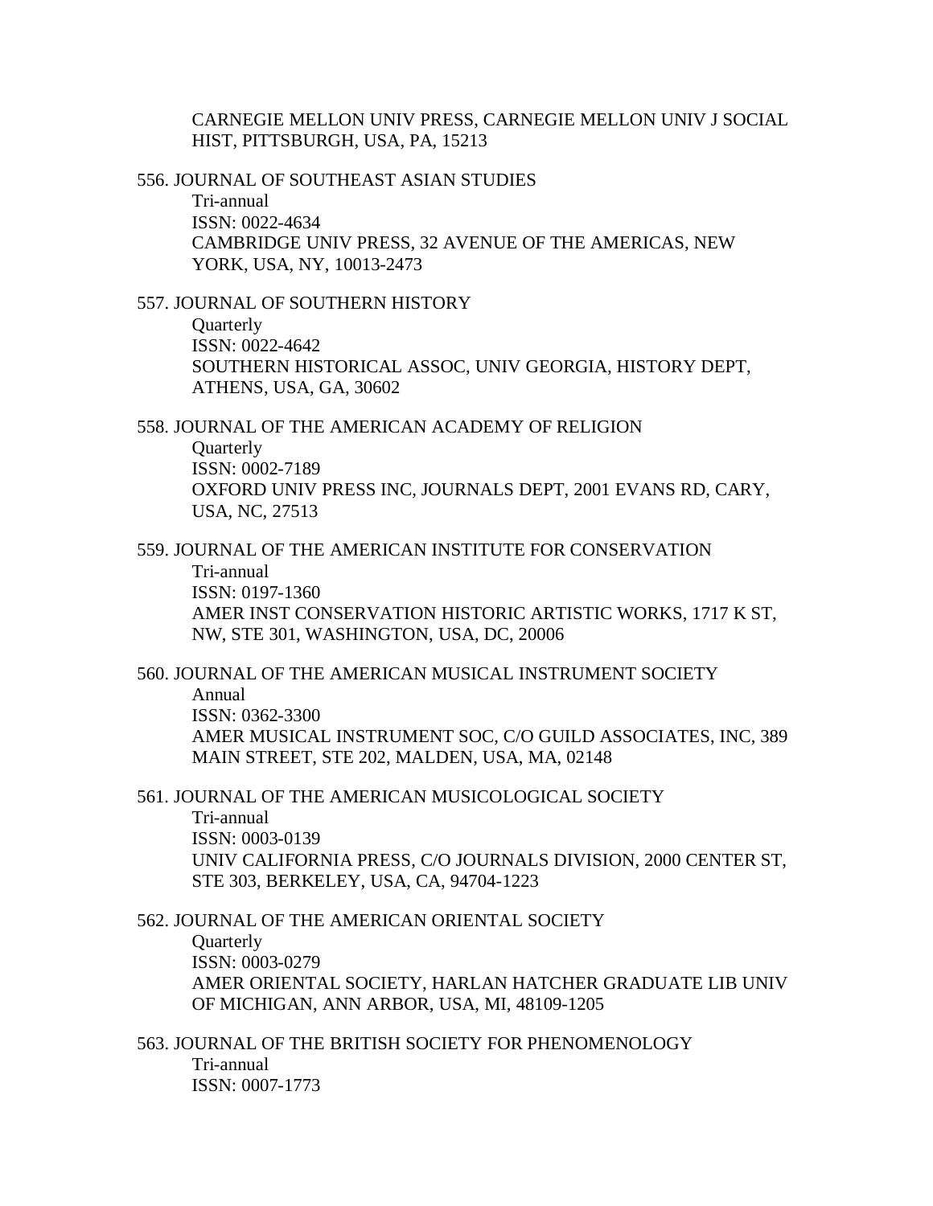CARNEGIE MELLON UNIV PRESS, CARNEGIE MELLON UNIV J SOCIAL HIST, PITTSBURGH, USA, PA, 15213

556. JOURNAL OF SOUTHEAST ASIAN STUDIES
   Tri-annual
   ISSN: 0022-4634
   CAMBRIDGE UNIV PRESS, 32 AVENUE OF THE AMERICAS, NEW YORK, USA, NY, 10013-2473

557. JOURNAL OF SOUTHERN HISTORY
   Quarterly
   ISSN: 0022-4642
   SOUTHERN HISTORICAL ASSOC, UNIV GEORGIA, HISTORY DEPT, ATHENS, USA, GA, 30602

558. JOURNAL OF THE AMERICAN ACADEMY OF RELIGION
   Quarterly
   ISSN: 0002-7189
   OXFORD UNIV PRESS INC, JOURNALS DEPT, 2001 EVANS RD, CARY, USA, NC, 27513

559. JOURNAL OF THE AMERICAN INSTITUTE FOR CONSERVATION
   Tri-annual
   ISSN: 0197-1360
   AMER INST CONSERVATION HISTORIC ARTISTIC WORKS, 1717 K ST, NW, STE 301, WASHINGTON, USA, DC, 20006

560. JOURNAL OF THE AMERICAN MUSICAL INSTRUMENT SOCIETY
   Annual
   ISSN: 0362-3300
   AMER MUSICAL INSTRUMENT SOC, C/O GUILD ASSOCIATES, INC, 389 MAIN STREET, STE 202, MALDEN, USA, MA, 02148

561. JOURNAL OF THE AMERICAN MUSICOLOGICAL SOCIETY
   Tri-annual
   ISSN: 0003-0139
   UNIV CALIFORNIA PRESS, C/O JOURNALS DIVISION, 2000 CENTER ST, STE 303, BERKELEY, USA, CA, 94704-1223

562. JOURNAL OF THE AMERICAN ORIENTAL SOCIETY
   Quarterly
   ISSN: 0003-0279
   AMER ORIENTAL SOCIETY, HARLAN HATCHER GRADUATE LIB UNIV OF MICHIGAN, ANN ARBOR, USA, MI, 48109-1205

563. JOURNAL OF THE BRITISH SOCIETY FOR PHENOMENOLOGY
   Tri-annual
   ISSN: 0007-1773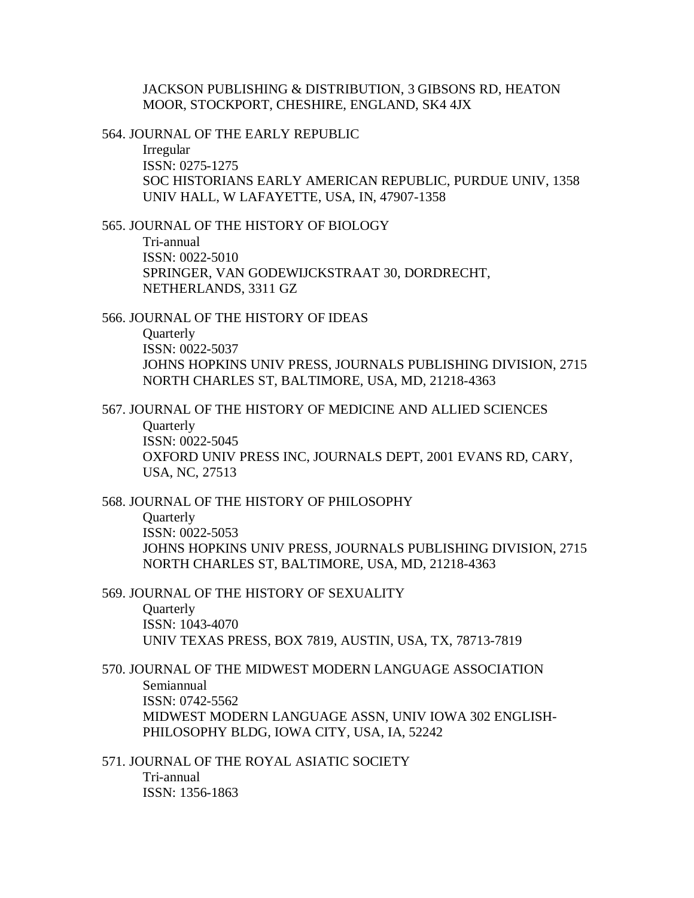JACKSON PUBLISHING & DISTRIBUTION, 3 GIBSONS RD, HEATON MOOR, STOCKPORT, CHESHIRE, ENGLAND, SK4 4JX

564. JOURNAL OF THE EARLY REPUBLIC
   Irregular
   ISSN: 0275-1275
   SOC HISTORIANS EARLY AMERICAN REPUBLIC, PURDUE UNIV, 1358 UNIV HALL, W LAFAYETTE, USA, IN, 47907-1358

565. JOURNAL OF THE HISTORY OF BIOLOGY
   Tri-annual
   ISSN: 0022-5010
   SPRINGER, VAN GODEWIJCKSTRAAT 30, DORDRECHT, NETHERLANDS, 3311 GZ

566. JOURNAL OF THE HISTORY OF IDEAS
   Quarterly
   ISSN: 0022-5037
   JOHNS HOPKINS UNIV PRESS, JOURNALS PUBLISHING DIVISION, 2715 NORTH CHARLES ST, BALTIMORE, USA, MD, 21218-4363

567. JOURNAL OF THE HISTORY OF MEDICINE AND ALLIED SCIENCES
   Quarterly
   ISSN: 0022-5045
   OXFORD UNIV PRESS INC, JOURNALS DEPT, 2001 EVANS RD, CARY, USA, NC, 27513

568. JOURNAL OF THE HISTORY OF PHILOSOPHY
   Quarterly
   ISSN: 0022-5053
   JOHNS HOPKINS UNIV PRESS, JOURNALS PUBLISHING DIVISION, 2715 NORTH CHARLES ST, BALTIMORE, USA, MD, 21218-4363

569. JOURNAL OF THE HISTORY OF SEXUALITY
   Quarterly
   ISSN: 1043-4070
   UNIV TEXAS PRESS, BOX 7819, AUSTIN, USA, TX, 78713-7819

570. JOURNAL OF THE MIDWEST MODERN LANGUAGE ASSOCIATION
   Semiannual
   ISSN: 0742-5562
   MIDWEST MODERN LANGUAGE ASSN, UNIV IOWA 302 ENGLISH-PHILOSOPHY BLDG, IOWA CITY, USA, IA, 52242

571. JOURNAL OF THE ROYAL ASIATIC SOCIETY
   Tri-annual
   ISSN: 1356-1863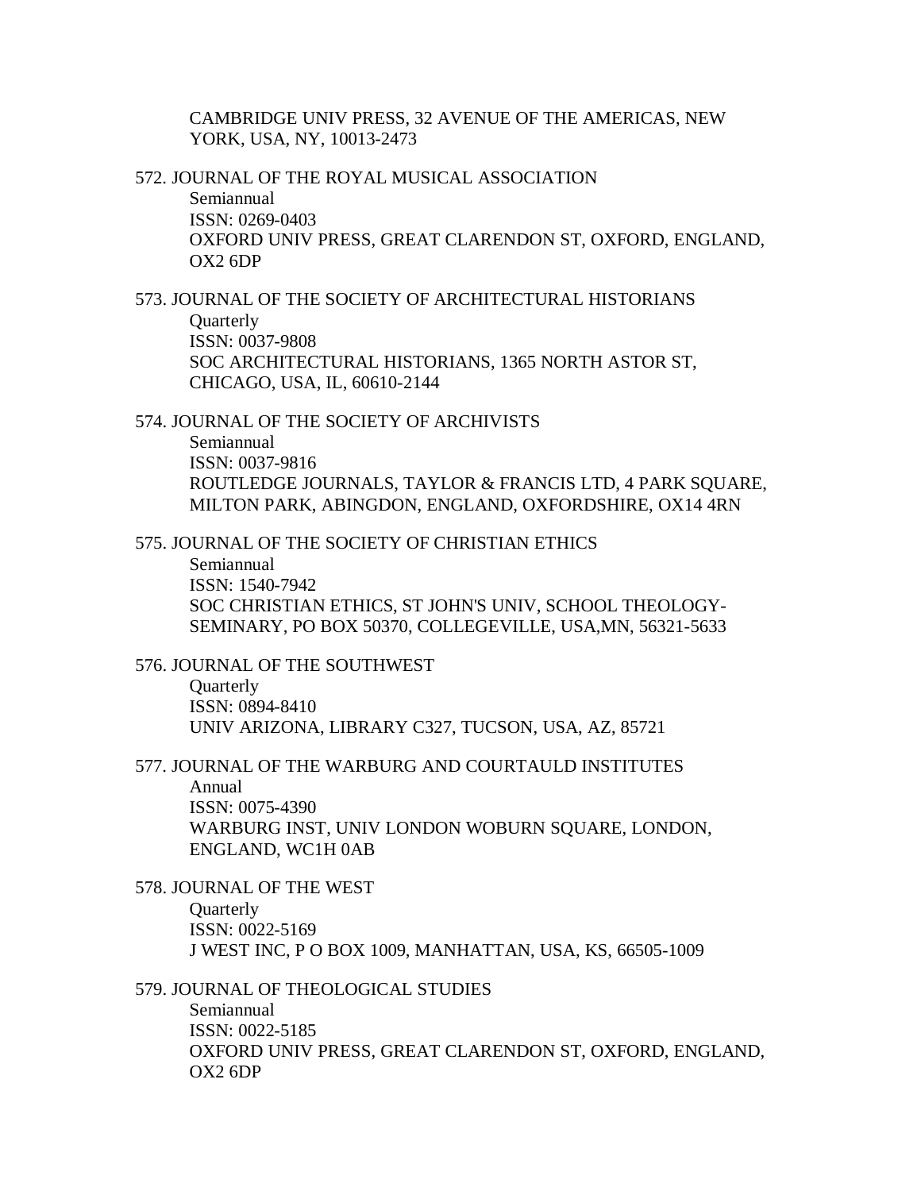CAMBRIDGE UNIV PRESS, 32 AVENUE OF THE AMERICAS, NEW YORK, USA, NY, 10013-2473

572. JOURNAL OF THE ROYAL MUSICAL ASSOCIATION
    Semiannual
    ISSN: 0269-0403
    OXFORD UNIV PRESS, GREAT CLARENDON ST, OXFORD, ENGLAND, OX2 6DP

573. JOURNAL OF THE SOCIETY OF ARCHITECTURAL HISTORIANS
    Quarterly
    ISSN: 0037-9808
    SOC ARCHITECTURAL HISTORIANS, 1365 NORTH ASTOR ST, CHICAGO, USA, IL, 60610-2144

574. JOURNAL OF THE SOCIETY OF ARCHIVISTS
    Semiannual
    ISSN: 0037-9816
    ROUTLEDGE JOURNALS, TAYLOR & FRANCIS LTD, 4 PARK SQUARE, MILTON PARK, ABINGDON, ENGLAND, OXFORDSHIRE, OX14 4RN

575. JOURNAL OF THE SOCIETY OF CHRISTIAN ETHICS
    Semiannual
    ISSN: 1540-7942
    SOC CHRISTIAN ETHICS, ST JOHN'S UNIV, SCHOOL THEOLOGY-SEMINARY, PO BOX 50370, COLLEGEVILLE, USA,MN, 56321-5633

576. JOURNAL OF THE SOUTHWEST
    Quarterly
    ISSN: 0894-8410
    UNIV ARIZONA, LIBRARY C327, TUCSON, USA, AZ, 85721

577. JOURNAL OF THE WARBURG AND COURTAULD INSTITUTES
    Annual
    ISSN: 0075-4390
    WARBURG INST, UNIV LONDON WOBURN SQUARE, LONDON, ENGLAND, WC1H 0AB

578. JOURNAL OF THE WEST
    Quarterly
    ISSN: 0022-5169
    J WEST INC, P O BOX 1009, MANHATTAN, USA, KS, 66505-1009

579. JOURNAL OF THEOLOGICAL STUDIES
    Semiannual
    ISSN: 0022-5185
    OXFORD UNIV PRESS, GREAT CLARENDON ST, OXFORD, ENGLAND, OX2 6DP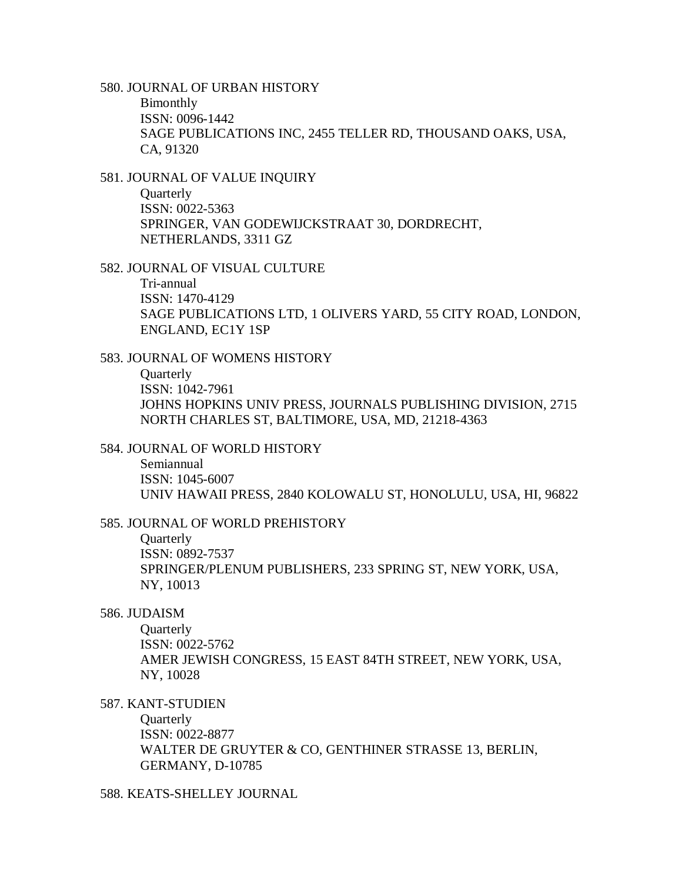580. JOURNAL OF URBAN HISTORY
  Bimonthly
  ISSN: 0096-1442
  SAGE PUBLICATIONS INC, 2455 TELLER RD, THOUSAND OAKS, USA, CA, 91320

581. JOURNAL OF VALUE INQUIRY
  Quarterly
  ISSN: 0022-5363
  SPRINGER, VAN GODEWIJCKSTRAAT 30, DORDRECHT, NETHERLANDS, 3311 GZ

582. JOURNAL OF VISUAL CULTURE
  Tri-annual
  ISSN: 1470-4129
  SAGE PUBLICATIONS LTD, 1 OLIVERS YARD, 55 CITY ROAD, LONDON, ENGLAND, EC1Y 1SP

583. JOURNAL OF WOMENS HISTORY
  Quarterly
  ISSN: 1042-7961
  JOHNS HOPKINS UNIV PRESS, JOURNALS PUBLISHING DIVISION, 2715 NORTH CHARLES ST, BALTIMORE, USA, MD, 21218-4363

584. JOURNAL OF WORLD HISTORY
  Semiannual
  ISSN: 1045-6007
  UNIV HAWAII PRESS, 2840 KOLOWALU ST, HONOLULU, USA, HI, 96822

585. JOURNAL OF WORLD PREHISTORY
  Quarterly
  ISSN: 0892-7537
  SPRINGER/PLENUM PUBLISHERS, 233 SPRING ST, NEW YORK, USA, NY, 10013

586. JUDAISM
  Quarterly
  ISSN: 0022-5762
  AMER JEWISH CONGRESS, 15 EAST 84TH STREET, NEW YORK, USA, NY, 10028

587. KANT-STUDIEN
  Quarterly
  ISSN: 0022-8877
  WALTER DE GRUYTER & CO, GENTHINER STRASSE 13, BERLIN, GERMANY, D-10785

588. KEATS-SHELLEY JOURNAL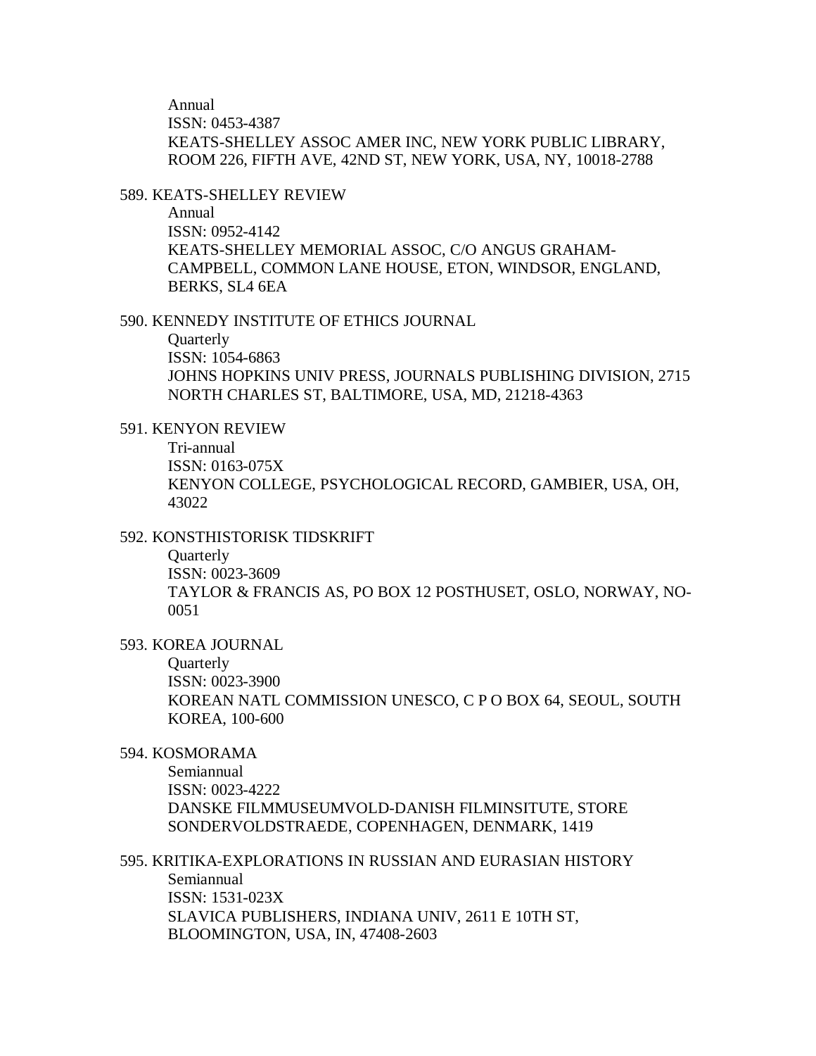Annual
ISSN: 0453-4387
KEATS-SHELLEY ASSOC AMER INC, NEW YORK PUBLIC LIBRARY, ROOM 226, FIFTH AVE, 42ND ST, NEW YORK, USA, NY, 10018-2788

589. KEATS-SHELLEY REVIEW
Annual
ISSN: 0952-4142
KEATS-SHELLEY MEMORIAL ASSOC, C/O ANGUS GRAHAM-CAMPBELL, COMMON LANE HOUSE, ETON, WINDSOR, ENGLAND, BERKS, SL4 6EA

590. KENNEDY INSTITUTE OF ETHICS JOURNAL
Quarterly
ISSN: 1054-6863
JOHNS HOPKINS UNIV PRESS, JOURNALS PUBLISHING DIVISION, 2715 NORTH CHARLES ST, BALTIMORE, USA, MD, 21218-4363

591. KENYON REVIEW
Tri-annual
ISSN: 0163-075X
KENYON COLLEGE, PSYCHOLOGICAL RECORD, GAMBIER, USA, OH, 43022

592. KONSTHISTORISK TIDSKRIFT
Quarterly
ISSN: 0023-3609
TAYLOR & FRANCIS AS, PO BOX 12 POSTHUSET, OSLO, NORWAY, NO-0051

593. KOREA JOURNAL
Quarterly
ISSN: 0023-3900
KOREAN NATL COMMISSION UNESCO, C P O BOX 64, SEOUL, SOUTH KOREA, 100-600

594. KOSMORAMA
Semiannual
ISSN: 0023-4222
DANSKE FILMMUSEUMVOLD-DANISH FILMINSITUTE, STORE SONDERVOLDSTRAEDE, COPENHAGEN, DENMARK, 1419

595. KRITIKA-EXPLORATIONS IN RUSSIAN AND EURASIAN HISTORY
Semiannual
ISSN: 1531-023X
SLAVICA PUBLISHERS, INDIANA UNIV, 2611 E 10TH ST, BLOOMINGTON, USA, IN, 47408-2603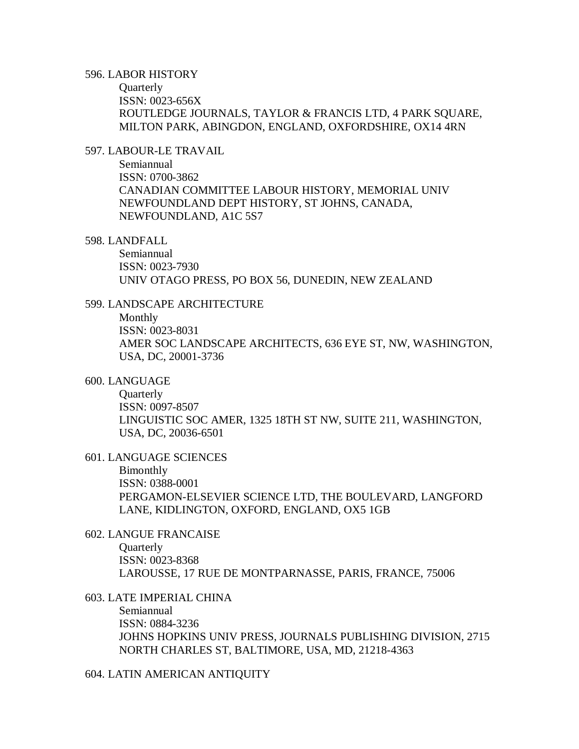596. LABOR HISTORY

Quarterly
ISSN: 0023-656X
ROUTLEDGE JOURNALS, TAYLOR & FRANCIS LTD, 4 PARK SQUARE, MILTON PARK, ABINGDON, ENGLAND, OXFORDSHIRE, OX14 4RN

597. LABOUR-LE TRAVAIL

Semiannual
ISSN: 0700-3862
CANADIAN COMMITTEE LABOUR HISTORY, MEMORIAL UNIV NEWFOUNDLAND DEPT HISTORY, ST JOHNS, CANADA, NEWFOUNDLAND, A1C 5S7

598. LANDFALL

Semiannual
ISSN: 0023-7930
UNIV OTAGO PRESS, PO BOX 56, DUNEDIN, NEW ZEALAND

599. LANDSCAPE ARCHITECTURE

Monthly
ISSN: 0023-8031
AMER SOC LANDSCAPE ARCHITECTS, 636 EYE ST, NW, WASHINGTON, USA, DC, 20001-3736

600. LANGUAGE

Quarterly
ISSN: 0097-8507
LINGUISTIC SOC AMER, 1325 18TH ST NW, SUITE 211, WASHINGTON, USA, DC, 20036-6501

601. LANGUAGE SCIENCES

Bimonthly
ISSN: 0388-0001
PERGAMON-ELSEVIER SCIENCE LTD, THE BOULEVARD, LANGFORD LANE, KIDLINGTON, OXFORD, ENGLAND, OX5 1GB

602. LANGUE FRANCAISE

Quarterly
ISSN: 0023-8368
LAROUSSE, 17 RUE DE MONTPARNASSE, PARIS, FRANCE, 75006

603. LATE IMPERIAL CHINA

Semiannual
ISSN: 0884-3236
JOHNS HOPKINS UNIV PRESS, JOURNALS PUBLISHING DIVISION, 2715 NORTH CHARLES ST, BALTIMORE, USA, MD, 21218-4363

604. LATIN AMERICAN ANTIQUITY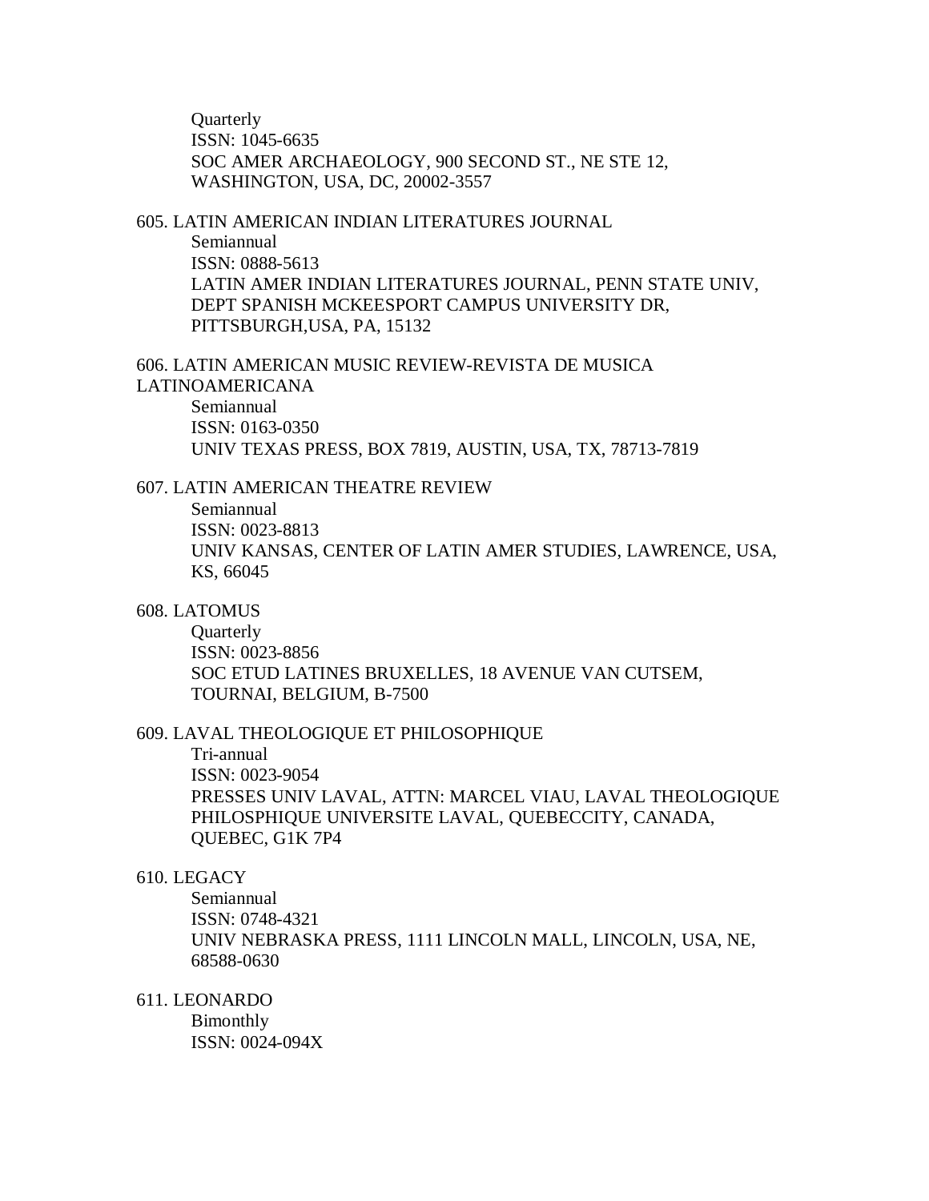Quarterly
ISSN: 1045-6635
SOC AMER ARCHAEOLOGY, 900 SECOND ST., NE STE 12, WASHINGTON, USA, DC, 20002-3557

605. LATIN AMERICAN INDIAN LITERATURES JOURNAL
Semiannual
ISSN: 0888-5613
LATIN AMER INDIAN LITERATURES JOURNAL, PENN STATE UNIV, DEPT SPANISH MCKEESPORT CAMPUS UNIVERSITY DR, PITTSBURGH,USA, PA, 15132

606. LATIN AMERICAN MUSIC REVIEW-REVISTA DE MUSICA LATINOAMERICANA
Semiannual
ISSN: 0163-0350
UNIV TEXAS PRESS, BOX 7819, AUSTIN, USA, TX, 78713-7819

607. LATIN AMERICAN THEATRE REVIEW
Semiannual
ISSN: 0023-8813
UNIV KANSAS, CENTER OF LATIN AMER STUDIES, LAWRENCE, USA, KS, 66045

608. LATOMUS
Quarterly
ISSN: 0023-8856
SOC ETUD LATINES BRUXELLES, 18 AVENUE VAN CUTSEM, TOURNAI, BELGIUM, B-7500

609. LAVAL THEOLOGIQUE ET PHILOSOPHIQUE
Tri-annual
ISSN: 0023-9054
PRESSES UNIV LAVAL, ATTN: MARCEL VIAU, LAVAL THEOLOGIQUE PHILOSPHIQUE UNIVERSITE LAVAL, QUEBECCITY, CANADA, QUEBEC, G1K 7P4

610. LEGACY
Semiannual
ISSN: 0748-4321
UNIV NEBRASKA PRESS, 1111 LINCOLN MALL, LINCOLN, USA, NE, 68588-0630

611. LEONARDO
Bimonthly
ISSN: 0024-094X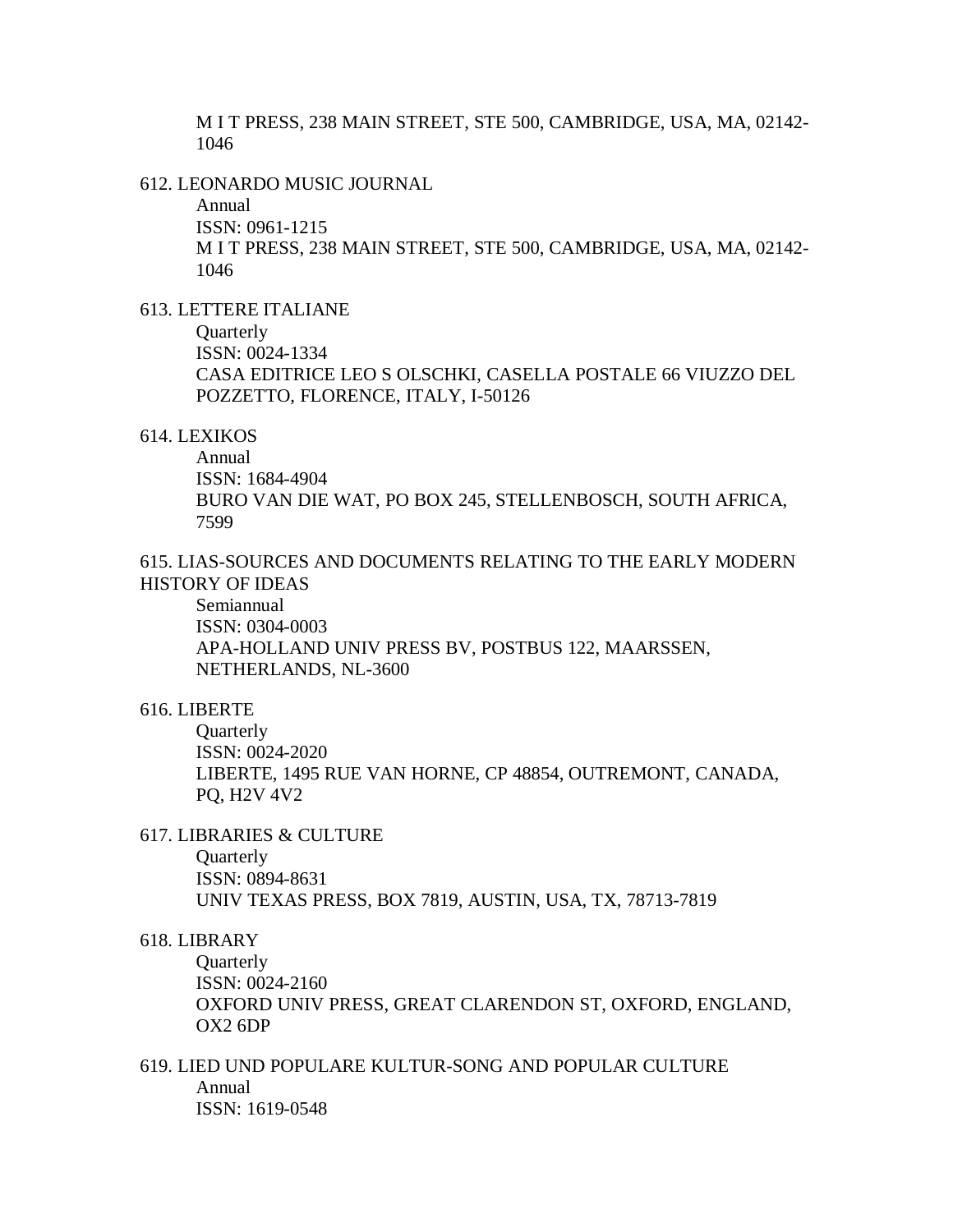M I T PRESS, 238 MAIN STREET, STE 500, CAMBRIDGE, USA, MA, 02142-1046

612. LEONARDO MUSIC JOURNAL
   Annual
   ISSN: 0961-1215
   M I T PRESS, 238 MAIN STREET, STE 500, CAMBRIDGE, USA, MA, 02142-1046

613. LETTERE ITALIANE
   Quarterly
   ISSN: 0024-1334
   CASA EDITRICE LEO S OLSCHKI, CASELLA POSTALE 66 VIUZZO DEL POZZETTO, FLORENCE, ITALY, I-50126

614. LEXIKOS
   Annual
   ISSN: 1684-4904
   BURO VAN DIE WAT, PO BOX 245, STELLENBOSCH, SOUTH AFRICA, 7599

615. LIAS-SOURCES AND DOCUMENTS RELATING TO THE EARLY MODERN HISTORY OF IDEAS
   Semiannual
   ISSN: 0304-0003
   APA-HOLLAND UNIV PRESS BV, POSTBUS 122, MAARSSEN, NETHERLANDS, NL-3600

616. LIBERTE
   Quarterly
   ISSN: 0024-2020
   LIBERTE, 1495 RUE VAN HORNE, CP 48854, OUTREMONT, CANADA, PQ, H2V 4V2

617. LIBRARIES & CULTURE
   Quarterly
   ISSN: 0894-8631
   UNIV TEXAS PRESS, BOX 7819, AUSTIN, USA, TX, 78713-7819

618. LIBRARY
   Quarterly
   ISSN: 0024-2160
   OXFORD UNIV PRESS, GREAT CLARENDON ST, OXFORD, ENGLAND, OX2 6DP

619. LIED UND POPULARE KULTUR-SONG AND POPULAR CULTURE
   Annual
   ISSN: 1619-0548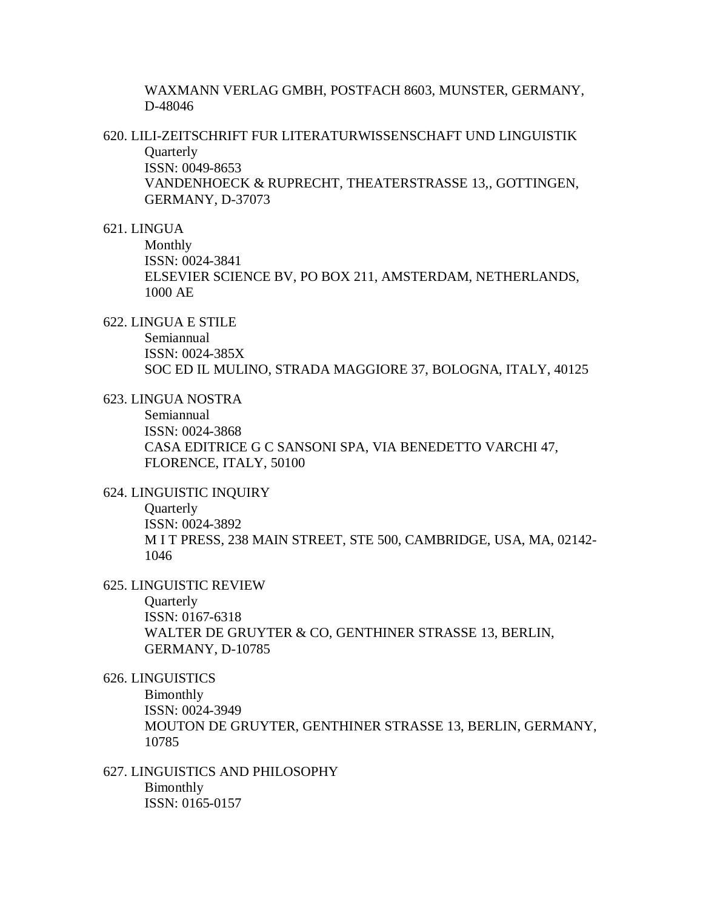WAXMANN VERLAG GMBH, POSTFACH 8603, MUNSTER, GERMANY, D-48046

620. LILI-ZEITSCHRIFT FUR LITERATURWISSENSCHAFT UND LINGUISTIK
   Quarterly
   ISSN: 0049-8653
   VANDENHOECK & RUPRECHT, THEATERSTRASSE 13,, GOTTINGEN, GERMANY, D-37073

621. LINGUA
   Monthly
   ISSN: 0024-3841
   ELSEVIER SCIENCE BV, PO BOX 211, AMSTERDAM, NETHERLANDS, 1000 AE

622. LINGUA E STILE
   Semiannual
   ISSN: 0024-385X
   SOC ED IL MULINO, STRADA MAGGIORE 37, BOLOGNA, ITALY, 40125

623. LINGUA NOSTRA
   Semiannual
   ISSN: 0024-3868
   CASA EDITRICE G C SANSONI SPA, VIA BENEDETTO VARCHI 47, FLORENCE, ITALY, 50100

624. LINGUISTIC INQUIRY
   Quarterly
   ISSN: 0024-3892
   M I T PRESS, 238 MAIN STREET, STE 500, CAMBRIDGE, USA, MA, 02142-1046

625. LINGUISTIC REVIEW
   Quarterly
   ISSN: 0167-6318
   WALTER DE GRUYTER & CO, GENTHINER STRASSE 13, BERLIN, GERMANY, D-10785

626. LINGUISTICS
   Bimonthly
   ISSN: 0024-3949
   MOUTON DE GRUYTER, GENTHINER STRASSE 13, BERLIN, GERMANY, 10785

627. LINGUISTICS AND PHILOSOPHY
   Bimonthly
   ISSN: 0165-0157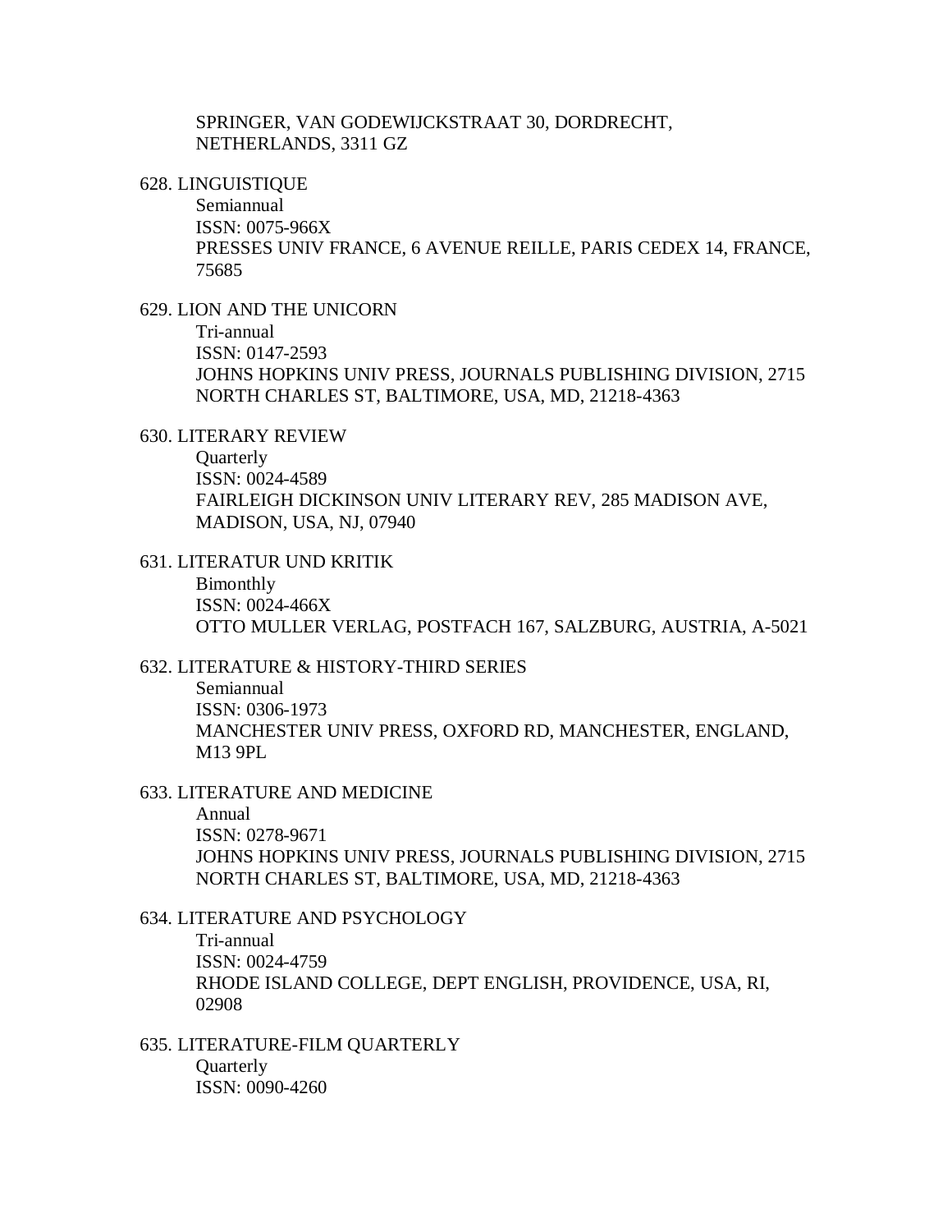SPRINGER, VAN GODEWIJCKSTRAAT 30, DORDRECHT, NETHERLANDS, 3311 GZ

628. LINGUISTIQUE
    Semiannual
    ISSN: 0075-966X
    PRESSES UNIV FRANCE, 6 AVENUE REILLE, PARIS CEDEX 14, FRANCE, 75685

629. LION AND THE UNICORN
    Tri-annual
    ISSN: 0147-2593
    JOHNS HOPKINS UNIV PRESS, JOURNALS PUBLISHING DIVISION, 2715 NORTH CHARLES ST, BALTIMORE, USA, MD, 21218-4363

630. LITERARY REVIEW
    Quarterly
    ISSN: 0024-4589
    FAIRLEIGH DICKINSON UNIV LITERARY REV, 285 MADISON AVE, MADISON, USA, NJ, 07940

631. LITERATUR UND KRITIK
    Bimonthly
    ISSN: 0024-466X
    OTTO MULLER VERLAG, POSTFACH 167, SALZBURG, AUSTRIA, A-5021

632. LITERATURE & HISTORY-THIRD SERIES
    Semiannual
    ISSN: 0306-1973
    MANCHESTER UNIV PRESS, OXFORD RD, MANCHESTER, ENGLAND, M13 9PL

633. LITERATURE AND MEDICINE
    Annual
    ISSN: 0278-9671
    JOHNS HOPKINS UNIV PRESS, JOURNALS PUBLISHING DIVISION, 2715 NORTH CHARLES ST, BALTIMORE, USA, MD, 21218-4363

634. LITERATURE AND PSYCHOLOGY
    Tri-annual
    ISSN: 0024-4759
    RHODE ISLAND COLLEGE, DEPT ENGLISH, PROVIDENCE, USA, RI, 02908

635. LITERATURE-FILM QUARTERLY
    Quarterly
    ISSN: 0090-4260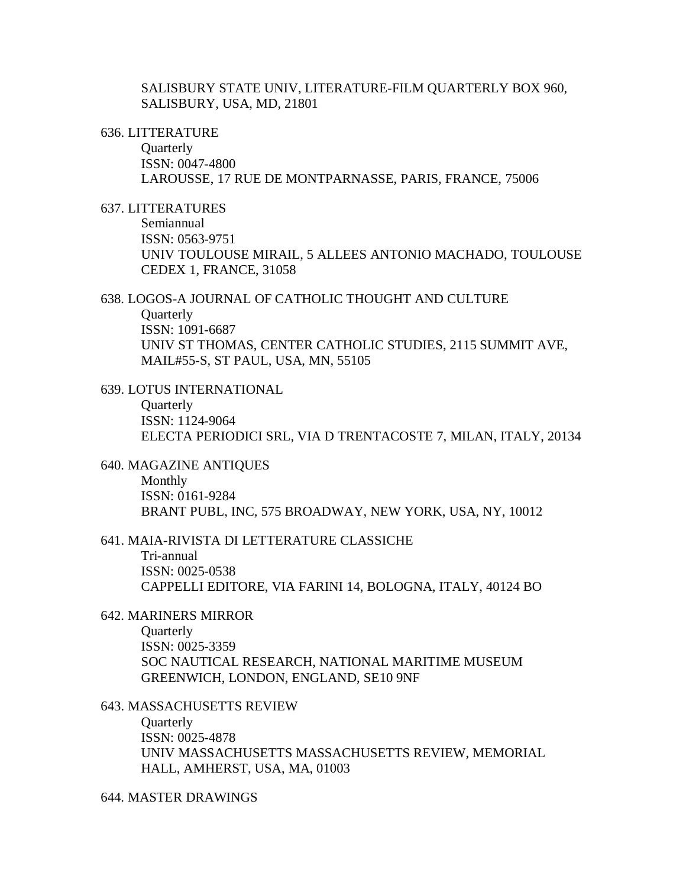SALISBURY STATE UNIV, LITERATURE-FILM QUARTERLY BOX 960, SALISBURY, USA, MD, 21801

636. LITTERATURE
    Quarterly
    ISSN: 0047-4800
    LAROUSSE, 17 RUE DE MONTPARNASSE, PARIS, FRANCE, 75006

637. LITTERATURES
    Semiannual
    ISSN: 0563-9751
    UNIV TOULOUSE MIRAIL, 5 ALLEES ANTONIO MACHADO, TOULOUSE CEDEX 1, FRANCE, 31058

638. LOGOS-A JOURNAL OF CATHOLIC THOUGHT AND CULTURE
    Quarterly
    ISSN: 1091-6687
    UNIV ST THOMAS, CENTER CATHOLIC STUDIES, 2115 SUMMIT AVE, MAIL#55-S, ST PAUL, USA, MN, 55105

639. LOTUS INTERNATIONAL
    Quarterly
    ISSN: 1124-9064
    ELECTA PERIODICI SRL, VIA D TRENTACOSTE 7, MILAN, ITALY, 20134

640. MAGAZINE ANTIQUES
    Monthly
    ISSN: 0161-9284
    BRANT PUBL, INC, 575 BROADWAY, NEW YORK, USA, NY, 10012

641. MAIA-RIVISTA DI LETTERATURE CLASSICHE
    Tri-annual
    ISSN: 0025-0538
    CAPPELLI EDITORE, VIA FARINI 14, BOLOGNA, ITALY, 40124 BO

642. MARINERS MIRROR
    Quarterly
    ISSN: 0025-3359
    SOC NAUTICAL RESEARCH, NATIONAL MARITIME MUSEUM GREENWICH, LONDON, ENGLAND, SE10 9NF

643. MASSACHUSETTS REVIEW
    Quarterly
    ISSN: 0025-4878
    UNIV MASSACHUSETTS MASSACHUSETTS REVIEW, MEMORIAL HALL, AMHERST, USA, MA, 01003

644. MASTER DRAWINGS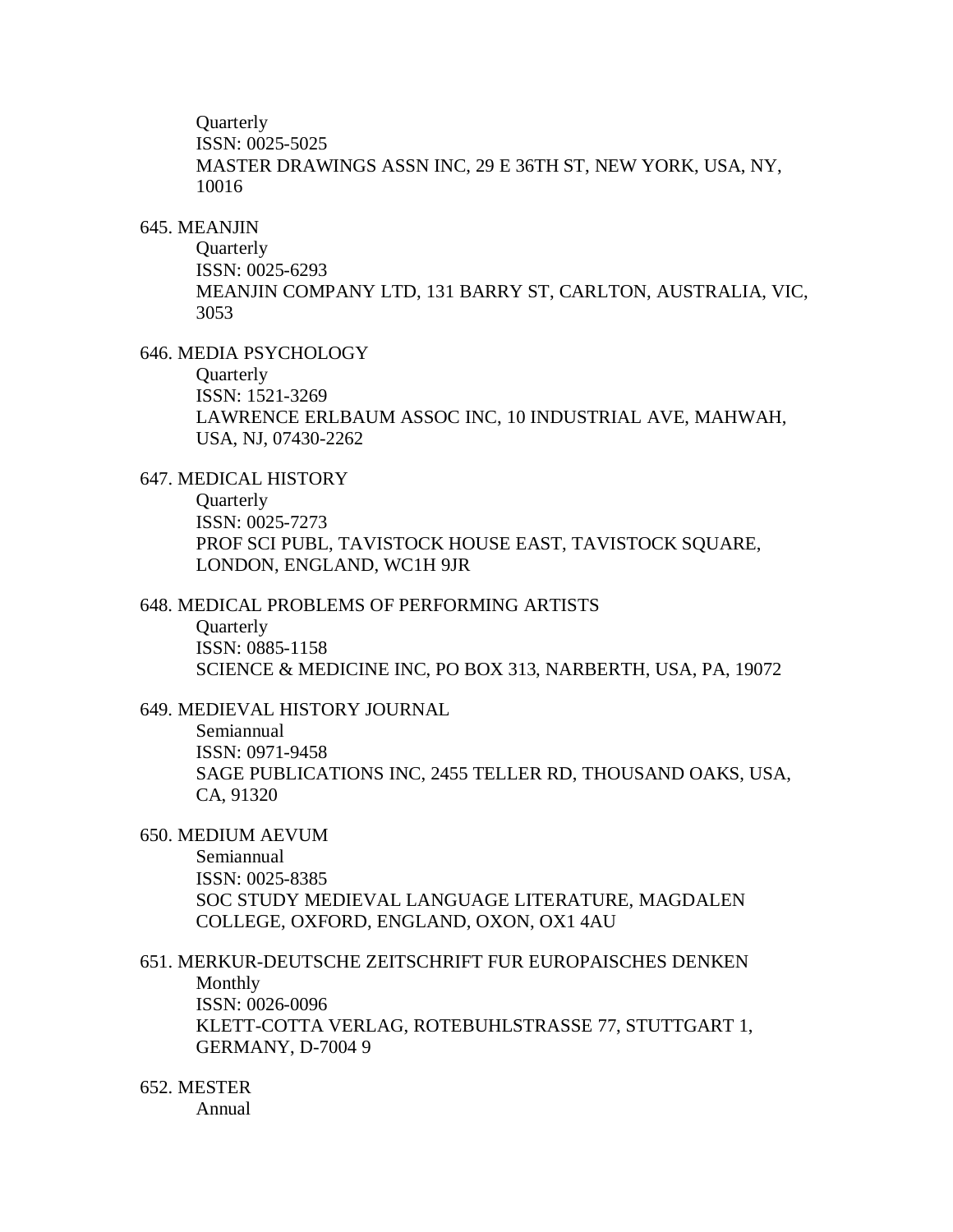Quarterly
ISSN: 0025-5025
MASTER DRAWINGS ASSN INC, 29 E 36TH ST, NEW YORK, USA, NY, 10016

645. MEANJIN
Quarterly
ISSN: 0025-6293
MEANJIN COMPANY LTD, 131 BARRY ST, CARLTON, AUSTRALIA, VIC, 3053

646. MEDIA PSYCHOLOGY
Quarterly
ISSN: 1521-3269
LAWRENCE ERLBAUM ASSOC INC, 10 INDUSTRIAL AVE, MAHWAH, USA, NJ, 07430-2262

647. MEDICAL HISTORY
Quarterly
ISSN: 0025-7273
PROF SCI PUBL, TAVISTOCK HOUSE EAST, TAVISTOCK SQUARE, LONDON, ENGLAND, WC1H 9JR

648. MEDICAL PROBLEMS OF PERFORMING ARTISTS
Quarterly
ISSN: 0885-1158
SCIENCE & MEDICINE INC, PO BOX 313, NARBERTH, USA, PA, 19072

649. MEDIEVAL HISTORY JOURNAL
Semiannual
ISSN: 0971-9458
SAGE PUBLICATIONS INC, 2455 TELLER RD, THOUSAND OAKS, USA, CA, 91320

650. MEDIUM AEVUM
Semiannual
ISSN: 0025-8385
SOC STUDY MEDIEVAL LANGUAGE LITERATURE, MAGDALEN COLLEGE, OXFORD, ENGLAND, OXON, OX1 4AU

651. MERKUR-DEUTSCHE ZEITSCHRIFT FUR EUROPAISCHES DENKEN
Monthly
ISSN: 0026-0096
KLETT-COTTA VERLAG, ROTEBUHLSTRASSE 77, STUTTGART 1, GERMANY, D-7004 9

652. MESTER
Annual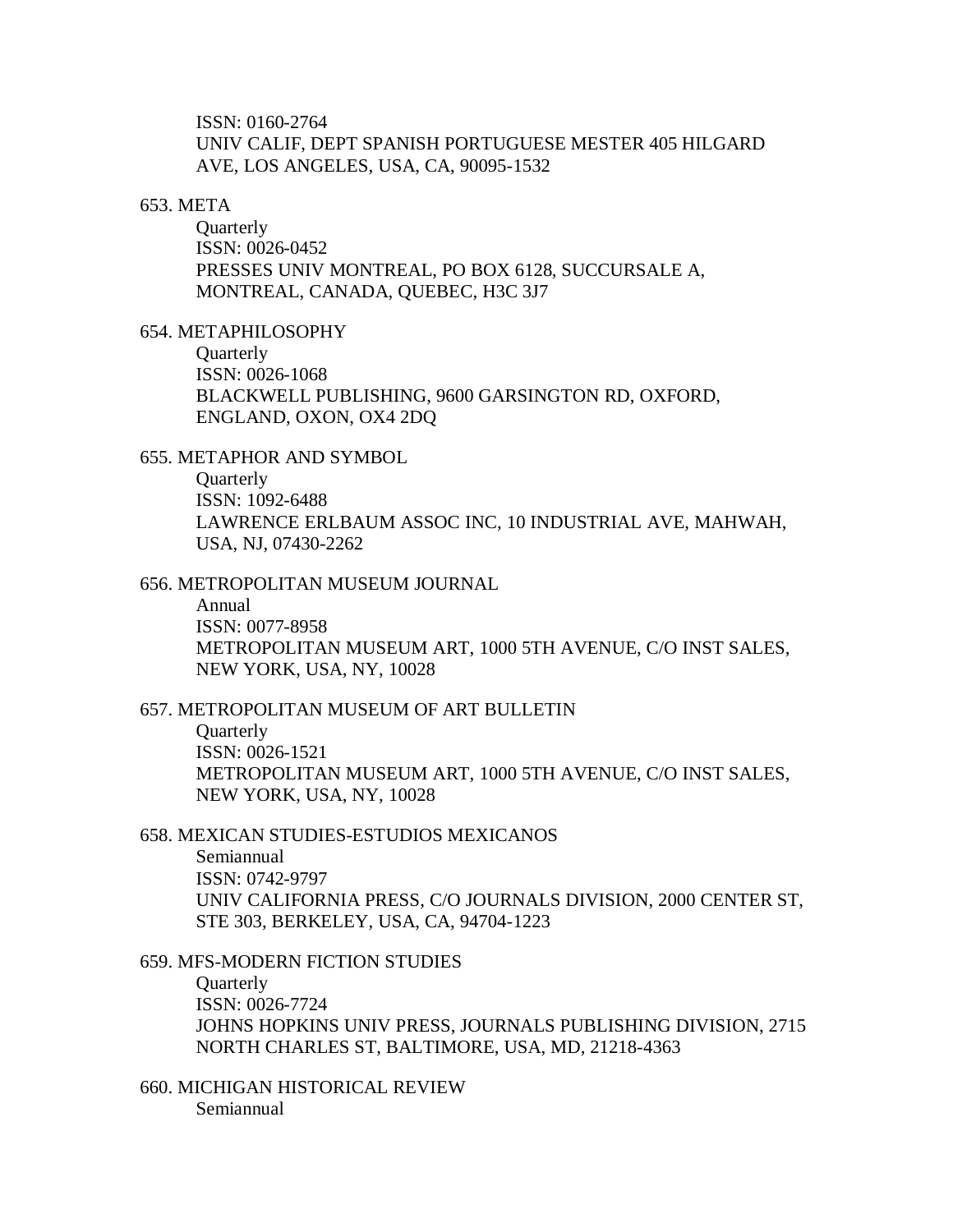ISSN: 0160-2764
UNIV CALIF, DEPT SPANISH PORTUGUESE MESTER 405 HILGARD AVE, LOS ANGELES, USA, CA, 90095-1532

653. META
Quarterly
ISSN: 0026-0452
PRESSES UNIV MONTREAL, PO BOX 6128, SUCCURSALE A, MONTREAL, CANADA, QUEBEC, H3C 3J7

654. METAPHILOSOPHY
Quarterly
ISSN: 0026-1068
BLACKWELL PUBLISHING, 9600 GARSINGTON RD, OXFORD, ENGLAND, OXON, OX4 2DQ

655. METAPHOR AND SYMBOL
Quarterly
ISSN: 1092-6488
LAWRENCE ERLBAUM ASSOC INC, 10 INDUSTRIAL AVE, MAHWAH, USA, NJ, 07430-2262

656. METROPOLITAN MUSEUM JOURNAL
Annual
ISSN: 0077-8958
METROPOLITAN MUSEUM ART, 1000 5TH AVENUE, C/O INST SALES, NEW YORK, USA, NY, 10028

657. METROPOLITAN MUSEUM OF ART BULLETIN
Quarterly
ISSN: 0026-1521
METROPOLITAN MUSEUM ART, 1000 5TH AVENUE, C/O INST SALES, NEW YORK, USA, NY, 10028

658. MEXICAN STUDIES-ESTUDIOS MEXICANOS
Semiannual
ISSN: 0742-9797
UNIV CALIFORNIA PRESS, C/O JOURNALS DIVISION, 2000 CENTER ST, STE 303, BERKELEY, USA, CA, 94704-1223

659. MFS-MODERN FICTION STUDIES
Quarterly
ISSN: 0026-7724
JOHNS HOPKINS UNIV PRESS, JOURNALS PUBLISHING DIVISION, 2715 NORTH CHARLES ST, BALTIMORE, USA, MD, 21218-4363

660. MICHIGAN HISTORICAL REVIEW
Semiannual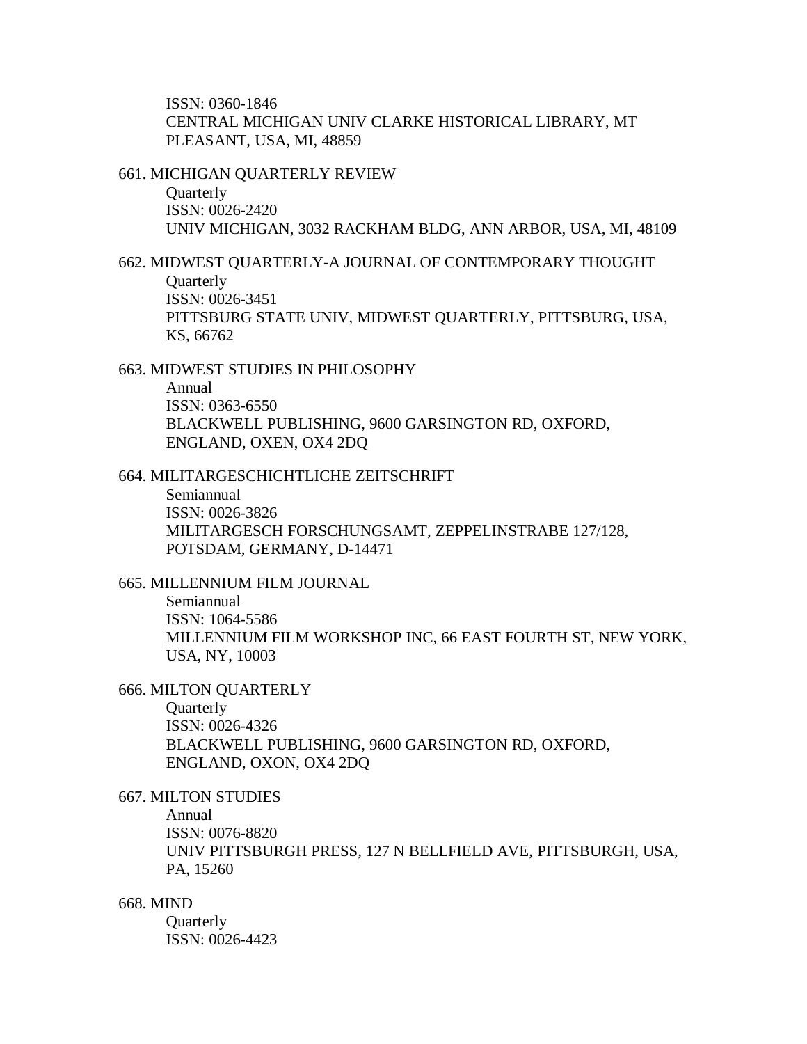ISSN: 0360-1846
CENTRAL MICHIGAN UNIV CLARKE HISTORICAL LIBRARY, MT PLEASANT, USA, MI, 48859

661. MICHIGAN QUARTERLY REVIEW
   Quarterly
   ISSN: 0026-2420
   UNIV MICHIGAN, 3032 RACKHAM BLDG, ANN ARBOR, USA, MI, 48109

662. MIDWEST QUARTERLY-A JOURNAL OF CONTEMPORARY THOUGHT
   Quarterly
   ISSN: 0026-3451
   PITTSBURG STATE UNIV, MIDWEST QUARTERLY, PITTSBURG, USA, KS, 66762

663. MIDWEST STUDIES IN PHILOSOPHY
   Annual
   ISSN: 0363-6550
   BLACKWELL PUBLISHING, 9600 GARSINGTON RD, OXFORD, ENGLAND, OXEN, OX4 2DQ

664. MILITARGESCHICHTLICHE ZEITSCHRIFT
   Semiannual
   ISSN: 0026-3826
   MILITARGESCH FORSCHUNGSAMT, ZEPPELINSTRABE 127/128, POTSDAM, GERMANY, D-14471

665. MILLENNIUM FILM JOURNAL
   Semiannual
   ISSN: 1064-5586
   MILLENNIUM FILM WORKSHOP INC, 66 EAST FOURTH ST, NEW YORK, USA, NY, 10003

666. MILTON QUARTERLY
   Quarterly
   ISSN: 0026-4326
   BLACKWELL PUBLISHING, 9600 GARSINGTON RD, OXFORD, ENGLAND, OXON, OX4 2DQ

667. MILTON STUDIES
   Annual
   ISSN: 0076-8820
   UNIV PITTSBURGH PRESS, 127 N BELLFIELD AVE, PITTSBURGH, USA, PA, 15260

668. MIND
   Quarterly
   ISSN: 0026-4423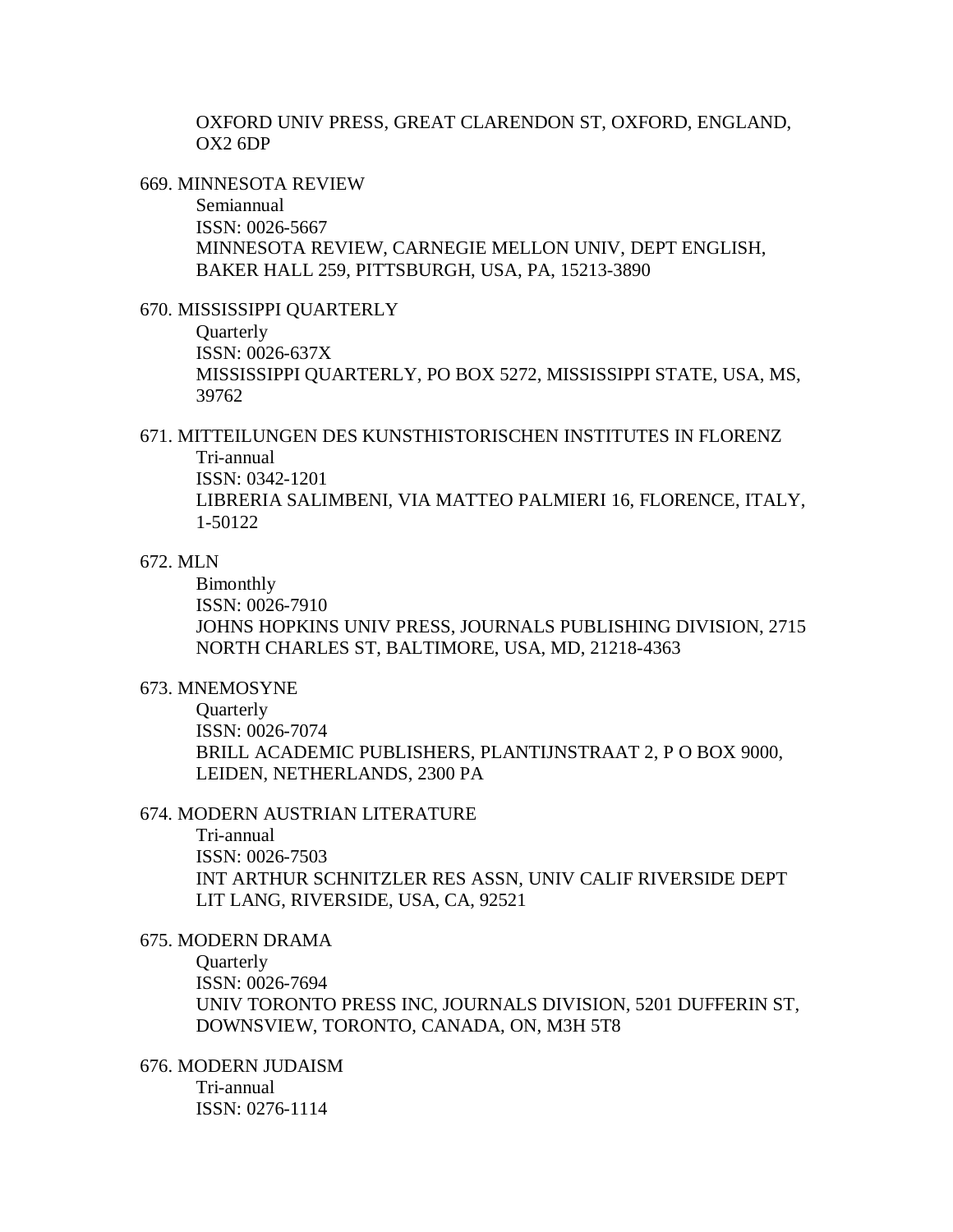OXFORD UNIV PRESS, GREAT CLARENDON ST, OXFORD, ENGLAND, OX2 6DP

669. MINNESOTA REVIEW
    Semiannual
    ISSN: 0026-5667
    MINNESOTA REVIEW, CARNEGIE MELLON UNIV, DEPT ENGLISH, BAKER HALL 259, PITTSBURGH, USA, PA, 15213-3890

670. MISSISSIPPI QUARTERLY
    Quarterly
    ISSN: 0026-637X
    MISSISSIPPI QUARTERLY, PO BOX 5272, MISSISSIPPI STATE, USA, MS, 39762

671. MITTEILUNGEN DES KUNSTHISTORISCHEN INSTITUTES IN FLORENZ
    Tri-annual
    ISSN: 0342-1201
    LIBRERIA SALIMBENI, VIA MATTEO PALMIERI 16, FLORENCE, ITALY, 1-50122

672. MLN
    Bimonthly
    ISSN: 0026-7910
    JOHNS HOPKINS UNIV PRESS, JOURNALS PUBLISHING DIVISION, 2715 NORTH CHARLES ST, BALTIMORE, USA, MD, 21218-4363

673. MNEMOSYNE
    Quarterly
    ISSN: 0026-7074
    BRILL ACADEMIC PUBLISHERS, PLANTIJNSTRAAT 2, P O BOX 9000, LEIDEN, NETHERLANDS, 2300 PA

674. MODERN AUSTRIAN LITERATURE
    Tri-annual
    ISSN: 0026-7503
    INT ARTHUR SCHNITZLER RES ASSN, UNIV CALIF RIVERSIDE DEPT LIT LANG, RIVERSIDE, USA, CA, 92521

675. MODERN DRAMA
    Quarterly
    ISSN: 0026-7694
    UNIV TORONTO PRESS INC, JOURNALS DIVISION, 5201 DUFFERIN ST, DOWNSVIEW, TORONTO, CANADA, ON, M3H 5T8

676. MODERN JUDAISM
    Tri-annual
    ISSN: 0276-1114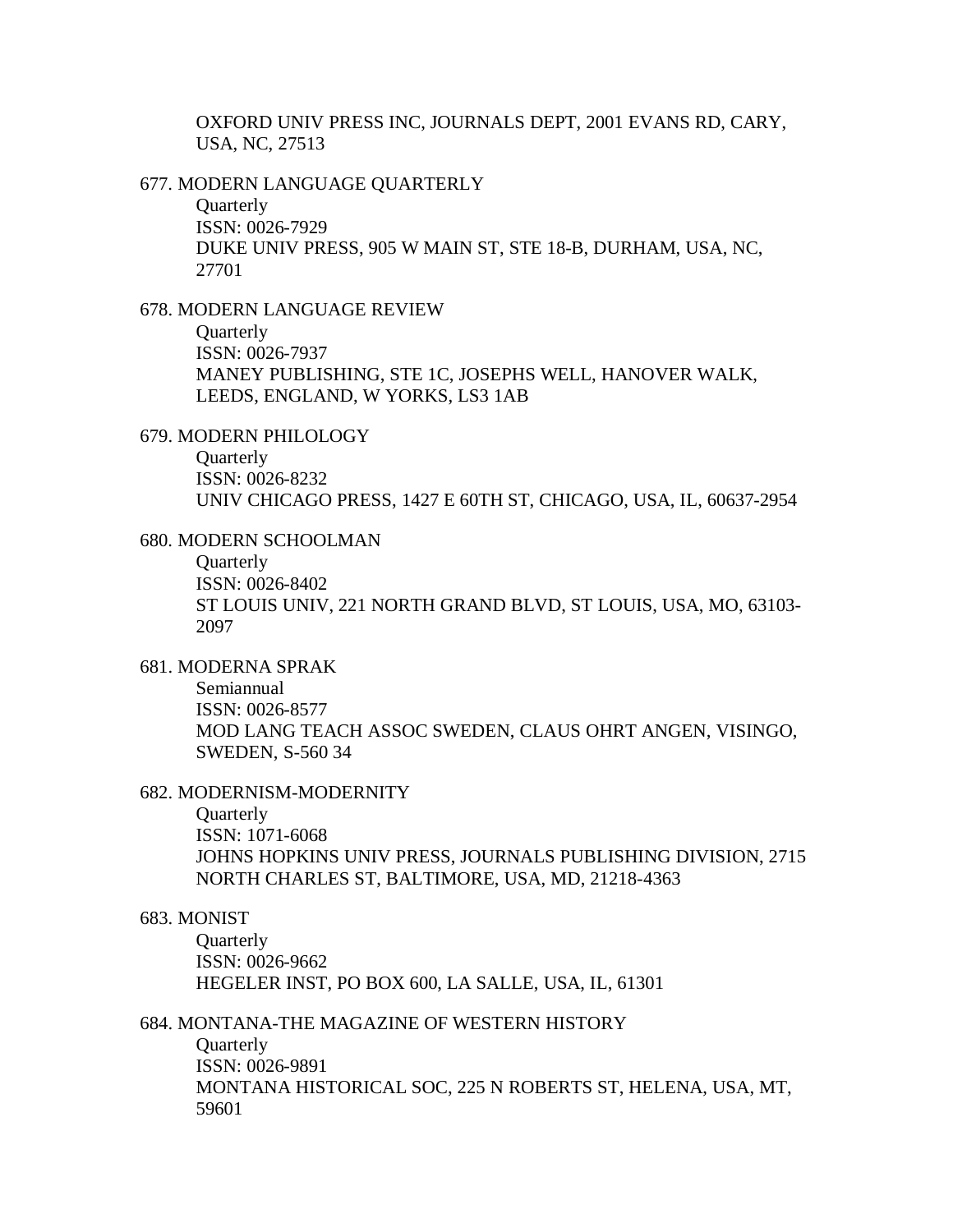OXFORD UNIV PRESS INC, JOURNALS DEPT, 2001 EVANS RD, CARY, USA, NC, 27513

677. MODERN LANGUAGE QUARTERLY
    Quarterly
    ISSN: 0026-7929
    DUKE UNIV PRESS, 905 W MAIN ST, STE 18-B, DURHAM, USA, NC, 27701

678. MODERN LANGUAGE REVIEW
    Quarterly
    ISSN: 0026-7937
    MANEY PUBLISHING, STE 1C, JOSEPHS WELL, HANOVER WALK, LEEDS, ENGLAND, W YORKS, LS3 1AB

679. MODERN PHILOLOGY
    Quarterly
    ISSN: 0026-8232
    UNIV CHICAGO PRESS, 1427 E 60TH ST, CHICAGO, USA, IL, 60637-2954

680. MODERN SCHOOLMAN
    Quarterly
    ISSN: 0026-8402
    ST LOUIS UNIV, 221 NORTH GRAND BLVD, ST LOUIS, USA, MO, 63103-2097

681. MODERNA SPRAK
    Semiannual
    ISSN: 0026-8577
    MOD LANG TEACH ASSOC SWEDEN, CLAUS OHRT ANGEN, VISINGO, SWEDEN, S-560 34

682. MODERNISM-MODERNITY
    Quarterly
    ISSN: 1071-6068
    JOHNS HOPKINS UNIV PRESS, JOURNALS PUBLISHING DIVISION, 2715 NORTH CHARLES ST, BALTIMORE, USA, MD, 21218-4363

683. MONIST
    Quarterly
    ISSN: 0026-9662
    HEGELER INST, PO BOX 600, LA SALLE, USA, IL, 61301

684. MONTANA-THE MAGAZINE OF WESTERN HISTORY
    Quarterly
    ISSN: 0026-9891
    MONTANA HISTORICAL SOC, 225 N ROBERTS ST, HELENA, USA, MT, 59601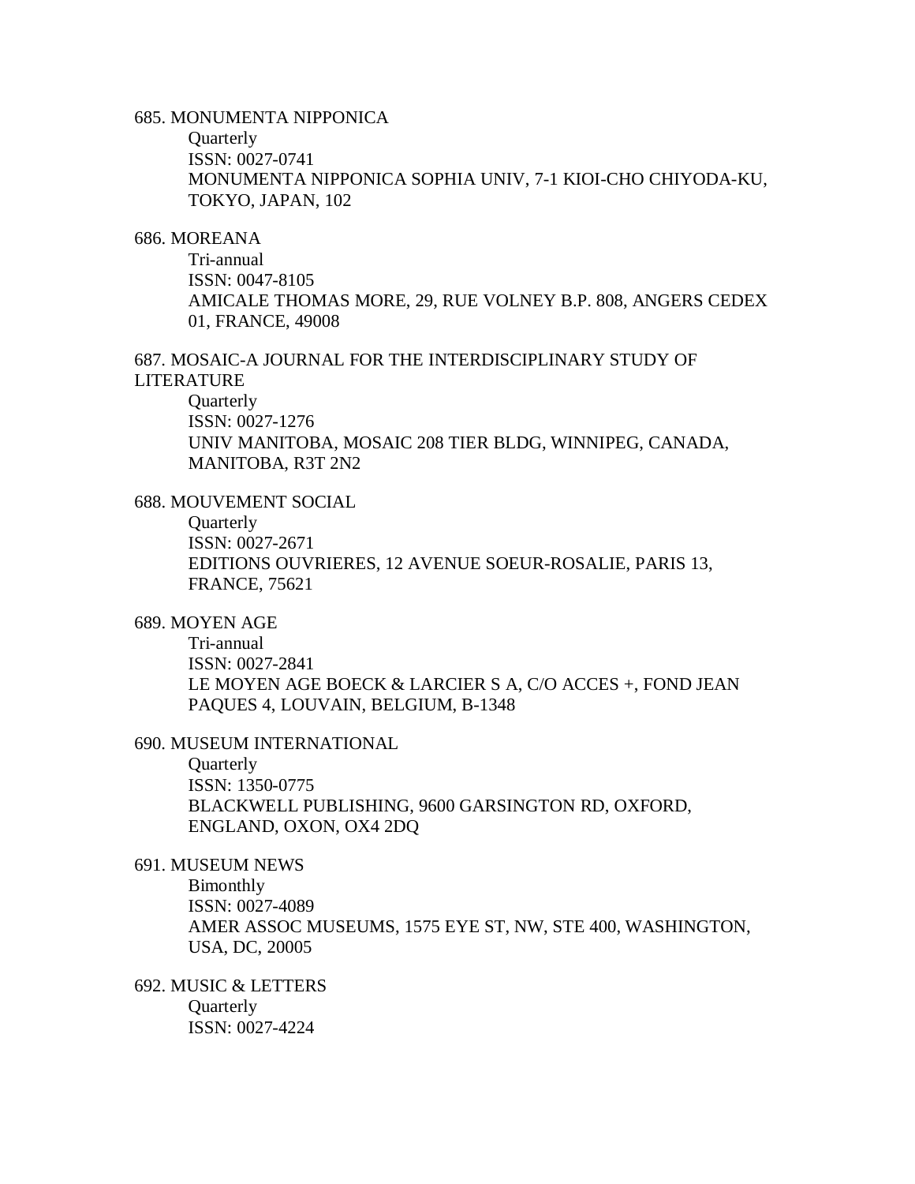685. MONUMENTA NIPPONICA
  Quarterly
  ISSN: 0027-0741
  MONUMENTA NIPPONICA SOPHIA UNIV, 7-1 KIOI-CHO CHIYODA-KU, TOKYO, JAPAN, 102

686. MOREANA
  Tri-annual
  ISSN: 0047-8105
  AMICALE THOMAS MORE, 29, RUE VOLNEY B.P. 808, ANGERS CEDEX 01, FRANCE, 49008

687. MOSAIC-A JOURNAL FOR THE INTERDISCIPLINARY STUDY OF LITERATURE
  Quarterly
  ISSN: 0027-1276
  UNIV MANITOBA, MOSAIC 208 TIER BLDG, WINNIPEG, CANADA, MANITOBA, R3T 2N2

688. MOUVEMENT SOCIAL
  Quarterly
  ISSN: 0027-2671
  EDITIONS OUVRIERES, 12 AVENUE SOEUR-ROSALIE, PARIS 13, FRANCE, 75621

689. MOYEN AGE
  Tri-annual
  ISSN: 0027-2841
  LE MOYEN AGE BOECK & LARCIER S A, C/O ACCES +, FOND JEAN PAQUES 4, LOUVAIN, BELGIUM, B-1348

690. MUSEUM INTERNATIONAL
  Quarterly
  ISSN: 1350-0775
  BLACKWELL PUBLISHING, 9600 GARSINGTON RD, OXFORD, ENGLAND, OXON, OX4 2DQ

691. MUSEUM NEWS
  Bimonthly
  ISSN: 0027-4089
  AMER ASSOC MUSEUMS, 1575 EYE ST, NW, STE 400, WASHINGTON, USA, DC, 20005

692. MUSIC & LETTERS
  Quarterly
  ISSN: 0027-4224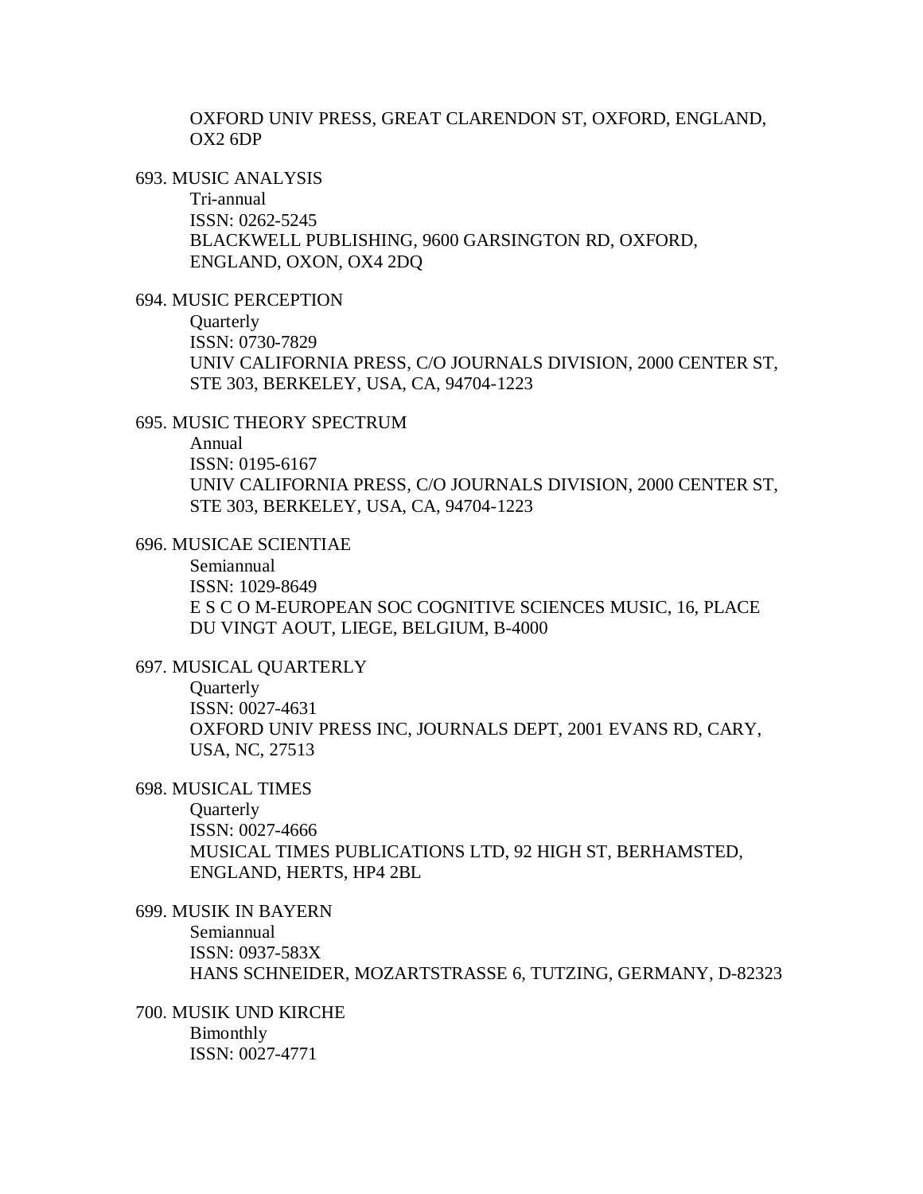OXFORD UNIV PRESS, GREAT CLARENDON ST, OXFORD, ENGLAND, OX2 6DP

693. MUSIC ANALYSIS
Tri-annual
ISSN: 0262-5245
BLACKWELL PUBLISHING, 9600 GARSINGTON RD, OXFORD, ENGLAND, OXON, OX4 2DQ

694. MUSIC PERCEPTION
Quarterly
ISSN: 0730-7829
UNIV CALIFORNIA PRESS, C/O JOURNALS DIVISION, 2000 CENTER ST, STE 303, BERKELEY, USA, CA, 94704-1223

695. MUSIC THEORY SPECTRUM
Annual
ISSN: 0195-6167
UNIV CALIFORNIA PRESS, C/O JOURNALS DIVISION, 2000 CENTER ST, STE 303, BERKELEY, USA, CA, 94704-1223

696. MUSICAE SCIENTIAE
Semiannual
ISSN: 1029-8649
E S C O M-EUROPEAN SOC COGNITIVE SCIENCES MUSIC, 16, PLACE DU VINGT AOUT, LIEGE, BELGIUM, B-4000

697. MUSICAL QUARTERLY
Quarterly
ISSN: 0027-4631
OXFORD UNIV PRESS INC, JOURNALS DEPT, 2001 EVANS RD, CARY, USA, NC, 27513

698. MUSICAL TIMES
Quarterly
ISSN: 0027-4666
MUSICAL TIMES PUBLICATIONS LTD, 92 HIGH ST, BERHAMSTED, ENGLAND, HERTS, HP4 2BL

699. MUSIK IN BAYERN
Semiannual
ISSN: 0937-583X
HANS SCHNEIDER, MOZARTSTRASSE 6, TUTZING, GERMANY, D-82323

700. MUSIK UND KIRCHE
Bimonthly
ISSN: 0027-4771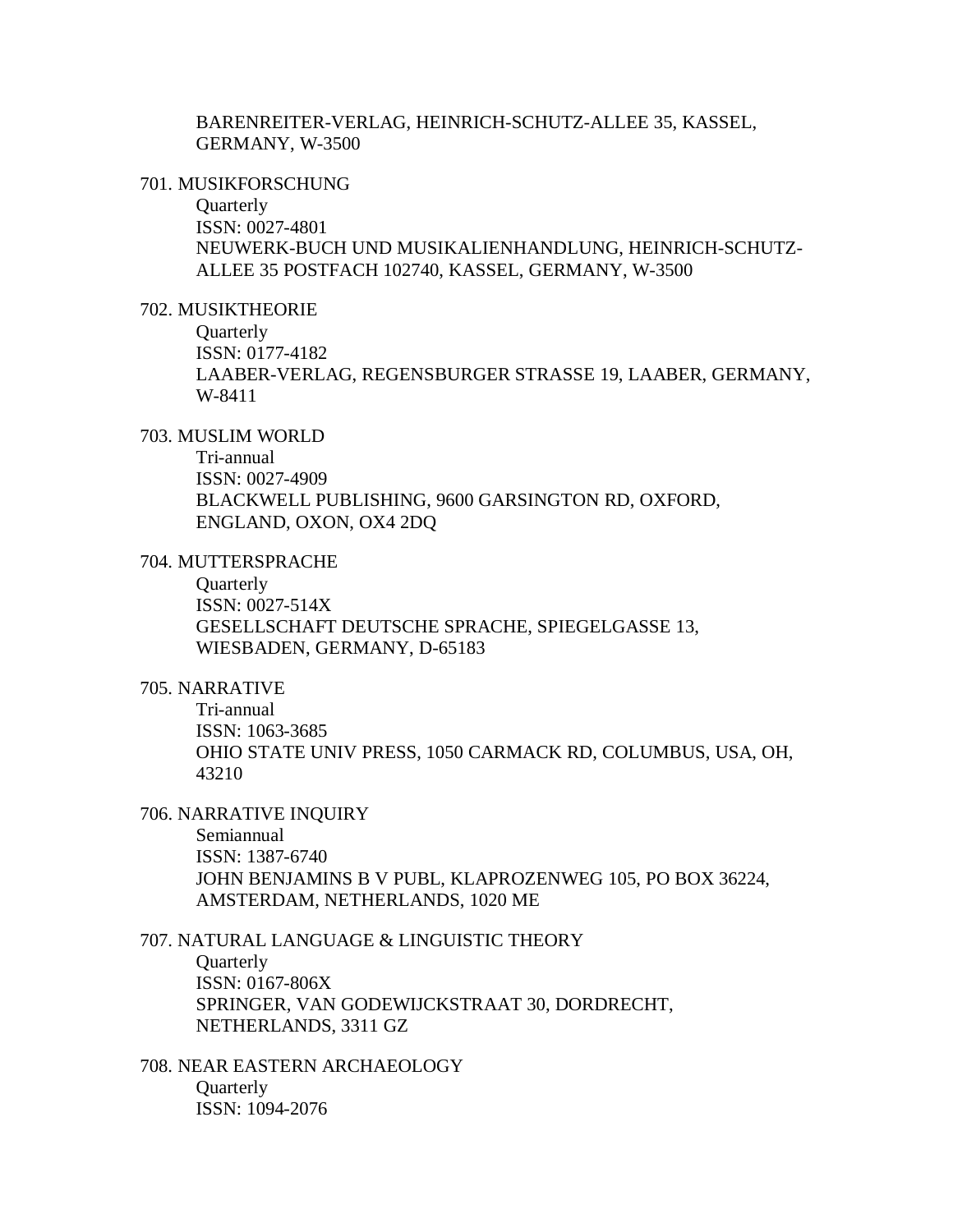BARENREITER-VERLAG, HEINRICH-SCHUTZ-ALLEE 35, KASSEL, GERMANY, W-3500

701. MUSIKFORSCHUNG
    Quarterly
    ISSN: 0027-4801
    NEUWERK-BUCH UND MUSIKALIENHANDLUNG, HEINRICH-SCHUTZ-ALLEE 35 POSTFACH 102740, KASSEL, GERMANY, W-3500

702. MUSIKTHEORIE
    Quarterly
    ISSN: 0177-4182
    LAABER-VERLAG, REGENSBURGER STRASSE 19, LAABER, GERMANY, W-8411

703. MUSLIM WORLD
    Tri-annual
    ISSN: 0027-4909
    BLACKWELL PUBLISHING, 9600 GARSINGTON RD, OXFORD, ENGLAND, OXON, OX4 2DQ

704. MUTTERSPRACHE
    Quarterly
    ISSN: 0027-514X
    GESELLSCHAFT DEUTSCHE SPRACHE, SPIEGELGASSE 13, WIESBADEN, GERMANY, D-65183

705. NARRATIVE
    Tri-annual
    ISSN: 1063-3685
    OHIO STATE UNIV PRESS, 1050 CARMACK RD, COLUMBUS, USA, OH, 43210

706. NARRATIVE INQUIRY
    Semiannual
    ISSN: 1387-6740
    JOHN BENJAMINS B V PUBL, KLAPROZENWEG 105, PO BOX 36224, AMSTERDAM, NETHERLANDS, 1020 ME

707. NATURAL LANGUAGE & LINGUISTIC THEORY
    Quarterly
    ISSN: 0167-806X
    SPRINGER, VAN GODEWIJCKSTRAAT 30, DORDRECHT, NETHERLANDS, 3311 GZ

708. NEAR EASTERN ARCHAEOLOGY
    Quarterly
    ISSN: 1094-2076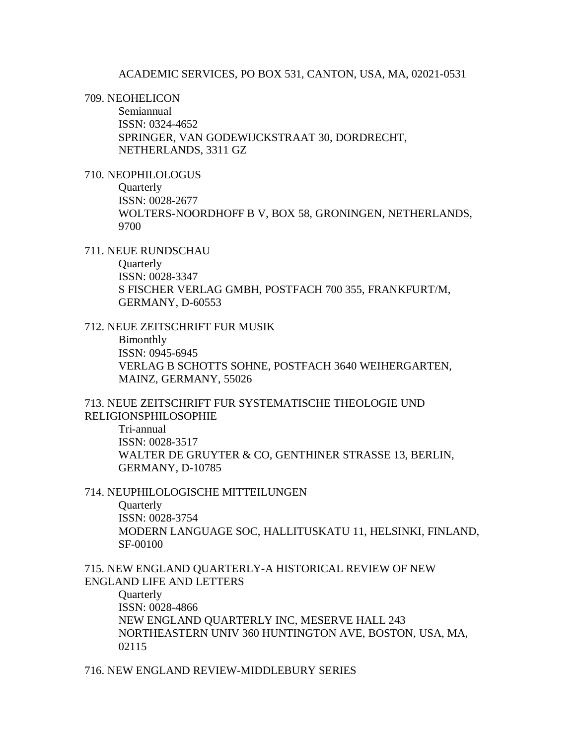ACADEMIC SERVICES, PO BOX 531, CANTON, USA, MA, 02021-0531

709. NEOHELICON
Semiannual
ISSN: 0324-4652
SPRINGER, VAN GODEWIJCKSTRAAT 30, DORDRECHT, NETHERLANDS, 3311 GZ

710. NEOPHILOLOGUS
Quarterly
ISSN: 0028-2677
WOLTERS-NOORDHOFF B V, BOX 58, GRONINGEN, NETHERLANDS, 9700

711. NEUE RUNDSCHAU
Quarterly
ISSN: 0028-3347
S FISCHER VERLAG GMBH, POSTFACH 700 355, FRANKFURT/M, GERMANY, D-60553

712. NEUE ZEITSCHRIFT FUR MUSIK
Bimonthly
ISSN: 0945-6945
VERLAG B SCHOTTS SOHNE, POSTFACH 3640 WEIHERGARTEN, MAINZ, GERMANY, 55026

713. NEUE ZEITSCHRIFT FUR SYSTEMATISCHE THEOLOGIE UND RELIGIONSPHILOSOPHIE
Tri-annual
ISSN: 0028-3517
WALTER DE GRUYTER & CO, GENTHINER STRASSE 13, BERLIN, GERMANY, D-10785

714. NEUPHILOLOGISCHE MITTEILUNGEN
Quarterly
ISSN: 0028-3754
MODERN LANGUAGE SOC, HALLITUSKATU 11, HELSINKI, FINLAND, SF-00100

715. NEW ENGLAND QUARTERLY-A HISTORICAL REVIEW OF NEW ENGLAND LIFE AND LETTERS
Quarterly
ISSN: 0028-4866
NEW ENGLAND QUARTERLY INC, MESERVE HALL 243 NORTHEASTERN UNIV 360 HUNTINGTON AVE, BOSTON, USA, MA, 02115

716. NEW ENGLAND REVIEW-MIDDLEBURY SERIES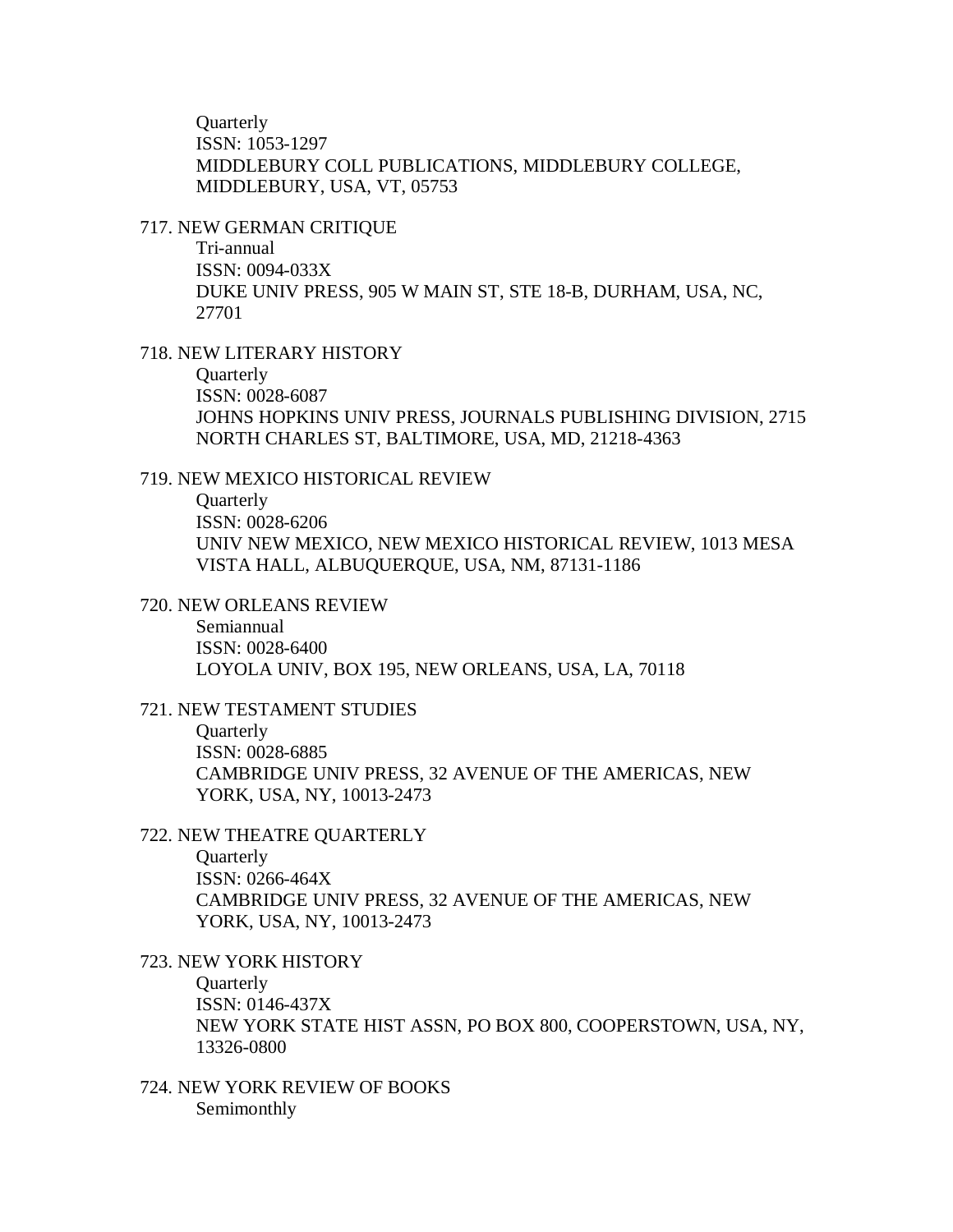Quarterly
ISSN: 1053-1297
MIDDLEBURY COLL PUBLICATIONS, MIDDLEBURY COLLEGE, MIDDLEBURY, USA, VT, 05753

717. NEW GERMAN CRITIQUE
Tri-annual
ISSN: 0094-033X
DUKE UNIV PRESS, 905 W MAIN ST, STE 18-B, DURHAM, USA, NC, 27701

718. NEW LITERARY HISTORY
Quarterly
ISSN: 0028-6087
JOHNS HOPKINS UNIV PRESS, JOURNALS PUBLISHING DIVISION, 2715 NORTH CHARLES ST, BALTIMORE, USA, MD, 21218-4363

719. NEW MEXICO HISTORICAL REVIEW
Quarterly
ISSN: 0028-6206
UNIV NEW MEXICO, NEW MEXICO HISTORICAL REVIEW, 1013 MESA VISTA HALL, ALBUQUERQUE, USA, NM, 87131-1186

720. NEW ORLEANS REVIEW
Semiannual
ISSN: 0028-6400
LOYOLA UNIV, BOX 195, NEW ORLEANS, USA, LA, 70118

721. NEW TESTAMENT STUDIES
Quarterly
ISSN: 0028-6885
CAMBRIDGE UNIV PRESS, 32 AVENUE OF THE AMERICAS, NEW YORK, USA, NY, 10013-2473

722. NEW THEATRE QUARTERLY
Quarterly
ISSN: 0266-464X
CAMBRIDGE UNIV PRESS, 32 AVENUE OF THE AMERICAS, NEW YORK, USA, NY, 10013-2473

723. NEW YORK HISTORY
Quarterly
ISSN: 0146-437X
NEW YORK STATE HIST ASSN, PO BOX 800, COOPERSTOWN, USA, NY, 13326-0800

724. NEW YORK REVIEW OF BOOKS
Semimonthly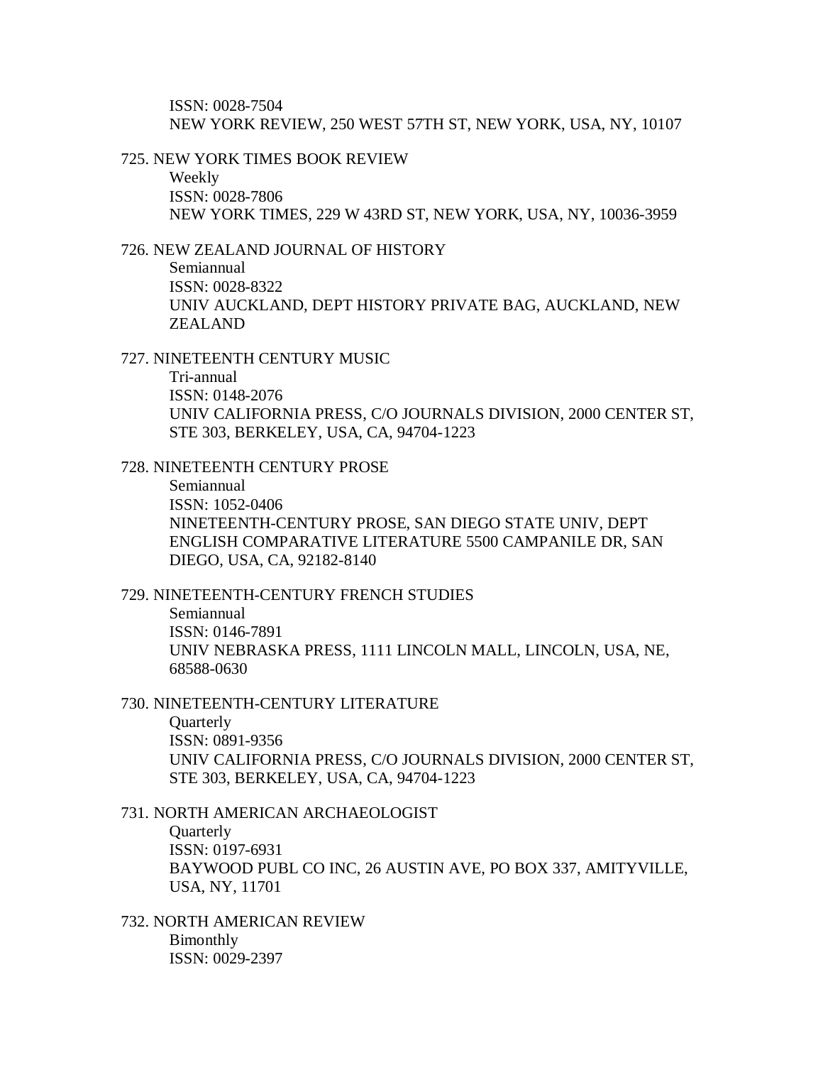ISSN: 0028-7504
NEW YORK REVIEW, 250 WEST 57TH ST, NEW YORK, USA, NY, 10107

725. NEW YORK TIMES BOOK REVIEW
Weekly
ISSN: 0028-7806
NEW YORK TIMES, 229 W 43RD ST, NEW YORK, USA, NY, 10036-3959

726. NEW ZEALAND JOURNAL OF HISTORY
Semiannual
ISSN: 0028-8322
UNIV AUCKLAND, DEPT HISTORY PRIVATE BAG, AUCKLAND, NEW ZEALAND

727. NINETEENTH CENTURY MUSIC
Tri-annual
ISSN: 0148-2076
UNIV CALIFORNIA PRESS, C/O JOURNALS DIVISION, 2000 CENTER ST, STE 303, BERKELEY, USA, CA, 94704-1223

728. NINETEENTH CENTURY PROSE
Semiannual
ISSN: 1052-0406
NINETEENTH-CENTURY PROSE, SAN DIEGO STATE UNIV, DEPT ENGLISH COMPARATIVE LITERATURE 5500 CAMPANILE DR, SAN DIEGO, USA, CA, 92182-8140

729. NINETEENTH-CENTURY FRENCH STUDIES
Semiannual
ISSN: 0146-7891
UNIV NEBRASKA PRESS, 1111 LINCOLN MALL, LINCOLN, USA, NE, 68588-0630

730. NINETEENTH-CENTURY LITERATURE
Quarterly
ISSN: 0891-9356
UNIV CALIFORNIA PRESS, C/O JOURNALS DIVISION, 2000 CENTER ST, STE 303, BERKELEY, USA, CA, 94704-1223

731. NORTH AMERICAN ARCHAEOLOGIST
Quarterly
ISSN: 0197-6931
BAYWOOD PUBL CO INC, 26 AUSTIN AVE, PO BOX 337, AMITYVILLE, USA, NY, 11701

732. NORTH AMERICAN REVIEW
Bimonthly
ISSN: 0029-2397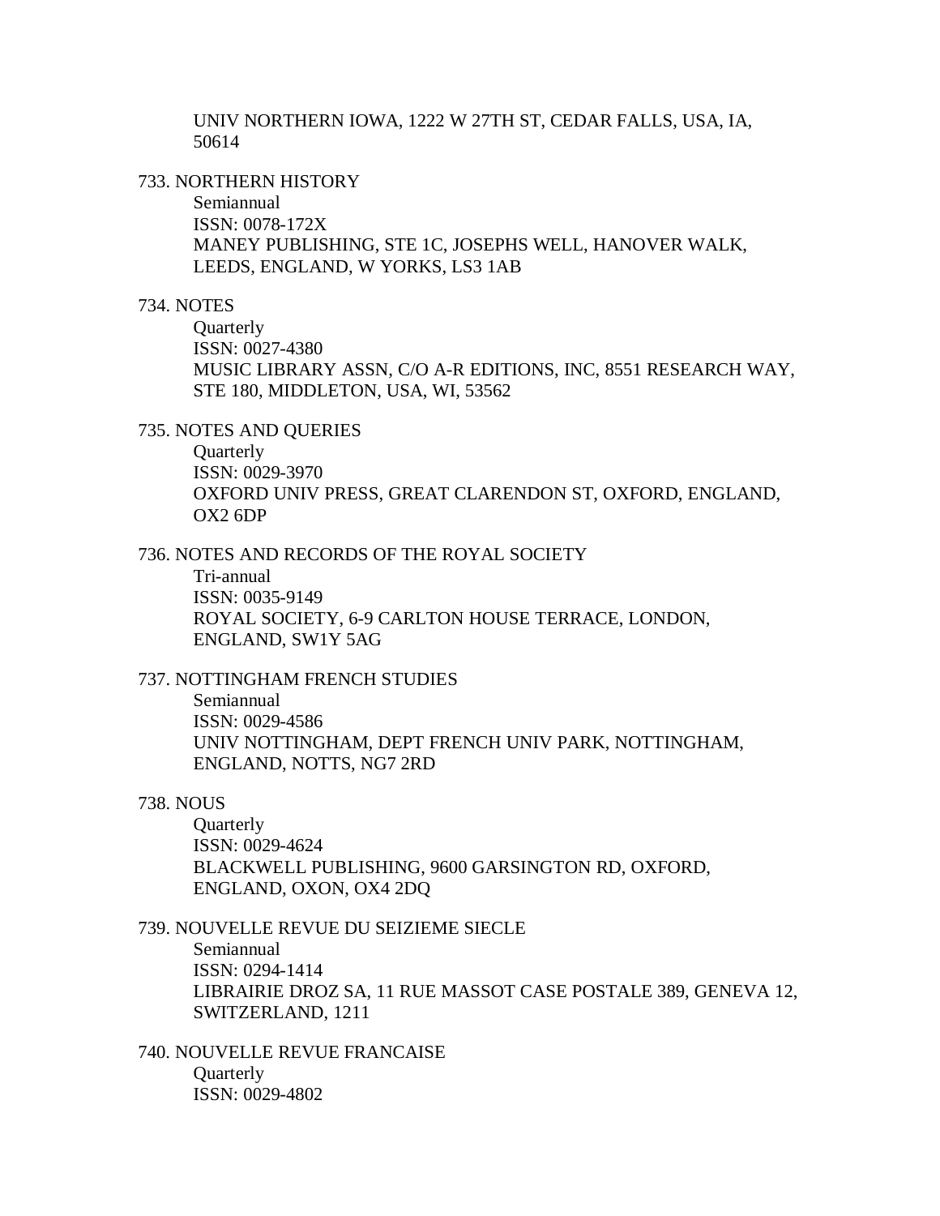UNIV NORTHERN IOWA, 1222 W 27TH ST, CEDAR FALLS, USA, IA, 50614

733. NORTHERN HISTORY
    Semiannual
    ISSN: 0078-172X
    MANEY PUBLISHING, STE 1C, JOSEPHS WELL, HANOVER WALK, LEEDS, ENGLAND, W YORKS, LS3 1AB

734. NOTES
    Quarterly
    ISSN: 0027-4380
    MUSIC LIBRARY ASSN, C/O A-R EDITIONS, INC, 8551 RESEARCH WAY, STE 180, MIDDLETON, USA, WI, 53562

735. NOTES AND QUERIES
    Quarterly
    ISSN: 0029-3970
    OXFORD UNIV PRESS, GREAT CLARENDON ST, OXFORD, ENGLAND, OX2 6DP

736. NOTES AND RECORDS OF THE ROYAL SOCIETY
    Tri-annual
    ISSN: 0035-9149
    ROYAL SOCIETY, 6-9 CARLTON HOUSE TERRACE, LONDON, ENGLAND, SW1Y 5AG

737. NOTTINGHAM FRENCH STUDIES
    Semiannual
    ISSN: 0029-4586
    UNIV NOTTINGHAM, DEPT FRENCH UNIV PARK, NOTTINGHAM, ENGLAND, NOTTS, NG7 2RD

738. NOUS
    Quarterly
    ISSN: 0029-4624
    BLACKWELL PUBLISHING, 9600 GARSINGTON RD, OXFORD, ENGLAND, OXON, OX4 2DQ

739. NOUVELLE REVUE DU SEIZIEME SIECLE
    Semiannual
    ISSN: 0294-1414
    LIBRAIRIE DROZ SA, 11 RUE MASSOT CASE POSTALE 389, GENEVA 12, SWITZERLAND, 1211

740. NOUVELLE REVUE FRANCAISE
    Quarterly
    ISSN: 0029-4802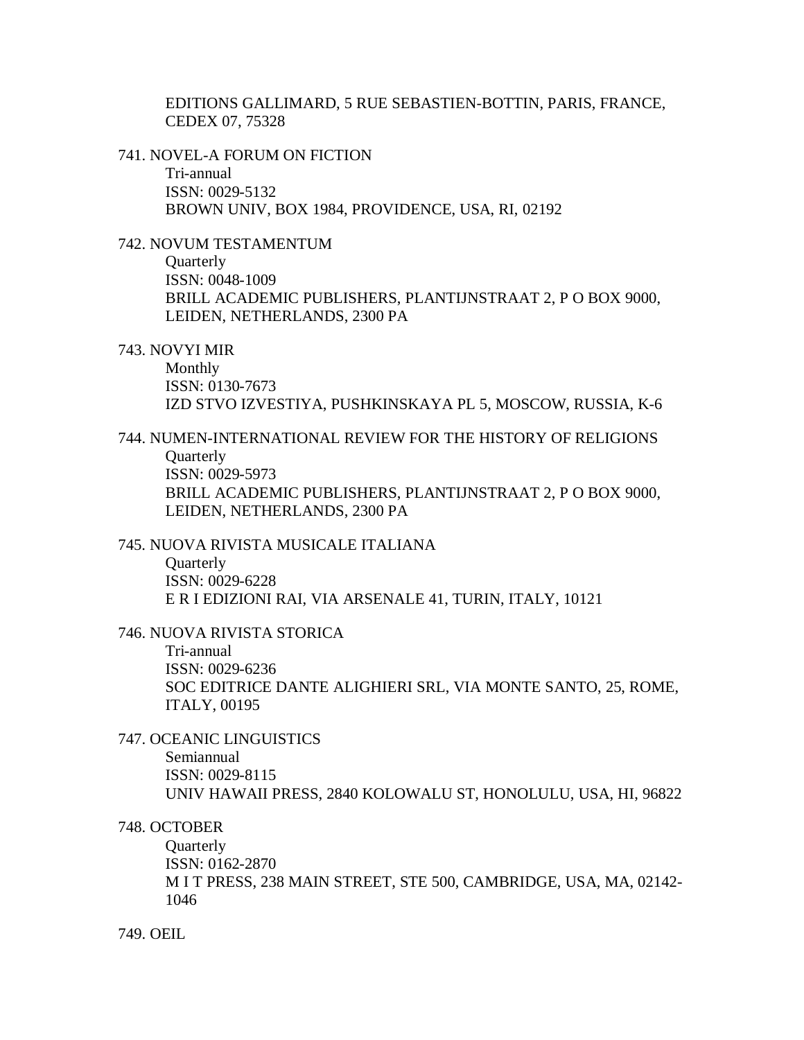EDITIONS GALLIMARD, 5 RUE SEBASTIEN-BOTTIN, PARIS, FRANCE, CEDEX 07, 75328

741. NOVEL-A FORUM ON FICTION
    Tri-annual
    ISSN: 0029-5132
    BROWN UNIV, BOX 1984, PROVIDENCE, USA, RI, 02192

742. NOVUM TESTAMENTUM
    Quarterly
    ISSN: 0048-1009
    BRILL ACADEMIC PUBLISHERS, PLANTIJNSTRAAT 2, P O BOX 9000, LEIDEN, NETHERLANDS, 2300 PA

743. NOVYI MIR
    Monthly
    ISSN: 0130-7673
    IZD STVO IZVESTIYA, PUSHKINSKAYA PL 5, MOSCOW, RUSSIA, K-6

744. NUMEN-INTERNATIONAL REVIEW FOR THE HISTORY OF RELIGIONS
    Quarterly
    ISSN: 0029-5973
    BRILL ACADEMIC PUBLISHERS, PLANTIJNSTRAAT 2, P O BOX 9000, LEIDEN, NETHERLANDS, 2300 PA

745. NUOVA RIVISTA MUSICALE ITALIANA
    Quarterly
    ISSN: 0029-6228
    E R I EDIZIONI RAI, VIA ARSENALE 41, TURIN, ITALY, 10121

746. NUOVA RIVISTA STORICA
    Tri-annual
    ISSN: 0029-6236
    SOC EDITRICE DANTE ALIGHIERI SRL, VIA MONTE SANTO, 25, ROME, ITALY, 00195

747. OCEANIC LINGUISTICS
    Semiannual
    ISSN: 0029-8115
    UNIV HAWAII PRESS, 2840 KOLOWALU ST, HONOLULU, USA, HI, 96822

748. OCTOBER
    Quarterly
    ISSN: 0162-2870
    M I T PRESS, 238 MAIN STREET, STE 500, CAMBRIDGE, USA, MA, 02142-1046

749. OEIL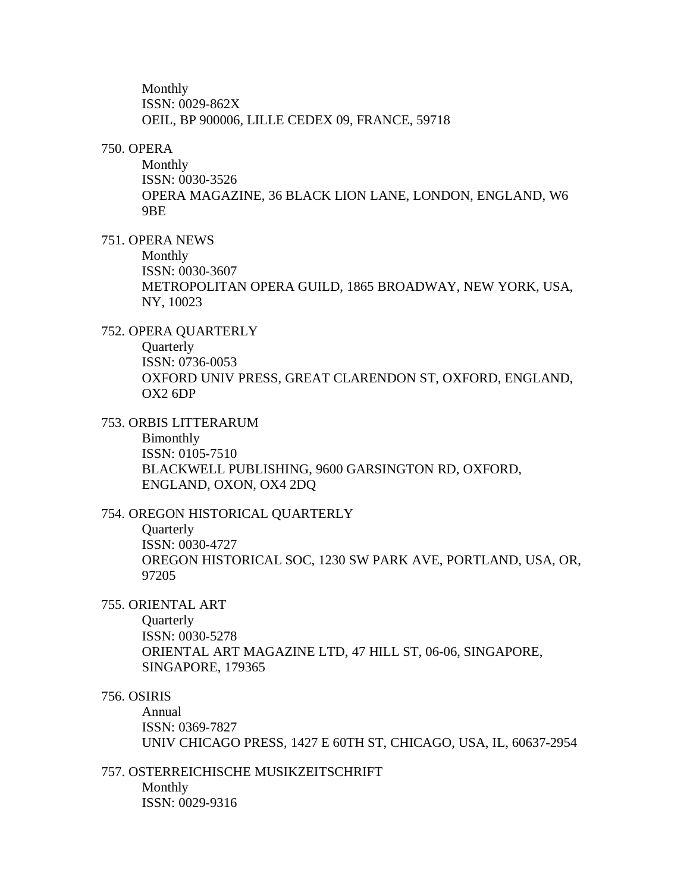Monthly
ISSN: 0029-862X
OEIL, BP 900006, LILLE CEDEX 09, FRANCE, 59718

750. OPERA
Monthly
ISSN: 0030-3526
OPERA MAGAZINE, 36 BLACK LION LANE, LONDON, ENGLAND, W6 9BE

751. OPERA NEWS
Monthly
ISSN: 0030-3607
METROPOLITAN OPERA GUILD, 1865 BROADWAY, NEW YORK, USA, NY, 10023

752. OPERA QUARTERLY
Quarterly
ISSN: 0736-0053
OXFORD UNIV PRESS, GREAT CLARENDON ST, OXFORD, ENGLAND, OX2 6DP

753. ORBIS LITTERARUM
Bimonthly
ISSN: 0105-7510
BLACKWELL PUBLISHING, 9600 GARSINGTON RD, OXFORD, ENGLAND, OXON, OX4 2DQ

754. OREGON HISTORICAL QUARTERLY
Quarterly
ISSN: 0030-4727
OREGON HISTORICAL SOC, 1230 SW PARK AVE, PORTLAND, USA, OR, 97205

755. ORIENTAL ART
Quarterly
ISSN: 0030-5278
ORIENTAL ART MAGAZINE LTD, 47 HILL ST, 06-06, SINGAPORE, SINGAPORE, 179365

756. OSIRIS
Annual
ISSN: 0369-7827
UNIV CHICAGO PRESS, 1427 E 60TH ST, CHICAGO, USA, IL, 60637-2954

757. OSTERREICHISCHE MUSIKZEITSCHRIFT
Monthly
ISSN: 0029-9316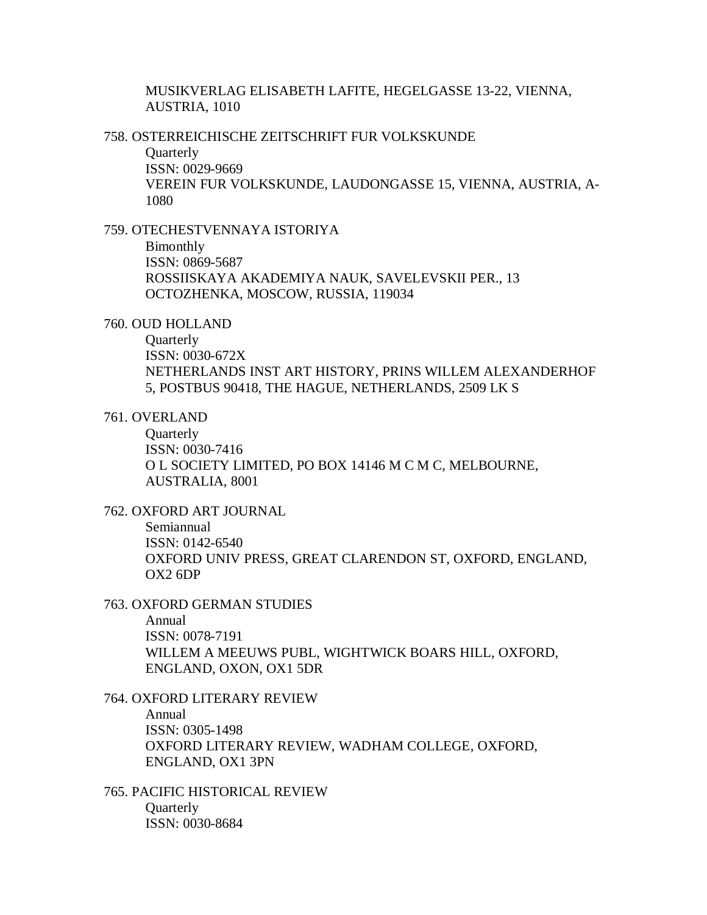MUSIKVERLAG ELISABETH LAFITE, HEGELGASSE 13-22, VIENNA, AUSTRIA, 1010

758. OSTERREICHISCHE ZEITSCHRIFT FUR VOLKSKUNDE
    Quarterly
    ISSN: 0029-9669
    VEREIN FUR VOLKSKUNDE, LAUDONGASSE 15, VIENNA, AUSTRIA, A-1080

759. OTECHESTVENNAYA ISTORIYA
    Bimonthly
    ISSN: 0869-5687
    ROSSIISKAYA AKADEMIYA NAUK, SAVELEVSKII PER., 13 OCTOZHENKA, MOSCOW, RUSSIA, 119034

760. OUD HOLLAND
    Quarterly
    ISSN: 0030-672X
    NETHERLANDS INST ART HISTORY, PRINS WILLEM ALEXANDERHOF 5, POSTBUS 90418, THE HAGUE, NETHERLANDS, 2509 LK S

761. OVERLAND
    Quarterly
    ISSN: 0030-7416
    O L SOCIETY LIMITED, PO BOX 14146 M C M C, MELBOURNE, AUSTRALIA, 8001

762. OXFORD ART JOURNAL
    Semiannual
    ISSN: 0142-6540
    OXFORD UNIV PRESS, GREAT CLARENDON ST, OXFORD, ENGLAND, OX2 6DP

763. OXFORD GERMAN STUDIES
    Annual
    ISSN: 0078-7191
    WILLEM A MEEUWS PUBL, WIGHTWICK BOARS HILL, OXFORD, ENGLAND, OXON, OX1 5DR

764. OXFORD LITERARY REVIEW
    Annual
    ISSN: 0305-1498
    OXFORD LITERARY REVIEW, WADHAM COLLEGE, OXFORD, ENGLAND, OX1 3PN

765. PACIFIC HISTORICAL REVIEW
    Quarterly
    ISSN: 0030-8684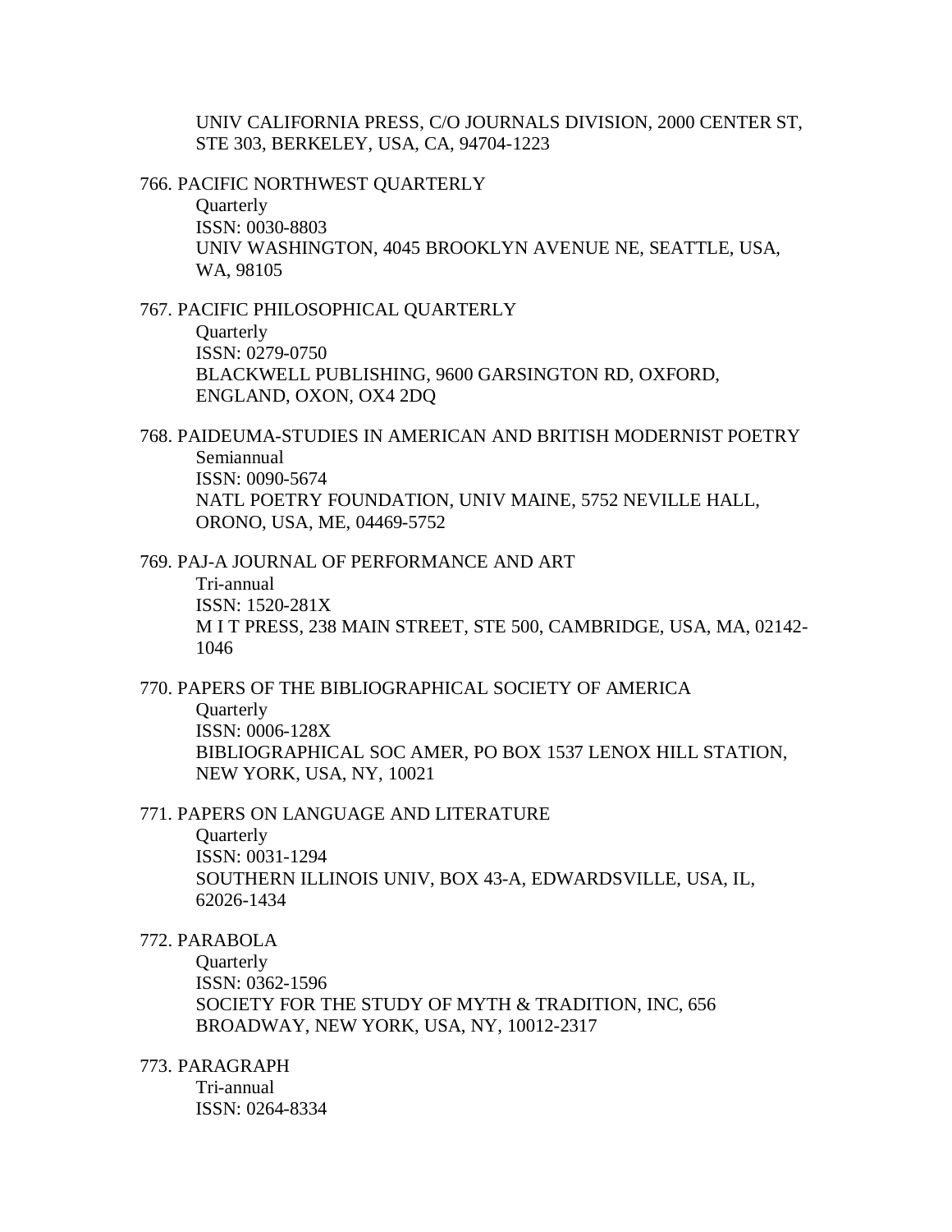UNIV CALIFORNIA PRESS, C/O JOURNALS DIVISION, 2000 CENTER ST, STE 303, BERKELEY, USA, CA, 94704-1223

766. PACIFIC NORTHWEST QUARTERLY
    Quarterly
    ISSN: 0030-8803
    UNIV WASHINGTON, 4045 BROOKLYN AVENUE NE, SEATTLE, USA, WA, 98105

767. PACIFIC PHILOSOPHICAL QUARTERLY
    Quarterly
    ISSN: 0279-0750
    BLACKWELL PUBLISHING, 9600 GARSINGTON RD, OXFORD, ENGLAND, OXON, OX4 2DQ

768. PAIDEUMA-STUDIES IN AMERICAN AND BRITISH MODERNIST POETRY
    Semiannual
    ISSN: 0090-5674
    NATL POETRY FOUNDATION, UNIV MAINE, 5752 NEVILLE HALL, ORONO, USA, ME, 04469-5752

769. PAJ-A JOURNAL OF PERFORMANCE AND ART
    Tri-annual
    ISSN: 1520-281X
    M I T PRESS, 238 MAIN STREET, STE 500, CAMBRIDGE, USA, MA, 02142-1046

770. PAPERS OF THE BIBLIOGRAPHICAL SOCIETY OF AMERICA
    Quarterly
    ISSN: 0006-128X
    BIBLIOGRAPHICAL SOC AMER, PO BOX 1537 LENOX HILL STATION, NEW YORK, USA, NY, 10021

771. PAPERS ON LANGUAGE AND LITERATURE
    Quarterly
    ISSN: 0031-1294
    SOUTHERN ILLINOIS UNIV, BOX 43-A, EDWARDSVILLE, USA, IL, 62026-1434

772. PARABOLA
    Quarterly
    ISSN: 0362-1596
    SOCIETY FOR THE STUDY OF MYTH & TRADITION, INC, 656 BROADWAY, NEW YORK, USA, NY, 10012-2317

773. PARAGRAPH
    Tri-annual
    ISSN: 0264-8334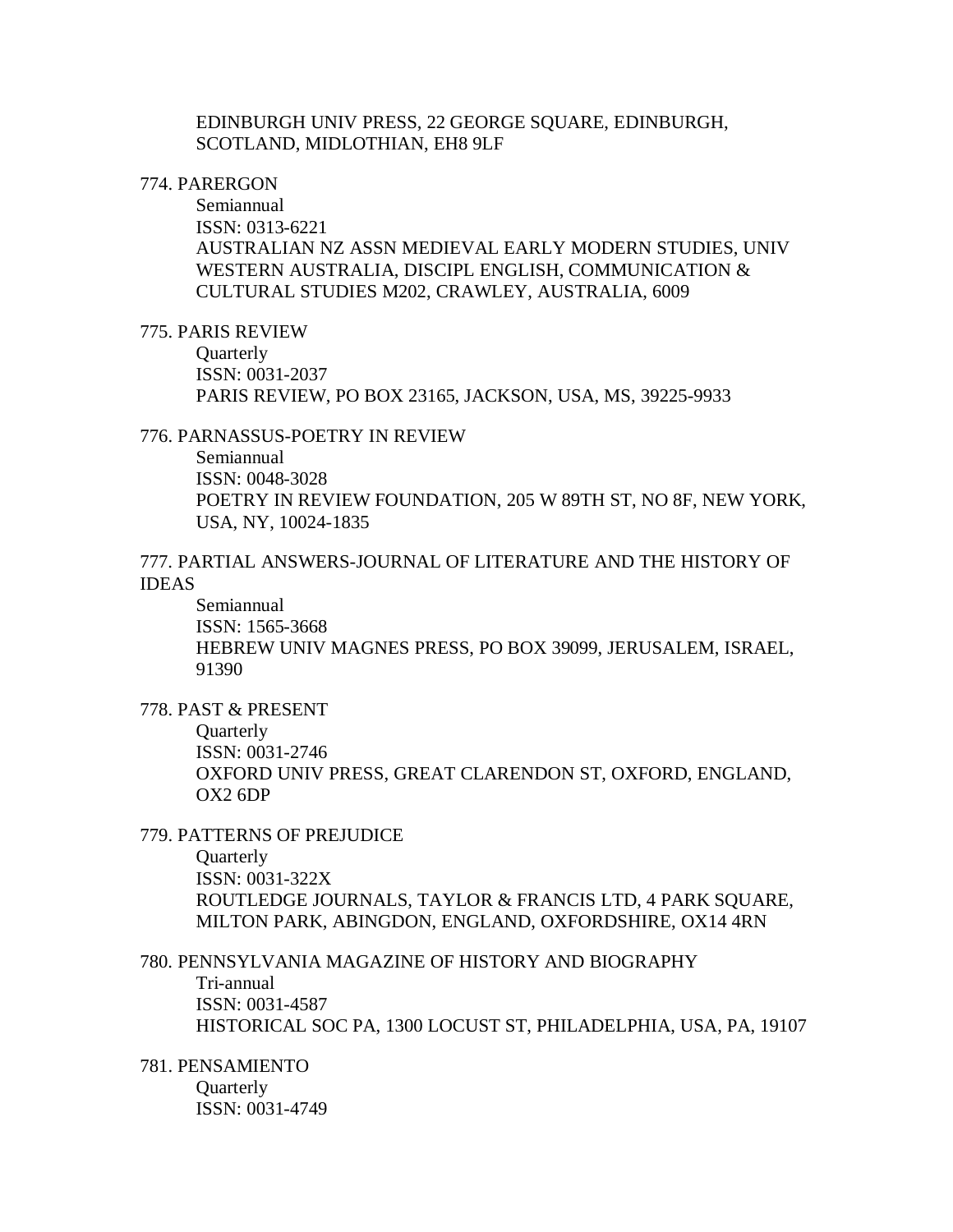EDINBURGH UNIV PRESS, 22 GEORGE SQUARE, EDINBURGH, SCOTLAND, MIDLOTHIAN, EH8 9LF

774. PARERGON

Semiannual
ISSN: 0313-6221
AUSTRALIAN NZ ASSN MEDIEVAL EARLY MODERN STUDIES, UNIV WESTERN AUSTRALIA, DISCIPL ENGLISH, COMMUNICATION & CULTURAL STUDIES M202, CRAWLEY, AUSTRALIA, 6009

775. PARIS REVIEW

Quarterly
ISSN: 0031-2037
PARIS REVIEW, PO BOX 23165, JACKSON, USA, MS, 39225-9933

776. PARNASSUS-POETRY IN REVIEW

Semiannual
ISSN: 0048-3028
POETRY IN REVIEW FOUNDATION, 205 W 89TH ST, NO 8F, NEW YORK, USA, NY, 10024-1835

777. PARTIAL ANSWERS-JOURNAL OF LITERATURE AND THE HISTORY OF IDEAS

Semiannual
ISSN: 1565-3668
HEBREW UNIV MAGNES PRESS, PO BOX 39099, JERUSALEM, ISRAEL, 91390

778. PAST & PRESENT

Quarterly
ISSN: 0031-2746
OXFORD UNIV PRESS, GREAT CLARENDON ST, OXFORD, ENGLAND, OX2 6DP

779. PATTERNS OF PREJUDICE

Quarterly
ISSN: 0031-322X
ROUTLEDGE JOURNALS, TAYLOR & FRANCIS LTD, 4 PARK SQUARE, MILTON PARK, ABINGDON, ENGLAND, OXFORDSHIRE, OX14 4RN

780. PENNSYLVANIA MAGAZINE OF HISTORY AND BIOGRAPHY

Tri-annual
ISSN: 0031-4587
HISTORICAL SOC PA, 1300 LOCUST ST, PHILADELPHIA, USA, PA, 19107

781. PENSAMIENTO

Quarterly
ISSN: 0031-4749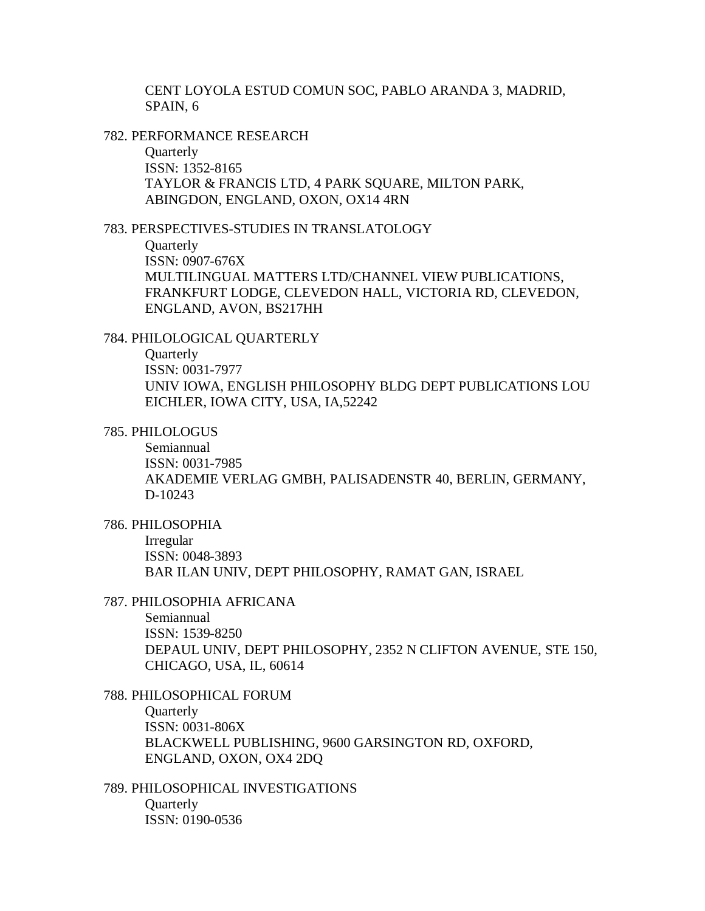CENT LOYOLA ESTUD COMUN SOC, PABLO ARANDA 3, MADRID, SPAIN, 6

782. PERFORMANCE RESEARCH
   Quarterly
   ISSN: 1352-8165
   TAYLOR & FRANCIS LTD, 4 PARK SQUARE, MILTON PARK, ABINGDON, ENGLAND, OXON, OX14 4RN

783. PERSPECTIVES-STUDIES IN TRANSLATOLOGY
   Quarterly
   ISSN: 0907-676X
   MULTILINGUAL MATTERS LTD/CHANNEL VIEW PUBLICATIONS, FRANKFURT LODGE, CLEVEDON HALL, VICTORIA RD, CLEVEDON, ENGLAND, AVON, BS217HH

784. PHILOLOGICAL QUARTERLY
   Quarterly
   ISSN: 0031-7977
   UNIV IOWA, ENGLISH PHILOSOPHY BLDG DEPT PUBLICATIONS LOU EICHLER, IOWA CITY, USA, IA,52242

785. PHILOLOGUS
   Semiannual
   ISSN: 0031-7985
   AKADEMIE VERLAG GMBH, PALISADENSTR 40, BERLIN, GERMANY, D-10243

786. PHILOSOPHIA
   Irregular
   ISSN: 0048-3893
   BAR ILAN UNIV, DEPT PHILOSOPHY, RAMAT GAN, ISRAEL

787. PHILOSOPHIA AFRICANA
   Semiannual
   ISSN: 1539-8250
   DEPAUL UNIV, DEPT PHILOSOPHY, 2352 N CLIFTON AVENUE, STE 150, CHICAGO, USA, IL, 60614

788. PHILOSOPHICAL FORUM
   Quarterly
   ISSN: 0031-806X
   BLACKWELL PUBLISHING, 9600 GARSINGTON RD, OXFORD, ENGLAND, OXON, OX4 2DQ

789. PHILOSOPHICAL INVESTIGATIONS
   Quarterly
   ISSN: 0190-0536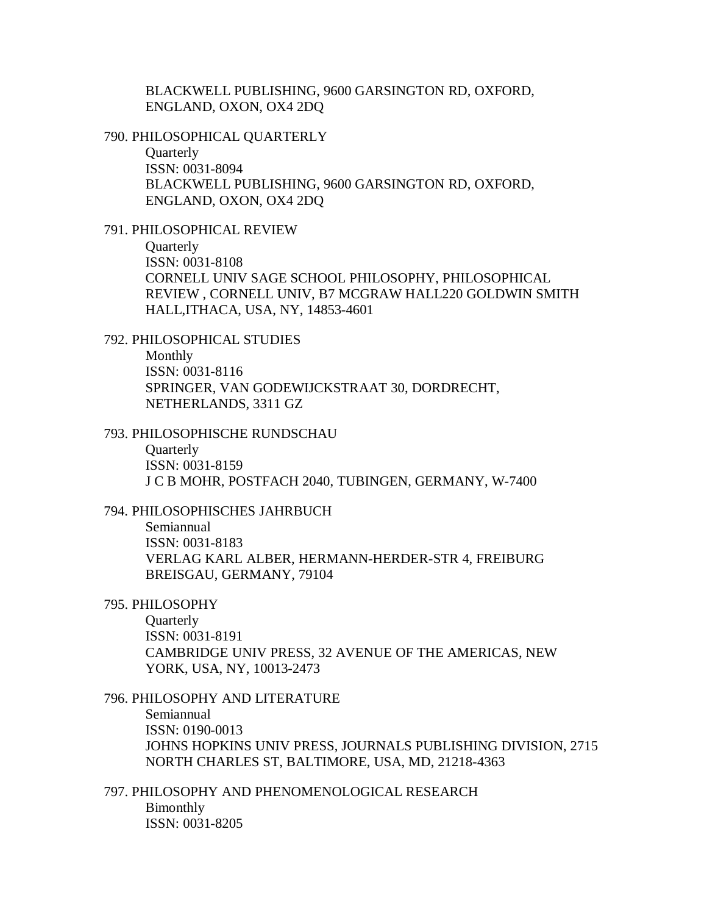BLACKWELL PUBLISHING, 9600 GARSINGTON RD, OXFORD, ENGLAND, OXON, OX4 2DQ

790. PHILOSOPHICAL QUARTERLY
    Quarterly
    ISSN: 0031-8094
    BLACKWELL PUBLISHING, 9600 GARSINGTON RD, OXFORD, ENGLAND, OXON, OX4 2DQ

791. PHILOSOPHICAL REVIEW
    Quarterly
    ISSN: 0031-8108
    CORNELL UNIV SAGE SCHOOL PHILOSOPHY, PHILOSOPHICAL REVIEW , CORNELL UNIV, B7 MCGRAW HALL220 GOLDWIN SMITH HALL,ITHACA, USA, NY, 14853-4601

792. PHILOSOPHICAL STUDIES
    Monthly
    ISSN: 0031-8116
    SPRINGER, VAN GODEWIJCKSTRAAT 30, DORDRECHT, NETHERLANDS, 3311 GZ

793. PHILOSOPHISCHE RUNDSCHAU
    Quarterly
    ISSN: 0031-8159
    J C B MOHR, POSTFACH 2040, TUBINGEN, GERMANY, W-7400

794. PHILOSOPHISCHES JAHRBUCH
    Semiannual
    ISSN: 0031-8183
    VERLAG KARL ALBER, HERMANN-HERDER-STR 4, FREIBURG BREISGAU, GERMANY, 79104

795. PHILOSOPHY
    Quarterly
    ISSN: 0031-8191
    CAMBRIDGE UNIV PRESS, 32 AVENUE OF THE AMERICAS, NEW YORK, USA, NY, 10013-2473

796. PHILOSOPHY AND LITERATURE
    Semiannual
    ISSN: 0190-0013
    JOHNS HOPKINS UNIV PRESS, JOURNALS PUBLISHING DIVISION, 2715 NORTH CHARLES ST, BALTIMORE, USA, MD, 21218-4363

797. PHILOSOPHY AND PHENOMENOLOGICAL RESEARCH
    Bimonthly
    ISSN: 0031-8205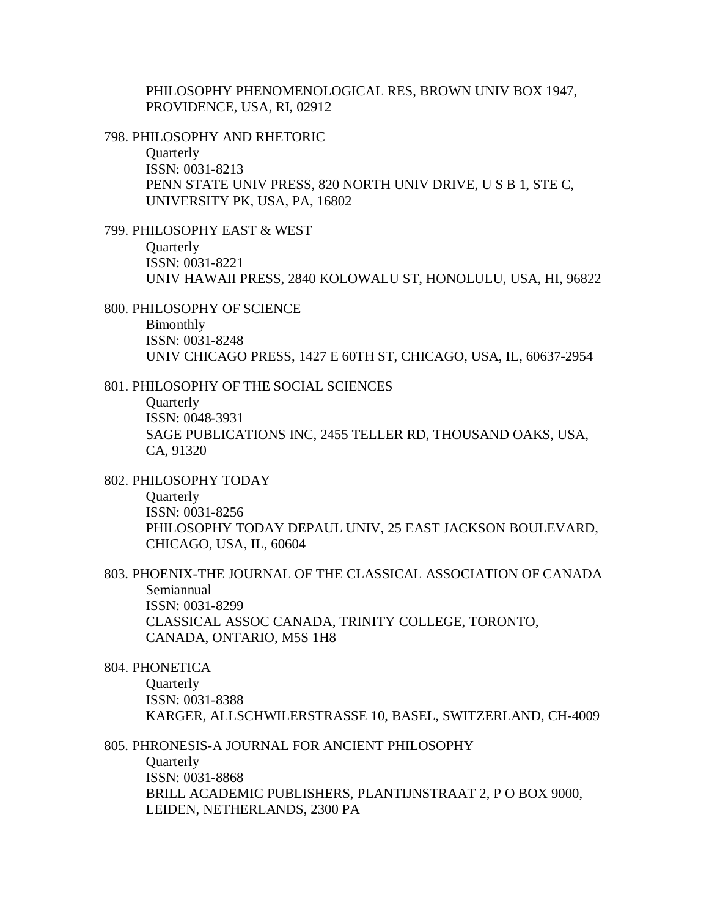PHILOSOPHY PHENOMENOLOGICAL RES, BROWN UNIV BOX 1947, PROVIDENCE, USA, RI, 02912

798. PHILOSOPHY AND RHETORIC
    Quarterly
    ISSN: 0031-8213
    PENN STATE UNIV PRESS, 820 NORTH UNIV DRIVE, U S B 1, STE C, UNIVERSITY PK, USA, PA, 16802

799. PHILOSOPHY EAST & WEST
    Quarterly
    ISSN: 0031-8221
    UNIV HAWAII PRESS, 2840 KOLOWALU ST, HONOLULU, USA, HI, 96822

800. PHILOSOPHY OF SCIENCE
    Bimonthly
    ISSN: 0031-8248
    UNIV CHICAGO PRESS, 1427 E 60TH ST, CHICAGO, USA, IL, 60637-2954

801. PHILOSOPHY OF THE SOCIAL SCIENCES
    Quarterly
    ISSN: 0048-3931
    SAGE PUBLICATIONS INC, 2455 TELLER RD, THOUSAND OAKS, USA, CA, 91320

802. PHILOSOPHY TODAY
    Quarterly
    ISSN: 0031-8256
    PHILOSOPHY TODAY DEPAUL UNIV, 25 EAST JACKSON BOULEVARD, CHICAGO, USA, IL, 60604

803. PHOENIX-THE JOURNAL OF THE CLASSICAL ASSOCIATION OF CANADA
    Semiannual
    ISSN: 0031-8299
    CLASSICAL ASSOC CANADA, TRINITY COLLEGE, TORONTO, CANADA, ONTARIO, M5S 1H8

804. PHONETICA
    Quarterly
    ISSN: 0031-8388
    KARGER, ALLSCHWILERSTRASSE 10, BASEL, SWITZERLAND, CH-4009

805. PHRONESIS-A JOURNAL FOR ANCIENT PHILOSOPHY
    Quarterly
    ISSN: 0031-8868
    BRILL ACADEMIC PUBLISHERS, PLANTIJNSTRAAT 2, P O BOX 9000, LEIDEN, NETHERLANDS, 2300 PA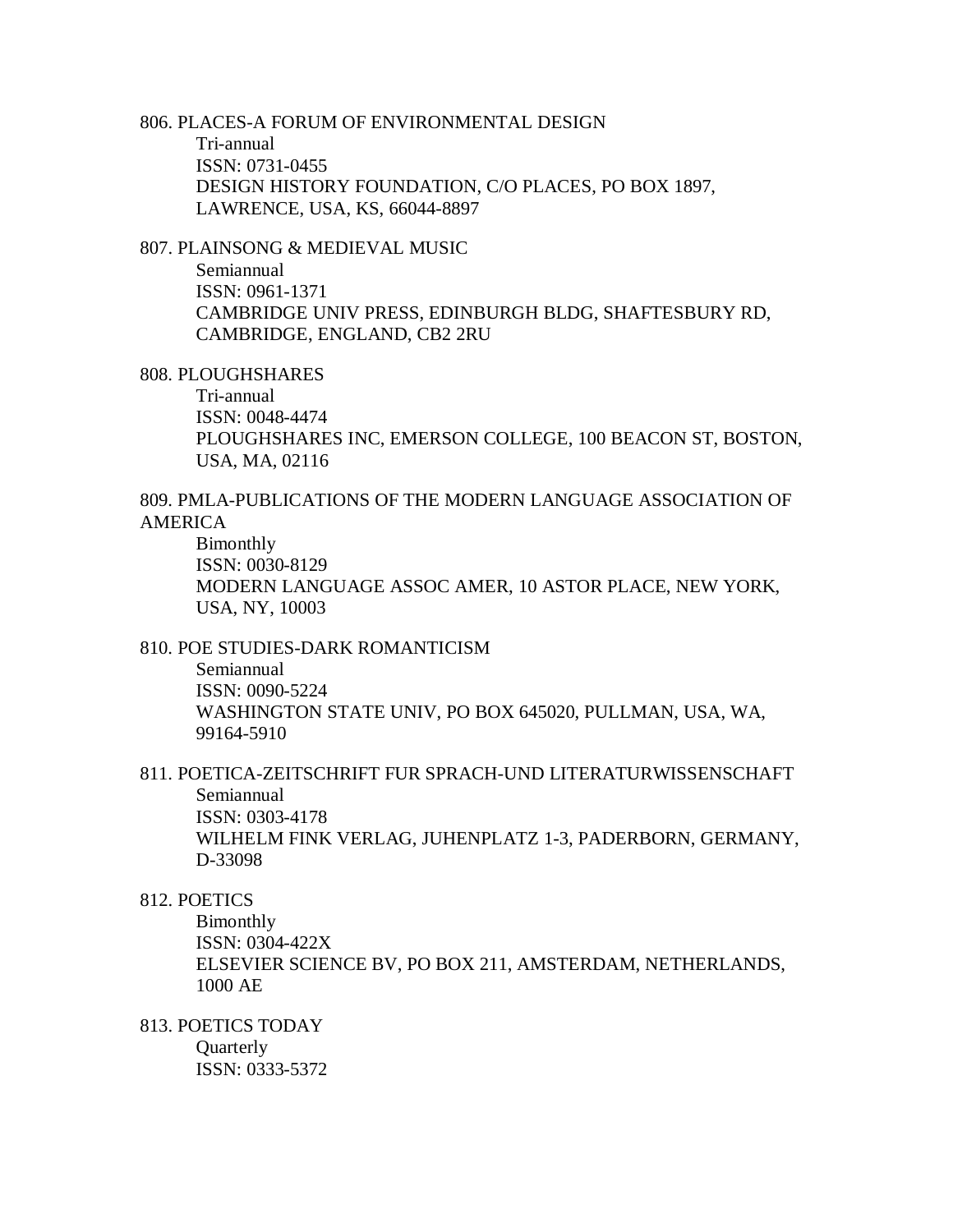806. PLACES-A FORUM OF ENVIRONMENTAL DESIGN
    Tri-annual
    ISSN: 0731-0455
    DESIGN HISTORY FOUNDATION, C/O PLACES, PO BOX 1897, LAWRENCE, USA, KS, 66044-8897

807. PLAINSONG & MEDIEVAL MUSIC
    Semiannual
    ISSN: 0961-1371
    CAMBRIDGE UNIV PRESS, EDINBURGH BLDG, SHAFTESBURY RD, CAMBRIDGE, ENGLAND, CB2 2RU

808. PLOUGHSHARES
    Tri-annual
    ISSN: 0048-4474
    PLOUGHSHARES INC, EMERSON COLLEGE, 100 BEACON ST, BOSTON, USA, MA, 02116

809. PMLA-PUBLICATIONS OF THE MODERN LANGUAGE ASSOCIATION OF AMERICA
    Bimonthly
    ISSN: 0030-8129
    MODERN LANGUAGE ASSOC AMER, 10 ASTOR PLACE, NEW YORK, USA, NY, 10003

810. POE STUDIES-DARK ROMANTICISM
    Semiannual
    ISSN: 0090-5224
    WASHINGTON STATE UNIV, PO BOX 645020, PULLMAN, USA, WA, 99164-5910

811. POETICA-ZEITSCHRIFT FUR SPRACH-UND LITERATURWISSENSCHAFT
    Semiannual
    ISSN: 0303-4178
    WILHELM FINK VERLAG, JUHENPLATZ 1-3, PADERBORN, GERMANY, D-33098

812. POETICS
    Bimonthly
    ISSN: 0304-422X
    ELSEVIER SCIENCE BV, PO BOX 211, AMSTERDAM, NETHERLANDS, 1000 AE

813. POETICS TODAY
    Quarterly
    ISSN: 0333-5372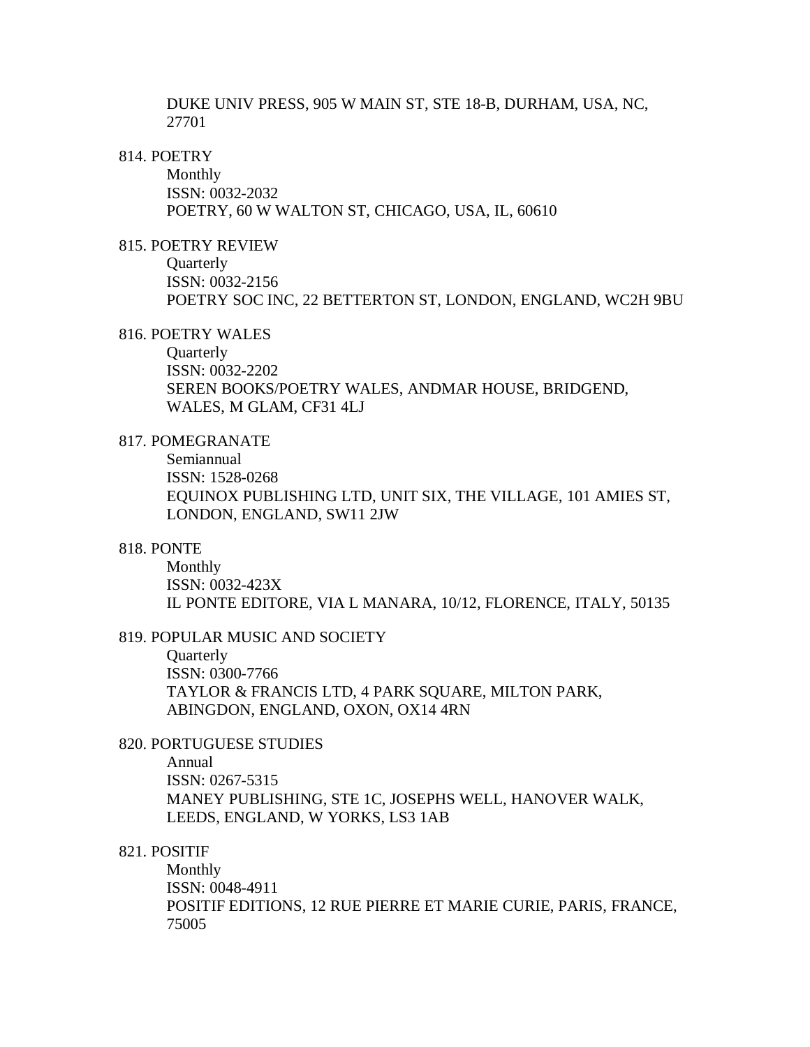DUKE UNIV PRESS, 905 W MAIN ST, STE 18-B, DURHAM, USA, NC, 27701

814. POETRY
    Monthly
    ISSN: 0032-2032
    POETRY, 60 W WALTON ST, CHICAGO, USA, IL, 60610

815. POETRY REVIEW
    Quarterly
    ISSN: 0032-2156
    POETRY SOC INC, 22 BETTERTON ST, LONDON, ENGLAND, WC2H 9BU

816. POETRY WALES
    Quarterly
    ISSN: 0032-2202
    SEREN BOOKS/POETRY WALES, ANDMAR HOUSE, BRIDGEND, WALES, M GLAM, CF31 4LJ

817. POMEGRANATE
    Semiannual
    ISSN: 1528-0268
    EQUINOX PUBLISHING LTD, UNIT SIX, THE VILLAGE, 101 AMIES ST, LONDON, ENGLAND, SW11 2JW

818. PONTE
    Monthly
    ISSN: 0032-423X
    IL PONTE EDITORE, VIA L MANARA, 10/12, FLORENCE, ITALY, 50135

819. POPULAR MUSIC AND SOCIETY
    Quarterly
    ISSN: 0300-7766
    TAYLOR & FRANCIS LTD, 4 PARK SQUARE, MILTON PARK, ABINGDON, ENGLAND, OXON, OX14 4RN

820. PORTUGUESE STUDIES
    Annual
    ISSN: 0267-5315
    MANEY PUBLISHING, STE 1C, JOSEPHS WELL, HANOVER WALK, LEEDS, ENGLAND, W YORKS, LS3 1AB

821. POSITIF
    Monthly
    ISSN: 0048-4911
    POSITIF EDITIONS, 12 RUE PIERRE ET MARIE CURIE, PARIS, FRANCE, 75005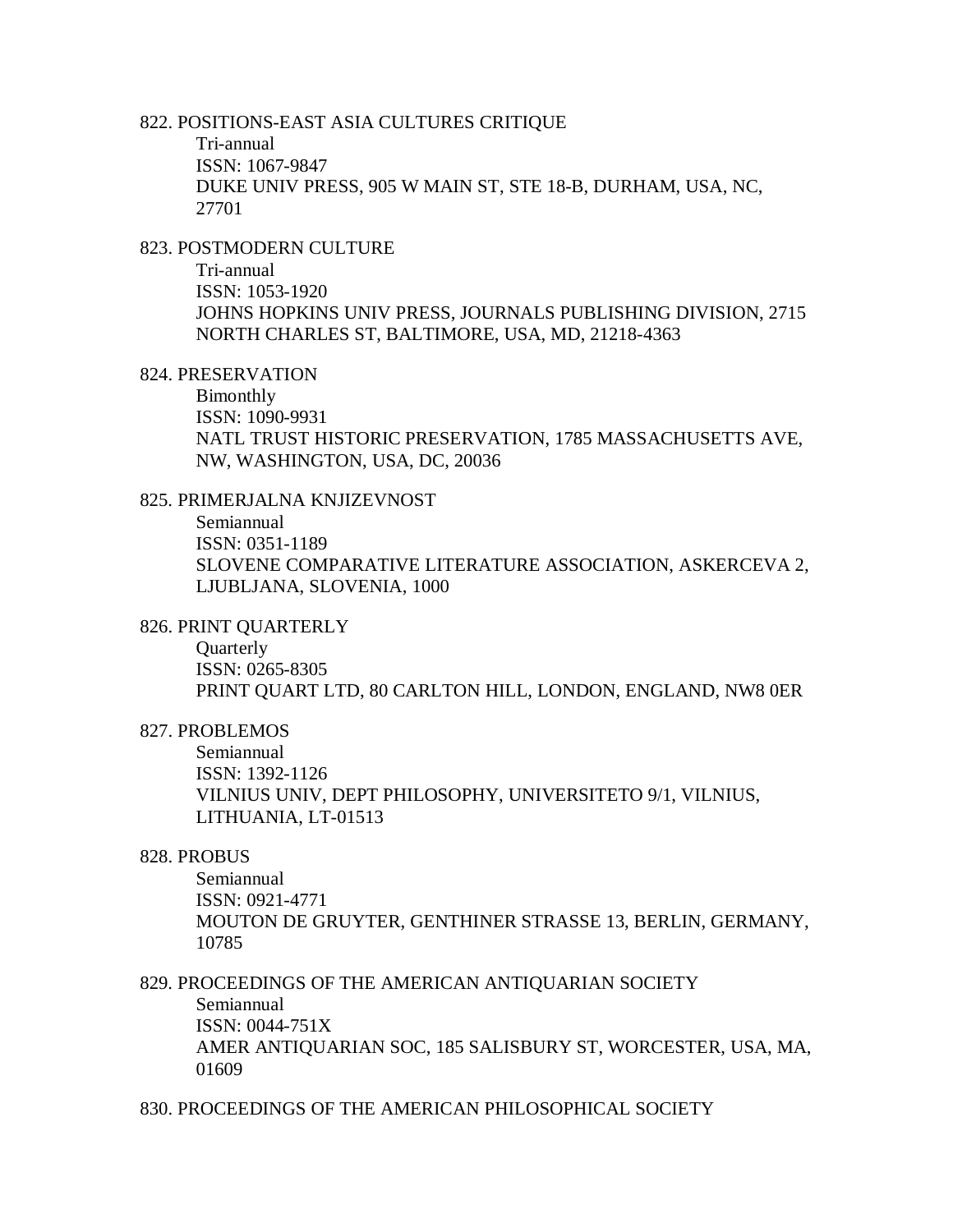822. POSITIONS-EAST ASIA CULTURES CRITIQUE
   Tri-annual
   ISSN: 1067-9847
   DUKE UNIV PRESS, 905 W MAIN ST, STE 18-B, DURHAM, USA, NC, 27701

823. POSTMODERN CULTURE
   Tri-annual
   ISSN: 1053-1920
   JOHNS HOPKINS UNIV PRESS, JOURNALS PUBLISHING DIVISION, 2715 NORTH CHARLES ST, BALTIMORE, USA, MD, 21218-4363

824. PRESERVATION
   Bimonthly
   ISSN: 1090-9931
   NATL TRUST HISTORIC PRESERVATION, 1785 MASSACHUSETTS AVE, NW, WASHINGTON, USA, DC, 20036

825. PRIMERJALNA KNJIZEVNOST
   Semiannual
   ISSN: 0351-1189
   SLOVENE COMPARATIVE LITERATURE ASSOCIATION, ASKERCEVA 2, LJUBLJANA, SLOVENIA, 1000

826. PRINT QUARTERLY
   Quarterly
   ISSN: 0265-8305
   PRINT QUART LTD, 80 CARLTON HILL, LONDON, ENGLAND, NW8 0ER

827. PROBLEMOS
   Semiannual
   ISSN: 1392-1126
   VILNIUS UNIV, DEPT PHILOSOPHY, UNIVERSITETO 9/1, VILNIUS, LITHUANIA, LT-01513

828. PROBUS
   Semiannual
   ISSN: 0921-4771
   MOUTON DE GRUYTER, GENTHINER STRASSE 13, BERLIN, GERMANY, 10785

829. PROCEEDINGS OF THE AMERICAN ANTIQUARIAN SOCIETY
   Semiannual
   ISSN: 0044-751X
   AMER ANTIQUARIAN SOC, 185 SALISBURY ST, WORCESTER, USA, MA, 01609

830. PROCEEDINGS OF THE AMERICAN PHILOSOPHICAL SOCIETY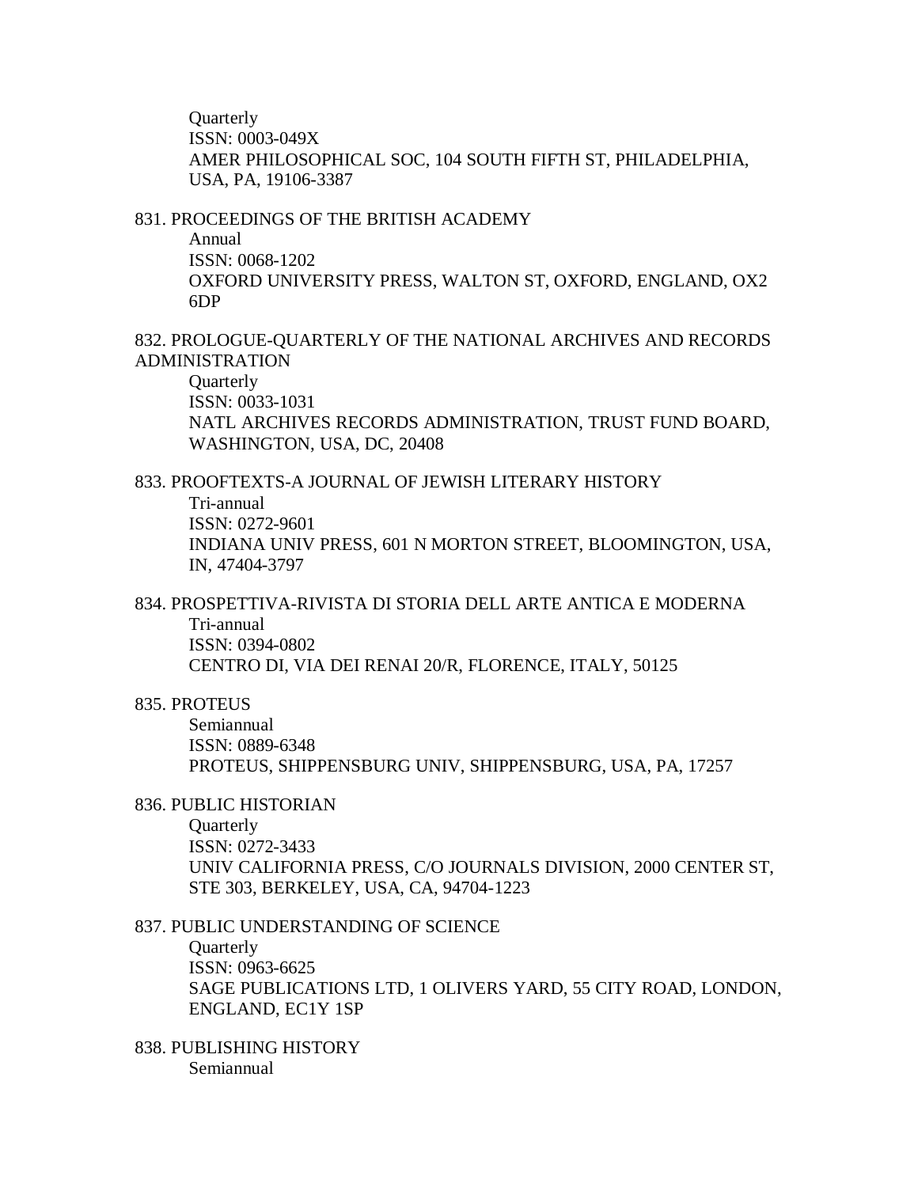Quarterly
ISSN: 0003-049X
AMER PHILOSOPHICAL SOC, 104 SOUTH FIFTH ST, PHILADELPHIA, USA, PA, 19106-3387

831. PROCEEDINGS OF THE BRITISH ACADEMY
Annual
ISSN: 0068-1202
OXFORD UNIVERSITY PRESS, WALTON ST, OXFORD, ENGLAND, OX2 6DP

832. PROLOGUE-QUARTERLY OF THE NATIONAL ARCHIVES AND RECORDS ADMINISTRATION
Quarterly
ISSN: 0033-1031
NATL ARCHIVES RECORDS ADMINISTRATION, TRUST FUND BOARD, WASHINGTON, USA, DC, 20408

833. PROOFTEXTS-A JOURNAL OF JEWISH LITERARY HISTORY
Tri-annual
ISSN: 0272-9601
INDIANA UNIV PRESS, 601 N MORTON STREET, BLOOMINGTON, USA, IN, 47404-3797

834. PROSPETTIVA-RIVISTA DI STORIA DELL ARTE ANTICA E MODERNA
Tri-annual
ISSN: 0394-0802
CENTRO DI, VIA DEI RENAI 20/R, FLORENCE, ITALY, 50125

835. PROTEUS
Semiannual
ISSN: 0889-6348
PROTEUS, SHIPPENSBURG UNIV, SHIPPENSBURG, USA, PA, 17257

836. PUBLIC HISTORIAN
Quarterly
ISSN: 0272-3433
UNIV CALIFORNIA PRESS, C/O JOURNALS DIVISION, 2000 CENTER ST, STE 303, BERKELEY, USA, CA, 94704-1223

837. PUBLIC UNDERSTANDING OF SCIENCE
Quarterly
ISSN: 0963-6625
SAGE PUBLICATIONS LTD, 1 OLIVERS YARD, 55 CITY ROAD, LONDON, ENGLAND, EC1Y 1SP

838. PUBLISHING HISTORY
Semiannual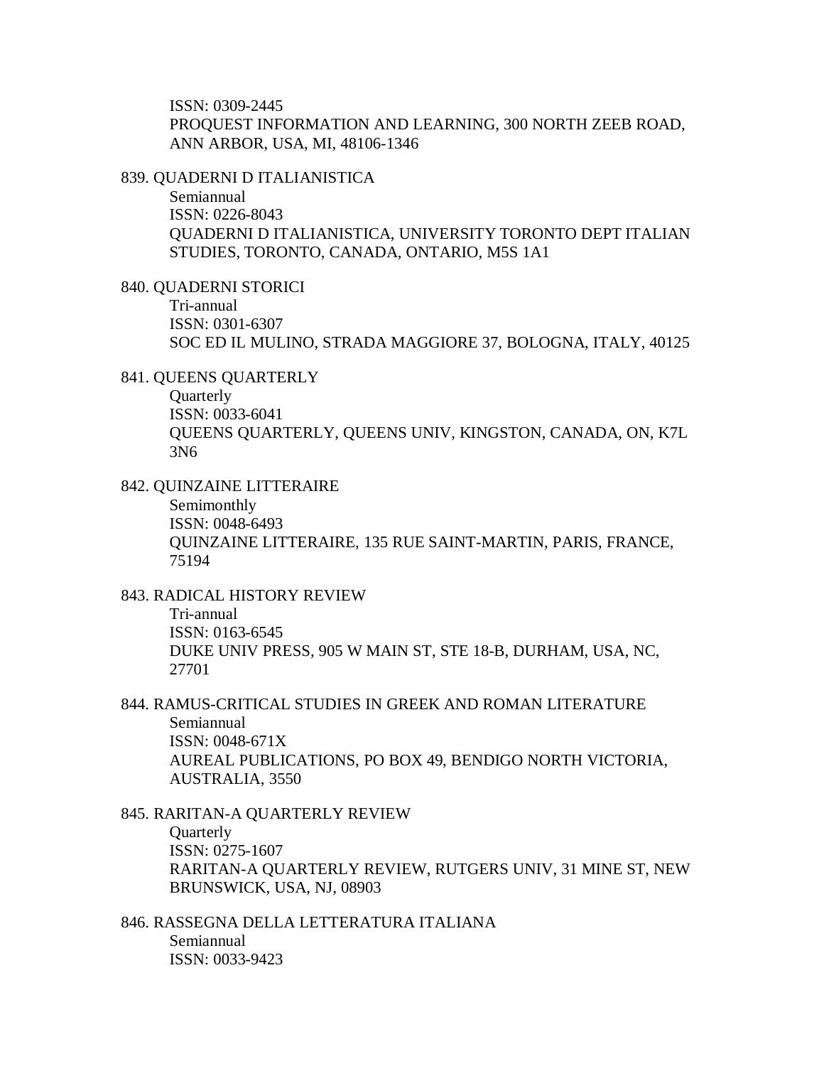ISSN: 0309-2445
PROQUEST INFORMATION AND LEARNING, 300 NORTH ZEEB ROAD, ANN ARBOR, USA, MI, 48106-1346

839. QUADERNI D ITALIANISTICA
Semiannual
ISSN: 0226-8043
QUADERNI D ITALIANISTICA, UNIVERSITY TORONTO DEPT ITALIAN STUDIES, TORONTO, CANADA, ONTARIO, M5S 1A1

840. QUADERNI STORICI
Tri-annual
ISSN: 0301-6307
SOC ED IL MULINO, STRADA MAGGIORE 37, BOLOGNA, ITALY, 40125

841. QUEENS QUARTERLY
Quarterly
ISSN: 0033-6041
QUEENS QUARTERLY, QUEENS UNIV, KINGSTON, CANADA, ON, K7L 3N6

842. QUINZAINE LITTERAIRE
Semimonthly
ISSN: 0048-6493
QUINZAINE LITTERAIRE, 135 RUE SAINT-MARTIN, PARIS, FRANCE, 75194

843. RADICAL HISTORY REVIEW
Tri-annual
ISSN: 0163-6545
DUKE UNIV PRESS, 905 W MAIN ST, STE 18-B, DURHAM, USA, NC, 27701

844. RAMUS-CRITICAL STUDIES IN GREEK AND ROMAN LITERATURE
Semiannual
ISSN: 0048-671X
AUREAL PUBLICATIONS, PO BOX 49, BENDIGO NORTH VICTORIA, AUSTRALIA, 3550

845. RARITAN-A QUARTERLY REVIEW
Quarterly
ISSN: 0275-1607
RARITAN-A QUARTERLY REVIEW, RUTGERS UNIV, 31 MINE ST, NEW BRUNSWICK, USA, NJ, 08903

846. RASSEGNA DELLA LETTERATURA ITALIANA
Semiannual
ISSN: 0033-9423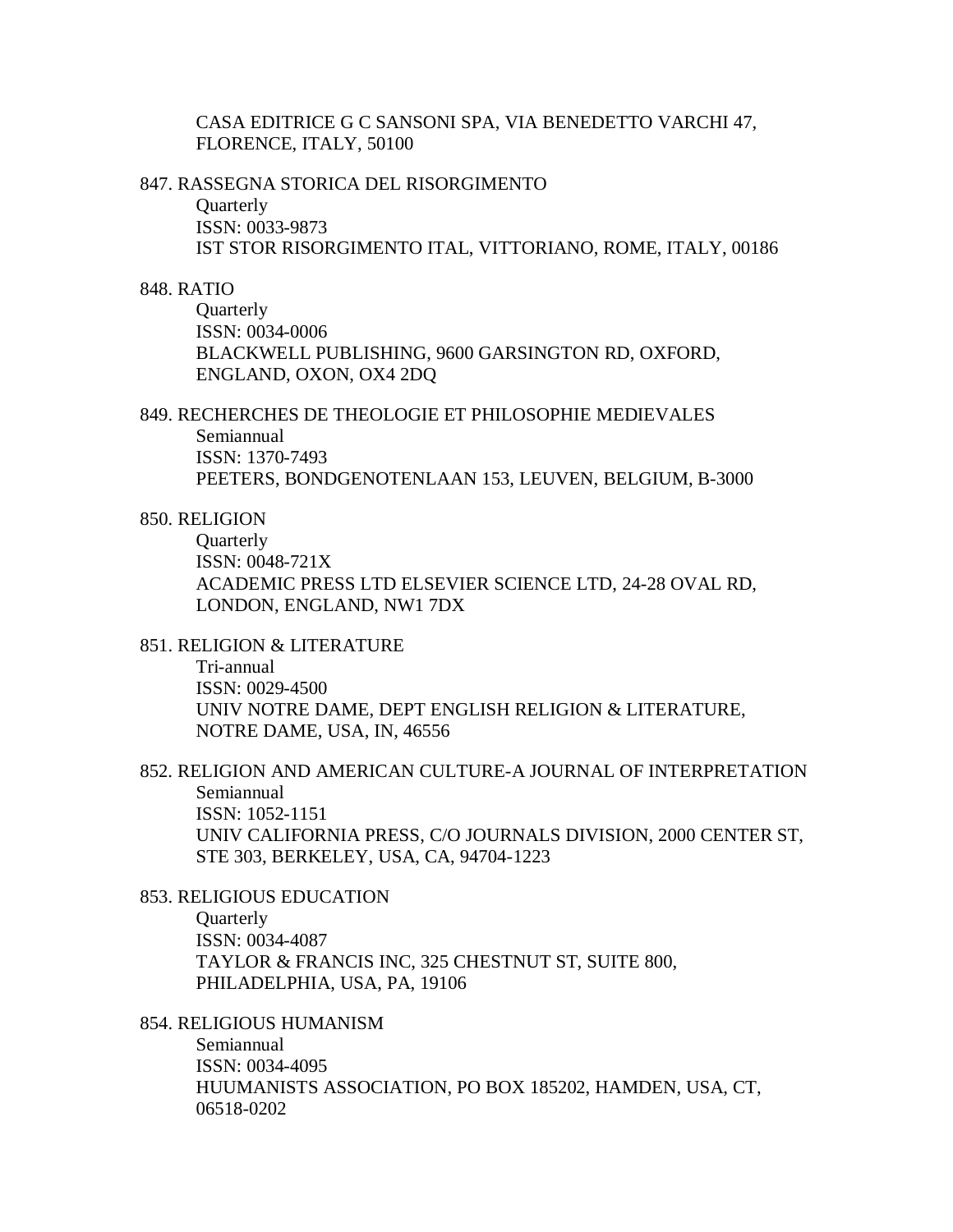CASA EDITRICE G C SANSONI SPA, VIA BENEDETTO VARCHI 47, FLORENCE, ITALY, 50100

847. RASSEGNA STORICA DEL RISORGIMENTO
Quarterly
ISSN: 0033-9873
IST STOR RISORGIMENTO ITAL, VITTORIANO, ROME, ITALY, 00186

848. RATIO
Quarterly
ISSN: 0034-0006
BLACKWELL PUBLISHING, 9600 GARSINGTON RD, OXFORD, ENGLAND, OXON, OX4 2DQ

849. RECHERCHES DE THEOLOGIE ET PHILOSOPHIE MEDIEVALES
Semiannual
ISSN: 1370-7493
PEETERS, BONDGENOTENLAAN 153, LEUVEN, BELGIUM, B-3000

850. RELIGION
Quarterly
ISSN: 0048-721X
ACADEMIC PRESS LTD ELSEVIER SCIENCE LTD, 24-28 OVAL RD, LONDON, ENGLAND, NW1 7DX

851. RELIGION & LITERATURE
Tri-annual
ISSN: 0029-4500
UNIV NOTRE DAME, DEPT ENGLISH RELIGION & LITERATURE, NOTRE DAME, USA, IN, 46556

852. RELIGION AND AMERICAN CULTURE-A JOURNAL OF INTERPRETATION
Semiannual
ISSN: 1052-1151
UNIV CALIFORNIA PRESS, C/O JOURNALS DIVISION, 2000 CENTER ST, STE 303, BERKELEY, USA, CA, 94704-1223

853. RELIGIOUS EDUCATION
Quarterly
ISSN: 0034-4087
TAYLOR & FRANCIS INC, 325 CHESTNUT ST, SUITE 800, PHILADELPHIA, USA, PA, 19106

854. RELIGIOUS HUMANISM
Semiannual
ISSN: 0034-4095
HUUMANISTS ASSOCIATION, PO BOX 185202, HAMDEN, USA, CT, 06518-0202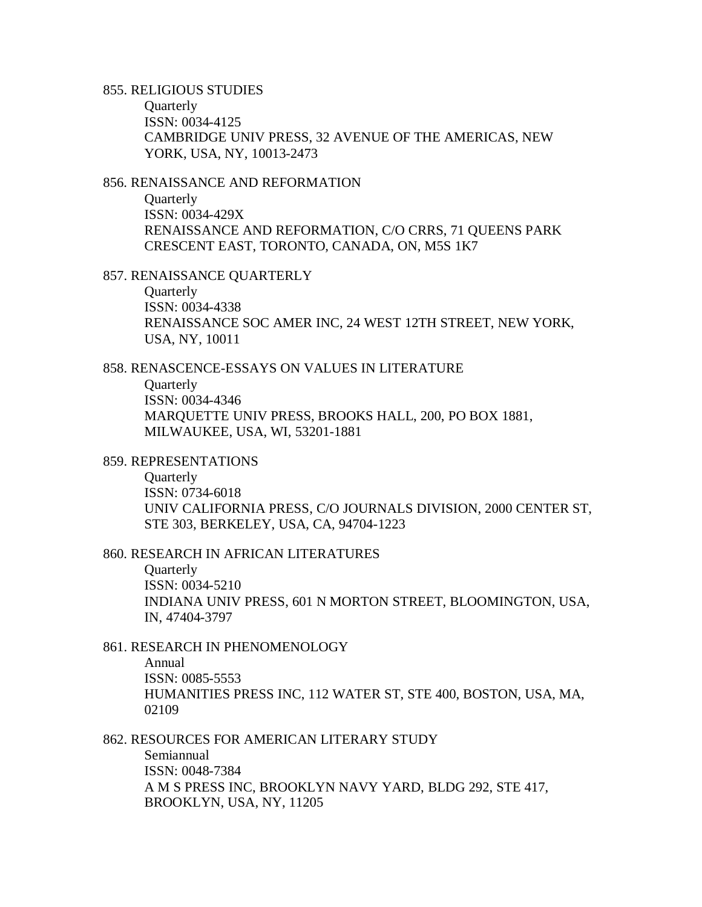855. RELIGIOUS STUDIES
Quarterly
ISSN: 0034-4125
CAMBRIDGE UNIV PRESS, 32 AVENUE OF THE AMERICAS, NEW YORK, USA, NY, 10013-2473

856. RENAISSANCE AND REFORMATION
Quarterly
ISSN: 0034-429X
RENAISSANCE AND REFORMATION, C/O CRRS, 71 QUEENS PARK CRESCENT EAST, TORONTO, CANADA, ON, M5S 1K7

857. RENAISSANCE QUARTERLY
Quarterly
ISSN: 0034-4338
RENAISSANCE SOC AMER INC, 24 WEST 12TH STREET, NEW YORK, USA, NY, 10011

858. RENASCENCE-ESSAYS ON VALUES IN LITERATURE
Quarterly
ISSN: 0034-4346
MARQUETTE UNIV PRESS, BROOKS HALL, 200, PO BOX 1881, MILWAUKEE, USA, WI, 53201-1881

859. REPRESENTATIONS
Quarterly
ISSN: 0734-6018
UNIV CALIFORNIA PRESS, C/O JOURNALS DIVISION, 2000 CENTER ST, STE 303, BERKELEY, USA, CA, 94704-1223

860. RESEARCH IN AFRICAN LITERATURES
Quarterly
ISSN: 0034-5210
INDIANA UNIV PRESS, 601 N MORTON STREET, BLOOMINGTON, USA, IN, 47404-3797

861. RESEARCH IN PHENOMENOLOGY
Annual
ISSN: 0085-5553
HUMANITIES PRESS INC, 112 WATER ST, STE 400, BOSTON, USA, MA, 02109

862. RESOURCES FOR AMERICAN LITERARY STUDY
Semiannual
ISSN: 0048-7384
A M S PRESS INC, BROOKLYN NAVY YARD, BLDG 292, STE 417, BROOKLYN, USA, NY, 11205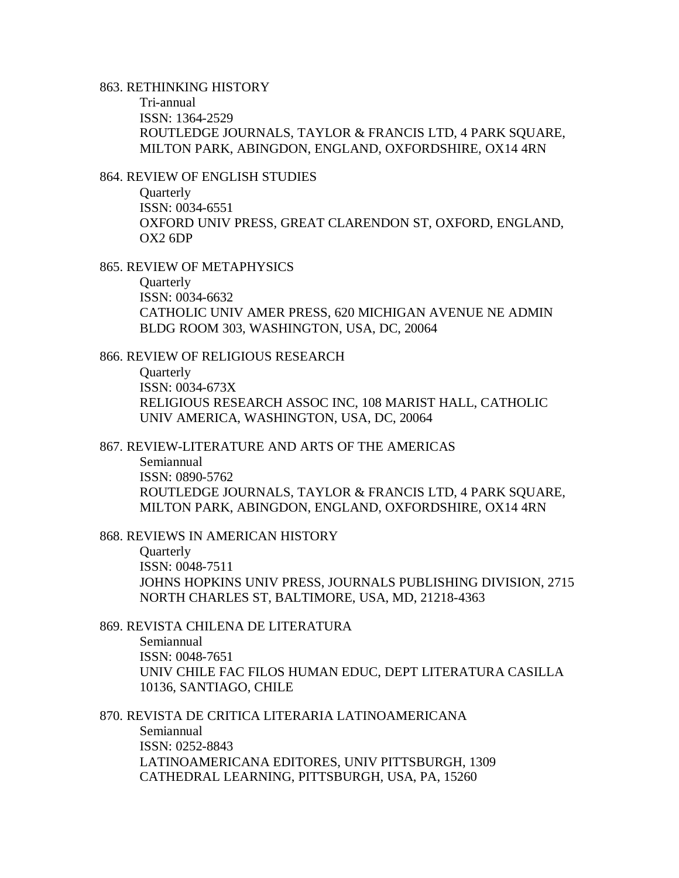863. RETHINKING HISTORY
   Tri-annual
   ISSN: 1364-2529
   ROUTLEDGE JOURNALS, TAYLOR & FRANCIS LTD, 4 PARK SQUARE, MILTON PARK, ABINGDON, ENGLAND, OXFORDSHIRE, OX14 4RN

864. REVIEW OF ENGLISH STUDIES
   Quarterly
   ISSN: 0034-6551
   OXFORD UNIV PRESS, GREAT CLARENDON ST, OXFORD, ENGLAND, OX2 6DP

865. REVIEW OF METAPHYSICS
   Quarterly
   ISSN: 0034-6632
   CATHOLIC UNIV AMER PRESS, 620 MICHIGAN AVENUE NE ADMIN BLDG ROOM 303, WASHINGTON, USA, DC, 20064

866. REVIEW OF RELIGIOUS RESEARCH
   Quarterly
   ISSN: 0034-673X
   RELIGIOUS RESEARCH ASSOC INC, 108 MARIST HALL, CATHOLIC UNIV AMERICA, WASHINGTON, USA, DC, 20064

867. REVIEW-LITERATURE AND ARTS OF THE AMERICAS
   Semiannual
   ISSN: 0890-5762
   ROUTLEDGE JOURNALS, TAYLOR & FRANCIS LTD, 4 PARK SQUARE, MILTON PARK, ABINGDON, ENGLAND, OXFORDSHIRE, OX14 4RN

868. REVIEWS IN AMERICAN HISTORY
   Quarterly
   ISSN: 0048-7511
   JOHNS HOPKINS UNIV PRESS, JOURNALS PUBLISHING DIVISION, 2715 NORTH CHARLES ST, BALTIMORE, USA, MD, 21218-4363

869. REVISTA CHILENA DE LITERATURA
   Semiannual
   ISSN: 0048-7651
   UNIV CHILE FAC FILOS HUMAN EDUC, DEPT LITERATURA CASILLA 10136, SANTIAGO, CHILE

870. REVISTA DE CRITICA LITERARIA LATINOAMERICANA
   Semiannual
   ISSN: 0252-8843
   LATINOAMERICANA EDITORES, UNIV PITTSBURGH, 1309 CATHEDRAL LEARNING, PITTSBURGH, USA, PA, 15260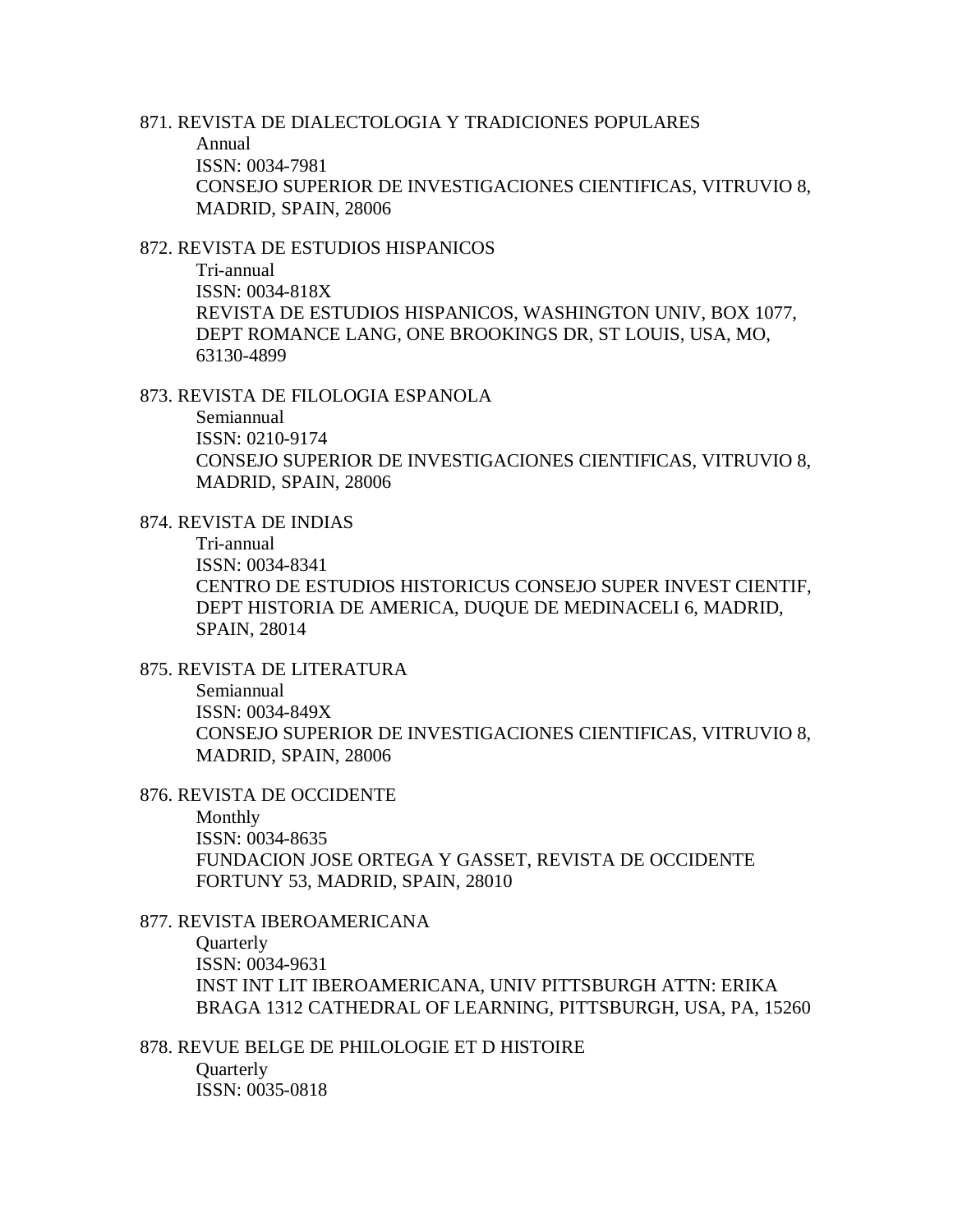871. REVISTA DE DIALECTOLOGIA Y TRADICIONES POPULARES
   Annual
   ISSN: 0034-7981
   CONSEJO SUPERIOR DE INVESTIGACIONES CIENTIFICAS, VITRUVIO 8, MADRID, SPAIN, 28006

872. REVISTA DE ESTUDIOS HISPANICOS
   Tri-annual
   ISSN: 0034-818X
   REVISTA DE ESTUDIOS HISPANICOS, WASHINGTON UNIV, BOX 1077, DEPT ROMANCE LANG, ONE BROOKINGS DR, ST LOUIS, USA, MO, 63130-4899

873. REVISTA DE FILOLOGIA ESPANOLA
   Semiannual
   ISSN: 0210-9174
   CONSEJO SUPERIOR DE INVESTIGACIONES CIENTIFICAS, VITRUVIO 8, MADRID, SPAIN, 28006

874. REVISTA DE INDIAS
   Tri-annual
   ISSN: 0034-8341
   CENTRO DE ESTUDIOS HISTORICUS CONSEJO SUPER INVEST CIENTIF, DEPT HISTORIA DE AMERICA, DUQUE DE MEDINACELI 6, MADRID, SPAIN, 28014

875. REVISTA DE LITERATURA
   Semiannual
   ISSN: 0034-849X
   CONSEJO SUPERIOR DE INVESTIGACIONES CIENTIFICAS, VITRUVIO 8, MADRID, SPAIN, 28006

876. REVISTA DE OCCIDENTE
   Monthly
   ISSN: 0034-8635
   FUNDACION JOSE ORTEGA Y GASSET, REVISTA DE OCCIDENTE FORTUNY 53, MADRID, SPAIN, 28010

877. REVISTA IBEROAMERICANA
   Quarterly
   ISSN: 0034-9631
   INST INT LIT IBEROAMERICANA, UNIV PITTSBURGH ATTN: ERIKA BRAGA 1312 CATHEDRAL OF LEARNING, PITTSBURGH, USA, PA, 15260

878. REVUE BELGE DE PHILOLOGIE ET D HISTOIRE
   Quarterly
   ISSN: 0035-0818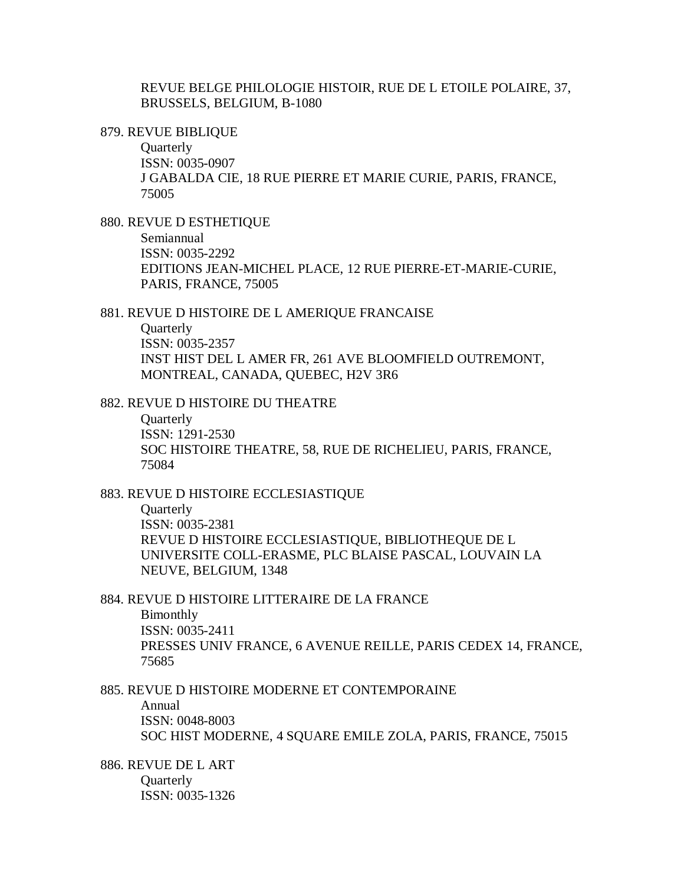REVUE BELGE PHILOLOGIE HISTOIR, RUE DE L ETOILE POLAIRE, 37, BRUSSELS, BELGIUM, B-1080

879. REVUE BIBLIQUE
    Quarterly
    ISSN: 0035-0907
    J GABALDA CIE, 18 RUE PIERRE ET MARIE CURIE, PARIS, FRANCE, 75005

880. REVUE D ESTHETIQUE
    Semiannual
    ISSN: 0035-2292
    EDITIONS JEAN-MICHEL PLACE, 12 RUE PIERRE-ET-MARIE-CURIE, PARIS, FRANCE, 75005

881. REVUE D HISTOIRE DE L AMERIQUE FRANCAISE
    Quarterly
    ISSN: 0035-2357
    INST HIST DEL L AMER FR, 261 AVE BLOOMFIELD OUTREMONT, MONTREAL, CANADA, QUEBEC, H2V 3R6

882. REVUE D HISTOIRE DU THEATRE
    Quarterly
    ISSN: 1291-2530
    SOC HISTOIRE THEATRE, 58, RUE DE RICHELIEU, PARIS, FRANCE, 75084

883. REVUE D HISTOIRE ECCLESIASTIQUE
    Quarterly
    ISSN: 0035-2381
    REVUE D HISTOIRE ECCLESIASTIQUE, BIBLIOTHEQUE DE L UNIVERSITE COLL-ERASME, PLC BLAISE PASCAL, LOUVAIN LA NEUVE, BELGIUM, 1348

884. REVUE D HISTOIRE LITTERAIRE DE LA FRANCE
    Bimonthly
    ISSN: 0035-2411
    PRESSES UNIV FRANCE, 6 AVENUE REILLE, PARIS CEDEX 14, FRANCE, 75685

885. REVUE D HISTOIRE MODERNE ET CONTEMPORAINE
    Annual
    ISSN: 0048-8003
    SOC HIST MODERNE, 4 SQUARE EMILE ZOLA, PARIS, FRANCE, 75015

886. REVUE DE L ART
    Quarterly
    ISSN: 0035-1326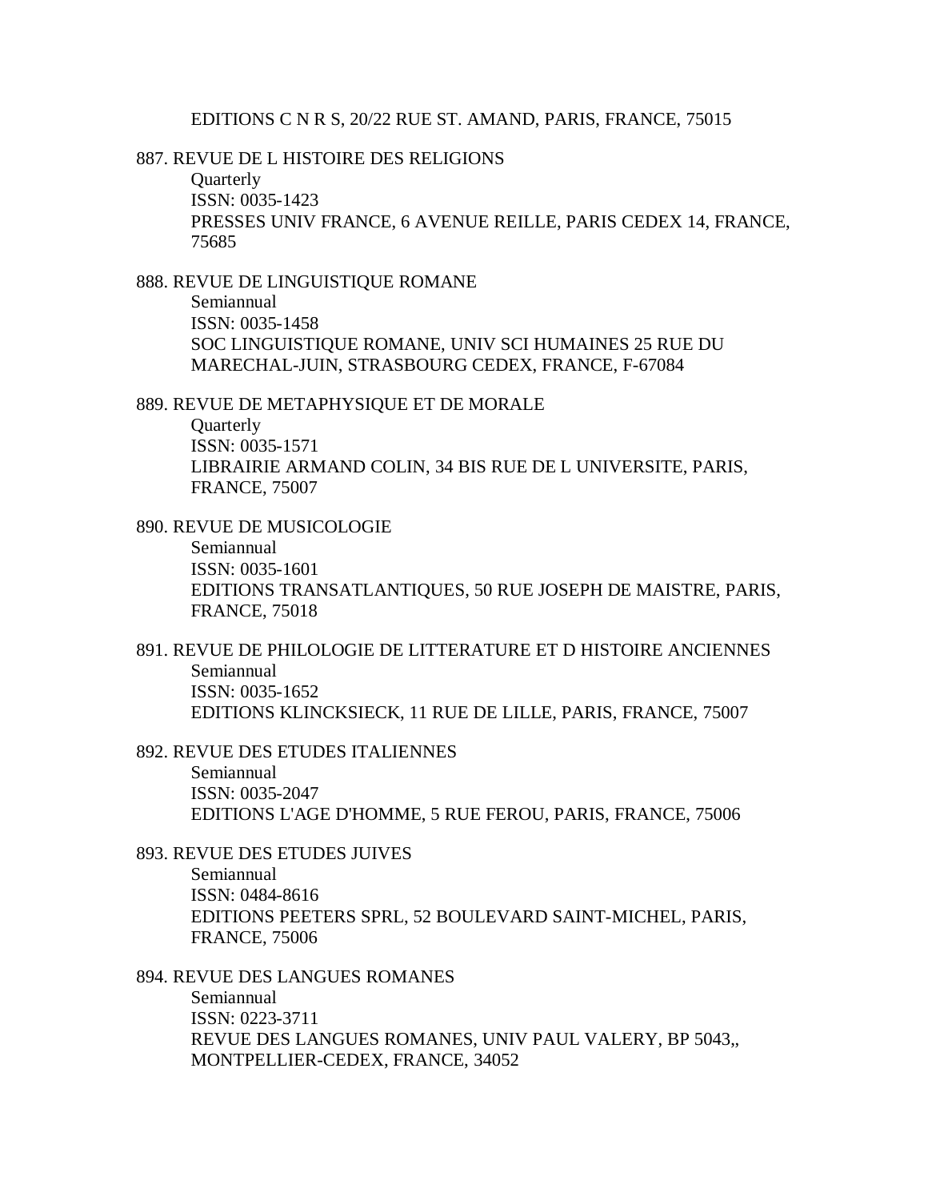EDITIONS C N R S, 20/22 RUE ST. AMAND, PARIS, FRANCE, 75015

887. REVUE DE L HISTOIRE DES RELIGIONS
Quarterly
ISSN: 0035-1423
PRESSES UNIV FRANCE, 6 AVENUE REILLE, PARIS CEDEX 14, FRANCE, 75685

888. REVUE DE LINGUISTIQUE ROMANE
Semiannual
ISSN: 0035-1458
SOC LINGUISTIQUE ROMANE, UNIV SCI HUMAINES 25 RUE DU MARECHAL-JUIN, STRASBOURG CEDEX, FRANCE, F-67084

889. REVUE DE METAPHYSIQUE ET DE MORALE
Quarterly
ISSN: 0035-1571
LIBRAIRIE ARMAND COLIN, 34 BIS RUE DE L UNIVERSITE, PARIS, FRANCE, 75007

890. REVUE DE MUSICOLOGIE
Semiannual
ISSN: 0035-1601
EDITIONS TRANSATLANTIQUES, 50 RUE JOSEPH DE MAISTRE, PARIS, FRANCE, 75018

891. REVUE DE PHILOLOGIE DE LITTERATURE ET D HISTOIRE ANCIENNES
Semiannual
ISSN: 0035-1652
EDITIONS KLINCKSIECK, 11 RUE DE LILLE, PARIS, FRANCE, 75007

892. REVUE DES ETUDES ITALIENNES
Semiannual
ISSN: 0035-2047
EDITIONS L'AGE D'HOMME, 5 RUE FEROU, PARIS, FRANCE, 75006

893. REVUE DES ETUDES JUIVES
Semiannual
ISSN: 0484-8616
EDITIONS PEETERS SPRL, 52 BOULEVARD SAINT-MICHEL, PARIS, FRANCE, 75006

894. REVUE DES LANGUES ROMANES
Semiannual
ISSN: 0223-3711
REVUE DES LANGUES ROMANES, UNIV PAUL VALERY, BP 5043,, MONTPELLIER-CEDEX, FRANCE, 34052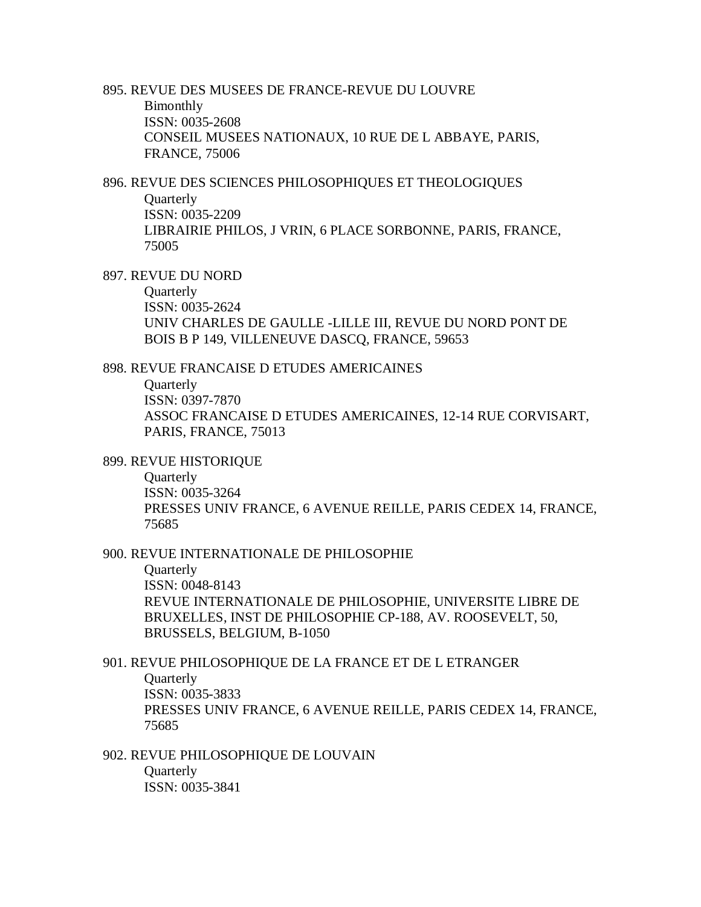895. REVUE DES MUSEES DE FRANCE-REVUE DU LOUVRE
    Bimonthly
    ISSN: 0035-2608
    CONSEIL MUSEES NATIONAUX, 10 RUE DE L ABBAYE, PARIS, FRANCE, 75006

896. REVUE DES SCIENCES PHILOSOPHIQUES ET THEOLOGIQUES
    Quarterly
    ISSN: 0035-2209
    LIBRAIRIE PHILOS, J VRIN, 6 PLACE SORBONNE, PARIS, FRANCE, 75005

897. REVUE DU NORD
    Quarterly
    ISSN: 0035-2624
    UNIV CHARLES DE GAULLE -LILLE III, REVUE DU NORD PONT DE BOIS B P 149, VILLENEUVE DASCQ, FRANCE, 59653

898. REVUE FRANCAISE D ETUDES AMERICAINES
    Quarterly
    ISSN: 0397-7870
    ASSOC FRANCAISE D ETUDES AMERICAINES, 12-14 RUE CORVISART, PARIS, FRANCE, 75013

899. REVUE HISTORIQUE
    Quarterly
    ISSN: 0035-3264
    PRESSES UNIV FRANCE, 6 AVENUE REILLE, PARIS CEDEX 14, FRANCE, 75685

900. REVUE INTERNATIONALE DE PHILOSOPHIE
    Quarterly
    ISSN: 0048-8143
    REVUE INTERNATIONALE DE PHILOSOPHIE, UNIVERSITE LIBRE DE BRUXELLES, INST DE PHILOSOPHIE CP-188, AV. ROOSEVELT, 50, BRUSSELS, BELGIUM, B-1050

901. REVUE PHILOSOPHIQUE DE LA FRANCE ET DE L ETRANGER
    Quarterly
    ISSN: 0035-3833
    PRESSES UNIV FRANCE, 6 AVENUE REILLE, PARIS CEDEX 14, FRANCE, 75685

902. REVUE PHILOSOPHIQUE DE LOUVAIN
    Quarterly
    ISSN: 0035-3841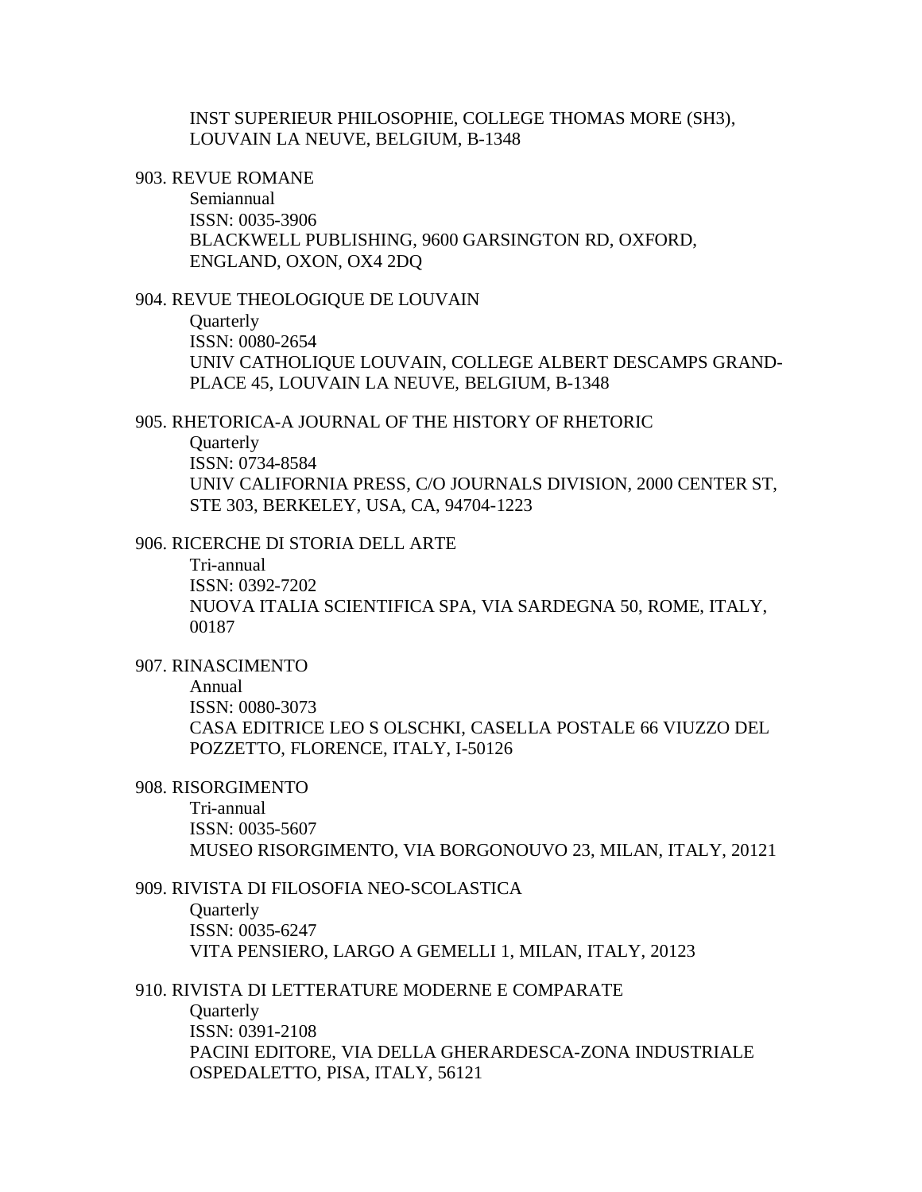INST SUPERIEUR PHILOSOPHIE, COLLEGE THOMAS MORE (SH3), LOUVAIN LA NEUVE, BELGIUM, B-1348

903. REVUE ROMANE
    Semiannual
    ISSN: 0035-3906
    BLACKWELL PUBLISHING, 9600 GARSINGTON RD, OXFORD, ENGLAND, OXON, OX4 2DQ

904. REVUE THEOLOGIQUE DE LOUVAIN
    Quarterly
    ISSN: 0080-2654
    UNIV CATHOLIQUE LOUVAIN, COLLEGE ALBERT DESCAMPS GRAND-PLACE 45, LOUVAIN LA NEUVE, BELGIUM, B-1348

905. RHETORICA-A JOURNAL OF THE HISTORY OF RHETORIC
    Quarterly
    ISSN: 0734-8584
    UNIV CALIFORNIA PRESS, C/O JOURNALS DIVISION, 2000 CENTER ST, STE 303, BERKELEY, USA, CA, 94704-1223

906. RICERCHE DI STORIA DELL ARTE
    Tri-annual
    ISSN: 0392-7202
    NUOVA ITALIA SCIENTIFICA SPA, VIA SARDEGNA 50, ROME, ITALY, 00187

907. RINASCIMENTO
    Annual
    ISSN: 0080-3073
    CASA EDITRICE LEO S OLSCHKI, CASELLA POSTALE 66 VIUZZO DEL POZZETTO, FLORENCE, ITALY, I-50126

908. RISORGIMENTO
    Tri-annual
    ISSN: 0035-5607
    MUSEO RISORGIMENTO, VIA BORGONOUVO 23, MILAN, ITALY, 20121

909. RIVISTA DI FILOSOFIA NEO-SCOLASTICA
    Quarterly
    ISSN: 0035-6247
    VITA PENSIERO, LARGO A GEMELLI 1, MILAN, ITALY, 20123

910. RIVISTA DI LETTERATURE MODERNE E COMPARATE
    Quarterly
    ISSN: 0391-2108
    PACINI EDITORE, VIA DELLA GHERARDESCA-ZONA INDUSTRIALE OSPEDALETTO, PISA, ITALY, 56121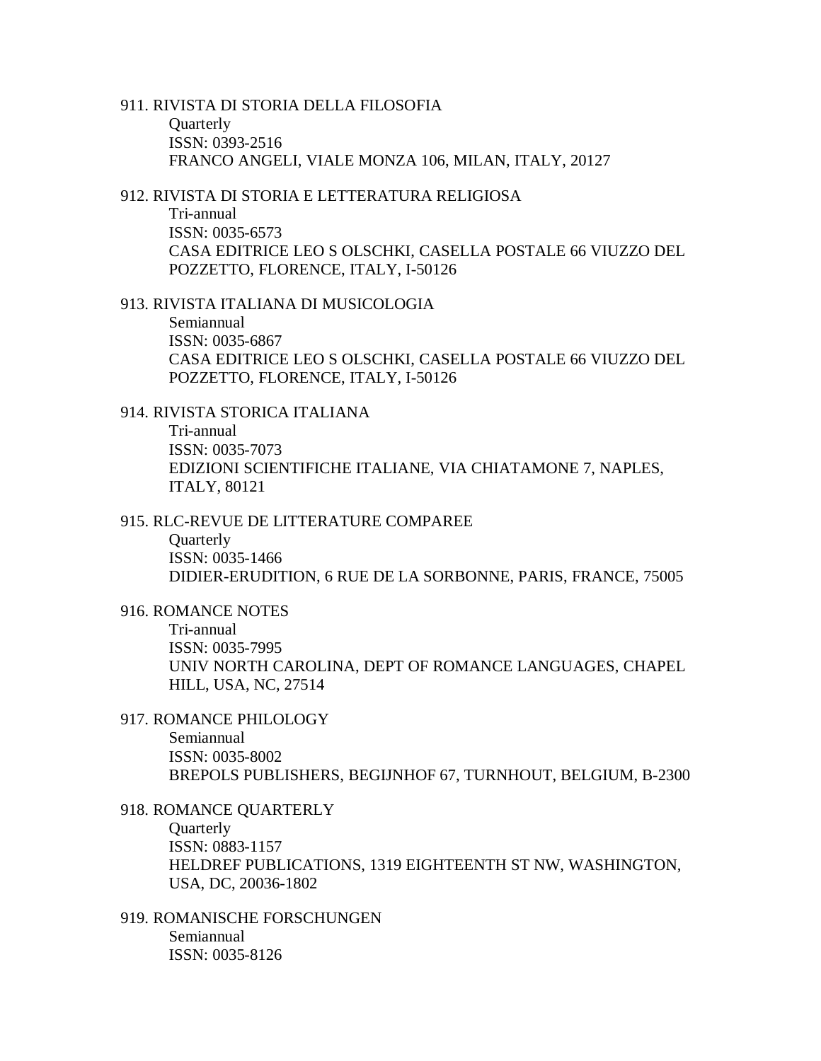911. RIVISTA DI STORIA DELLA FILOSOFIA
    Quarterly
    ISSN: 0393-2516
    FRANCO ANGELI, VIALE MONZA 106, MILAN, ITALY, 20127

912. RIVISTA DI STORIA E LETTERATURA RELIGIOSA
    Tri-annual
    ISSN: 0035-6573
    CASA EDITRICE LEO S OLSCHKI, CASELLA POSTALE 66 VIUZZO DEL POZZETTO, FLORENCE, ITALY, I-50126

913. RIVISTA ITALIANA DI MUSICOLOGIA
    Semiannual
    ISSN: 0035-6867
    CASA EDITRICE LEO S OLSCHKI, CASELLA POSTALE 66 VIUZZO DEL POZZETTO, FLORENCE, ITALY, I-50126

914. RIVISTA STORICA ITALIANA
    Tri-annual
    ISSN: 0035-7073
    EDIZIONI SCIENTIFICHE ITALIANE, VIA CHIATAMONE 7, NAPLES, ITALY, 80121

915. RLC-REVUE DE LITTERATURE COMPAREE
    Quarterly
    ISSN: 0035-1466
    DIDIER-ERUDITION, 6 RUE DE LA SORBONNE, PARIS, FRANCE, 75005

916. ROMANCE NOTES
    Tri-annual
    ISSN: 0035-7995
    UNIV NORTH CAROLINA, DEPT OF ROMANCE LANGUAGES, CHAPEL HILL, USA, NC, 27514

917. ROMANCE PHILOLOGY
    Semiannual
    ISSN: 0035-8002
    BREPOLS PUBLISHERS, BEGIJNHOF 67, TURNHOUT, BELGIUM, B-2300

918. ROMANCE QUARTERLY
    Quarterly
    ISSN: 0883-1157
    HELDREF PUBLICATIONS, 1319 EIGHTEENTH ST NW, WASHINGTON, USA, DC, 20036-1802

919. ROMANISCHE FORSCHUNGEN
    Semiannual
    ISSN: 0035-8126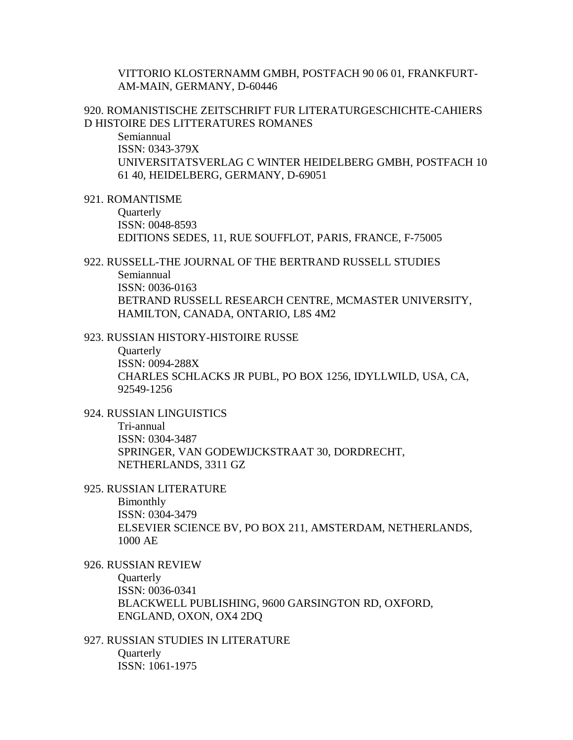VITTORIO KLOSTERNAMM GMBH, POSTFACH 90 06 01, FRANKFURT-AM-MAIN, GERMANY, D-60446

920. ROMANISTISCHE ZEITSCHRIFT FUR LITERATURGESCHICHTE-CAHIERS D HISTOIRE DES LITTERATURES ROMANES
Semiannual
ISSN: 0343-379X
UNIVERSITATSVERLAG C WINTER HEIDELBERG GMBH, POSTFACH 10 61 40, HEIDELBERG, GERMANY, D-69051

921. ROMANTISME
Quarterly
ISSN: 0048-8593
EDITIONS SEDES, 11, RUE SOUFFLOT, PARIS, FRANCE, F-75005

922. RUSSELL-THE JOURNAL OF THE BERTRAND RUSSELL STUDIES
Semiannual
ISSN: 0036-0163
BETRAND RUSSELL RESEARCH CENTRE, MCMASTER UNIVERSITY, HAMILTON, CANADA, ONTARIO, L8S 4M2

923. RUSSIAN HISTORY-HISTOIRE RUSSE
Quarterly
ISSN: 0094-288X
CHARLES SCHLACKS JR PUBL, PO BOX 1256, IDYLLWILD, USA, CA, 92549-1256

924. RUSSIAN LINGUISTICS
Tri-annual
ISSN: 0304-3487
SPRINGER, VAN GODEWIJCKSTRAAT 30, DORDRECHT, NETHERLANDS, 3311 GZ

925. RUSSIAN LITERATURE
Bimonthly
ISSN: 0304-3479
ELSEVIER SCIENCE BV, PO BOX 211, AMSTERDAM, NETHERLANDS, 1000 AE

926. RUSSIAN REVIEW
Quarterly
ISSN: 0036-0341
BLACKWELL PUBLISHING, 9600 GARSINGTON RD, OXFORD, ENGLAND, OXON, OX4 2DQ

927. RUSSIAN STUDIES IN LITERATURE
Quarterly
ISSN: 1061-1975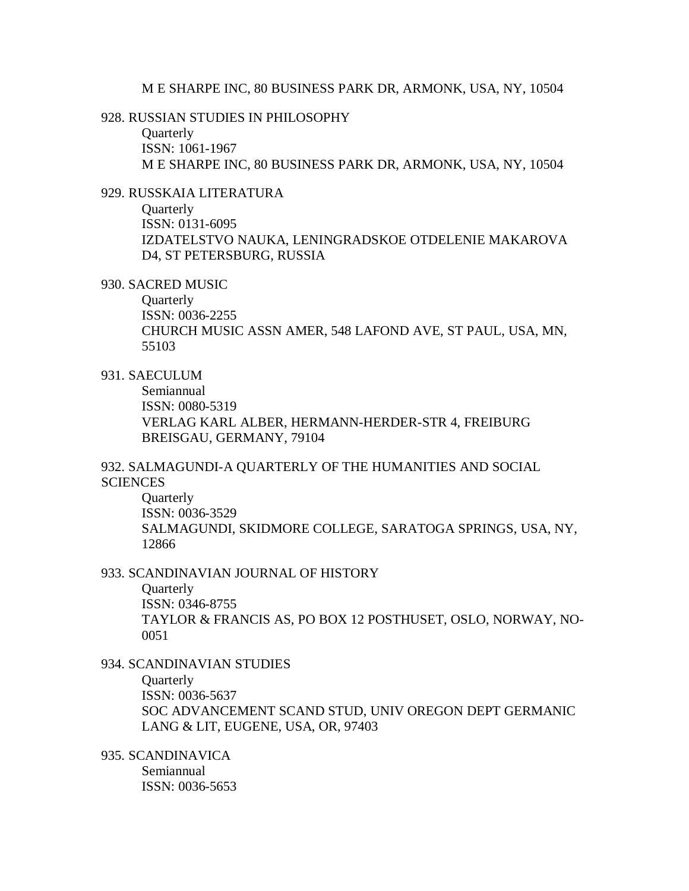M E SHARPE INC, 80 BUSINESS PARK DR, ARMONK, USA, NY, 10504

928. RUSSIAN STUDIES IN PHILOSOPHY
Quarterly
ISSN: 1061-1967
M E SHARPE INC, 80 BUSINESS PARK DR, ARMONK, USA, NY, 10504

929. RUSSKAIA LITERATURA
Quarterly
ISSN: 0131-6095
IZDATELSTVO NAUKA, LENINGRADSKOE OTDELENIE MAKAROVA D4, ST PETERSBURG, RUSSIA

930. SACRED MUSIC
Quarterly
ISSN: 0036-2255
CHURCH MUSIC ASSN AMER, 548 LAFOND AVE, ST PAUL, USA, MN, 55103

931. SAECULUM
Semiannual
ISSN: 0080-5319
VERLAG KARL ALBER, HERMANN-HERDER-STR 4, FREIBURG BREISGAU, GERMANY, 79104

932. SALMAGUNDI-A QUARTERLY OF THE HUMANITIES AND SOCIAL SCIENCES
Quarterly
ISSN: 0036-3529
SALMAGUNDI, SKIDMORE COLLEGE, SARATOGA SPRINGS, USA, NY, 12866

933. SCANDINAVIAN JOURNAL OF HISTORY
Quarterly
ISSN: 0346-8755
TAYLOR & FRANCIS AS, PO BOX 12 POSTHUSET, OSLO, NORWAY, NO-0051

934. SCANDINAVIAN STUDIES
Quarterly
ISSN: 0036-5637
SOC ADVANCEMENT SCAND STUD, UNIV OREGON DEPT GERMANIC LANG & LIT, EUGENE, USA, OR, 97403

935. SCANDINAVICA
Semiannual
ISSN: 0036-5653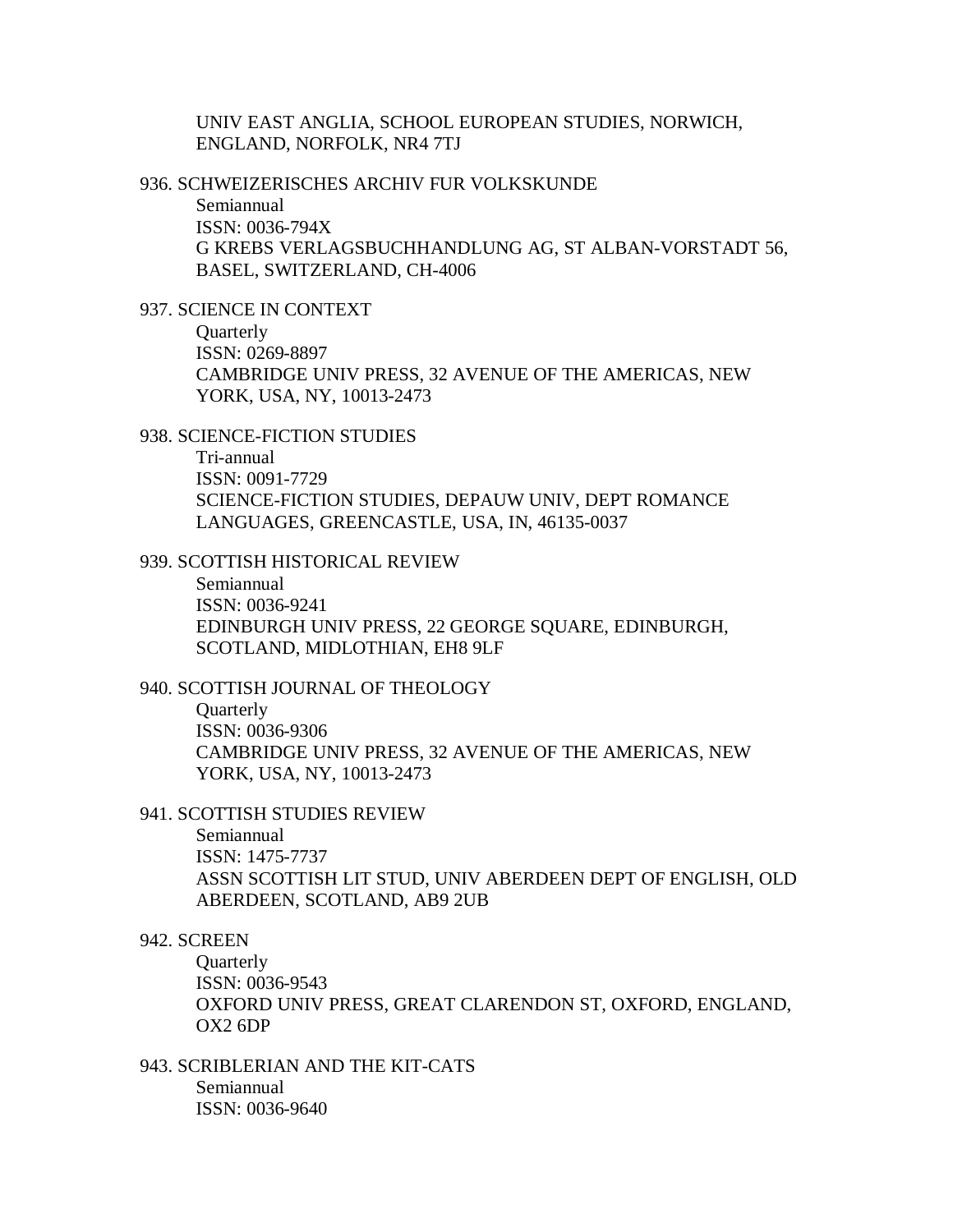UNIV EAST ANGLIA, SCHOOL EUROPEAN STUDIES, NORWICH, ENGLAND, NORFOLK, NR4 7TJ

936. SCHWEIZERISCHES ARCHIV FUR VOLKSKUNDE
    Semiannual
    ISSN: 0036-794X
    G KREBS VERLAGSBUCHHANDLUNG AG, ST ALBAN-VORSTADT 56, BASEL, SWITZERLAND, CH-4006

937. SCIENCE IN CONTEXT
    Quarterly
    ISSN: 0269-8897
    CAMBRIDGE UNIV PRESS, 32 AVENUE OF THE AMERICAS, NEW YORK, USA, NY, 10013-2473

938. SCIENCE-FICTION STUDIES
    Tri-annual
    ISSN: 0091-7729
    SCIENCE-FICTION STUDIES, DEPAUW UNIV, DEPT ROMANCE LANGUAGES, GREENCASTLE, USA, IN, 46135-0037

939. SCOTTISH HISTORICAL REVIEW
    Semiannual
    ISSN: 0036-9241
    EDINBURGH UNIV PRESS, 22 GEORGE SQUARE, EDINBURGH, SCOTLAND, MIDLOTHIAN, EH8 9LF

940. SCOTTISH JOURNAL OF THEOLOGY
    Quarterly
    ISSN: 0036-9306
    CAMBRIDGE UNIV PRESS, 32 AVENUE OF THE AMERICAS, NEW YORK, USA, NY, 10013-2473

941. SCOTTISH STUDIES REVIEW
    Semiannual
    ISSN: 1475-7737
    ASSN SCOTTISH LIT STUD, UNIV ABERDEEN DEPT OF ENGLISH, OLD ABERDEEN, SCOTLAND, AB9 2UB

942. SCREEN
    Quarterly
    ISSN: 0036-9543
    OXFORD UNIV PRESS, GREAT CLARENDON ST, OXFORD, ENGLAND, OX2 6DP

943. SCRIBLERIAN AND THE KIT-CATS
    Semiannual
    ISSN: 0036-9640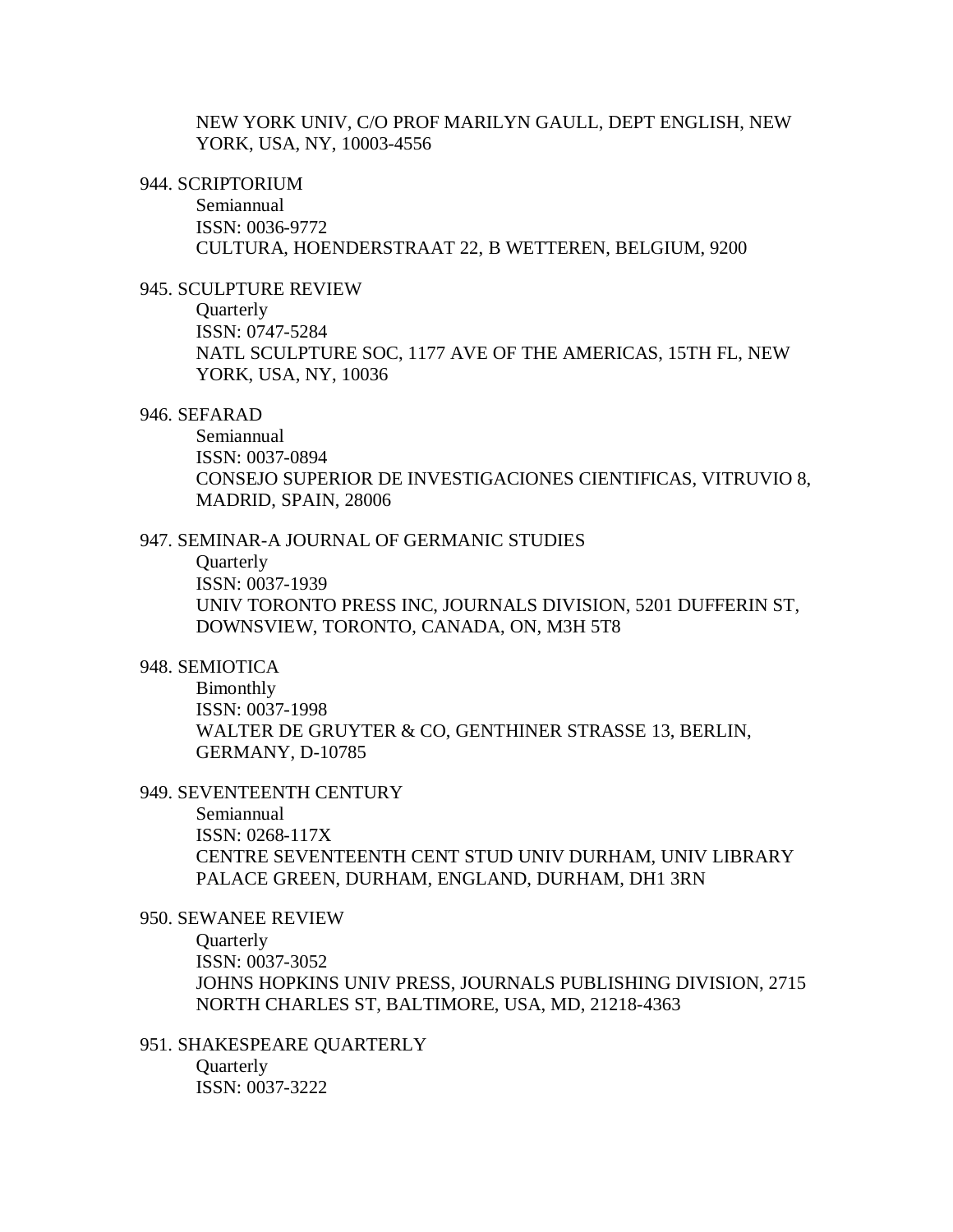NEW YORK UNIV, C/O PROF MARILYN GAULL, DEPT ENGLISH, NEW YORK, USA, NY, 10003-4556

944. SCRIPTORIUM
   Semiannual
   ISSN: 0036-9772
   CULTURA, HOENDERSTRAAT 22, B WETTEREN, BELGIUM, 9200

945. SCULPTURE REVIEW
   Quarterly
   ISSN: 0747-5284
   NATL SCULPTURE SOC, 1177 AVE OF THE AMERICAS, 15TH FL, NEW YORK, USA, NY, 10036

946. SEFARAD
   Semiannual
   ISSN: 0037-0894
   CONSEJO SUPERIOR DE INVESTIGACIONES CIENTIFICAS, VITRUVIO 8, MADRID, SPAIN, 28006

947. SEMINAR-A JOURNAL OF GERMANIC STUDIES
   Quarterly
   ISSN: 0037-1939
   UNIV TORONTO PRESS INC, JOURNALS DIVISION, 5201 DUFFERIN ST, DOWNSVIEW, TORONTO, CANADA, ON, M3H 5T8

948. SEMIOTICA
   Bimonthly
   ISSN: 0037-1998
   WALTER DE GRUYTER & CO, GENTHINER STRASSE 13, BERLIN, GERMANY, D-10785

949. SEVENTEENTH CENTURY
   Semiannual
   ISSN: 0268-117X
   CENTRE SEVENTEENTH CENT STUD UNIV DURHAM, UNIV LIBRARY PALACE GREEN, DURHAM, ENGLAND, DURHAM, DH1 3RN

950. SEWANEE REVIEW
   Quarterly
   ISSN: 0037-3052
   JOHNS HOPKINS UNIV PRESS, JOURNALS PUBLISHING DIVISION, 2715 NORTH CHARLES ST, BALTIMORE, USA, MD, 21218-4363

951. SHAKESPEARE QUARTERLY
   Quarterly
   ISSN: 0037-3222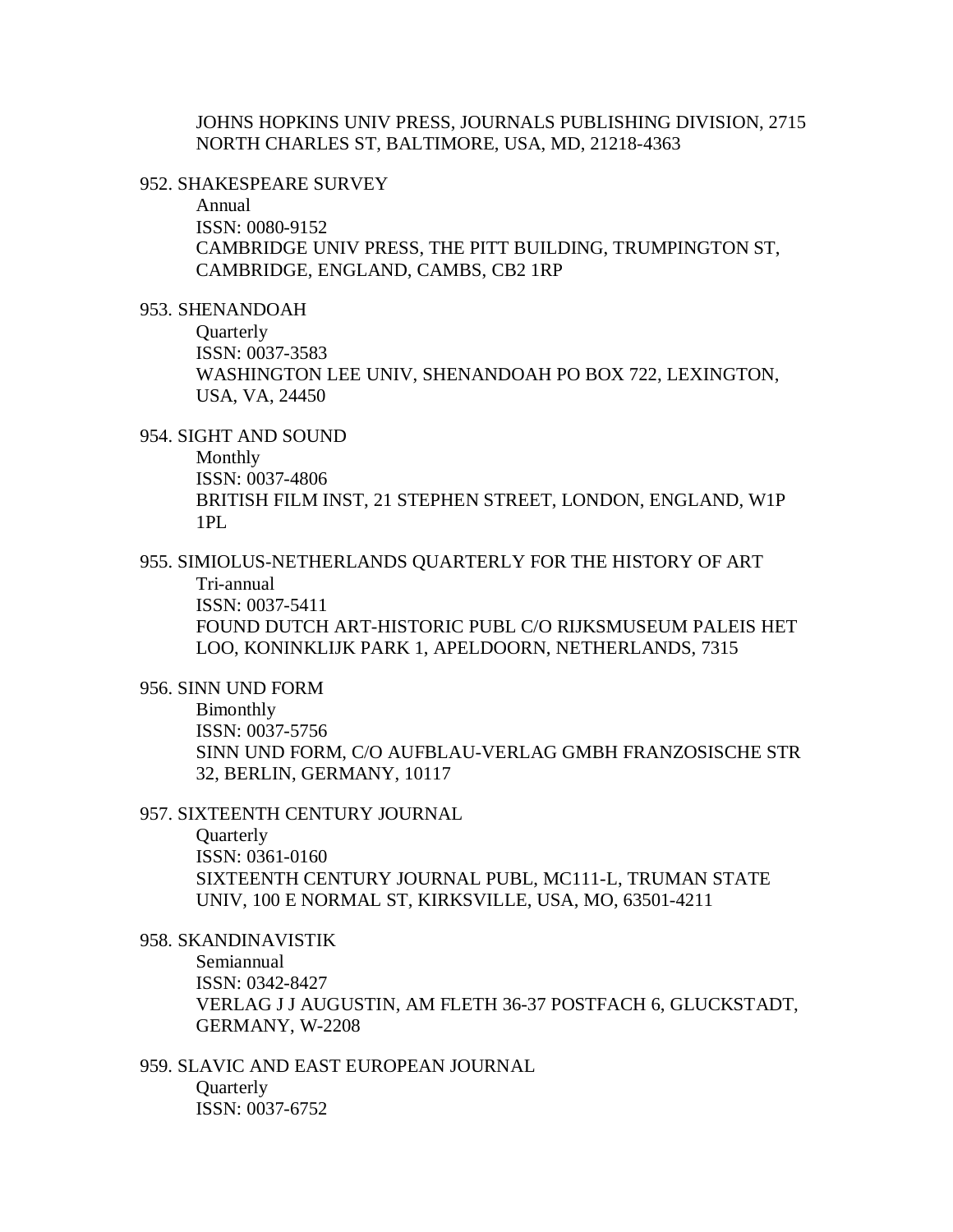JOHNS HOPKINS UNIV PRESS, JOURNALS PUBLISHING DIVISION, 2715 NORTH CHARLES ST, BALTIMORE, USA, MD, 21218-4363

952. SHAKESPEARE SURVEY
    Annual
    ISSN: 0080-9152
    CAMBRIDGE UNIV PRESS, THE PITT BUILDING, TRUMPINGTON ST, CAMBRIDGE, ENGLAND, CAMBS, CB2 1RP

953. SHENANDOAH
    Quarterly
    ISSN: 0037-3583
    WASHINGTON LEE UNIV, SHENANDOAH PO BOX 722, LEXINGTON, USA, VA, 24450

954. SIGHT AND SOUND
    Monthly
    ISSN: 0037-4806
    BRITISH FILM INST, 21 STEPHEN STREET, LONDON, ENGLAND, W1P 1PL

955. SIMIOLUS-NETHERLANDS QUARTERLY FOR THE HISTORY OF ART
    Tri-annual
    ISSN: 0037-5411
    FOUND DUTCH ART-HISTORIC PUBL C/O RIJKSMUSEUM PALEIS HET LOO, KONINKLIJK PARK 1, APELDOORN, NETHERLANDS, 7315

956. SINN UND FORM
    Bimonthly
    ISSN: 0037-5756
    SINN UND FORM, C/O AUFBLAU-VERLAG GMBH FRANZOSISCHE STR 32, BERLIN, GERMANY, 10117

957. SIXTEENTH CENTURY JOURNAL
    Quarterly
    ISSN: 0361-0160
    SIXTEENTH CENTURY JOURNAL PUBL, MC111-L, TRUMAN STATE UNIV, 100 E NORMAL ST, KIRKSVILLE, USA, MO, 63501-4211

958. SKANDINAVISTIK
    Semiannual
    ISSN: 0342-8427
    VERLAG J J AUGUSTIN, AM FLETH 36-37 POSTFACH 6, GLUCKSTADT, GERMANY, W-2208

959. SLAVIC AND EAST EUROPEAN JOURNAL
    Quarterly
    ISSN: 0037-6752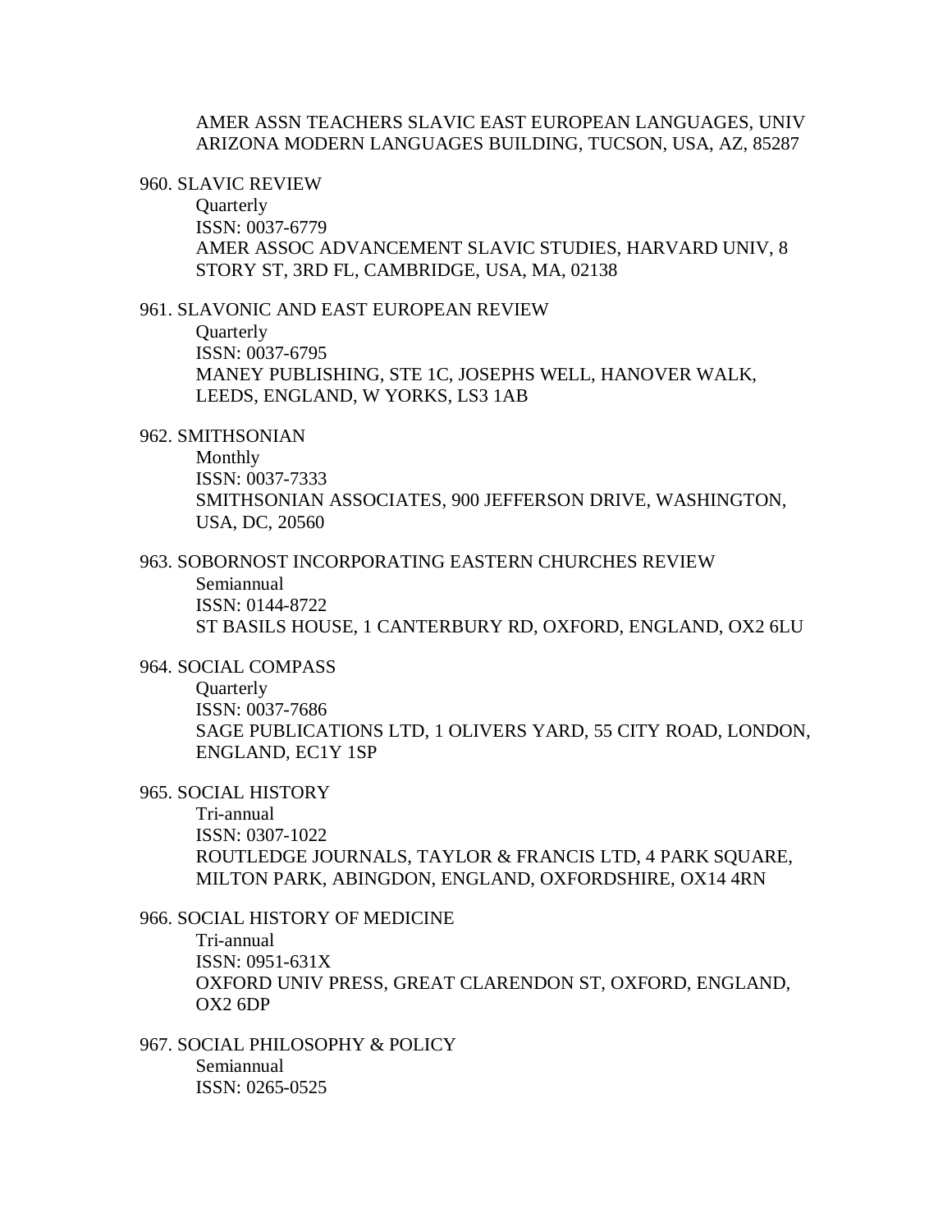AMER ASSN TEACHERS SLAVIC EAST EUROPEAN LANGUAGES, UNIV ARIZONA MODERN LANGUAGES BUILDING, TUCSON, USA, AZ, 85287

960. SLAVIC REVIEW
    Quarterly
    ISSN: 0037-6779
    AMER ASSOC ADVANCEMENT SLAVIC STUDIES, HARVARD UNIV, 8 STORY ST, 3RD FL, CAMBRIDGE, USA, MA, 02138

961. SLAVONIC AND EAST EUROPEAN REVIEW
    Quarterly
    ISSN: 0037-6795
    MANEY PUBLISHING, STE 1C, JOSEPHS WELL, HANOVER WALK, LEEDS, ENGLAND, W YORKS, LS3 1AB

962. SMITHSONIAN
    Monthly
    ISSN: 0037-7333
    SMITHSONIAN ASSOCIATES, 900 JEFFERSON DRIVE, WASHINGTON, USA, DC, 20560

963. SOBORNOST INCORPORATING EASTERN CHURCHES REVIEW
    Semiannual
    ISSN: 0144-8722
    ST BASILS HOUSE, 1 CANTERBURY RD, OXFORD, ENGLAND, OX2 6LU

964. SOCIAL COMPASS
    Quarterly
    ISSN: 0037-7686
    SAGE PUBLICATIONS LTD, 1 OLIVERS YARD, 55 CITY ROAD, LONDON, ENGLAND, EC1Y 1SP

965. SOCIAL HISTORY
    Tri-annual
    ISSN: 0307-1022
    ROUTLEDGE JOURNALS, TAYLOR & FRANCIS LTD, 4 PARK SQUARE, MILTON PARK, ABINGDON, ENGLAND, OXFORDSHIRE, OX14 4RN

966. SOCIAL HISTORY OF MEDICINE
    Tri-annual
    ISSN: 0951-631X
    OXFORD UNIV PRESS, GREAT CLARENDON ST, OXFORD, ENGLAND, OX2 6DP

967. SOCIAL PHILOSOPHY & POLICY
    Semiannual
    ISSN: 0265-0525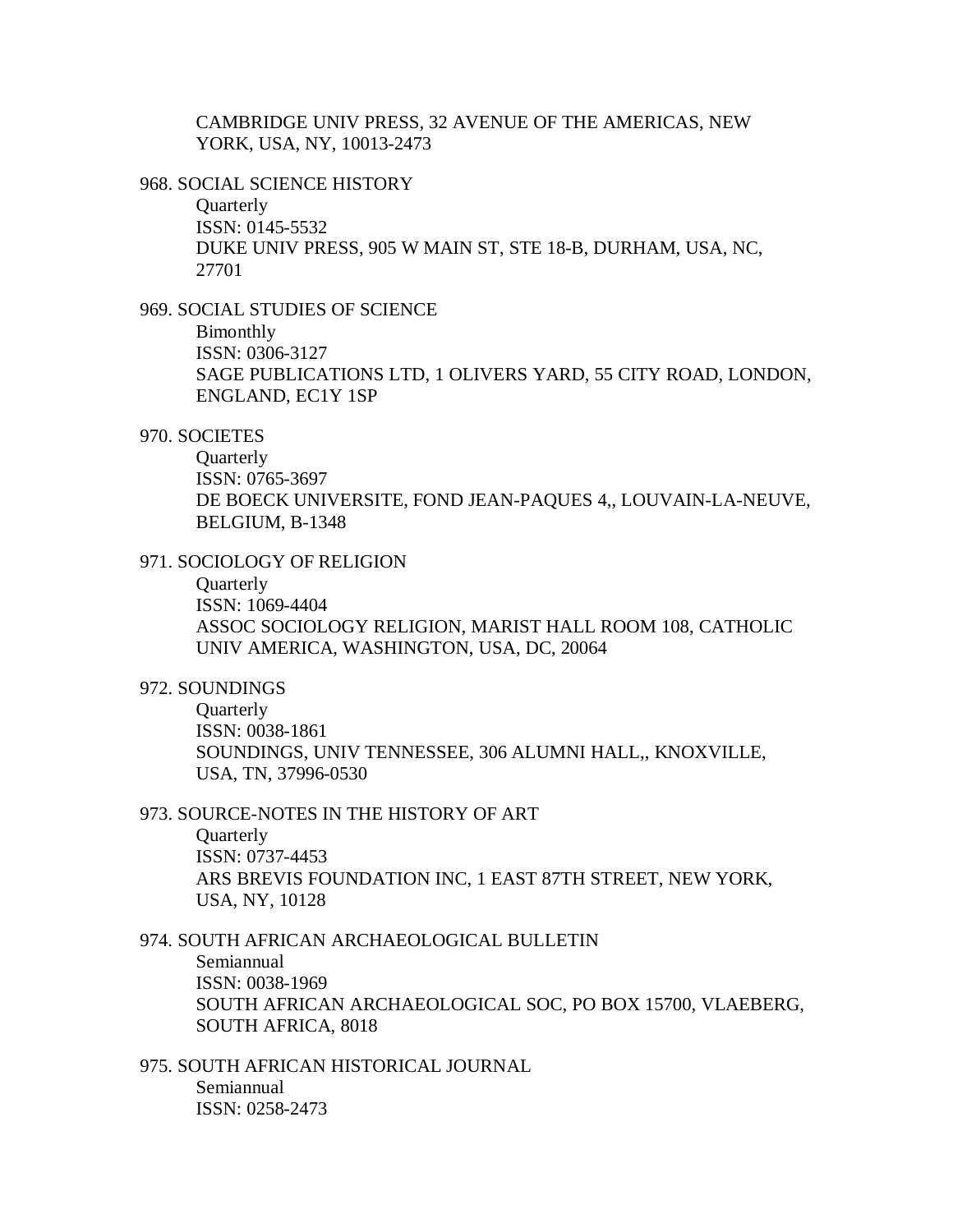CAMBRIDGE UNIV PRESS, 32 AVENUE OF THE AMERICAS, NEW YORK, USA, NY, 10013-2473

968. SOCIAL SCIENCE HISTORY
    Quarterly
    ISSN: 0145-5532
    DUKE UNIV PRESS, 905 W MAIN ST, STE 18-B, DURHAM, USA, NC, 27701

969. SOCIAL STUDIES OF SCIENCE
    Bimonthly
    ISSN: 0306-3127
    SAGE PUBLICATIONS LTD, 1 OLIVERS YARD, 55 CITY ROAD, LONDON, ENGLAND, EC1Y 1SP

970. SOCIETES
    Quarterly
    ISSN: 0765-3697
    DE BOECK UNIVERSITE, FOND JEAN-PAQUES 4,, LOUVAIN-LA-NEUVE, BELGIUM, B-1348

971. SOCIOLOGY OF RELIGION
    Quarterly
    ISSN: 1069-4404
    ASSOC SOCIOLOGY RELIGION, MARIST HALL ROOM 108, CATHOLIC UNIV AMERICA, WASHINGTON, USA, DC, 20064

972. SOUNDINGS
    Quarterly
    ISSN: 0038-1861
    SOUNDINGS, UNIV TENNESSEE, 306 ALUMNI HALL,, KNOXVILLE, USA, TN, 37996-0530

973. SOURCE-NOTES IN THE HISTORY OF ART
    Quarterly
    ISSN: 0737-4453
    ARS BREVIS FOUNDATION INC, 1 EAST 87TH STREET, NEW YORK, USA, NY, 10128

974. SOUTH AFRICAN ARCHAEOLOGICAL BULLETIN
    Semiannual
    ISSN: 0038-1969
    SOUTH AFRICAN ARCHAEOLOGICAL SOC, PO BOX 15700, VLAEBERG, SOUTH AFRICA, 8018

975. SOUTH AFRICAN HISTORICAL JOURNAL
    Semiannual
    ISSN: 0258-2473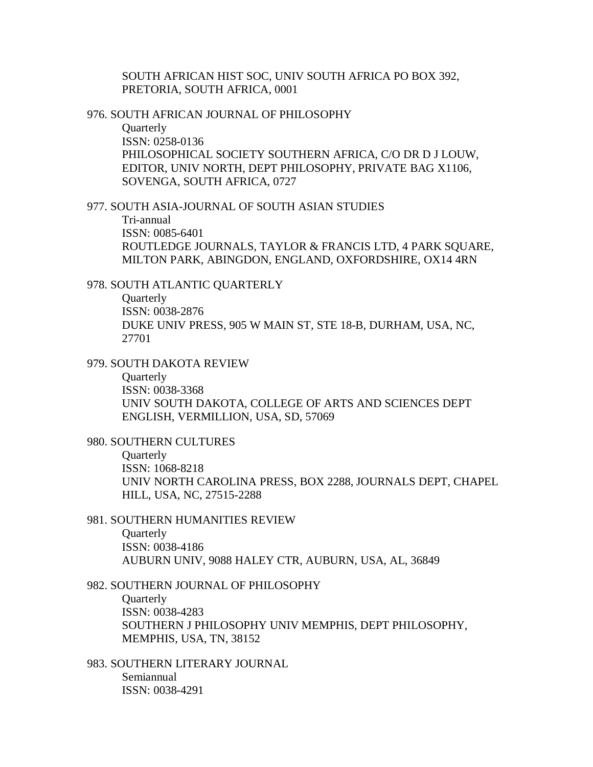SOUTH AFRICAN HIST SOC, UNIV SOUTH AFRICA PO BOX 392, PRETORIA, SOUTH AFRICA, 0001

976. SOUTH AFRICAN JOURNAL OF PHILOSOPHY
Quarterly
ISSN: 0258-0136
PHILOSOPHICAL SOCIETY SOUTHERN AFRICA, C/O DR D J LOUW, EDITOR, UNIV NORTH, DEPT PHILOSOPHY, PRIVATE BAG X1106, SOVENGA, SOUTH AFRICA, 0727

977. SOUTH ASIA-JOURNAL OF SOUTH ASIAN STUDIES
Tri-annual
ISSN: 0085-6401
ROUTLEDGE JOURNALS, TAYLOR & FRANCIS LTD, 4 PARK SQUARE, MILTON PARK, ABINGDON, ENGLAND, OXFORDSHIRE, OX14 4RN

978. SOUTH ATLANTIC QUARTERLY
Quarterly
ISSN: 0038-2876
DUKE UNIV PRESS, 905 W MAIN ST, STE 18-B, DURHAM, USA, NC, 27701

979. SOUTH DAKOTA REVIEW
Quarterly
ISSN: 0038-3368
UNIV SOUTH DAKOTA, COLLEGE OF ARTS AND SCIENCES DEPT ENGLISH, VERMILLION, USA, SD, 57069

980. SOUTHERN CULTURES
Quarterly
ISSN: 1068-8218
UNIV NORTH CAROLINA PRESS, BOX 2288, JOURNALS DEPT, CHAPEL HILL, USA, NC, 27515-2288

981. SOUTHERN HUMANITIES REVIEW
Quarterly
ISSN: 0038-4186
AUBURN UNIV, 9088 HALEY CTR, AUBURN, USA, AL, 36849

982. SOUTHERN JOURNAL OF PHILOSOPHY
Quarterly
ISSN: 0038-4283
SOUTHERN J PHILOSOPHY UNIV MEMPHIS, DEPT PHILOSOPHY, MEMPHIS, USA, TN, 38152

983. SOUTHERN LITERARY JOURNAL
Semiannual
ISSN: 0038-4291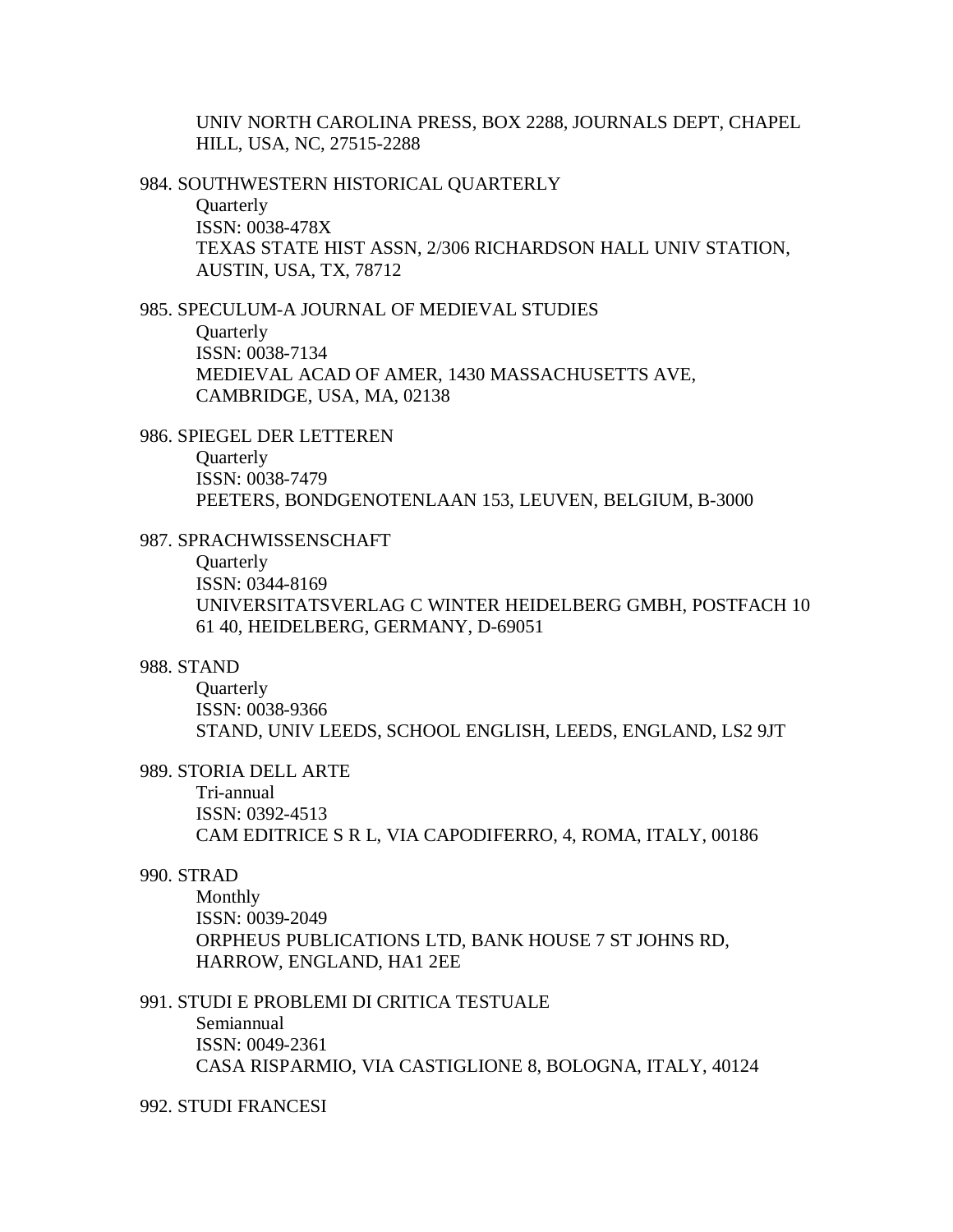UNIV NORTH CAROLINA PRESS, BOX 2288, JOURNALS DEPT, CHAPEL HILL, USA, NC, 27515-2288

984. SOUTHWESTERN HISTORICAL QUARTERLY
    Quarterly
    ISSN: 0038-478X
    TEXAS STATE HIST ASSN, 2/306 RICHARDSON HALL UNIV STATION, AUSTIN, USA, TX, 78712

985. SPECULUM-A JOURNAL OF MEDIEVAL STUDIES
    Quarterly
    ISSN: 0038-7134
    MEDIEVAL ACAD OF AMER, 1430 MASSACHUSETTS AVE, CAMBRIDGE, USA, MA, 02138

986. SPIEGEL DER LETTEREN
    Quarterly
    ISSN: 0038-7479
    PEETERS, BONDGENOTENLAAN 153, LEUVEN, BELGIUM, B-3000

987. SPRACHWISSENSCHAFT
    Quarterly
    ISSN: 0344-8169
    UNIVERSITATSVERLAG C WINTER HEIDELBERG GMBH, POSTFACH 10 61 40, HEIDELBERG, GERMANY, D-69051

988. STAND
    Quarterly
    ISSN: 0038-9366
    STAND, UNIV LEEDS, SCHOOL ENGLISH, LEEDS, ENGLAND, LS2 9JT

989. STORIA DELL ARTE
    Tri-annual
    ISSN: 0392-4513
    CAM EDITRICE S R L, VIA CAPODIFERRO, 4, ROMA, ITALY, 00186

990. STRAD
    Monthly
    ISSN: 0039-2049
    ORPHEUS PUBLICATIONS LTD, BANK HOUSE 7 ST JOHNS RD, HARROW, ENGLAND, HA1 2EE

991. STUDI E PROBLEMI DI CRITICA TESTUALE
    Semiannual
    ISSN: 0049-2361
    CASA RISPARMIO, VIA CASTIGLIONE 8, BOLOGNA, ITALY, 40124

992. STUDI FRANCESI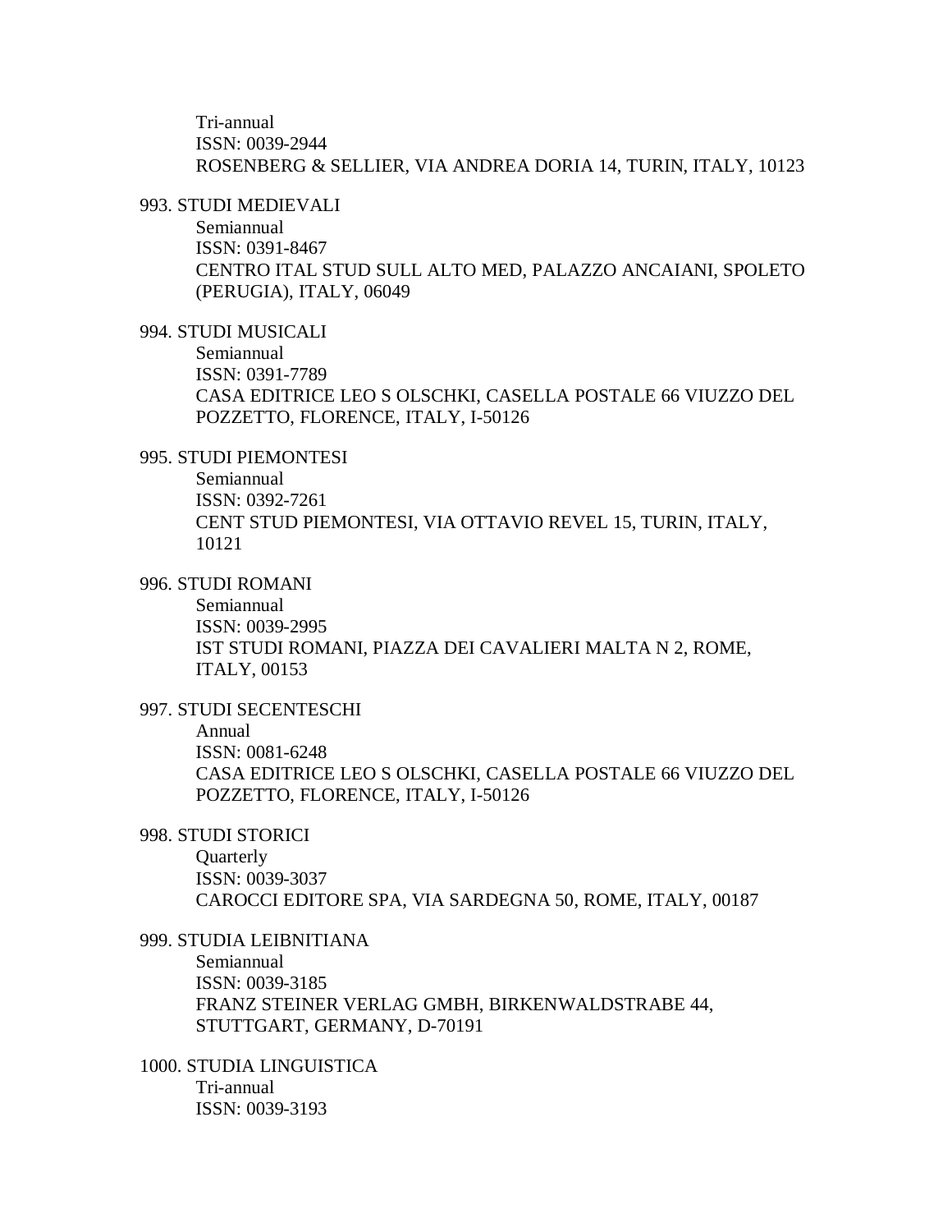Tri-annual
ISSN: 0039-2944
ROSENBERG & SELLIER, VIA ANDREA DORIA 14, TURIN, ITALY, 10123

993. STUDI MEDIEVALI
Semiannual
ISSN: 0391-8467
CENTRO ITAL STUD SULL ALTO MED, PALAZZO ANCAIANI, SPOLETO (PERUGIA), ITALY, 06049

994. STUDI MUSICALI
Semiannual
ISSN: 0391-7789
CASA EDITRICE LEO S OLSCHKI, CASELLA POSTALE 66 VIUZZO DEL POZZETTO, FLORENCE, ITALY, I-50126

995. STUDI PIEMONTESI
Semiannual
ISSN: 0392-7261
CENT STUD PIEMONTESI, VIA OTTAVIO REVEL 15, TURIN, ITALY, 10121

996. STUDI ROMANI
Semiannual
ISSN: 0039-2995
IST STUDI ROMANI, PIAZZA DEI CAVALIERI MALTA N 2, ROME, ITALY, 00153

997. STUDI SECENTESCHI
Annual
ISSN: 0081-6248
CASA EDITRICE LEO S OLSCHKI, CASELLA POSTALE 66 VIUZZO DEL POZZETTO, FLORENCE, ITALY, I-50126

998. STUDI STORICI
Quarterly
ISSN: 0039-3037
CAROCCI EDITORE SPA, VIA SARDEGNA 50, ROME, ITALY, 00187

999. STUDIA LEIBNITIANA
Semiannual
ISSN: 0039-3185
FRANZ STEINER VERLAG GMBH, BIRKENWALDSTRABE 44, STUTTGART, GERMANY, D-70191

1000. STUDIA LINGUISTICA
Tri-annual
ISSN: 0039-3193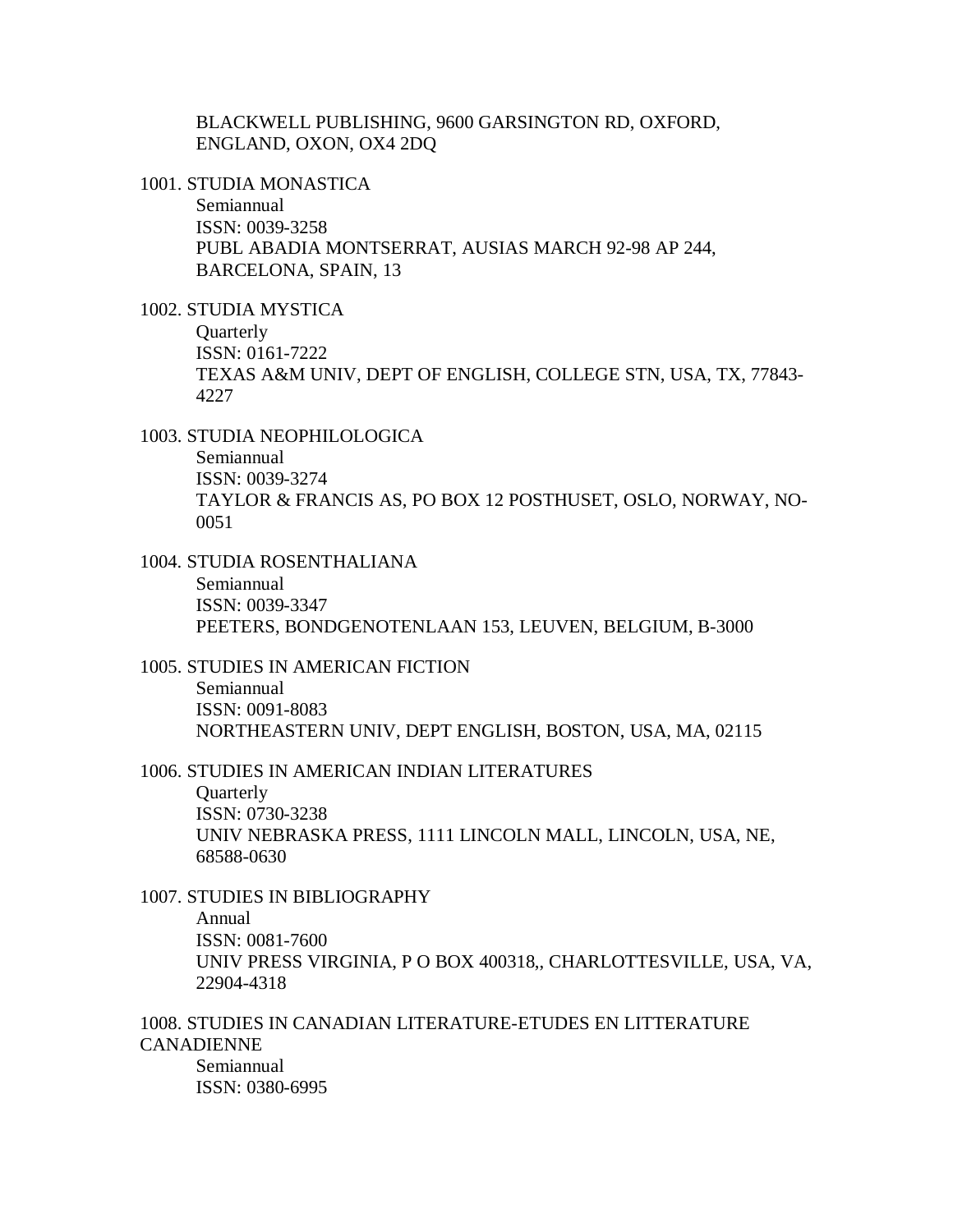BLACKWELL PUBLISHING, 9600 GARSINGTON RD, OXFORD, ENGLAND, OXON, OX4 2DQ

1001. STUDIA MONASTICA
Semiannual
ISSN: 0039-3258
PUBL ABADIA MONTSERRAT, AUSIAS MARCH 92-98 AP 244, BARCELONA, SPAIN, 13

1002. STUDIA MYSTICA
Quarterly
ISSN: 0161-7222
TEXAS A&M UNIV, DEPT OF ENGLISH, COLLEGE STN, USA, TX, 77843-4227

1003. STUDIA NEOPHILOLOGICA
Semiannual
ISSN: 0039-3274
TAYLOR & FRANCIS AS, PO BOX 12 POSTHUSET, OSLO, NORWAY, NO-0051

1004. STUDIA ROSENTHALIANA
Semiannual
ISSN: 0039-3347
PEETERS, BONDGENOTENLAAN 153, LEUVEN, BELGIUM, B-3000

1005. STUDIES IN AMERICAN FICTION
Semiannual
ISSN: 0091-8083
NORTHEASTERN UNIV, DEPT ENGLISH, BOSTON, USA, MA, 02115

1006. STUDIES IN AMERICAN INDIAN LITERATURES
Quarterly
ISSN: 0730-3238
UNIV NEBRASKA PRESS, 1111 LINCOLN MALL, LINCOLN, USA, NE, 68588-0630

1007. STUDIES IN BIBLIOGRAPHY
Annual
ISSN: 0081-7600
UNIV PRESS VIRGINIA, P O BOX 400318,, CHARLOTTESVILLE, USA, VA, 22904-4318

1008. STUDIES IN CANADIAN LITERATURE-ETUDES EN LITTERATURE CANADIENNE
Semiannual
ISSN: 0380-6995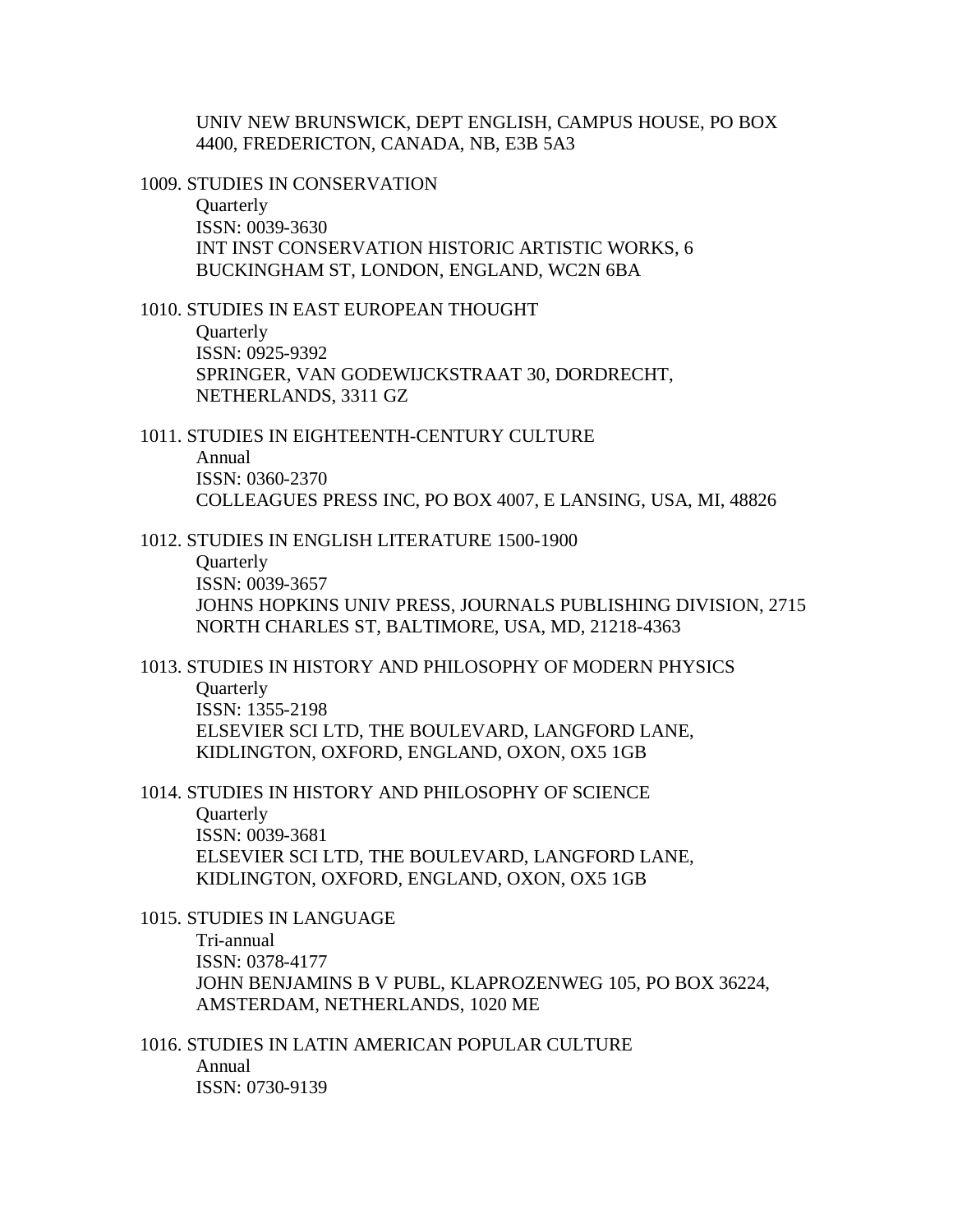UNIV NEW BRUNSWICK, DEPT ENGLISH, CAMPUS HOUSE, PO BOX 4400, FREDERICTON, CANADA, NB, E3B 5A3

1009. STUDIES IN CONSERVATION
   Quarterly
   ISSN: 0039-3630
   INT INST CONSERVATION HISTORIC ARTISTIC WORKS, 6 BUCKINGHAM ST, LONDON, ENGLAND, WC2N 6BA

1010. STUDIES IN EAST EUROPEAN THOUGHT
   Quarterly
   ISSN: 0925-9392
   SPRINGER, VAN GODEWIJCKSTRAAT 30, DORDRECHT, NETHERLANDS, 3311 GZ

1011. STUDIES IN EIGHTEENTH-CENTURY CULTURE
   Annual
   ISSN: 0360-2370
   COLLEAGUES PRESS INC, PO BOX 4007, E LANSING, USA, MI, 48826

1012. STUDIES IN ENGLISH LITERATURE 1500-1900
   Quarterly
   ISSN: 0039-3657
   JOHNS HOPKINS UNIV PRESS, JOURNALS PUBLISHING DIVISION, 2715 NORTH CHARLES ST, BALTIMORE, USA, MD, 21218-4363

1013. STUDIES IN HISTORY AND PHILOSOPHY OF MODERN PHYSICS
   Quarterly
   ISSN: 1355-2198
   ELSEVIER SCI LTD, THE BOULEVARD, LANGFORD LANE, KIDLINGTON, OXFORD, ENGLAND, OXON, OX5 1GB

1014. STUDIES IN HISTORY AND PHILOSOPHY OF SCIENCE
   Quarterly
   ISSN: 0039-3681
   ELSEVIER SCI LTD, THE BOULEVARD, LANGFORD LANE, KIDLINGTON, OXFORD, ENGLAND, OXON, OX5 1GB

1015. STUDIES IN LANGUAGE
   Tri-annual
   ISSN: 0378-4177
   JOHN BENJAMINS B V PUBL, KLAPROZENWEG 105, PO BOX 36224, AMSTERDAM, NETHERLANDS, 1020 ME

1016. STUDIES IN LATIN AMERICAN POPULAR CULTURE
   Annual
   ISSN: 0730-9139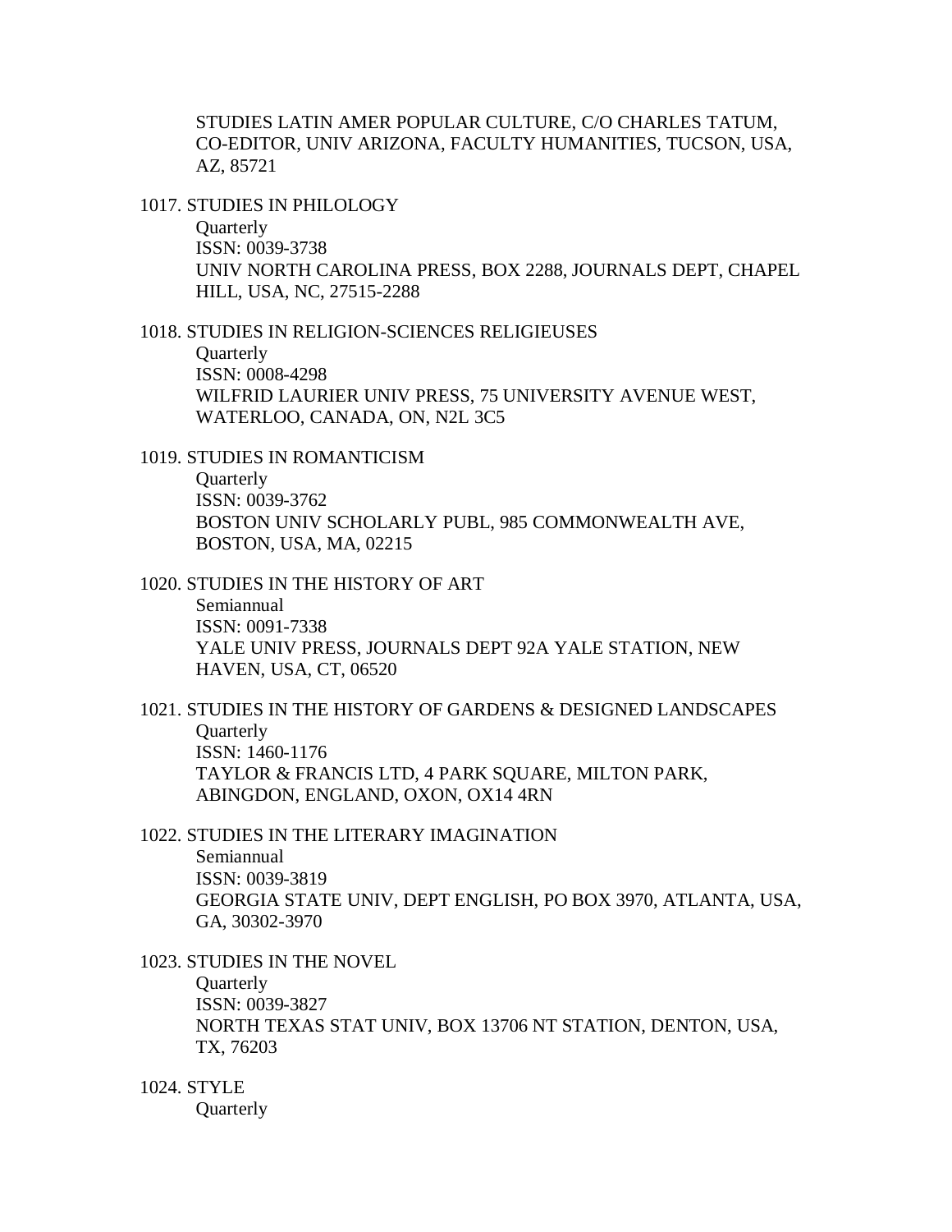STUDIES LATIN AMER POPULAR CULTURE, C/O CHARLES TATUM, CO-EDITOR, UNIV ARIZONA, FACULTY HUMANITIES, TUCSON, USA, AZ, 85721

1017. STUDIES IN PHILOLOGY
   Quarterly
   ISSN: 0039-3738
   UNIV NORTH CAROLINA PRESS, BOX 2288, JOURNALS DEPT, CHAPEL HILL, USA, NC, 27515-2288

1018. STUDIES IN RELIGION-SCIENCES RELIGIEUSES
   Quarterly
   ISSN: 0008-4298
   WILFRID LAURIER UNIV PRESS, 75 UNIVERSITY AVENUE WEST, WATERLOO, CANADA, ON, N2L 3C5

1019. STUDIES IN ROMANTICISM
   Quarterly
   ISSN: 0039-3762
   BOSTON UNIV SCHOLARLY PUBL, 985 COMMONWEALTH AVE, BOSTON, USA, MA, 02215

1020. STUDIES IN THE HISTORY OF ART
   Semiannual
   ISSN: 0091-7338
   YALE UNIV PRESS, JOURNALS DEPT 92A YALE STATION, NEW HAVEN, USA, CT, 06520

1021. STUDIES IN THE HISTORY OF GARDENS & DESIGNED LANDSCAPES
   Quarterly
   ISSN: 1460-1176
   TAYLOR & FRANCIS LTD, 4 PARK SQUARE, MILTON PARK, ABINGDON, ENGLAND, OXON, OX14 4RN

1022. STUDIES IN THE LITERARY IMAGINATION
   Semiannual
   ISSN: 0039-3819
   GEORGIA STATE UNIV, DEPT ENGLISH, PO BOX 3970, ATLANTA, USA, GA, 30302-3970

1023. STUDIES IN THE NOVEL
   Quarterly
   ISSN: 0039-3827
   NORTH TEXAS STAT UNIV, BOX 13706 NT STATION, DENTON, USA, TX, 76203

1024. STYLE
   Quarterly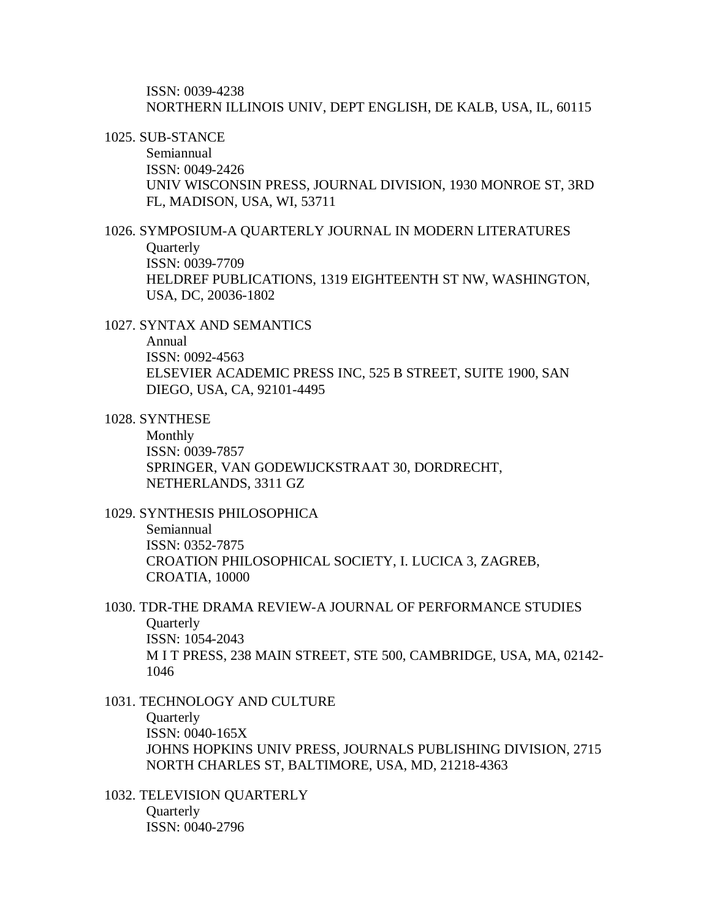ISSN: 0039-4238
NORTHERN ILLINOIS UNIV, DEPT ENGLISH, DE KALB, USA, IL, 60115

1025. SUB-STANCE
   Semiannual
   ISSN: 0049-2426
   UNIV WISCONSIN PRESS, JOURNAL DIVISION, 1930 MONROE ST, 3RD FL, MADISON, USA, WI, 53711

1026. SYMPOSIUM-A QUARTERLY JOURNAL IN MODERN LITERATURES
   Quarterly
   ISSN: 0039-7709
   HELDREF PUBLICATIONS, 1319 EIGHTEENTH ST NW, WASHINGTON, USA, DC, 20036-1802

1027. SYNTAX AND SEMANTICS
   Annual
   ISSN: 0092-4563
   ELSEVIER ACADEMIC PRESS INC, 525 B STREET, SUITE 1900, SAN DIEGO, USA, CA, 92101-4495

1028. SYNTHESE
   Monthly
   ISSN: 0039-7857
   SPRINGER, VAN GODEWIJCKSTRAAT 30, DORDRECHT, NETHERLANDS, 3311 GZ

1029. SYNTHESIS PHILOSOPHICA
   Semiannual
   ISSN: 0352-7875
   CROATION PHILOSOPHICAL SOCIETY, I. LUCICA 3, ZAGREB, CROATIA, 10000

1030. TDR-THE DRAMA REVIEW-A JOURNAL OF PERFORMANCE STUDIES
   Quarterly
   ISSN: 1054-2043
   M I T PRESS, 238 MAIN STREET, STE 500, CAMBRIDGE, USA, MA, 02142-1046

1031. TECHNOLOGY AND CULTURE
   Quarterly
   ISSN: 0040-165X
   JOHNS HOPKINS UNIV PRESS, JOURNALS PUBLISHING DIVISION, 2715 NORTH CHARLES ST, BALTIMORE, USA, MD, 21218-4363

1032. TELEVISION QUARTERLY
   Quarterly
   ISSN: 0040-2796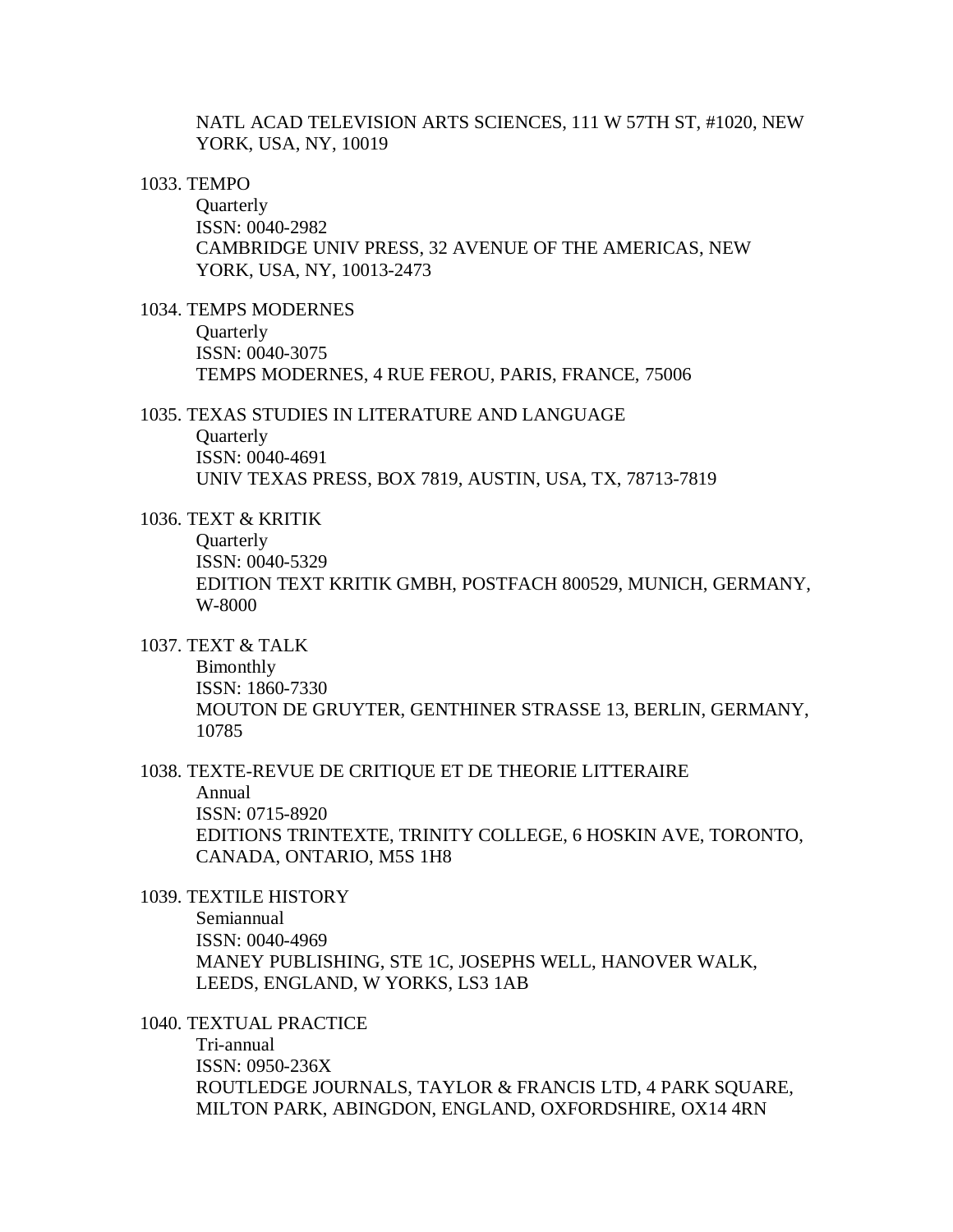NATL ACAD TELEVISION ARTS SCIENCES, 111 W 57TH ST, #1020, NEW YORK, USA, NY, 10019

1033. TEMPO
Quarterly
ISSN: 0040-2982
CAMBRIDGE UNIV PRESS, 32 AVENUE OF THE AMERICAS, NEW YORK, USA, NY, 10013-2473

1034. TEMPS MODERNES
Quarterly
ISSN: 0040-3075
TEMPS MODERNES, 4 RUE FEROU, PARIS, FRANCE, 75006

1035. TEXAS STUDIES IN LITERATURE AND LANGUAGE
Quarterly
ISSN: 0040-4691
UNIV TEXAS PRESS, BOX 7819, AUSTIN, USA, TX, 78713-7819

1036. TEXT & KRITIK
Quarterly
ISSN: 0040-5329
EDITION TEXT KRITIK GMBH, POSTFACH 800529, MUNICH, GERMANY, W-8000

1037. TEXT & TALK
Bimonthly
ISSN: 1860-7330
MOUTON DE GRUYTER, GENTHINER STRASSE 13, BERLIN, GERMANY, 10785

1038. TEXTE-REVUE DE CRITIQUE ET DE THEORIE LITTERAIRE
Annual
ISSN: 0715-8920
EDITIONS TRINTEXTE, TRINITY COLLEGE, 6 HOSKIN AVE, TORONTO, CANADA, ONTARIO, M5S 1H8

1039. TEXTILE HISTORY
Semiannual
ISSN: 0040-4969
MANEY PUBLISHING, STE 1C, JOSEPHS WELL, HANOVER WALK, LEEDS, ENGLAND, W YORKS, LS3 1AB

1040. TEXTUAL PRACTICE
Tri-annual
ISSN: 0950-236X
ROUTLEDGE JOURNALS, TAYLOR & FRANCIS LTD, 4 PARK SQUARE, MILTON PARK, ABINGDON, ENGLAND, OXFORDSHIRE, OX14 4RN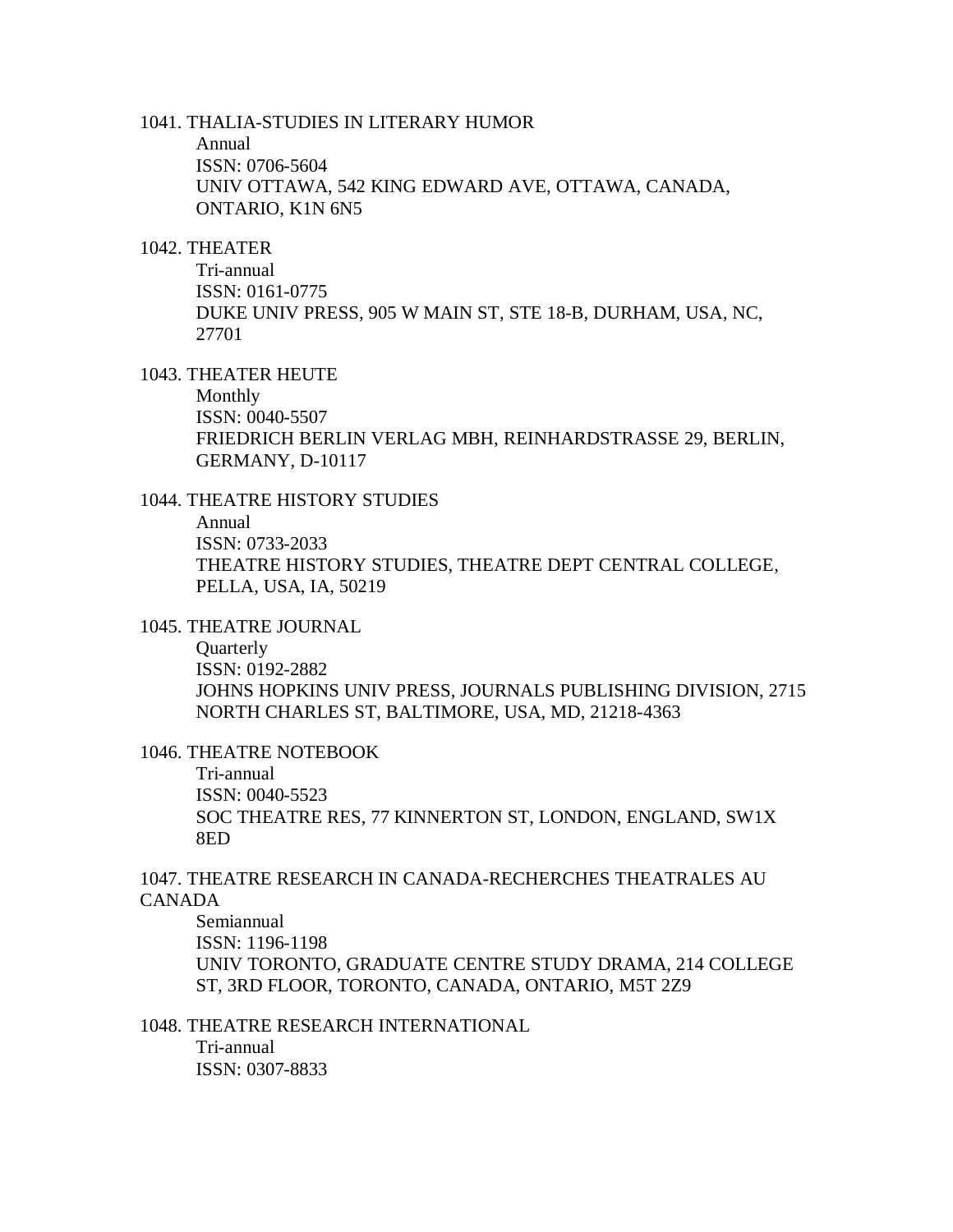1041. THALIA-STUDIES IN LITERARY HUMOR

    Annual
    ISSN: 0706-5604
    UNIV OTTAWA, 542 KING EDWARD AVE, OTTAWA, CANADA, ONTARIO, K1N 6N5

1042. THEATER

    Tri-annual
    ISSN: 0161-0775
    DUKE UNIV PRESS, 905 W MAIN ST, STE 18-B, DURHAM, USA, NC, 27701

1043. THEATER HEUTE

    Monthly
    ISSN: 0040-5507
    FRIEDRICH BERLIN VERLAG MBH, REINHARDSTRASSE 29, BERLIN, GERMANY, D-10117

1044. THEATRE HISTORY STUDIES

    Annual
    ISSN: 0733-2033
    THEATRE HISTORY STUDIES, THEATRE DEPT CENTRAL COLLEGE, PELLA, USA, IA, 50219

1045. THEATRE JOURNAL

    Quarterly
    ISSN: 0192-2882
    JOHNS HOPKINS UNIV PRESS, JOURNALS PUBLISHING DIVISION, 2715 NORTH CHARLES ST, BALTIMORE, USA, MD, 21218-4363

1046. THEATRE NOTEBOOK

    Tri-annual
    ISSN: 0040-5523
    SOC THEATRE RES, 77 KINNERTON ST, LONDON, ENGLAND, SW1X 8ED

1047. THEATRE RESEARCH IN CANADA-RECHERCHES THEATRALES AU CANADA

    Semiannual
    ISSN: 1196-1198
    UNIV TORONTO, GRADUATE CENTRE STUDY DRAMA, 214 COLLEGE ST, 3RD FLOOR, TORONTO, CANADA, ONTARIO, M5T 2Z9

1048. THEATRE RESEARCH INTERNATIONAL

    Tri-annual
    ISSN: 0307-8833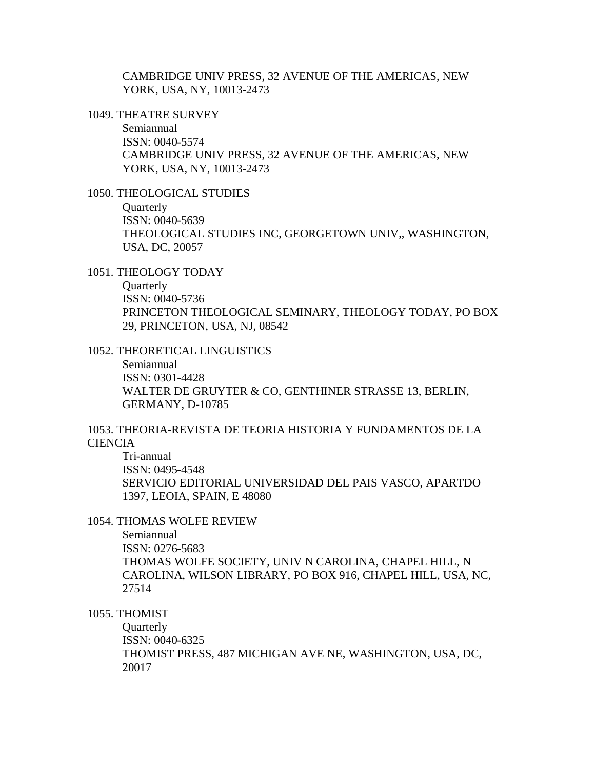CAMBRIDGE UNIV PRESS, 32 AVENUE OF THE AMERICAS, NEW YORK, USA, NY, 10013-2473

1049. THEATRE SURVEY

Semiannual
ISSN: 0040-5574
CAMBRIDGE UNIV PRESS, 32 AVENUE OF THE AMERICAS, NEW YORK, USA, NY, 10013-2473

1050. THEOLOGICAL STUDIES

Quarterly
ISSN: 0040-5639
THEOLOGICAL STUDIES INC, GEORGETOWN UNIV,, WASHINGTON, USA, DC, 20057

1051. THEOLOGY TODAY

Quarterly
ISSN: 0040-5736
PRINCETON THEOLOGICAL SEMINARY, THEOLOGY TODAY, PO BOX 29, PRINCETON, USA, NJ, 08542

1052. THEORETICAL LINGUISTICS

Semiannual
ISSN: 0301-4428
WALTER DE GRUYTER & CO, GENTHINER STRASSE 13, BERLIN, GERMANY, D-10785

1053. THEORIA-REVISTA DE TEORIA HISTORIA Y FUNDAMENTOS DE LA CIENCIA

Tri-annual
ISSN: 0495-4548
SERVICIO EDITORIAL UNIVERSIDAD DEL PAIS VASCO, APARTDO 1397, LEOIA, SPAIN, E 48080

1054. THOMAS WOLFE REVIEW

Semiannual
ISSN: 0276-5683
THOMAS WOLFE SOCIETY, UNIV N CAROLINA, CHAPEL HILL, N CAROLINA, WILSON LIBRARY, PO BOX 916, CHAPEL HILL, USA, NC, 27514

1055. THOMIST

Quarterly
ISSN: 0040-6325
THOMIST PRESS, 487 MICHIGAN AVE NE, WASHINGTON, USA, DC, 20017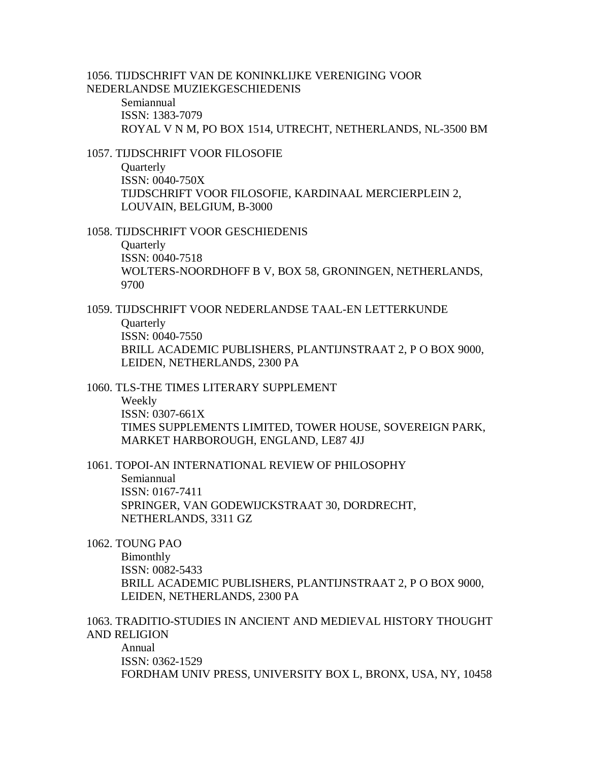1056. TIJDSCHRIFT VAN DE KONINKLIJKE VERENIGING VOOR NEDERLANDSE MUZIEKGESCHIEDENIS

Semiannual
ISSN: 1383-7079
ROYAL V N M, PO BOX 1514, UTRECHT, NETHERLANDS, NL-3500 BM

1057. TIJDSCHRIFT VOOR FILOSOFIE

Quarterly
ISSN: 0040-750X
TIJDSCHRIFT VOOR FILOSOFIE, KARDINAAL MERCIERPLEIN 2, LOUVAIN, BELGIUM, B-3000

1058. TIJDSCHRIFT VOOR GESCHIEDENIS

Quarterly
ISSN: 0040-7518
WOLTERS-NOORDHOFF B V, BOX 58, GRONINGEN, NETHERLANDS, 9700

1059. TIJDSCHRIFT VOOR NEDERLANDSE TAAL-EN LETTERKUNDE

Quarterly
ISSN: 0040-7550
BRILL ACADEMIC PUBLISHERS, PLANTIJNSTRAAT 2, P O BOX 9000, LEIDEN, NETHERLANDS, 2300 PA

1060. TLS-THE TIMES LITERARY SUPPLEMENT

Weekly
ISSN: 0307-661X
TIMES SUPPLEMENTS LIMITED, TOWER HOUSE, SOVEREIGN PARK, MARKET HARBOROUGH, ENGLAND, LE87 4JJ

1061. TOPOI-AN INTERNATIONAL REVIEW OF PHILOSOPHY

Semiannual
ISSN: 0167-7411
SPRINGER, VAN GODEWIJCKSTRAAT 30, DORDRECHT, NETHERLANDS, 3311 GZ

1062. TOUNG PAO

Bimonthly
ISSN: 0082-5433
BRILL ACADEMIC PUBLISHERS, PLANTIJNSTRAAT 2, P O BOX 9000, LEIDEN, NETHERLANDS, 2300 PA

1063. TRADITIO-STUDIES IN ANCIENT AND MEDIEVAL HISTORY THOUGHT AND RELIGION

Annual
ISSN: 0362-1529
FORDHAM UNIV PRESS, UNIVERSITY BOX L, BRONX, USA, NY, 10458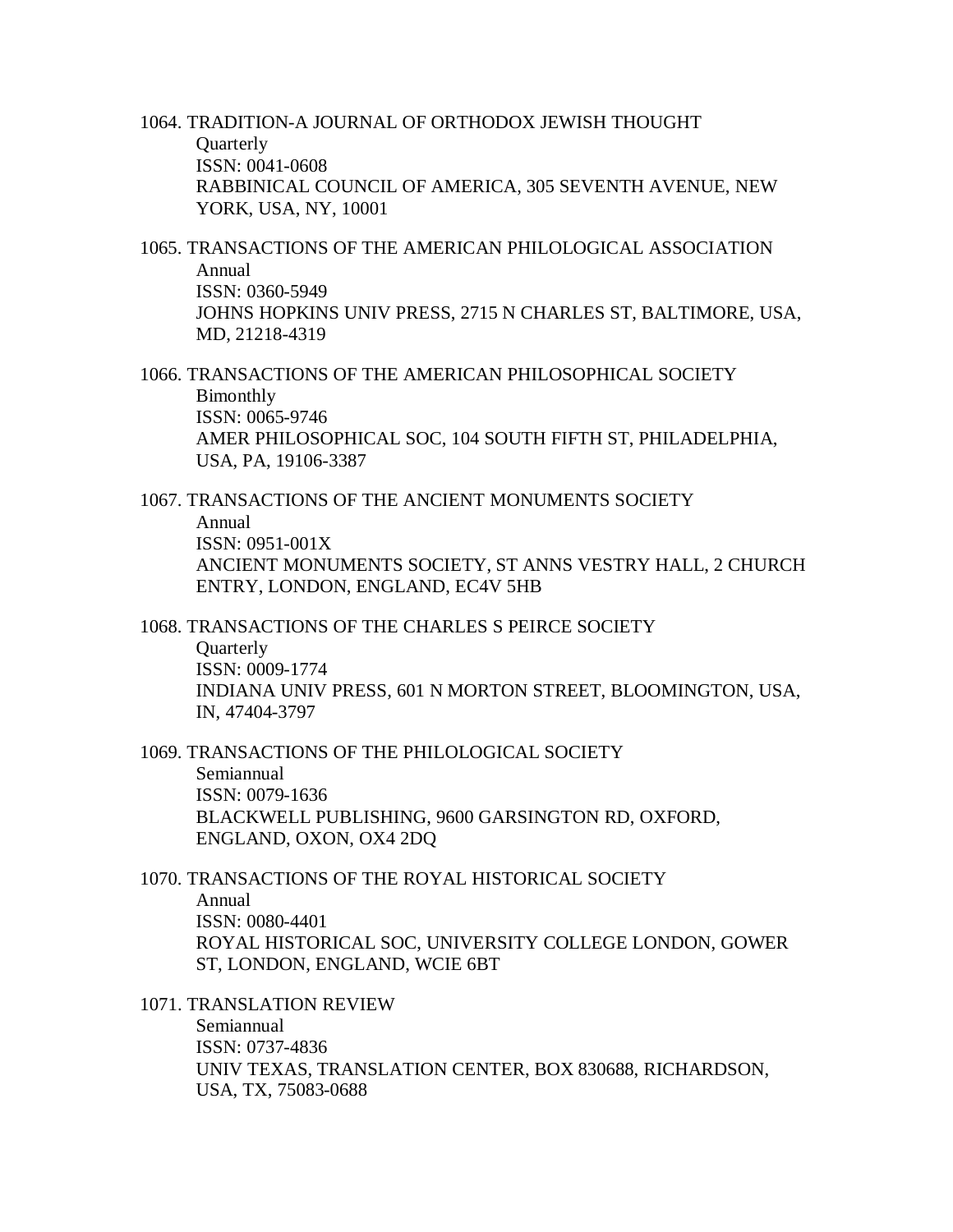1064. TRADITION-A JOURNAL OF ORTHODOX JEWISH THOUGHT
    Quarterly
    ISSN: 0041-0608
    RABBINICAL COUNCIL OF AMERICA, 305 SEVENTH AVENUE, NEW YORK, USA, NY, 10001

1065. TRANSACTIONS OF THE AMERICAN PHILOLOGICAL ASSOCIATION
    Annual
    ISSN: 0360-5949
    JOHNS HOPKINS UNIV PRESS, 2715 N CHARLES ST, BALTIMORE, USA, MD, 21218-4319

1066. TRANSACTIONS OF THE AMERICAN PHILOSOPHICAL SOCIETY
    Bimonthly
    ISSN: 0065-9746
    AMER PHILOSOPHICAL SOC, 104 SOUTH FIFTH ST, PHILADELPHIA, USA, PA, 19106-3387

1067. TRANSACTIONS OF THE ANCIENT MONUMENTS SOCIETY
    Annual
    ISSN: 0951-001X
    ANCIENT MONUMENTS SOCIETY, ST ANNS VESTRY HALL, 2 CHURCH ENTRY, LONDON, ENGLAND, EC4V 5HB

1068. TRANSACTIONS OF THE CHARLES S PEIRCE SOCIETY
    Quarterly
    ISSN: 0009-1774
    INDIANA UNIV PRESS, 601 N MORTON STREET, BLOOMINGTON, USA, IN, 47404-3797

1069. TRANSACTIONS OF THE PHILOLOGICAL SOCIETY
    Semiannual
    ISSN: 0079-1636
    BLACKWELL PUBLISHING, 9600 GARSINGTON RD, OXFORD, ENGLAND, OXON, OX4 2DQ

1070. TRANSACTIONS OF THE ROYAL HISTORICAL SOCIETY
    Annual
    ISSN: 0080-4401
    ROYAL HISTORICAL SOC, UNIVERSITY COLLEGE LONDON, GOWER ST, LONDON, ENGLAND, WCIE 6BT

1071. TRANSLATION REVIEW
    Semiannual
    ISSN: 0737-4836
    UNIV TEXAS, TRANSLATION CENTER, BOX 830688, RICHARDSON, USA, TX, 75083-0688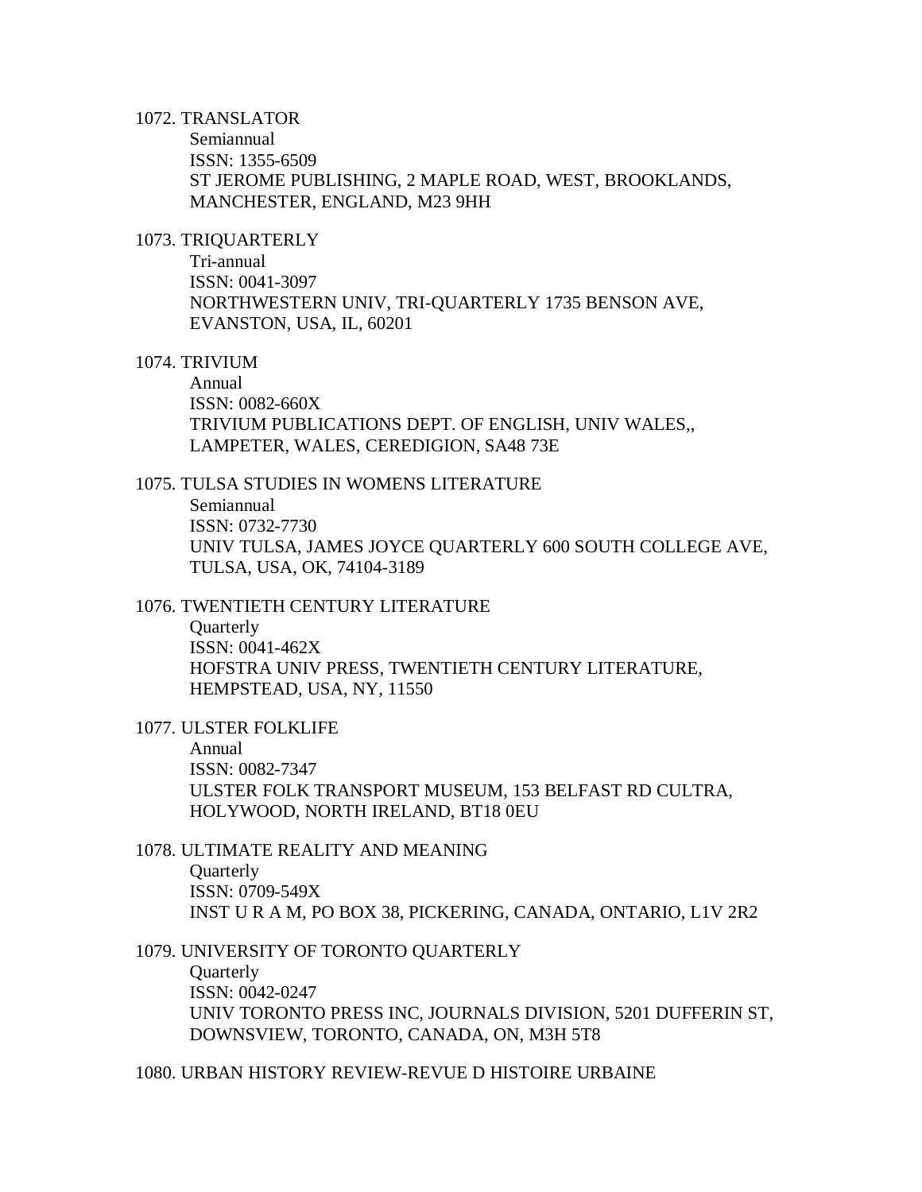1072. TRANSLATOR
    Semiannual
    ISSN: 1355-6509
    ST JEROME PUBLISHING, 2 MAPLE ROAD, WEST, BROOKLANDS, MANCHESTER, ENGLAND, M23 9HH

1073. TRIQUARTERLY
    Tri-annual
    ISSN: 0041-3097
    NORTHWESTERN UNIV, TRI-QUARTERLY 1735 BENSON AVE, EVANSTON, USA, IL, 60201

1074. TRIVIUM
    Annual
    ISSN: 0082-660X
    TRIVIUM PUBLICATIONS DEPT. OF ENGLISH, UNIV WALES,, LAMPETER, WALES, CEREDIGION, SA48 73E

1075. TULSA STUDIES IN WOMENS LITERATURE
    Semiannual
    ISSN: 0732-7730
    UNIV TULSA, JAMES JOYCE QUARTERLY 600 SOUTH COLLEGE AVE, TULSA, USA, OK, 74104-3189

1076. TWENTIETH CENTURY LITERATURE
    Quarterly
    ISSN: 0041-462X
    HOFSTRA UNIV PRESS, TWENTIETH CENTURY LITERATURE, HEMPSTEAD, USA, NY, 11550

1077. ULSTER FOLKLIFE
    Annual
    ISSN: 0082-7347
    ULSTER FOLK TRANSPORT MUSEUM, 153 BELFAST RD CULTRA, HOLYWOOD, NORTH IRELAND, BT18 0EU

1078. ULTIMATE REALITY AND MEANING
    Quarterly
    ISSN: 0709-549X
    INST U R A M, PO BOX 38, PICKERING, CANADA, ONTARIO, L1V 2R2

1079. UNIVERSITY OF TORONTO QUARTERLY
    Quarterly
    ISSN: 0042-0247
    UNIV TORONTO PRESS INC, JOURNALS DIVISION, 5201 DUFFERIN ST, DOWNSVIEW, TORONTO, CANADA, ON, M3H 5T8

1080. URBAN HISTORY REVIEW-REVUE D HISTOIRE URBAINE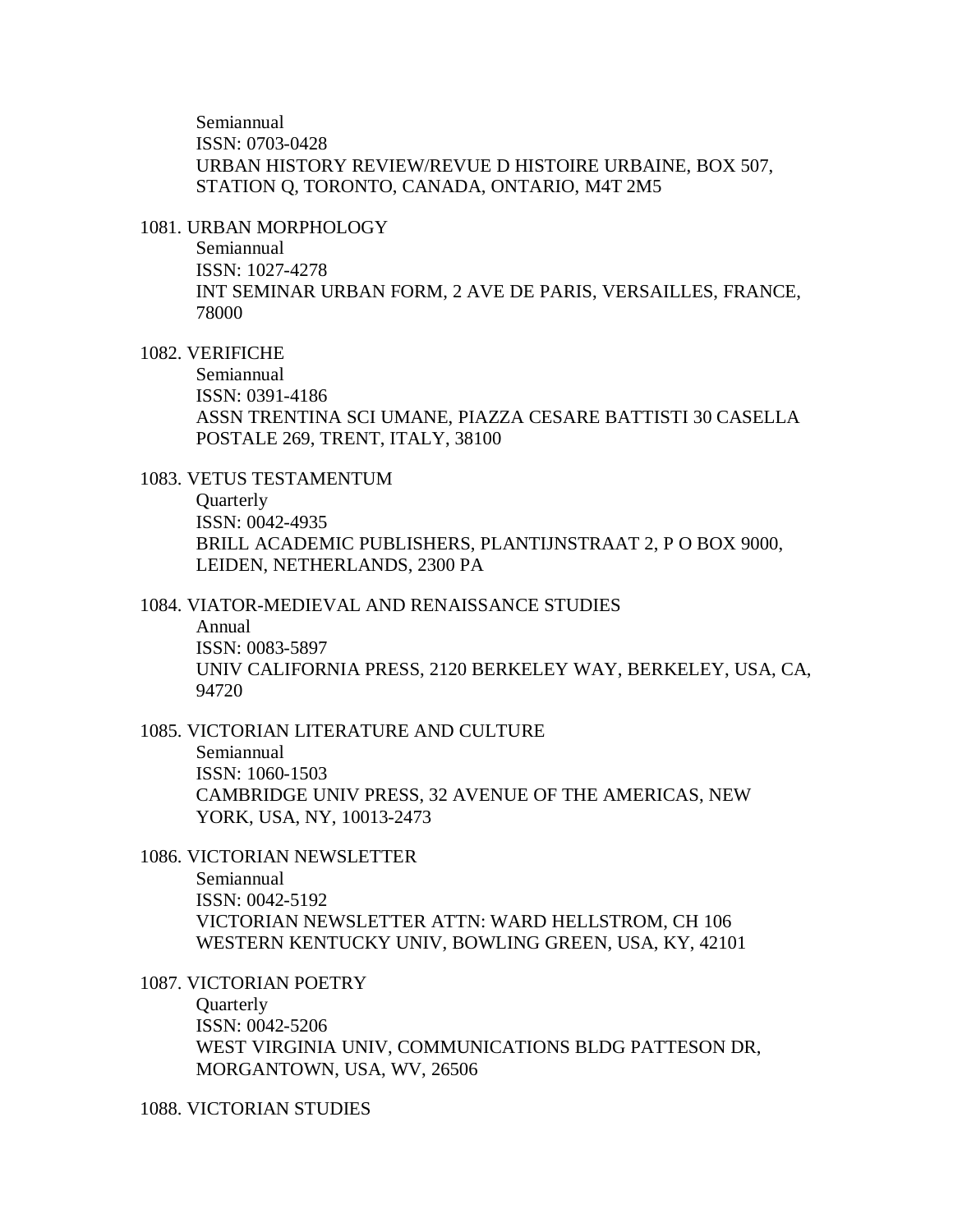Semiannual
ISSN: 0703-0428
URBAN HISTORY REVIEW/REVUE D HISTOIRE URBAINE, BOX 507, STATION Q, TORONTO, CANADA, ONTARIO, M4T 2M5

1081. URBAN MORPHOLOGY
    Semiannual
    ISSN: 1027-4278
    INT SEMINAR URBAN FORM, 2 AVE DE PARIS, VERSAILLES, FRANCE, 78000

1082. VERIFICHE
    Semiannual
    ISSN: 0391-4186
    ASSN TRENTINA SCI UMANE, PIAZZA CESARE BATTISTI 30 CASELLA POSTALE 269, TRENT, ITALY, 38100

1083. VETUS TESTAMENTUM
    Quarterly
    ISSN: 0042-4935
    BRILL ACADEMIC PUBLISHERS, PLANTIJNSTRAAT 2, P O BOX 9000, LEIDEN, NETHERLANDS, 2300 PA

1084. VIATOR-MEDIEVAL AND RENAISSANCE STUDIES
    Annual
    ISSN: 0083-5897
    UNIV CALIFORNIA PRESS, 2120 BERKELEY WAY, BERKELEY, USA, CA, 94720

1085. VICTORIAN LITERATURE AND CULTURE
    Semiannual
    ISSN: 1060-1503
    CAMBRIDGE UNIV PRESS, 32 AVENUE OF THE AMERICAS, NEW YORK, USA, NY, 10013-2473

1086. VICTORIAN NEWSLETTER
    Semiannual
    ISSN: 0042-5192
    VICTORIAN NEWSLETTER ATTN: WARD HELLSTROM, CH 106 WESTERN KENTUCKY UNIV, BOWLING GREEN, USA, KY, 42101

1087. VICTORIAN POETRY
    Quarterly
    ISSN: 0042-5206
    WEST VIRGINIA UNIV, COMMUNICATIONS BLDG PATTESON DR, MORGANTOWN, USA, WV, 26506

1088. VICTORIAN STUDIES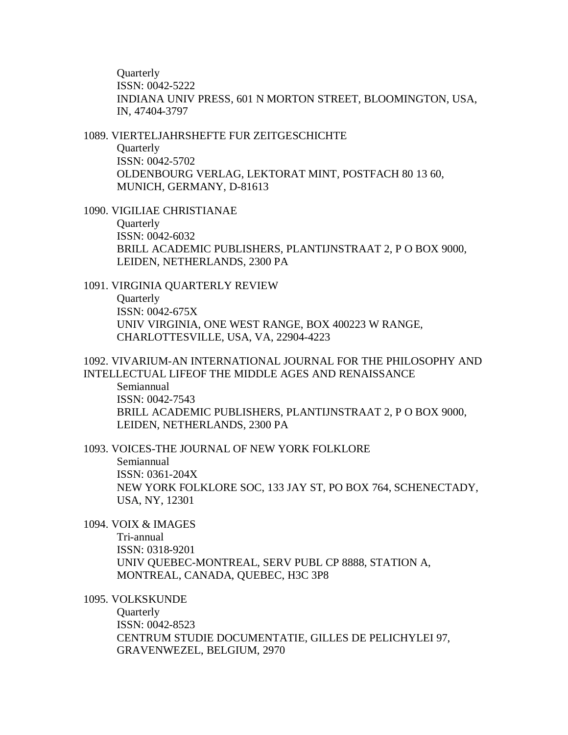Quarterly
ISSN: 0042-5222
INDIANA UNIV PRESS, 601 N MORTON STREET, BLOOMINGTON, USA, IN, 47404-3797

1089. VIERTELJAHRSHEFTE FUR ZEITGESCHICHTE
Quarterly
ISSN: 0042-5702
OLDENBOURG VERLAG, LEKTORAT MINT, POSTFACH 80 13 60, MUNICH, GERMANY, D-81613

1090. VIGILIAE CHRISTIANAE
Quarterly
ISSN: 0042-6032
BRILL ACADEMIC PUBLISHERS, PLANTIJNSTRAAT 2, P O BOX 9000, LEIDEN, NETHERLANDS, 2300 PA

1091. VIRGINIA QUARTERLY REVIEW
Quarterly
ISSN: 0042-675X
UNIV VIRGINIA, ONE WEST RANGE, BOX 400223 W RANGE, CHARLOTTESVILLE, USA, VA, 22904-4223

1092. VIVARIUM-AN INTERNATIONAL JOURNAL FOR THE PHILOSOPHY AND INTELLECTUAL LIFEOF THE MIDDLE AGES AND RENAISSANCE
Semiannual
ISSN: 0042-7543
BRILL ACADEMIC PUBLISHERS, PLANTIJNSTRAAT 2, P O BOX 9000, LEIDEN, NETHERLANDS, 2300 PA

1093. VOICES-THE JOURNAL OF NEW YORK FOLKLORE
Semiannual
ISSN: 0361-204X
NEW YORK FOLKLORE SOC, 133 JAY ST, PO BOX 764, SCHENECTADY, USA, NY, 12301

1094. VOIX & IMAGES
Tri-annual
ISSN: 0318-9201
UNIV QUEBEC-MONTREAL, SERV PUBL CP 8888, STATION A, MONTREAL, CANADA, QUEBEC, H3C 3P8

1095. VOLKSKUNDE
Quarterly
ISSN: 0042-8523
CENTRUM STUDIE DOCUMENTATIE, GILLES DE PELICHYLEI 97, GRAVENWEZEL, BELGIUM, 2970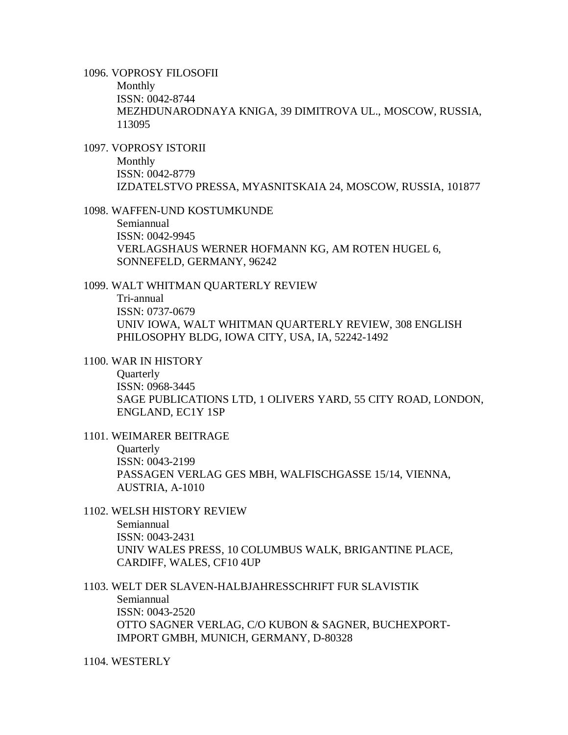1096. VOPROSY FILOSOFII
    Monthly
    ISSN: 0042-8744
    MEZHDUNARODNAYA KNIGA, 39 DIMITROVA UL., MOSCOW, RUSSIA, 113095

1097. VOPROSY ISTORII
    Monthly
    ISSN: 0042-8779
    IZDATELSTVO PRESSA, MYASNITSKAIA 24, MOSCOW, RUSSIA, 101877

1098. WAFFEN-UND KOSTUMKUNDE
    Semiannual
    ISSN: 0042-9945
    VERLAGSHAUS WERNER HOFMANN KG, AM ROTEN HUGEL 6, SONNEFELD, GERMANY, 96242

1099. WALT WHITMAN QUARTERLY REVIEW
    Tri-annual
    ISSN: 0737-0679
    UNIV IOWA, WALT WHITMAN QUARTERLY REVIEW, 308 ENGLISH PHILOSOPHY BLDG, IOWA CITY, USA, IA, 52242-1492

1100. WAR IN HISTORY
    Quarterly
    ISSN: 0968-3445
    SAGE PUBLICATIONS LTD, 1 OLIVERS YARD, 55 CITY ROAD, LONDON, ENGLAND, EC1Y 1SP

1101. WEIMARER BEITRAGE
    Quarterly
    ISSN: 0043-2199
    PASSAGEN VERLAG GES MBH, WALFISCHGASSE 15/14, VIENNA, AUSTRIA, A-1010

1102. WELSH HISTORY REVIEW
    Semiannual
    ISSN: 0043-2431
    UNIV WALES PRESS, 10 COLUMBUS WALK, BRIGANTINE PLACE, CARDIFF, WALES, CF10 4UP

1103. WELT DER SLAVEN-HALBJAHRESSCHRIFT FUR SLAVISTIK
    Semiannual
    ISSN: 0043-2520
    OTTO SAGNER VERLAG, C/O KUBON & SAGNER, BUCHEXPORT-IMPORT GMBH, MUNICH, GERMANY, D-80328

1104. WESTERLY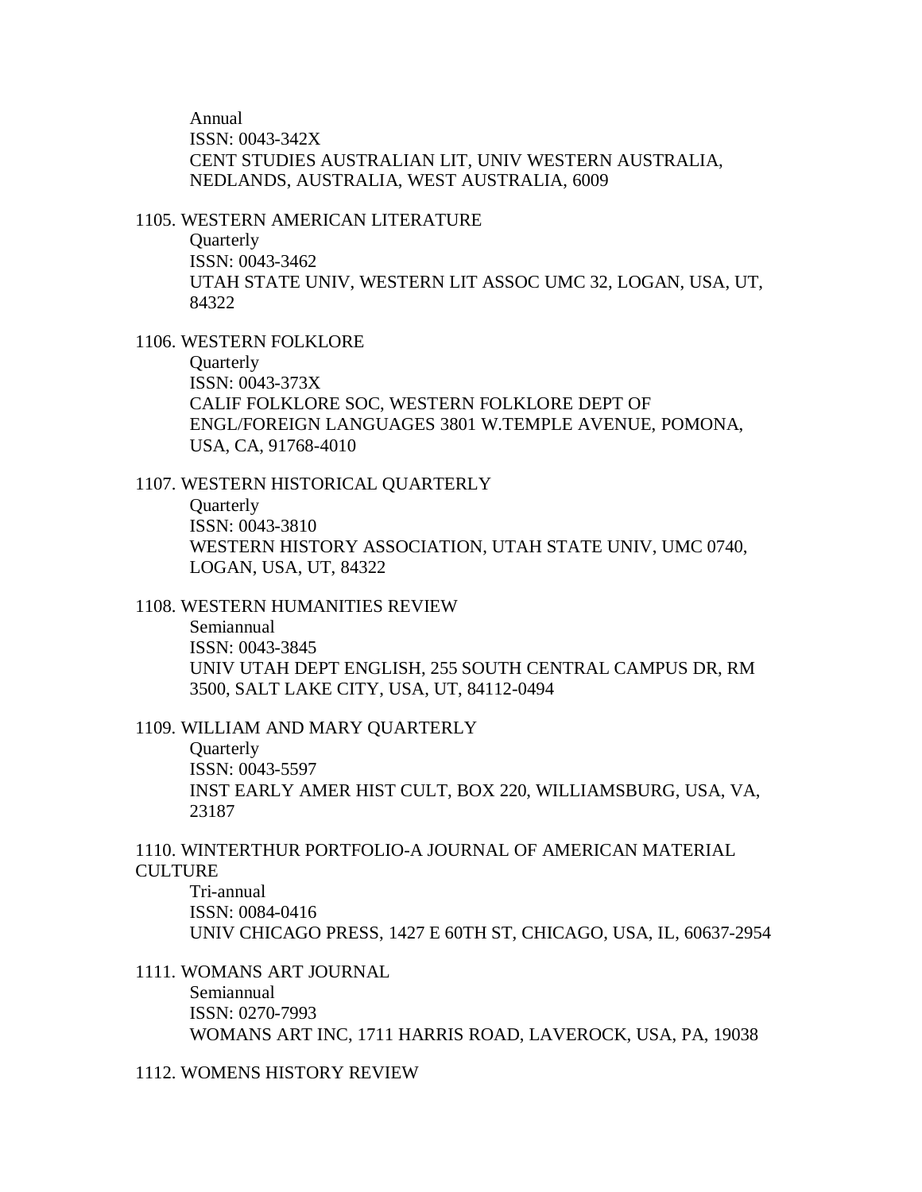Annual
ISSN: 0043-342X
CENT STUDIES AUSTRALIAN LIT, UNIV WESTERN AUSTRALIA, NEDLANDS, AUSTRALIA, WEST AUSTRALIA, 6009

1105. WESTERN AMERICAN LITERATURE
Quarterly
ISSN: 0043-3462
UTAH STATE UNIV, WESTERN LIT ASSOC UMC 32, LOGAN, USA, UT, 84322

1106. WESTERN FOLKLORE
Quarterly
ISSN: 0043-373X
CALIF FOLKLORE SOC, WESTERN FOLKLORE DEPT OF ENGL/FOREIGN LANGUAGES 3801 W.TEMPLE AVENUE, POMONA, USA, CA, 91768-4010

1107. WESTERN HISTORICAL QUARTERLY
Quarterly
ISSN: 0043-3810
WESTERN HISTORY ASSOCIATION, UTAH STATE UNIV, UMC 0740, LOGAN, USA, UT, 84322

1108. WESTERN HUMANITIES REVIEW
Semiannual
ISSN: 0043-3845
UNIV UTAH DEPT ENGLISH, 255 SOUTH CENTRAL CAMPUS DR, RM 3500, SALT LAKE CITY, USA, UT, 84112-0494

1109. WILLIAM AND MARY QUARTERLY
Quarterly
ISSN: 0043-5597
INST EARLY AMER HIST CULT, BOX 220, WILLIAMSBURG, USA, VA, 23187

1110. WINTERTHUR PORTFOLIO-A JOURNAL OF AMERICAN MATERIAL CULTURE
Tri-annual
ISSN: 0084-0416
UNIV CHICAGO PRESS, 1427 E 60TH ST, CHICAGO, USA, IL, 60637-2954

1111. WOMANS ART JOURNAL
Semiannual
ISSN: 0270-7993
WOMANS ART INC, 1711 HARRIS ROAD, LAVEROCK, USA, PA, 19038

1112. WOMENS HISTORY REVIEW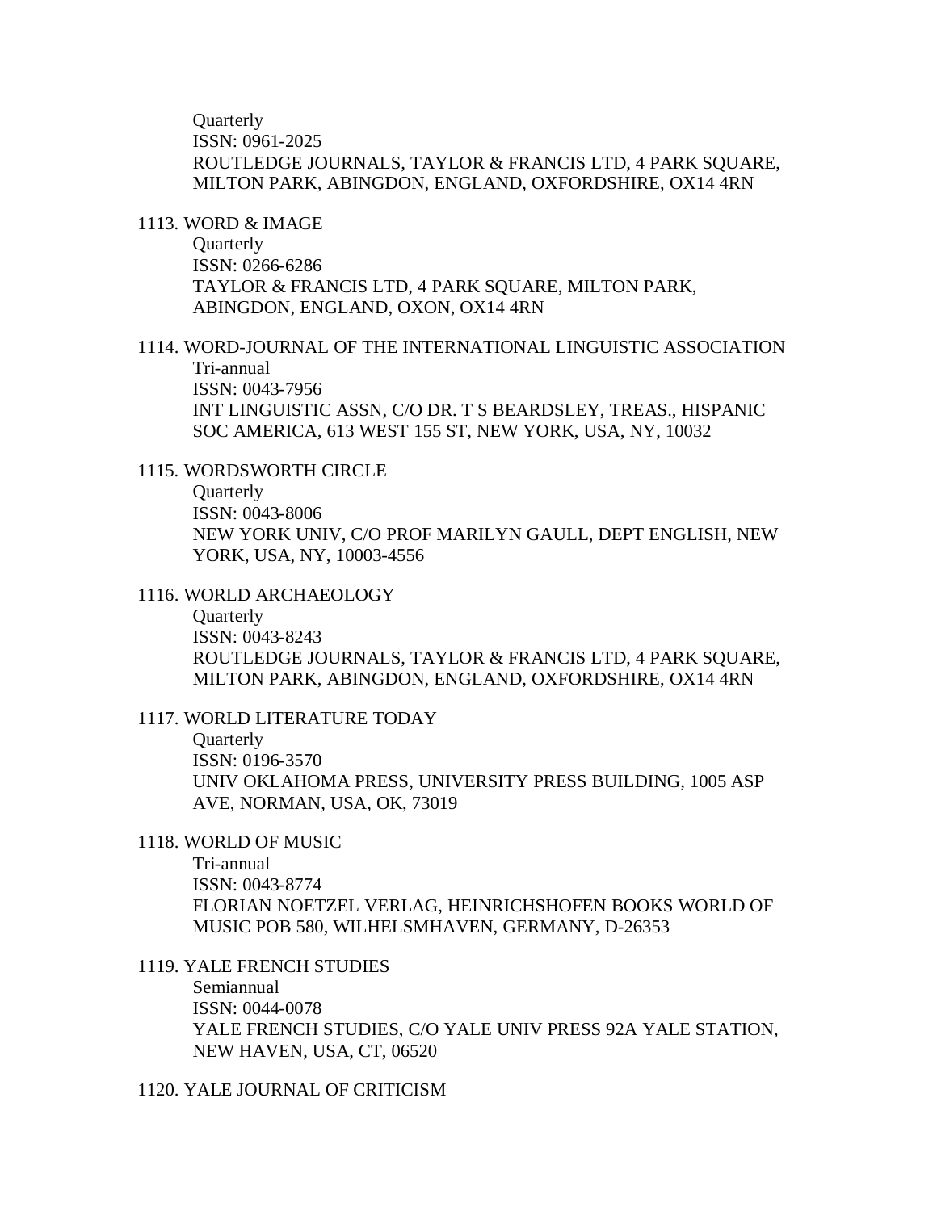Quarterly
ISSN: 0961-2025
ROUTLEDGE JOURNALS, TAYLOR & FRANCIS LTD, 4 PARK SQUARE, MILTON PARK, ABINGDON, ENGLAND, OXFORDSHIRE, OX14 4RN

1113. WORD & IMAGE
Quarterly
ISSN: 0266-6286
TAYLOR & FRANCIS LTD, 4 PARK SQUARE, MILTON PARK, ABINGDON, ENGLAND, OXON, OX14 4RN

1114. WORD-JOURNAL OF THE INTERNATIONAL LINGUISTIC ASSOCIATION
Tri-annual
ISSN: 0043-7956
INT LINGUISTIC ASSN, C/O DR. T S BEARDSLEY, TREAS., HISPANIC SOC AMERICA, 613 WEST 155 ST, NEW YORK, USA, NY, 10032

1115. WORDSWORTH CIRCLE
Quarterly
ISSN: 0043-8006
NEW YORK UNIV, C/O PROF MARILYN GAULL, DEPT ENGLISH, NEW YORK, USA, NY, 10003-4556

1116. WORLD ARCHAEOLOGY
Quarterly
ISSN: 0043-8243
ROUTLEDGE JOURNALS, TAYLOR & FRANCIS LTD, 4 PARK SQUARE, MILTON PARK, ABINGDON, ENGLAND, OXFORDSHIRE, OX14 4RN

1117. WORLD LITERATURE TODAY
Quarterly
ISSN: 0196-3570
UNIV OKLAHOMA PRESS, UNIVERSITY PRESS BUILDING, 1005 ASP AVE, NORMAN, USA, OK, 73019

1118. WORLD OF MUSIC
Tri-annual
ISSN: 0043-8774
FLORIAN NOETZEL VERLAG, HEINRICHSHOFEN BOOKS WORLD OF MUSIC POB 580, WILHELSMHAVEN, GERMANY, D-26353

1119. YALE FRENCH STUDIES
Semiannual
ISSN: 0044-0078
YALE FRENCH STUDIES, C/O YALE UNIV PRESS 92A YALE STATION, NEW HAVEN, USA, CT, 06520

1120. YALE JOURNAL OF CRITICISM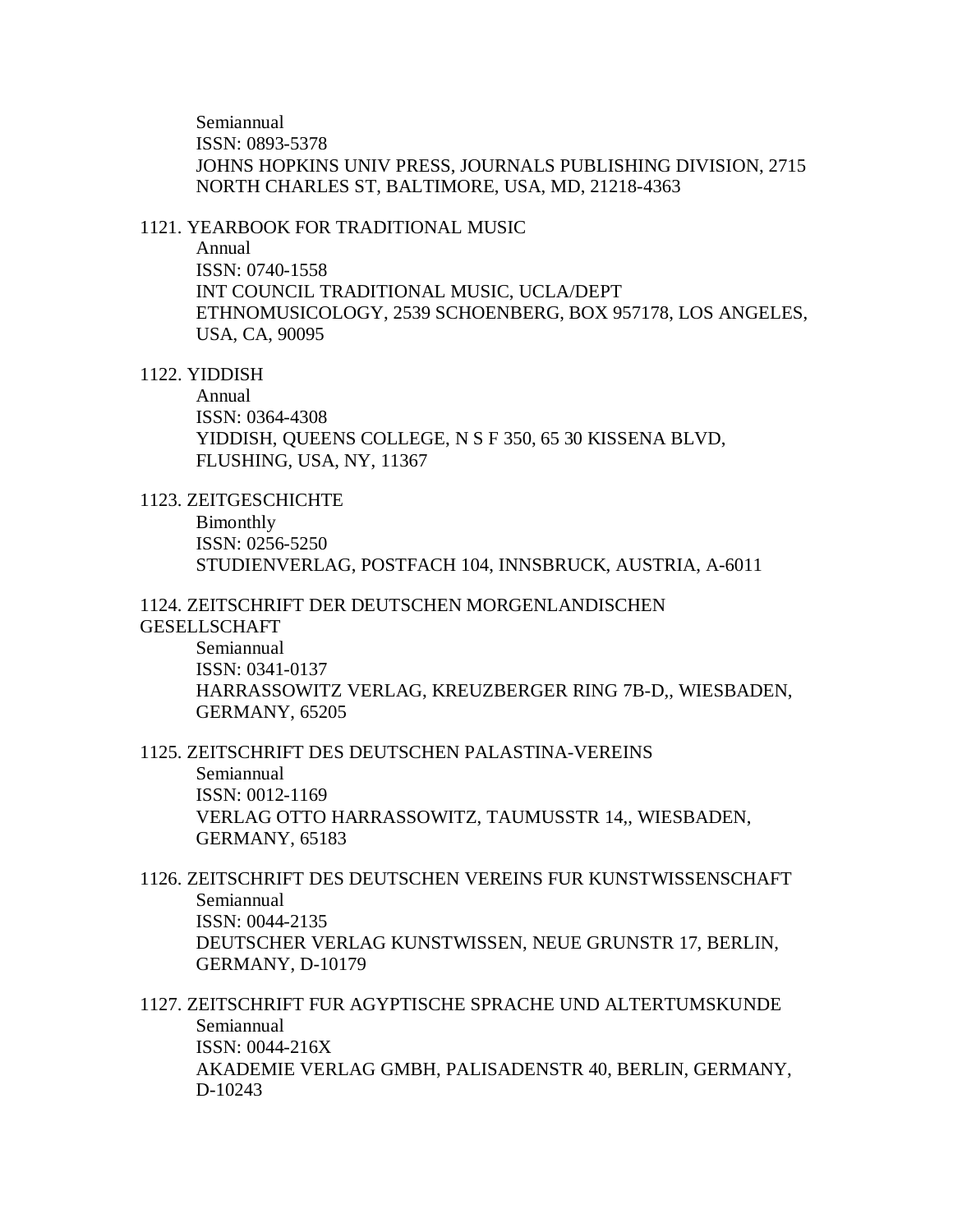Semiannual
ISSN: 0893-5378
JOHNS HOPKINS UNIV PRESS, JOURNALS PUBLISHING DIVISION, 2715 NORTH CHARLES ST, BALTIMORE, USA, MD, 21218-4363

1121. YEARBOOK FOR TRADITIONAL MUSIC
Annual
ISSN: 0740-1558
INT COUNCIL TRADITIONAL MUSIC, UCLA/DEPT ETHNOMUSICOLOGY, 2539 SCHOENBERG, BOX 957178, LOS ANGELES, USA, CA, 90095

1122. YIDDISH
Annual
ISSN: 0364-4308
YIDDISH, QUEENS COLLEGE, N S F 350, 65 30 KISSENA BLVD, FLUSHING, USA, NY, 11367

1123. ZEITGESCHICHTE
Bimonthly
ISSN: 0256-5250
STUDIENVERLAG, POSTFACH 104, INNSBRUCK, AUSTRIA, A-6011

1124. ZEITSCHRIFT DER DEUTSCHEN MORGENLANDISCHEN GESELLSCHAFT
Semiannual
ISSN: 0341-0137
HARRASSOWITZ VERLAG, KREUZBERGER RING 7B-D,, WIESBADEN, GERMANY, 65205

1125. ZEITSCHRIFT DES DEUTSCHEN PALASTINA-VEREINS
Semiannual
ISSN: 0012-1169
VERLAG OTTO HARRASSOWITZ, TAUMUSSTR 14,, WIESBADEN, GERMANY, 65183

1126. ZEITSCHRIFT DES DEUTSCHEN VEREINS FUR KUNSTWISSENSCHAFT
Semiannual
ISSN: 0044-2135
DEUTSCHER VERLAG KUNSTWISSEN, NEUE GRUNSTR 17, BERLIN, GERMANY, D-10179

1127. ZEITSCHRIFT FUR AGYPTISCHE SPRACHE UND ALTERTUMSKUNDE
Semiannual
ISSN: 0044-216X
AKADEMIE VERLAG GMBH, PALISADENSTR 40, BERLIN, GERMANY, D-10243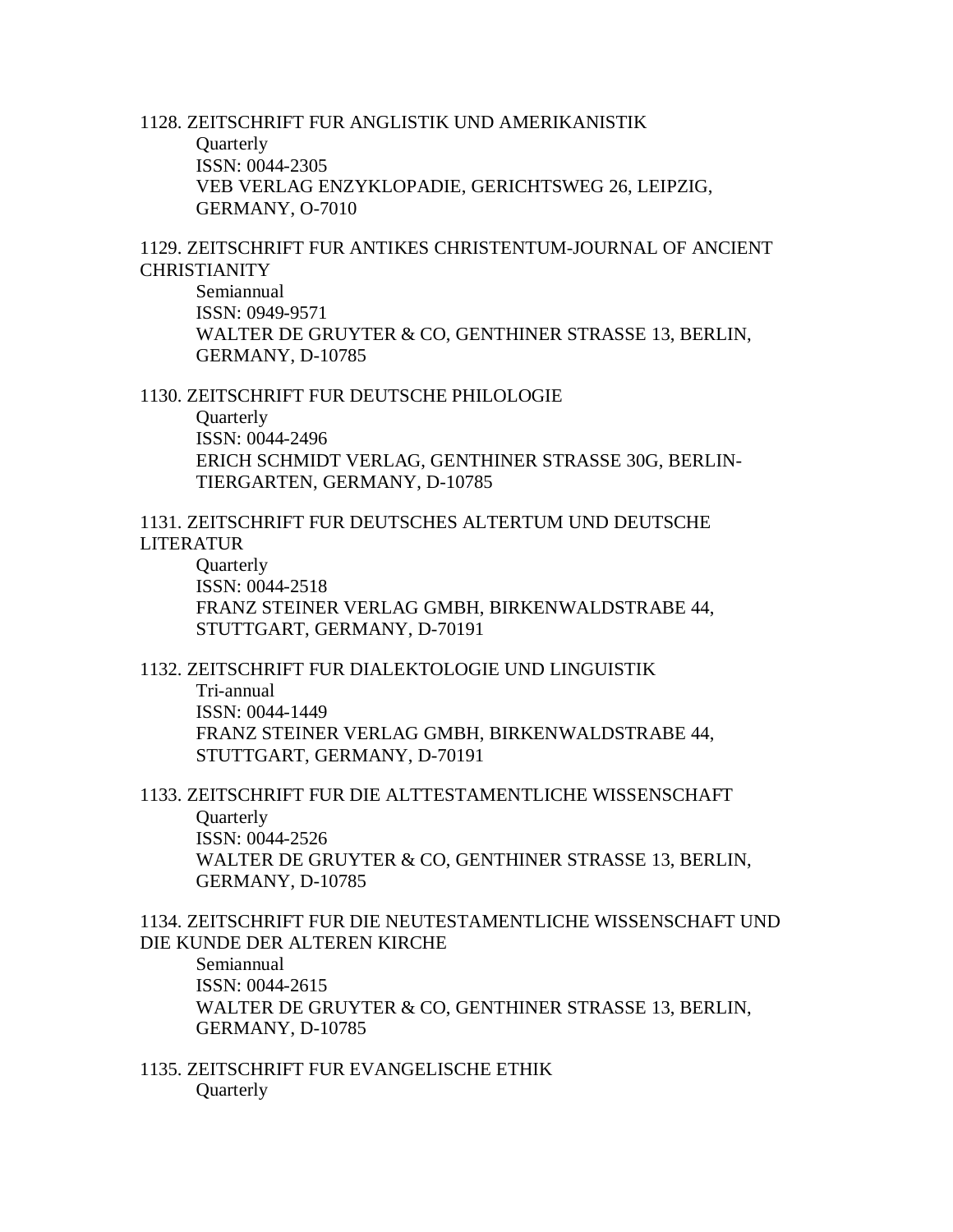1128. ZEITSCHRIFT FUR ANGLISTIK UND AMERIKANISTIK
Quarterly
ISSN: 0044-2305
VEB VERLAG ENZYKLOPADIE, GERICHTSWEG 26, LEIPZIG, GERMANY, O-7010

1129. ZEITSCHRIFT FUR ANTIKES CHRISTENTUM-JOURNAL OF ANCIENT CHRISTIANITY
Semiannual
ISSN: 0949-9571
WALTER DE GRUYTER & CO, GENTHINER STRASSE 13, BERLIN, GERMANY, D-10785

1130. ZEITSCHRIFT FUR DEUTSCHE PHILOLOGIE
Quarterly
ISSN: 0044-2496
ERICH SCHMIDT VERLAG, GENTHINER STRASSE 30G, BERLIN-TIERGARTEN, GERMANY, D-10785

1131. ZEITSCHRIFT FUR DEUTSCHES ALTERTUM UND DEUTSCHE LITERATUR
Quarterly
ISSN: 0044-2518
FRANZ STEINER VERLAG GMBH, BIRKENWALDSTRABE 44, STUTTGART, GERMANY, D-70191

1132. ZEITSCHRIFT FUR DIALEKTOLOGIE UND LINGUISTIK
Tri-annual
ISSN: 0044-1449
FRANZ STEINER VERLAG GMBH, BIRKENWALDSTRABE 44, STUTTGART, GERMANY, D-70191

1133. ZEITSCHRIFT FUR DIE ALTTESTAMENTLICHE WISSENSCHAFT
Quarterly
ISSN: 0044-2526
WALTER DE GRUYTER & CO, GENTHINER STRASSE 13, BERLIN, GERMANY, D-10785

1134. ZEITSCHRIFT FUR DIE NEUTESTAMENTLICHE WISSENSCHAFT UND DIE KUNDE DER ALTEREN KIRCHE
Semiannual
ISSN: 0044-2615
WALTER DE GRUYTER & CO, GENTHINER STRASSE 13, BERLIN, GERMANY, D-10785

1135. ZEITSCHRIFT FUR EVANGELISCHE ETHIK
Quarterly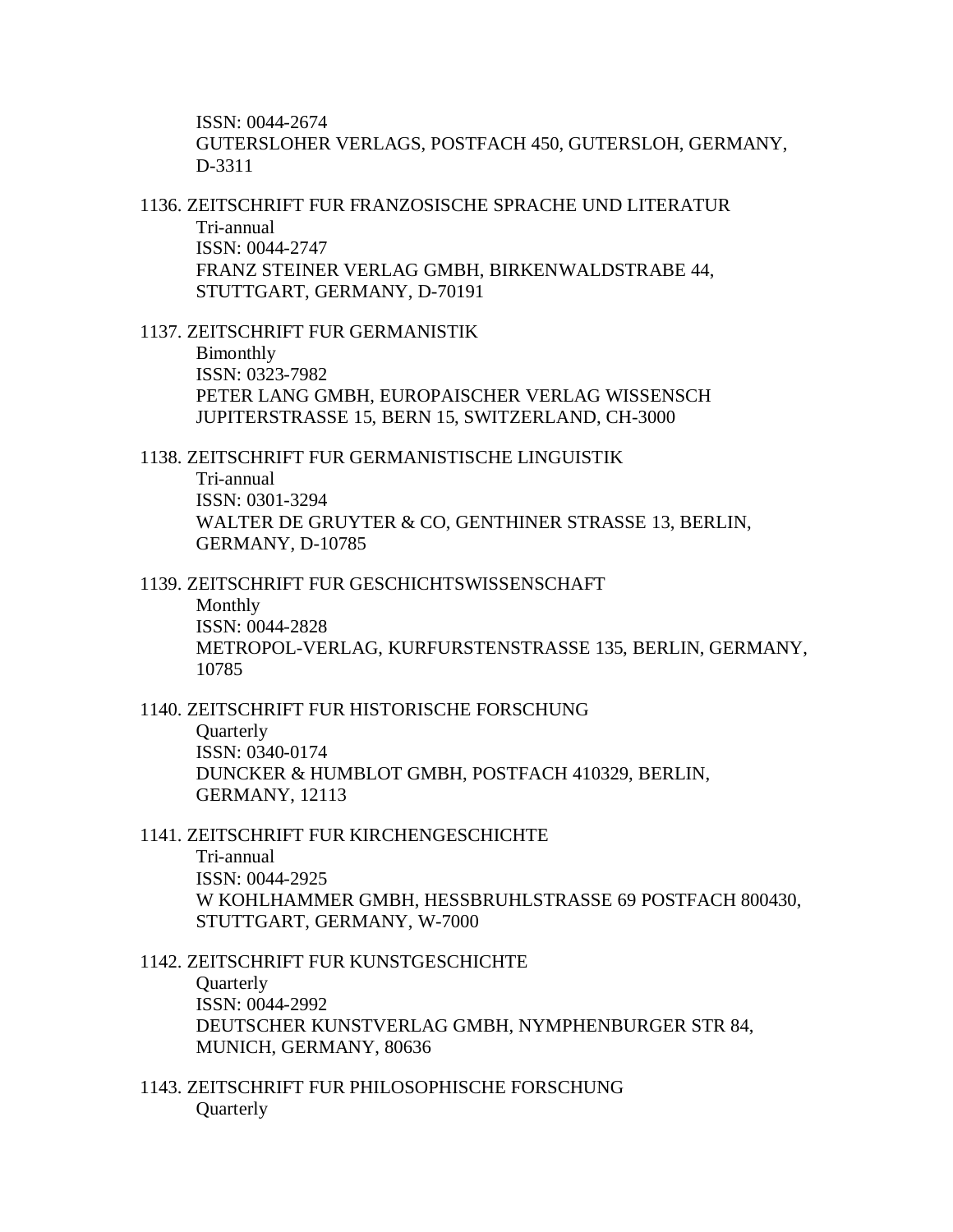ISSN: 0044-2674
GUTERSLOHER VERLAGS, POSTFACH 450, GUTERSLOH, GERMANY, D-3311

1136. ZEITSCHRIFT FUR FRANZOSISCHE SPRACHE UND LITERATUR
    Tri-annual
    ISSN: 0044-2747
    FRANZ STEINER VERLAG GMBH, BIRKENWALDSTRABE 44, STUTTGART, GERMANY, D-70191

1137. ZEITSCHRIFT FUR GERMANISTIK
    Bimonthly
    ISSN: 0323-7982
    PETER LANG GMBH, EUROPAISCHER VERLAG WISSENSCH JUPITERSTRASSE 15, BERN 15, SWITZERLAND, CH-3000

1138. ZEITSCHRIFT FUR GERMANISTISCHE LINGUISTIK
    Tri-annual
    ISSN: 0301-3294
    WALTER DE GRUYTER & CO, GENTHINER STRASSE 13, BERLIN, GERMANY, D-10785

1139. ZEITSCHRIFT FUR GESCHICHTSWISSENSCHAFT
    Monthly
    ISSN: 0044-2828
    METROPOL-VERLAG, KURFURSTENSTRASSE 135, BERLIN, GERMANY, 10785

1140. ZEITSCHRIFT FUR HISTORISCHE FORSCHUNG
    Quarterly
    ISSN: 0340-0174
    DUNCKER & HUMBLOT GMBH, POSTFACH 410329, BERLIN, GERMANY, 12113

1141. ZEITSCHRIFT FUR KIRCHENGESCHICHTE
    Tri-annual
    ISSN: 0044-2925
    W KOHLHAMMER GMBH, HESSBRUHLSTRASSE 69 POSTFACH 800430, STUTTGART, GERMANY, W-7000

1142. ZEITSCHRIFT FUR KUNSTGESCHICHTE
    Quarterly
    ISSN: 0044-2992
    DEUTSCHER KUNSTVERLAG GMBH, NYMPHENBURGER STR 84, MUNICH, GERMANY, 80636

1143. ZEITSCHRIFT FUR PHILOSOPHISCHE FORSCHUNG
    Quarterly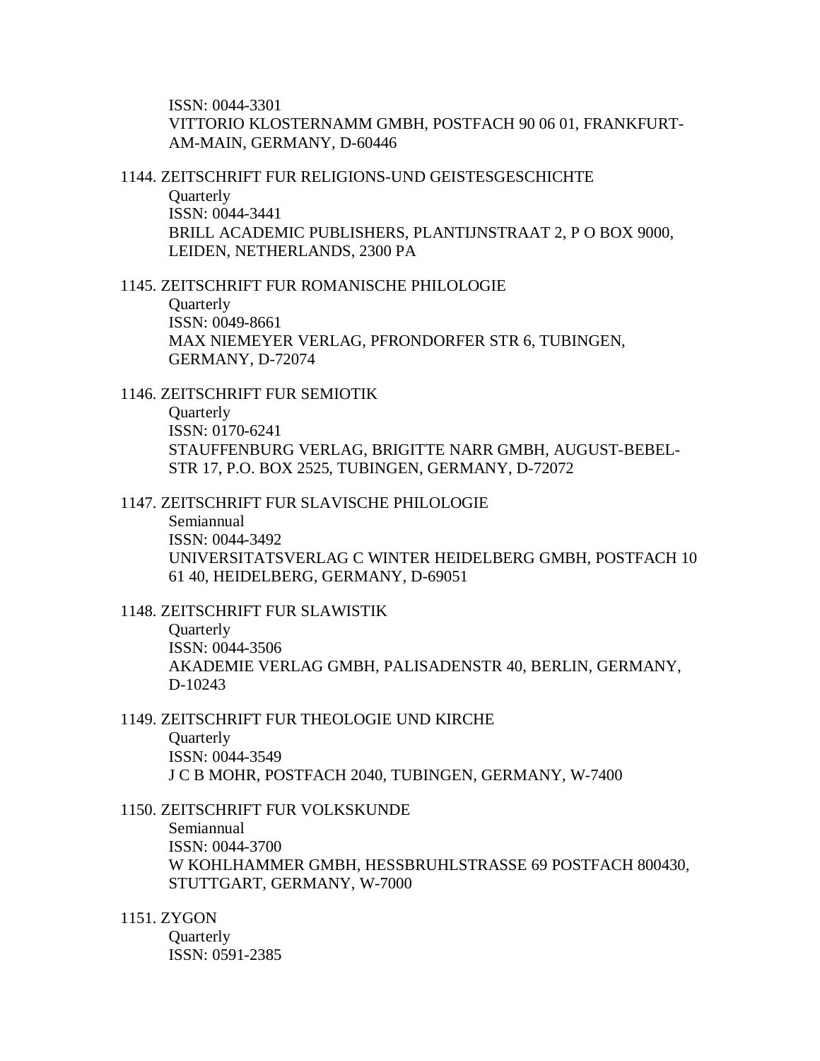ISSN: 0044-3301
VITTORIO KLOSTERNAMM GMBH, POSTFACH 90 06 01, FRANKFURT-AM-MAIN, GERMANY, D-60446

1144. ZEITSCHRIFT FUR RELIGIONS-UND GEISTESGESCHICHTE
Quarterly
ISSN: 0044-3441
BRILL ACADEMIC PUBLISHERS, PLANTIJNSTRAAT 2, P O BOX 9000, LEIDEN, NETHERLANDS, 2300 PA

1145. ZEITSCHRIFT FUR ROMANISCHE PHILOLOGIE
Quarterly
ISSN: 0049-8661
MAX NIEMEYER VERLAG, PFRONDORFER STR 6, TUBINGEN, GERMANY, D-72074

1146. ZEITSCHRIFT FUR SEMIOTIK
Quarterly
ISSN: 0170-6241
STAUFFENBURG VERLAG, BRIGITTE NARR GMBH, AUGUST-BEBEL-STR 17, P.O. BOX 2525, TUBINGEN, GERMANY, D-72072

1147. ZEITSCHRIFT FUR SLAVISCHE PHILOLOGIE
Semiannual
ISSN: 0044-3492
UNIVERSITATSVERLAG C WINTER HEIDELBERG GMBH, POSTFACH 10 61 40, HEIDELBERG, GERMANY, D-69051

1148. ZEITSCHRIFT FUR SLAWISTIK
Quarterly
ISSN: 0044-3506
AKADEMIE VERLAG GMBH, PALISADENSTR 40, BERLIN, GERMANY, D-10243

1149. ZEITSCHRIFT FUR THEOLOGIE UND KIRCHE
Quarterly
ISSN: 0044-3549
J C B MOHR, POSTFACH 2040, TUBINGEN, GERMANY, W-7400

1150. ZEITSCHRIFT FUR VOLKSKUNDE
Semiannual
ISSN: 0044-3700
W KOHLHAMMER GMBH, HESSBRUHLSTRASSE 69 POSTFACH 800430, STUTTGART, GERMANY, W-7000

1151. ZYGON
Quarterly
ISSN: 0591-2385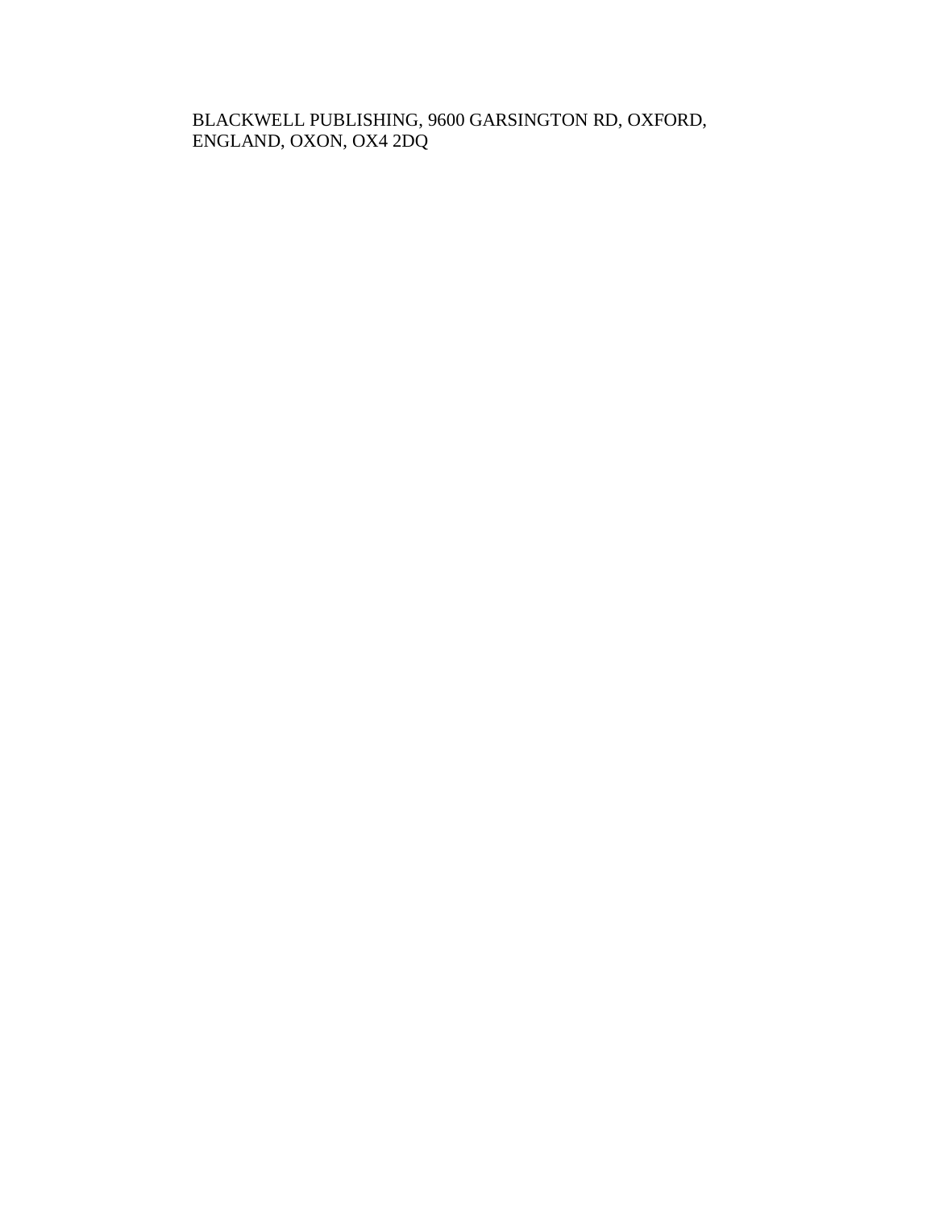BLACKWELL PUBLISHING, 9600 GARSINGTON RD, OXFORD, ENGLAND, OXON, OX4 2DQ